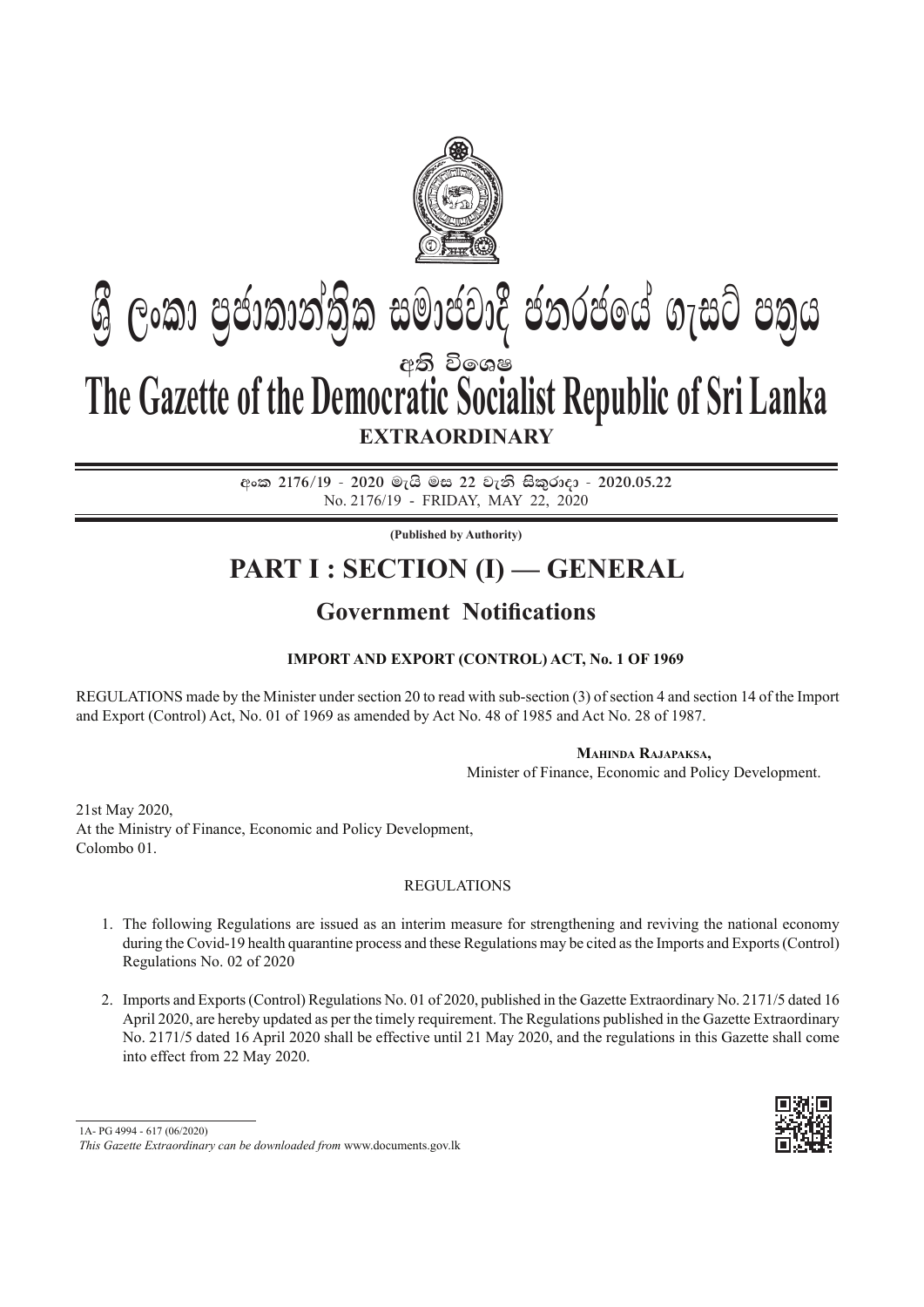# ශ්‍රී ලංකා ප්‍රජාතාන්ත්‍රික සමාජවාදී ජනරජයේ ගැසට් පත්‍රය

අති විශෙෂ

# The Gazette of the Democratic Socialist Republic of Sri Lanka

**EXTRAORDINARY**

**අංක 2176/19 - 2020 මැයි මස 22 වැනි සිකුරාදා - 2020.05.22**

No. 2176/19 - FRIDAY, MAY 22, 2020

**(Published by Authority)**

# PART I : SECTION (I) — GENERAL

## Government Notifications

### IMPORT AND EXPORT (CONTROL) ACT, No. 1 OF 1969

REGULATIONS made by the Minister under section 20 to read with sub-section (3) of section 4 and section 14 of the Import and Export (Control) Act, No. 01 of 1969 as amended by Act No. 48 of 1985 and Act No. 28 of 1987.

**Mahinda Rajapaksa,**
Minister of Finance, Economic and Policy Development.

21st May 2020,
At the Ministry of Finance, Economic and Policy Development,
Colombo 01.

REGULATIONS

1. The following Regulations are issued as an interim measure for strengthening and reviving the national economy during the Covid-19 health quarantine process and these Regulations may be cited as the Imports and Exports (Control) Regulations No. 02 of 2020

2. Imports and Exports (Control) Regulations No. 01 of 2020, published in the Gazette Extraordinary No. 2171/5 dated 16 April 2020, are hereby updated as per the timely requirement. The Regulations published in the Gazette Extraordinary No. 2171/5 dated 16 April 2020 shall be effective until 21 May 2020, and the regulations in this Gazette shall come into effect from 22 May 2020.

1A- PG 4994 - 617 (06/2020)

*This Gazette Extraordinary can be downloaded from* www.documents.gov.lk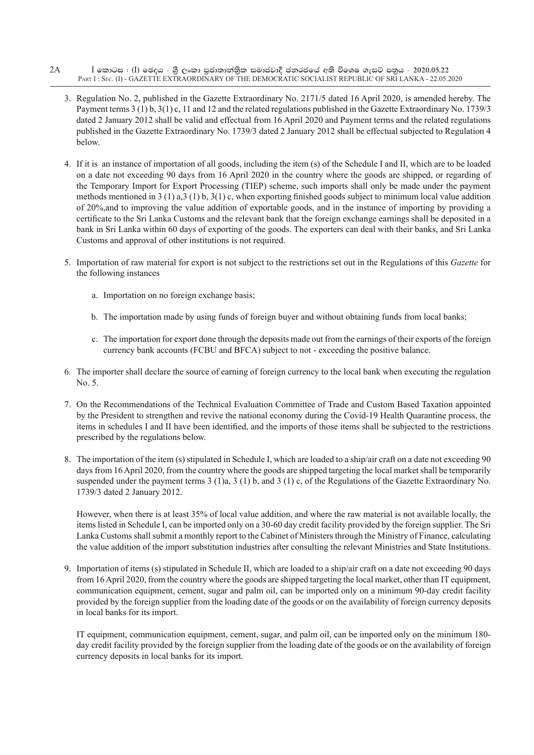3. Regulation No. 2, published in the Gazette Extraordinary No. 2171/5 dated 16 April 2020, is amended hereby. The Payment terms 3 (1) b, 3(1) c, 11 and 12 and the related regulations published in the Gazette Extraordinary No. 1739/3 dated 2 January 2012 shall be valid and effectual from 16 April 2020 and Payment terms and the related regulations published in the Gazette Extraordinary No. 1739/3 dated 2 January 2012 shall be effectual subjected to Regulation 4 below.

4. If it is an instance of importation of all goods, including the item (s) of the Schedule I and II, which are to be loaded on a date not exceeding 90 days from 16 April 2020 in the country where the goods are shipped, or regarding of the Temporary Import for Export Processing (TIEP) scheme, such imports shall only be made under the payment methods mentioned in 3 (1) a,3 (1) b, 3(1) c, when exporting finished goods subject to minimum local value addition of 20%,and to improving the value addition of exportable goods, and in the instance of importing by providing a certificate to the Sri Lanka Customs and the relevant bank that the foreign exchange earnings shall be deposited in a bank in Sri Lanka within 60 days of exporting of the goods. The exporters can deal with their banks, and Sri Lanka Customs and approval of other institutions is not required.

5. Importation of raw material for export is not subject to the restrictions set out in the Regulations of this *Gazette* for the following instances

   a. Importation on no foreign exchange basis;

   b. The importation made by using funds of foreign buyer and without obtaining funds from local banks;

   c. The importation for export done through the deposits made out from the earnings of their exports of the foreign currency bank accounts (FCBU and BFCA) subject to not - exceeding the positive balance.

6. The importer shall declare the source of earning of foreign currency to the local bank when executing the regulation No. 5.

7. On the Recommendations of the Technical Evaluation Committee of Trade and Custom Based Taxation appointed by the President to strengthen and revive the national economy during the Covid-19 Health Quarantine process, the items in schedules I and II have been identified, and the imports of those items shall be subjected to the restrictions prescribed by the regulations below.

8. The importation of the item (s) stipulated in Schedule I, which are loaded to a ship/air craft on a date not exceeding 90 days from 16 April 2020, from the country where the goods are shipped targeting the local market shall be temporarily suspended under the payment terms 3 (1)a, 3 (1) b, and 3 (1) c, of the Regulations of the Gazette Extraordinary No. 1739/3 dated 2 January 2012.

   However, when there is at least 35% of local value addition, and where the raw material is not available locally, the items listed in Schedule I, can be imported only on a 30-60 day credit facility provided by the foreign supplier. The Sri Lanka Customs shall submit a monthly report to the Cabinet of Ministers through the Ministry of Finance, calculating the value addition of the import substitution industries after consulting the relevant Ministries and State Institutions.

9. Importation of items (s) stipulated in Schedule II, which are loaded to a ship/air craft on a date not exceeding 90 days from 16 April 2020, from the country where the goods are shipped targeting the local market, other than IT equipment, communication equipment, cement, sugar and palm oil, can be imported only on a minimum 90-day credit facility provided by the foreign supplier from the loading date of the goods or on the availability of foreign currency deposits in local banks for its import.

   IT equipment, communication equipment, cement, sugar, and palm oil, can be imported only on the minimum 180-day credit facility provided by the foreign supplier from the loading date of the goods or on the availability of foreign currency deposits in local banks for its import.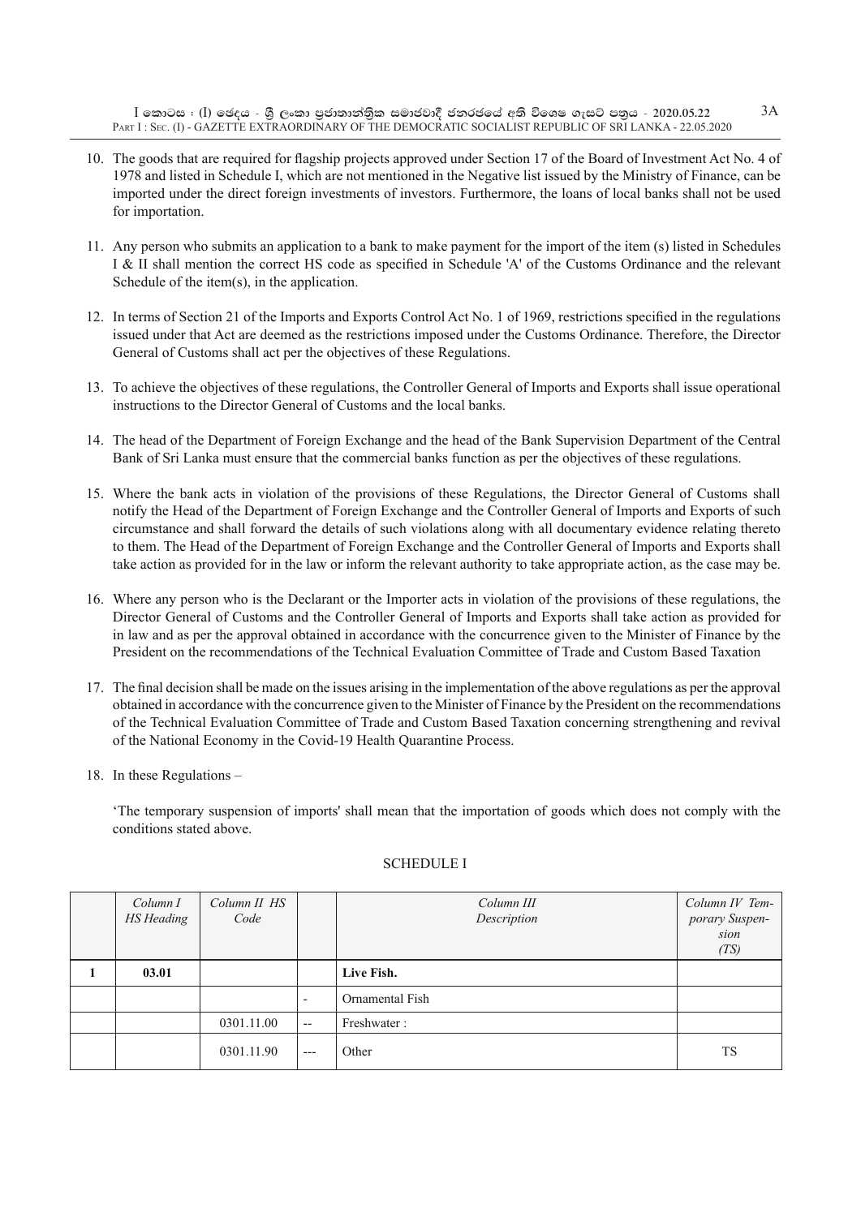10. The goods that are required for flagship projects approved under Section 17 of the Board of Investment Act No. 4 of 1978 and listed in Schedule I, which are not mentioned in the Negative list issued by the Ministry of Finance, can be imported under the direct foreign investments of investors. Furthermore, the loans of local banks shall not be used for importation.

11. Any person who submits an application to a bank to make payment for the import of the item (s) listed in Schedules I & II shall mention the correct HS code as specified in Schedule 'A' of the Customs Ordinance and the relevant Schedule of the item(s), in the application.

12. In terms of Section 21 of the Imports and Exports Control Act No. 1 of 1969, restrictions specified in the regulations issued under that Act are deemed as the restrictions imposed under the Customs Ordinance. Therefore, the Director General of Customs shall act per the objectives of these Regulations.

13. To achieve the objectives of these regulations, the Controller General of Imports and Exports shall issue operational instructions to the Director General of Customs and the local banks.

14. The head of the Department of Foreign Exchange and the head of the Bank Supervision Department of the Central Bank of Sri Lanka must ensure that the commercial banks function as per the objectives of these regulations.

15. Where the bank acts in violation of the provisions of these Regulations, the Director General of Customs shall notify the Head of the Department of Foreign Exchange and the Controller General of Imports and Exports of such circumstance and shall forward the details of such violations along with all documentary evidence relating thereto to them. The Head of the Department of Foreign Exchange and the Controller General of Imports and Exports shall take action as provided for in the law or inform the relevant authority to take appropriate action, as the case may be.

16. Where any person who is the Declarant or the Importer acts in violation of the provisions of these regulations, the Director General of Customs and the Controller General of Imports and Exports shall take action as provided for in law and as per the approval obtained in accordance with the concurrence given to the Minister of Finance by the President on the recommendations of the Technical Evaluation Committee of Trade and Custom Based Taxation

17. The final decision shall be made on the issues arising in the implementation of the above regulations as per the approval obtained in accordance with the concurrence given to the Minister of Finance by the President on the recommendations of the Technical Evaluation Committee of Trade and Custom Based Taxation concerning strengthening and revival of the National Economy in the Covid-19 Health Quarantine Process.

18. In these Regulations –

'The temporary suspension of imports' shall mean that the importation of goods which does not comply with the conditions stated above.

SCHEDULE I

| | *Column I HS Heading* | *Column II HS Code* | | *Column III Description* | *Column IV Temporary Suspension (TS)* |
|---|---|---|---|---|---|
| **1** | **03.01** | | | **Live Fish.** | |
| | | | - | Ornamental Fish | |
| | | 0301.11.00 | -- | Freshwater : | |
| | | 0301.11.90 | --- | Other | TS |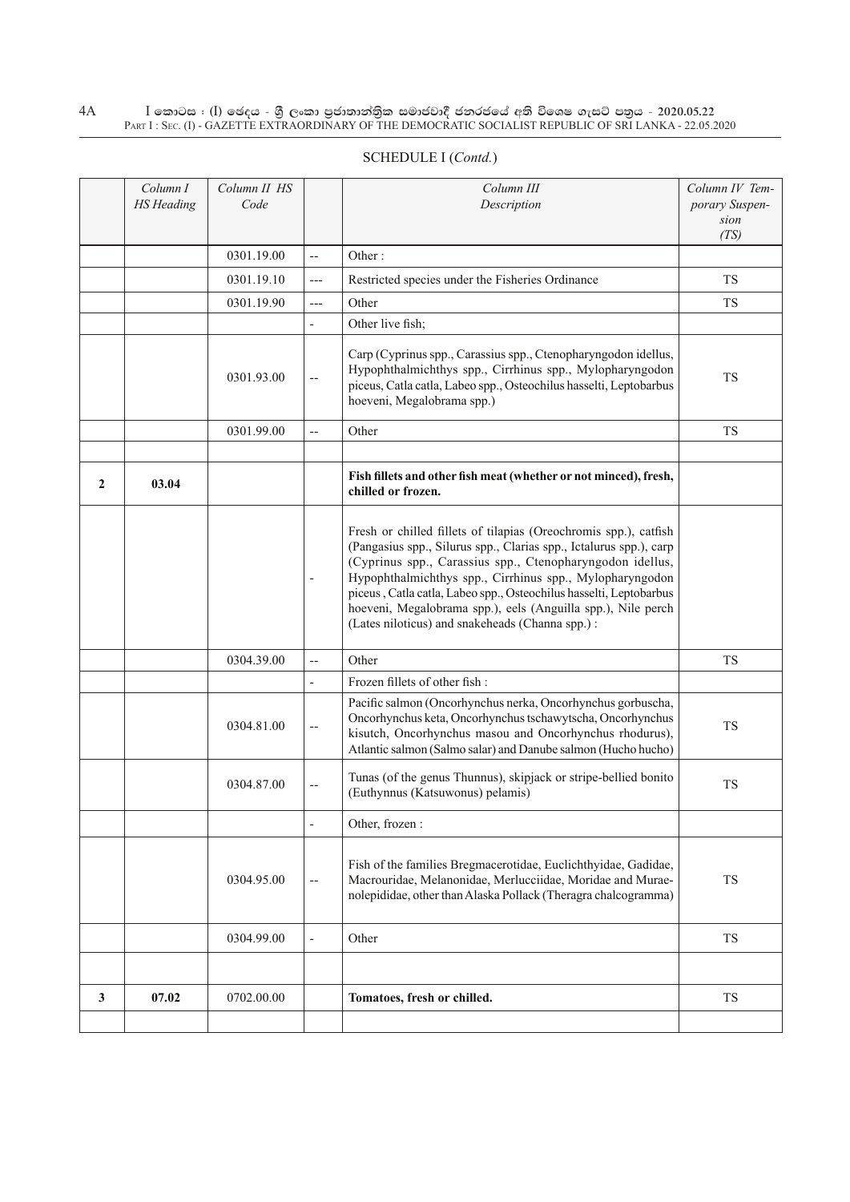SCHEDULE I (*Contd.*)

| | Column I HS Heading | Column II HS Code | | Column III Description | Column IV Temporary Suspension (TS) |
|---|---|---|---|---|---|
| | | 0301.19.00 | -- | Other : | |
| | | 0301.19.10 | --- | Restricted species under the Fisheries Ordinance | TS |
| | | 0301.19.90 | --- | Other | TS |
| | | | - | Other live fish; | |
| | | 0301.93.00 | -- | Carp (Cyprinus spp., Carassius spp., Ctenopharyngodon idellus, Hypophthalmichthys spp., Cirrhinus spp., Mylopharyngodon piceus, Catla catla, Labeo spp., Osteochilus hasselti, Leptobarbus hoeveni, Megalobrama spp.) | TS |
| | | 0301.99.00 | -- | Other | TS |
| | | | | | |
| **2** | **03.04** | | | **Fish fillets and other fish meat (whether or not minced), fresh, chilled or frozen.** | |
| | | | - | Fresh or chilled fillets of tilapias (Oreochromis spp.), catfish (Pangasius spp., Silurus spp., Clarias spp., Ictalurus spp.), carp (Cyprinus spp., Carassius spp., Ctenopharyngodon idellus, Hypophthalmichthys spp., Cirrhinus spp., Mylopharyngodon piceus , Catla catla, Labeo spp., Osteochilus hasselti, Leptobarbus hoeveni, Megalobrama spp.), eels (Anguilla spp.), Nile perch (Lates niloticus) and snakeheads (Channa spp.) : | |
| | | 0304.39.00 | -- | Other | TS |
| | | | - | Frozen fillets of other fish : | |
| | | 0304.81.00 | -- | Pacific salmon (Oncorhynchus nerka, Oncorhynchus gorbuscha, Oncorhynchus keta, Oncorhynchus tschawytscha, Oncorhynchus kisutch, Oncorhynchus masou and Oncorhynchus rhodurus), Atlantic salmon (Salmo salar) and Danube salmon (Hucho hucho) | TS |
| | | 0304.87.00 | -- | Tunas (of the genus Thunnus), skipjack or stripe-bellied bonito (Euthynnus (Katsuwonus) pelamis) | TS |
| | | | - | Other, frozen : | |
| | | 0304.95.00 | -- | Fish of the families Bregmacerotidae, Euclichthyidae, Gadidae, Macrouridae, Melanonidae, Merlucciidae, Moridae and Muraenolepididae, other than Alaska Pollack (Theragra chalcogramma) | TS |
| | | 0304.99.00 | - | Other | TS |
| | | | | | |
| **3** | **07.02** | 0702.00.00 | | **Tomatoes, fresh or chilled.** | TS |
| | | | | | |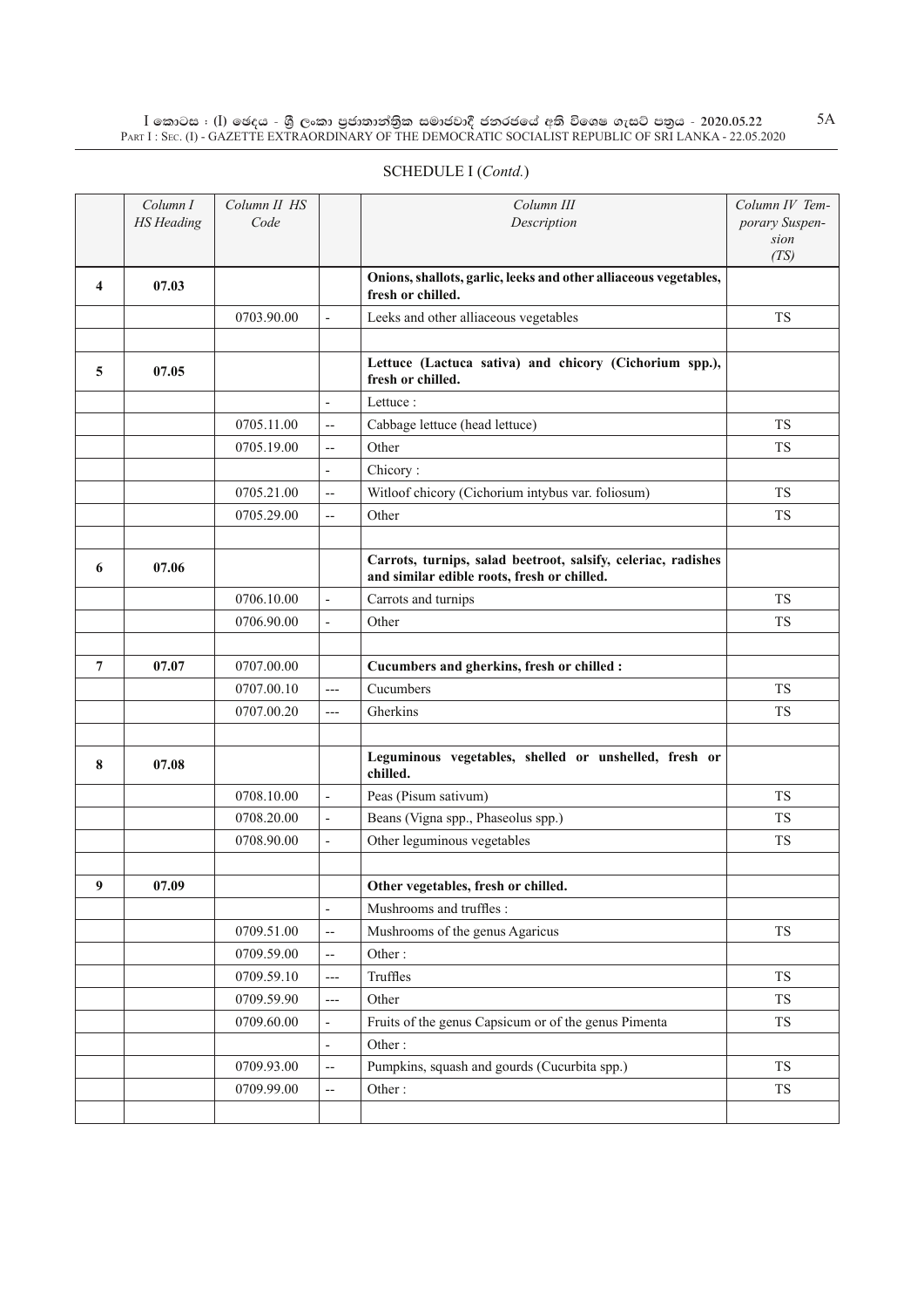SCHEDULE I (*Contd.*)

| | *Column I HS Heading* | *Column II HS Code* | | *Column III Description* | *Column IV Temporary Suspension (TS)* |
|---|---|---|---|---|---|
| **4** | **07.03** | | | **Onions, shallots, garlic, leeks and other alliaceous vegetables, fresh or chilled.** | |
| | | 0703.90.00 | - | Leeks and other alliaceous vegetables | TS |
| | | | | | |
| **5** | **07.05** | | | **Lettuce (Lactuca sativa) and chicory (Cichorium spp.), fresh or chilled.** | |
| | | | - | Lettuce : | |
| | | 0705.11.00 | -- | Cabbage lettuce (head lettuce) | TS |
| | | 0705.19.00 | -- | Other | TS |
| | | | - | Chicory : | |
| | | 0705.21.00 | -- | Witloof chicory (Cichorium intybus var. foliosum) | TS |
| | | 0705.29.00 | -- | Other | TS |
| | | | | | |
| **6** | **07.06** | | | **Carrots, turnips, salad beetroot, salsify, celeriac, radishes and similar edible roots, fresh or chilled.** | |
| | | 0706.10.00 | - | Carrots and turnips | TS |
| | | 0706.90.00 | - | Other | TS |
| | | | | | |
| **7** | **07.07** | 0707.00.00 | | **Cucumbers and gherkins, fresh or chilled :** | |
| | | 0707.00.10 | --- | Cucumbers | TS |
| | | 0707.00.20 | --- | Gherkins | TS |
| | | | | | |
| **8** | **07.08** | | | **Leguminous vegetables, shelled or unshelled, fresh or chilled.** | |
| | | 0708.10.00 | - | Peas (Pisum sativum) | TS |
| | | 0708.20.00 | - | Beans (Vigna spp., Phaseolus spp.) | TS |
| | | 0708.90.00 | - | Other leguminous vegetables | TS |
| | | | | | |
| **9** | **07.09** | | | **Other vegetables, fresh or chilled.** | |
| | | | - | Mushrooms and truffles : | |
| | | 0709.51.00 | -- | Mushrooms of the genus Agaricus | TS |
| | | 0709.59.00 | -- | Other : | |
| | | 0709.59.10 | --- | Truffles | TS |
| | | 0709.59.90 | --- | Other | TS |
| | | 0709.60.00 | - | Fruits of the genus Capsicum or of the genus Pimenta | TS |
| | | | - | Other : | |
| | | 0709.93.00 | -- | Pumpkins, squash and gourds (Cucurbita spp.) | TS |
| | | 0709.99.00 | -- | Other : | TS |
| | | | | | |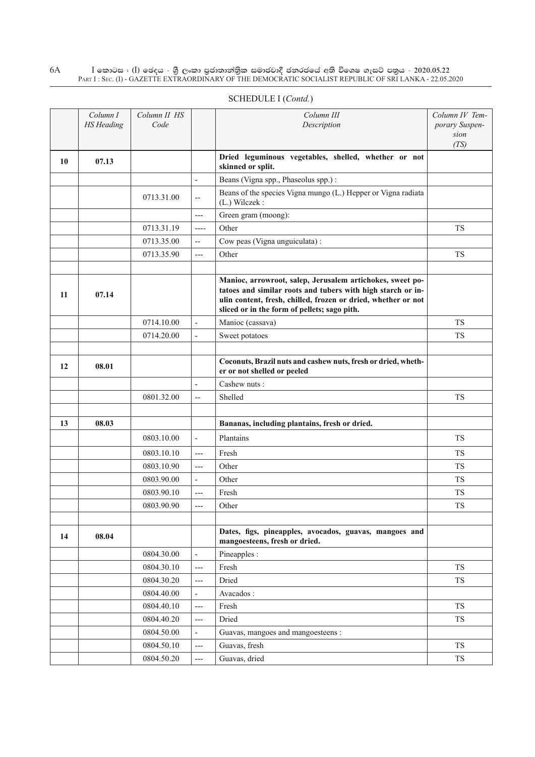SCHEDULE I (*Contd.*)

| | *Column I HS Heading* | *Column II HS Code* | | *Column III Description* | *Column IV Temporary Suspension (TS)* |
|---|---|---|---|---|---|
| **10** | **07.13** | | | **Dried leguminous vegetables, shelled, whether or not skinned or split.** | |
| | | | - | Beans (Vigna spp., Phaseolus spp.) : | |
| | | 0713.31.00 | -- | Beans of the species Vigna mungo (L.) Hepper or Vigna radiata (L.) Wilczek : | |
| | | | --- | Green gram (moong): | |
| | | 0713.31.19 | ---- | Other | TS |
| | | 0713.35.00 | -- | Cow peas (Vigna unguiculata) : | |
| | | 0713.35.90 | --- | Other | TS |
| | | | | | |
| **11** | **07.14** | | | **Manioc, arrowroot, salep, Jerusalem artichokes, sweet potatoes and similar roots and tubers with high starch or inulin content, fresh, chilled, frozen or dried, whether or not sliced or in the form of pellets; sago pith.** | |
| | | 0714.10.00 | - | Manioc (cassava) | TS |
| | | 0714.20.00 | - | Sweet potatoes | TS |
| | | | | | |
| **12** | **08.01** | | | **Coconuts, Brazil nuts and cashew nuts, fresh or dried, whether or not shelled or peeled** | |
| | | | - | Cashew nuts : | |
| | | 0801.32.00 | -- | Shelled | TS |
| | | | | | |
| **13** | **08.03** | | | **Bananas, including plantains, fresh or dried.** | |
| | | 0803.10.00 | - | Plantains | TS |
| | | 0803.10.10 | --- | Fresh | TS |
| | | 0803.10.90 | --- | Other | TS |
| | | 0803.90.00 | - | Other | TS |
| | | 0803.90.10 | --- | Fresh | TS |
| | | 0803.90.90 | --- | Other | TS |
| | | | | | |
| **14** | **08.04** | | | **Dates, figs, pineapples, avocados, guavas, mangoes and mangoesteens, fresh or dried.** | |
| | | 0804.30.00 | - | Pineapples : | |
| | | 0804.30.10 | --- | Fresh | TS |
| | | 0804.30.20 | --- | Dried | TS |
| | | 0804.40.00 | - | Avacados : | |
| | | 0804.40.10 | --- | Fresh | TS |
| | | 0804.40.20 | --- | Dried | TS |
| | | 0804.50.00 | - | Guavas, mangoes and mangoesteens : | |
| | | 0804.50.10 | --- | Guavas, fresh | TS |
| | | 0804.50.20 | --- | Guavas, dried | TS |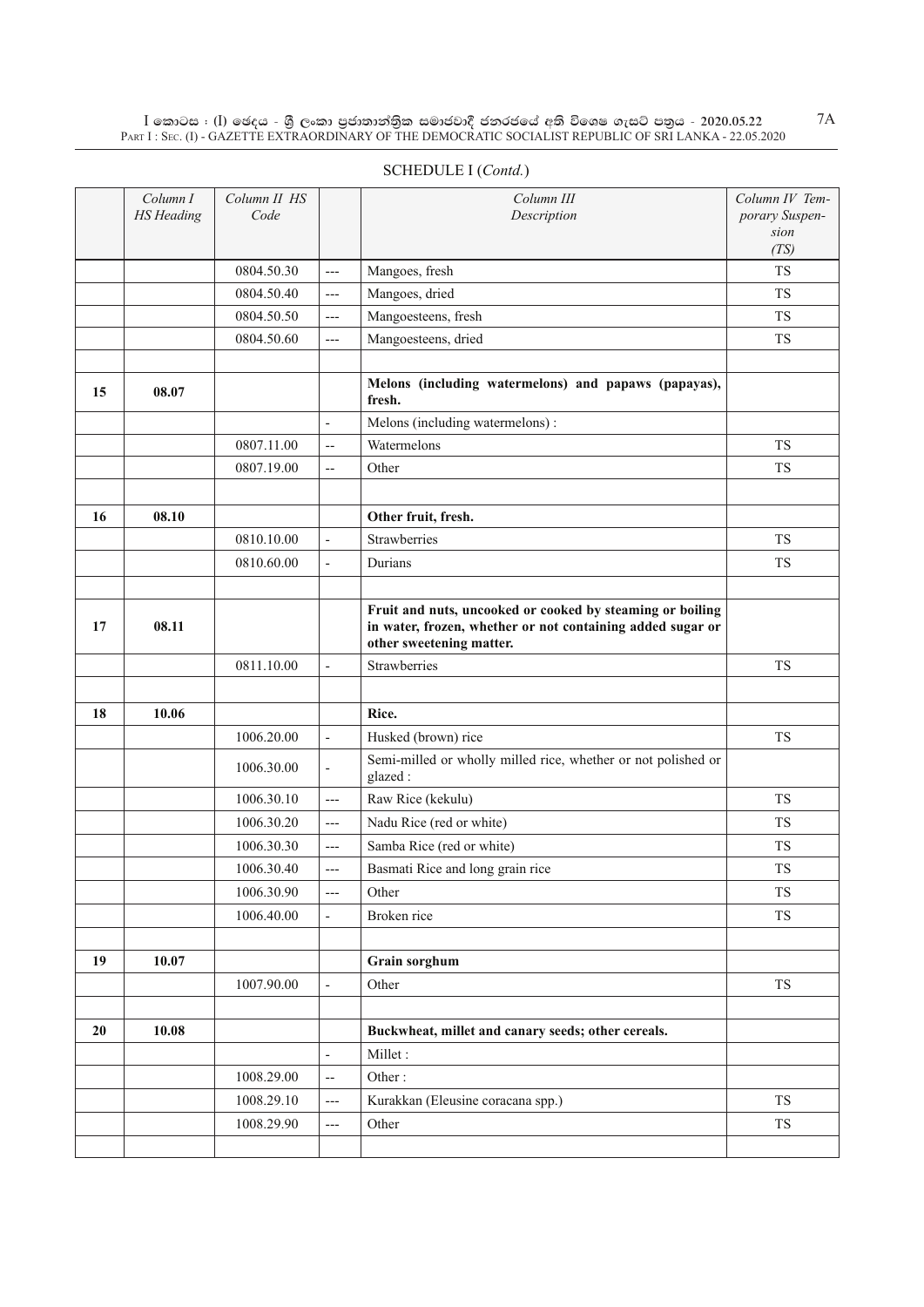SCHEDULE I (*Contd.*)

| | Column I HS Heading | Column II HS Code | | Column III Description | Column IV Temporary Suspension (TS) |
|---|---|---|---|---|---|
| | | 0804.50.30 | --- | Mangoes, fresh | TS |
| | | 0804.50.40 | --- | Mangoes, dried | TS |
| | | 0804.50.50 | --- | Mangoesteens, fresh | TS |
| | | 0804.50.60 | --- | Mangoesteens, dried | TS |
| | | | | | |
| 15 | 08.07 | | | **Melons (including watermelons) and papaws (papayas), fresh.** | |
| | | | - | Melons (including watermelons) : | |
| | | 0807.11.00 | -- | Watermelons | TS |
| | | 0807.19.00 | -- | Other | TS |
| | | | | | |
| 16 | 08.10 | | | **Other fruit, fresh.** | |
| | | 0810.10.00 | - | Strawberries | TS |
| | | 0810.60.00 | - | Durians | TS |
| | | | | | |
| 17 | 08.11 | | | **Fruit and nuts, uncooked or cooked by steaming or boiling in water, frozen, whether or not containing added sugar or other sweetening matter.** | |
| | | 0811.10.00 | - | Strawberries | TS |
| | | | | | |
| 18 | 10.06 | | | **Rice.** | |
| | | 1006.20.00 | - | Husked (brown) rice | TS |
| | | 1006.30.00 | - | Semi-milled or wholly milled rice, whether or not polished or glazed : | |
| | | 1006.30.10 | --- | Raw Rice (kekulu) | TS |
| | | 1006.30.20 | --- | Nadu Rice (red or white) | TS |
| | | 1006.30.30 | --- | Samba Rice (red or white) | TS |
| | | 1006.30.40 | --- | Basmati Rice and long grain rice | TS |
| | | 1006.30.90 | --- | Other | TS |
| | | 1006.40.00 | - | Broken rice | TS |
| | | | | | |
| 19 | 10.07 | | | **Grain sorghum** | |
| | | 1007.90.00 | - | Other | TS |
| | | | | | |
| 20 | 10.08 | | | **Buckwheat, millet and canary seeds; other cereals.** | |
| | | | - | Millet : | |
| | | 1008.29.00 | -- | Other : | |
| | | 1008.29.10 | --- | Kurakkan (Eleusine coracana spp.) | TS |
| | | 1008.29.90 | --- | Other | TS |
| | | | | | |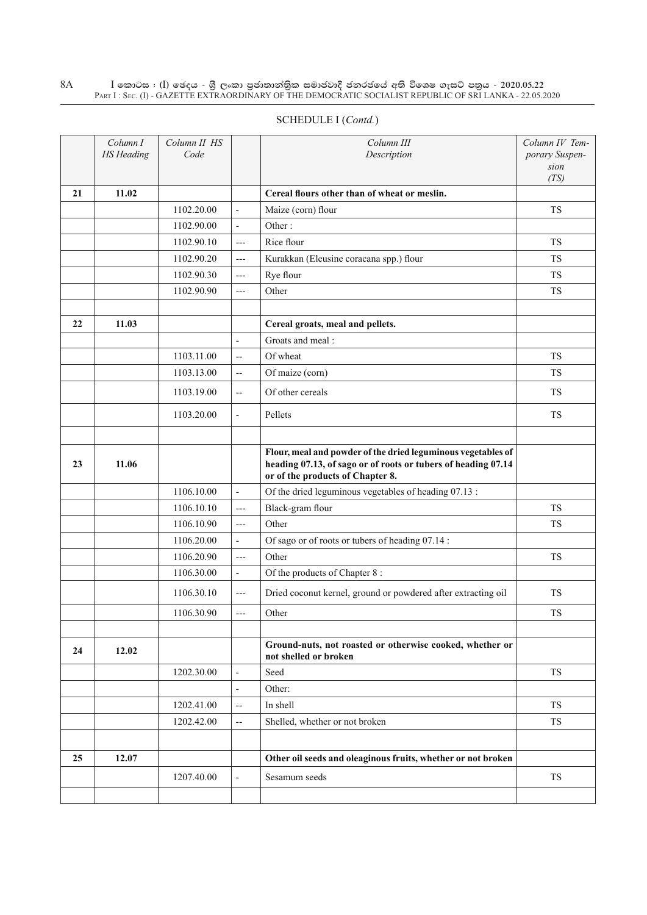SCHEDULE I (*Contd.*)

| | Column I HS Heading | Column II HS Code | | Column III Description | Column IV Temporary Suspension (TS) |
|---|---|---|---|---|---|
| 21 | 11.02 | | | **Cereal flours other than of wheat or meslin.** | |
| | | 1102.20.00 | - | Maize (corn) flour | TS |
| | | 1102.90.00 | - | Other : | |
| | | 1102.90.10 | --- | Rice flour | TS |
| | | 1102.90.20 | --- | Kurakkan (Eleusine coracana spp.) flour | TS |
| | | 1102.90.30 | --- | Rye flour | TS |
| | | 1102.90.90 | --- | Other | TS |
| | | | | | |
| 22 | 11.03 | | | **Cereal groats, meal and pellets.** | |
| | | | - | Groats and meal : | |
| | | 1103.11.00 | -- | Of wheat | TS |
| | | 1103.13.00 | -- | Of maize (corn) | TS |
| | | 1103.19.00 | -- | Of other cereals | TS |
| | | 1103.20.00 | - | Pellets | TS |
| | | | | | |
| 23 | 11.06 | | | **Flour, meal and powder of the dried leguminous vegetables of heading 07.13, of sago or of roots or tubers of heading 07.14 or of the products of Chapter 8.** | |
| | | 1106.10.00 | - | Of the dried leguminous vegetables of heading 07.13 : | |
| | | 1106.10.10 | --- | Black-gram flour | TS |
| | | 1106.10.90 | --- | Other | TS |
| | | 1106.20.00 | - | Of sago or of roots or tubers of heading 07.14 : | |
| | | 1106.20.90 | --- | Other | TS |
| | | 1106.30.00 | - | Of the products of Chapter 8 : | |
| | | 1106.30.10 | --- | Dried coconut kernel, ground or powdered after extracting oil | TS |
| | | 1106.30.90 | --- | Other | TS |
| | | | | | |
| 24 | 12.02 | | | **Ground-nuts, not roasted or otherwise cooked, whether or not shelled or broken** | |
| | | 1202.30.00 | - | Seed | TS |
| | | | - | Other: | |
| | | 1202.41.00 | -- | In shell | TS |
| | | 1202.42.00 | -- | Shelled, whether or not broken | TS |
| | | | | | |
| 25 | 12.07 | | | **Other oil seeds and oleaginous fruits, whether or not broken** | |
| | | 1207.40.00 | - | Sesamum seeds | TS |
| | | | | | |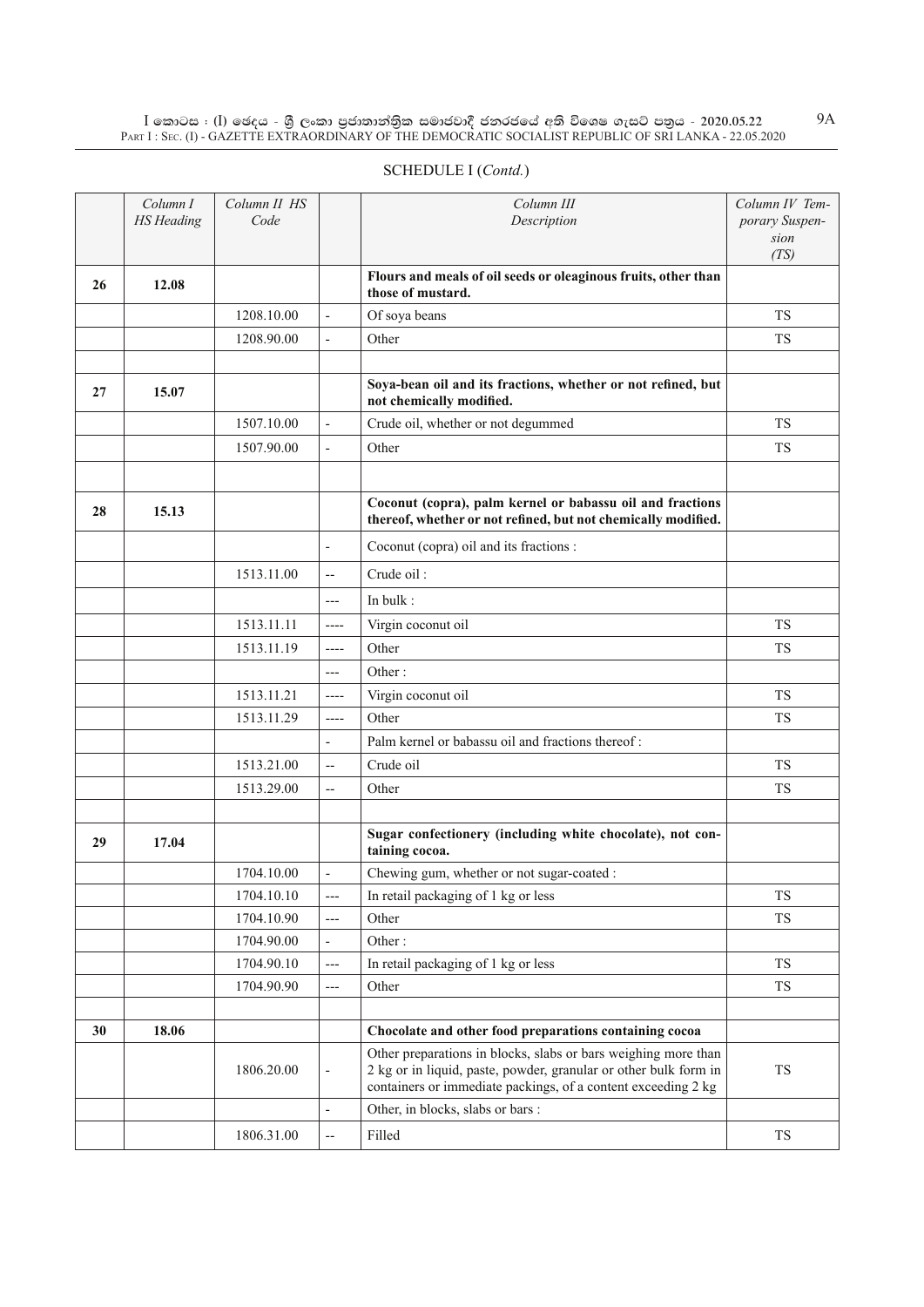SCHEDULE I (*Contd.*)

| | Column I HS Heading | Column II HS Code | | Column III Description | Column IV Temporary Suspension (TS) |
|---|---|---|---|---|---|
| 26 | 12.08 | | | **Flours and meals of oil seeds or oleaginous fruits, other than those of mustard.** | |
| | | 1208.10.00 | - | Of soya beans | TS |
| | | 1208.90.00 | - | Other | TS |
| | | | | | |
| 27 | 15.07 | | | **Soya-bean oil and its fractions, whether or not refined, but not chemically modified.** | |
| | | 1507.10.00 | - | Crude oil, whether or not degummed | TS |
| | | 1507.90.00 | - | Other | TS |
| | | | | | |
| 28 | 15.13 | | | **Coconut (copra), palm kernel or babassu oil and fractions thereof, whether or not refined, but not chemically modified.** | |
| | | | - | Coconut (copra) oil and its fractions : | |
| | | 1513.11.00 | -- | Crude oil : | |
| | | | --- | In bulk : | |
| | | 1513.11.11 | ---- | Virgin coconut oil | TS |
| | | 1513.11.19 | ---- | Other | TS |
| | | | --- | Other : | |
| | | 1513.11.21 | ---- | Virgin coconut oil | TS |
| | | 1513.11.29 | ---- | Other | TS |
| | | | - | Palm kernel or babassu oil and fractions thereof : | |
| | | 1513.21.00 | -- | Crude oil | TS |
| | | 1513.29.00 | -- | Other | TS |
| | | | | | |
| 29 | 17.04 | | | **Sugar confectionery (including white chocolate), not containing cocoa.** | |
| | | 1704.10.00 | - | Chewing gum, whether or not sugar-coated : | |
| | | 1704.10.10 | --- | In retail packaging of 1 kg or less | TS |
| | | 1704.10.90 | --- | Other | TS |
| | | 1704.90.00 | - | Other : | |
| | | 1704.90.10 | --- | In retail packaging of 1 kg or less | TS |
| | | 1704.90.90 | --- | Other | TS |
| | | | | | |
| 30 | 18.06 | | | **Chocolate and other food preparations containing cocoa** | |
| | | 1806.20.00 | - | Other preparations in blocks, slabs or bars weighing more than 2 kg or in liquid, paste, powder, granular or other bulk form in containers or immediate packings, of a content exceeding 2 kg | TS |
| | | | - | Other, in blocks, slabs or bars : | |
| | | 1806.31.00 | -- | Filled | TS |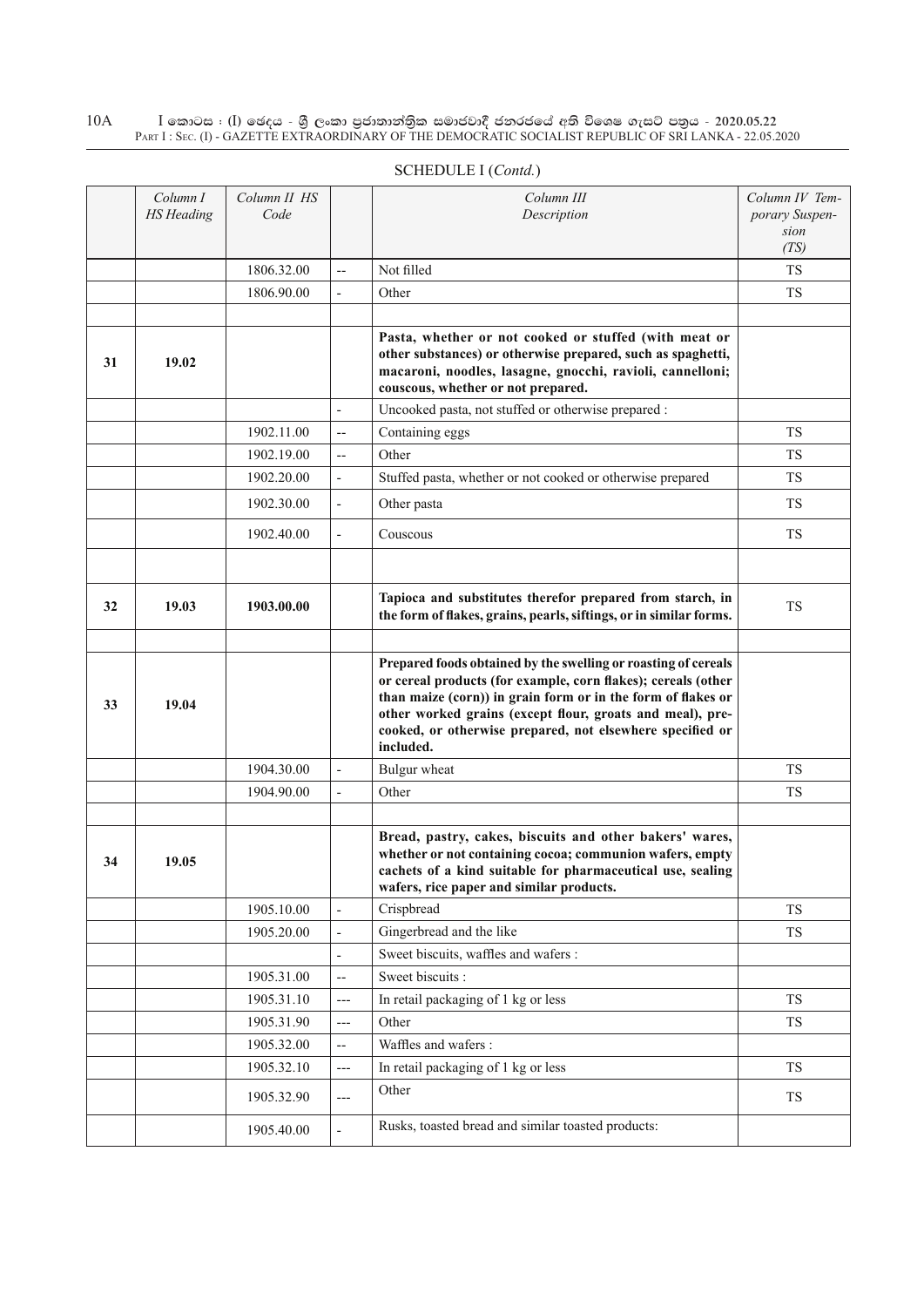SCHEDULE I (*Contd.*)

| | *Column I HS Heading* | *Column II HS Code* | | *Column III Description* | *Column IV Temporary Suspension (TS)* |
|---|---|---|---|---|---|
| | | 1806.32.00 | -- | Not filled | TS |
| | | 1806.90.00 | - | Other | TS |
| | | | | | |
| 31 | 19.02 | | | **Pasta, whether or not cooked or stuffed (with meat or other substances) or otherwise prepared, such as spaghetti, macaroni, noodles, lasagne, gnocchi, ravioli, cannelloni; couscous, whether or not prepared.** | |
| | | | - | Uncooked pasta, not stuffed or otherwise prepared : | |
| | | 1902.11.00 | -- | Containing eggs | TS |
| | | 1902.19.00 | -- | Other | TS |
| | | 1902.20.00 | - | Stuffed pasta, whether or not cooked or otherwise prepared | TS |
| | | 1902.30.00 | - | Other pasta | TS |
| | | 1902.40.00 | - | Couscous | TS |
| | | | | | |
| 32 | 19.03 | 1903.00.00 | | **Tapioca and substitutes therefor prepared from starch, in the form of flakes, grains, pearls, siftings, or in similar forms.** | TS |
| | | | | | |
| 33 | 19.04 | | | **Prepared foods obtained by the swelling or roasting of cereals or cereal products (for example, corn flakes); cereals (other than maize (corn)) in grain form or in the form of flakes or other worked grains (except flour, groats and meal), pre-cooked, or otherwise prepared, not elsewhere specified or included.** | |
| | | 1904.30.00 | - | Bulgur wheat | TS |
| | | 1904.90.00 | - | Other | TS |
| | | | | | |
| 34 | 19.05 | | | **Bread, pastry, cakes, biscuits and other bakers' wares, whether or not containing cocoa; communion wafers, empty cachets of a kind suitable for pharmaceutical use, sealing wafers, rice paper and similar products.** | |
| | | 1905.10.00 | - | Crispbread | TS |
| | | 1905.20.00 | - | Gingerbread and the like | TS |
| | | | - | Sweet biscuits, waffles and wafers : | |
| | | 1905.31.00 | -- | Sweet biscuits : | |
| | | 1905.31.10 | --- | In retail packaging of 1 kg or less | TS |
| | | 1905.31.90 | --- | Other | TS |
| | | 1905.32.00 | -- | Waffles and wafers : | |
| | | 1905.32.10 | --- | In retail packaging of 1 kg or less | TS |
| | | 1905.32.90 | --- | Other | TS |
| | | 1905.40.00 | - | Rusks, toasted bread and similar toasted products: | |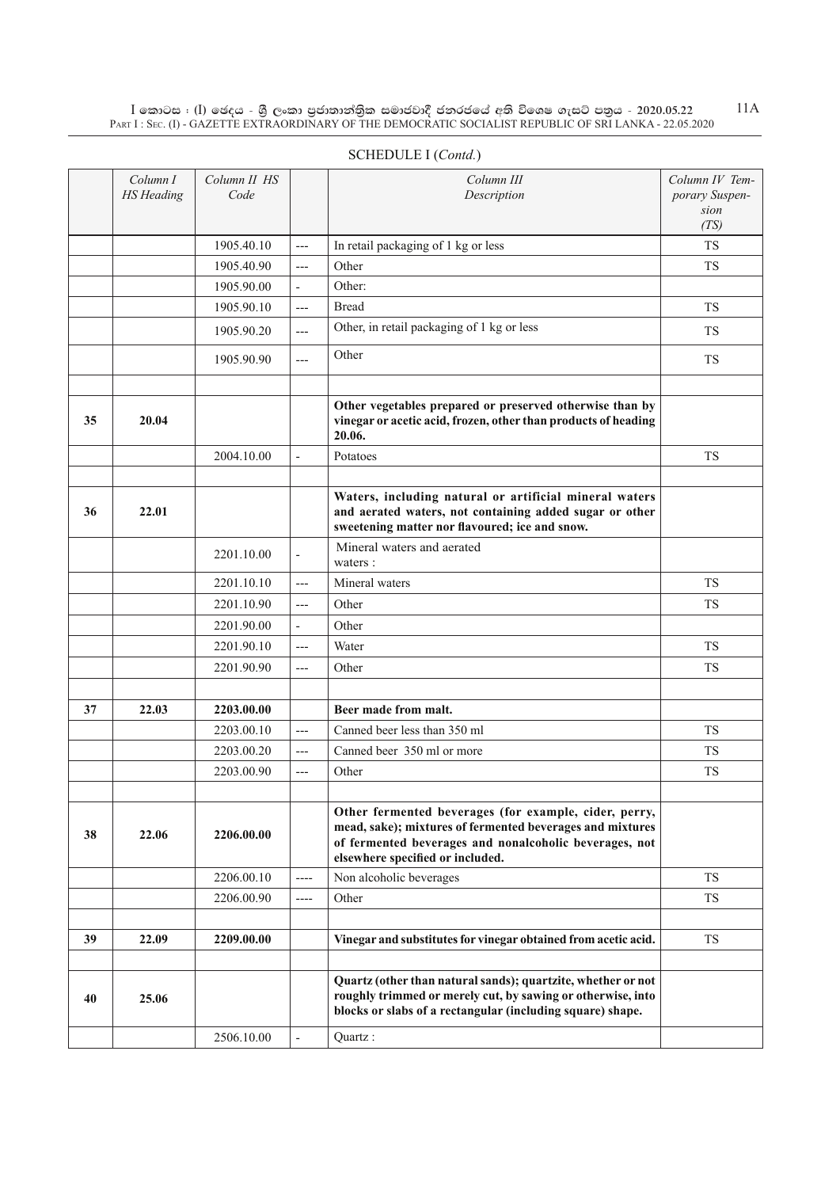SCHEDULE I (*Contd.*)

| | Column I HS Heading | Column II HS Code | | Column III Description | Column IV Temporary Suspension (TS) |
|---|---|---|---|---|---|
| | | 1905.40.10 | --- | In retail packaging of 1 kg or less | TS |
| | | 1905.40.90 | --- | Other | TS |
| | | 1905.90.00 | - | Other: | |
| | | 1905.90.10 | --- | Bread | TS |
| | | 1905.90.20 | --- | Other, in retail packaging of 1 kg or less | TS |
| | | 1905.90.90 | --- | Other | TS |
| | | | | | |
| 35 | 20.04 | | | **Other vegetables prepared or preserved otherwise than by vinegar or acetic acid, frozen, other than products of heading 20.06.** | |
| | | 2004.10.00 | - | Potatoes | TS |
| | | | | | |
| 36 | 22.01 | | | **Waters, including natural or artificial mineral waters and aerated waters, not containing added sugar or other sweetening matter nor flavoured; ice and snow.** | |
| | | 2201.10.00 | - | Mineral waters and aerated waters : | |
| | | 2201.10.10 | --- | Mineral waters | TS |
| | | 2201.10.90 | --- | Other | TS |
| | | 2201.90.00 | - | Other | |
| | | 2201.90.10 | --- | Water | TS |
| | | 2201.90.90 | --- | Other | TS |
| | | | | | |
| 37 | 22.03 | 2203.00.00 | | **Beer made from malt.** | |
| | | 2203.00.10 | --- | Canned beer less than 350 ml | TS |
| | | 2203.00.20 | --- | Canned beer 350 ml or more | TS |
| | | 2203.00.90 | --- | Other | TS |
| | | | | | |
| 38 | 22.06 | 2206.00.00 | | **Other fermented beverages (for example, cider, perry, mead, sake); mixtures of fermented beverages and mixtures of fermented beverages and nonalcoholic beverages, not elsewhere specified or included.** | |
| | | 2206.00.10 | ---- | Non alcoholic beverages | TS |
| | | 2206.00.90 | ---- | Other | TS |
| | | | | | |
| 39 | 22.09 | 2209.00.00 | | **Vinegar and substitutes for vinegar obtained from acetic acid.** | TS |
| | | | | | |
| 40 | 25.06 | | | **Quartz (other than natural sands); quartzite, whether or not roughly trimmed or merely cut, by sawing or otherwise, into blocks or slabs of a rectangular (including square) shape.** | |
| | | 2506.10.00 | - | Quartz : | |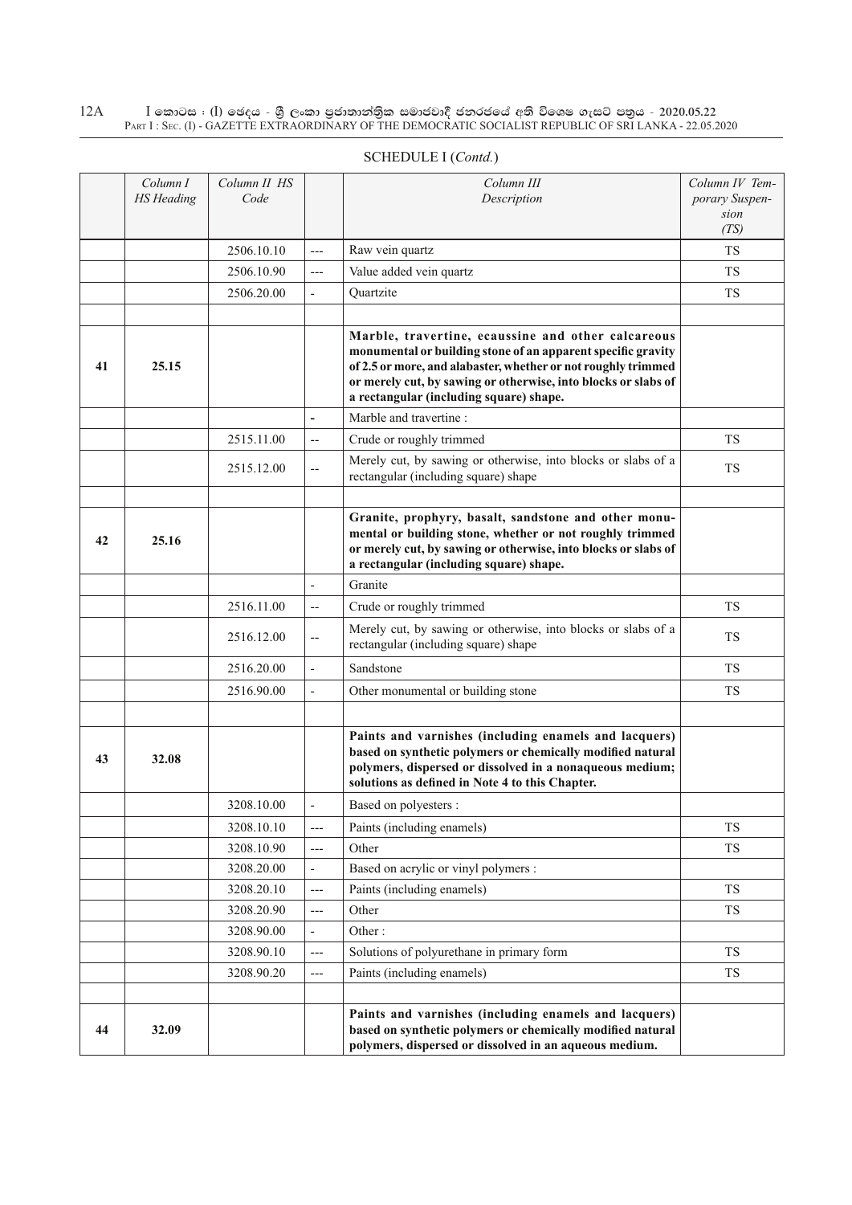SCHEDULE I (*Contd.*)

| | *Column I HS Heading* | *Column II HS Code* | | *Column III Description* | *Column IV Temporary Suspension (TS)* |
|---|---|---|---|---|---|
| | | 2506.10.10 | --- | Raw vein quartz | TS |
| | | 2506.10.90 | --- | Value added vein quartz | TS |
| | | 2506.20.00 | - | Quartzite | TS |
| | | | | | |
| 41 | 25.15 | | | **Marble, travertine, ecaussine and other calcareous monumental or building stone of an apparent specific gravity of 2.5 or more, and alabaster, whether or not roughly trimmed or merely cut, by sawing or otherwise, into blocks or slabs of a rectangular (including square) shape.** | |
| | | | - | Marble and travertine : | |
| | | 2515.11.00 | -- | Crude or roughly trimmed | TS |
| | | 2515.12.00 | -- | Merely cut, by sawing or otherwise, into blocks or slabs of a rectangular (including square) shape | TS |
| | | | | | |
| 42 | 25.16 | | | **Granite, prophyry, basalt, sandstone and other monumental or building stone, whether or not roughly trimmed or merely cut, by sawing or otherwise, into blocks or slabs of a rectangular (including square) shape.** | |
| | | | - | Granite | |
| | | 2516.11.00 | -- | Crude or roughly trimmed | TS |
| | | 2516.12.00 | -- | Merely cut, by sawing or otherwise, into blocks or slabs of a rectangular (including square) shape | TS |
| | | 2516.20.00 | - | Sandstone | TS |
| | | 2516.90.00 | - | Other monumental or building stone | TS |
| | | | | | |
| 43 | 32.08 | | | **Paints and varnishes (including enamels and lacquers) based on synthetic polymers or chemically modified natural polymers, dispersed or dissolved in a nonaqueous medium; solutions as defined in Note 4 to this Chapter.** | |
| | | 3208.10.00 | - | Based on polyesters : | |
| | | 3208.10.10 | --- | Paints (including enamels) | TS |
| | | 3208.10.90 | --- | Other | TS |
| | | 3208.20.00 | - | Based on acrylic or vinyl polymers : | |
| | | 3208.20.10 | --- | Paints (including enamels) | TS |
| | | 3208.20.90 | --- | Other | TS |
| | | 3208.90.00 | - | Other : | |
| | | 3208.90.10 | --- | Solutions of polyurethane in primary form | TS |
| | | 3208.90.20 | --- | Paints (including enamels) | TS |
| | | | | | |
| 44 | 32.09 | | | **Paints and varnishes (including enamels and lacquers) based on synthetic polymers or chemically modified natural polymers, dispersed or dissolved in an aqueous medium.** | |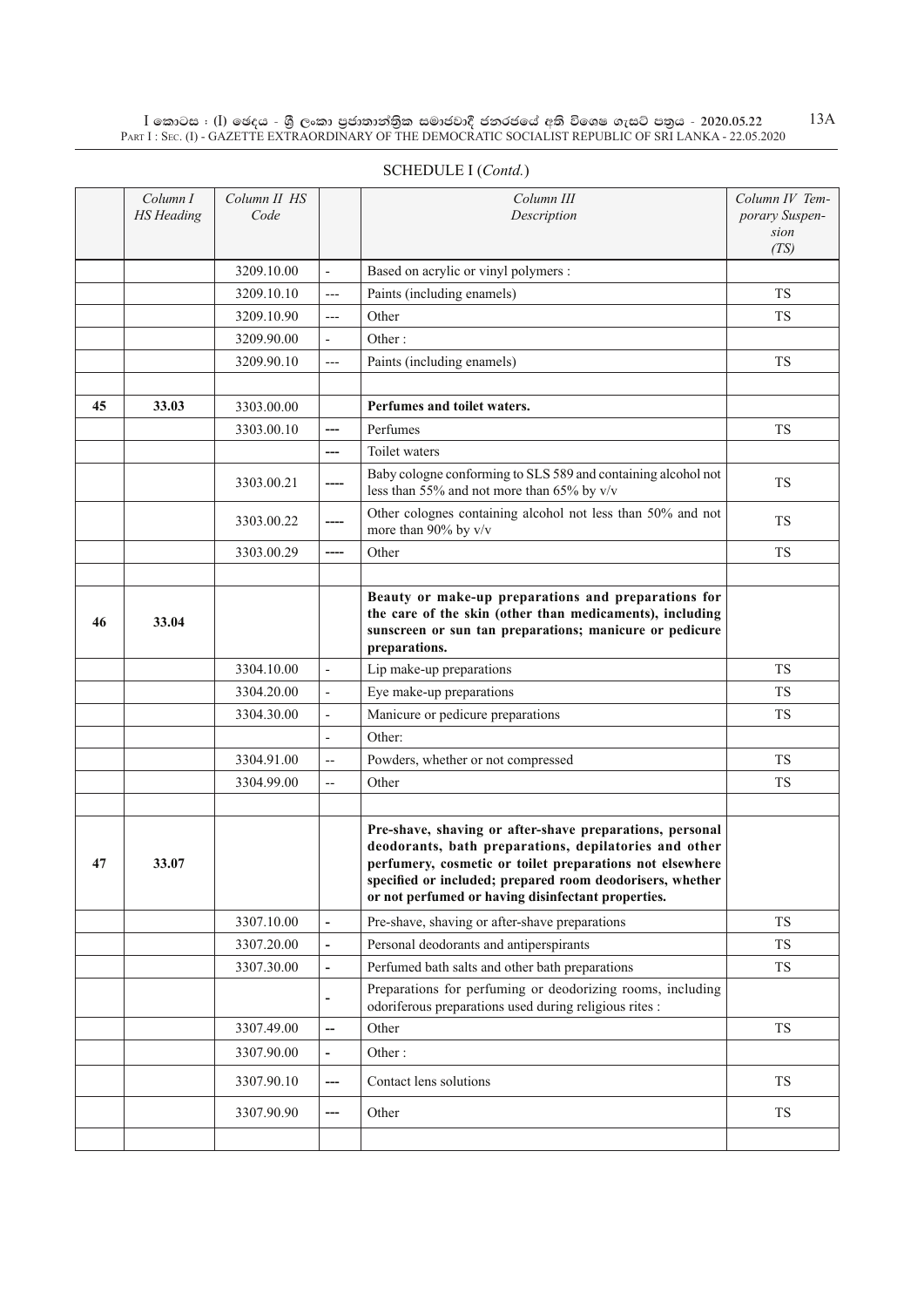SCHEDULE I (*Contd.*)

| | Column I HS Heading | Column II HS Code | | Column III Description | Column IV Temporary Suspension (TS) |
|---|---|---|---|---|---|
| | | 3209.10.00 | - | Based on acrylic or vinyl polymers : | |
| | | 3209.10.10 | --- | Paints (including enamels) | TS |
| | | 3209.10.90 | --- | Other | TS |
| | | 3209.90.00 | - | Other : | |
| | | 3209.90.10 | --- | Paints (including enamels) | TS |
| | | | | | |
| **45** | **33.03** | 3303.00.00 | | **Perfumes and toilet waters.** | |
| | | 3303.00.10 | --- | Perfumes | TS |
| | | | --- | Toilet waters | |
| | | 3303.00.21 | ---- | Baby cologne conforming to SLS 589 and containing alcohol not less than 55% and not more than 65% by v/v | TS |
| | | 3303.00.22 | ---- | Other colognes containing alcohol not less than 50% and not more than 90% by v/v | TS |
| | | 3303.00.29 | ---- | Other | TS |
| | | | | | |
| **46** | **33.04** | | | **Beauty or make-up preparations and preparations for the care of the skin (other than medicaments), including sunscreen or sun tan preparations; manicure or pedicure preparations.** | |
| | | 3304.10.00 | - | Lip make-up preparations | TS |
| | | 3304.20.00 | - | Eye make-up preparations | TS |
| | | 3304.30.00 | - | Manicure or pedicure preparations | TS |
| | | | - | Other: | |
| | | 3304.91.00 | -- | Powders, whether or not compressed | TS |
| | | 3304.99.00 | -- | Other | TS |
| | | | | | |
| **47** | **33.07** | | | **Pre-shave, shaving or after-shave preparations, personal deodorants, bath preparations, depilatories and other perfumery, cosmetic or toilet preparations not elsewhere specified or included; prepared room deodorisers, whether or not perfumed or having disinfectant properties.** | |
| | | 3307.10.00 | - | Pre-shave, shaving or after-shave preparations | TS |
| | | 3307.20.00 | - | Personal deodorants and antiperspirants | TS |
| | | 3307.30.00 | - | Perfumed bath salts and other bath preparations | TS |
| | | | - | Preparations for perfuming or deodorizing rooms, including odoriferous preparations used during religious rites : | |
| | | 3307.49.00 | -- | Other | TS |
| | | 3307.90.00 | - | Other : | |
| | | 3307.90.10 | --- | Contact lens solutions | TS |
| | | 3307.90.90 | --- | Other | TS |
| | | | | | |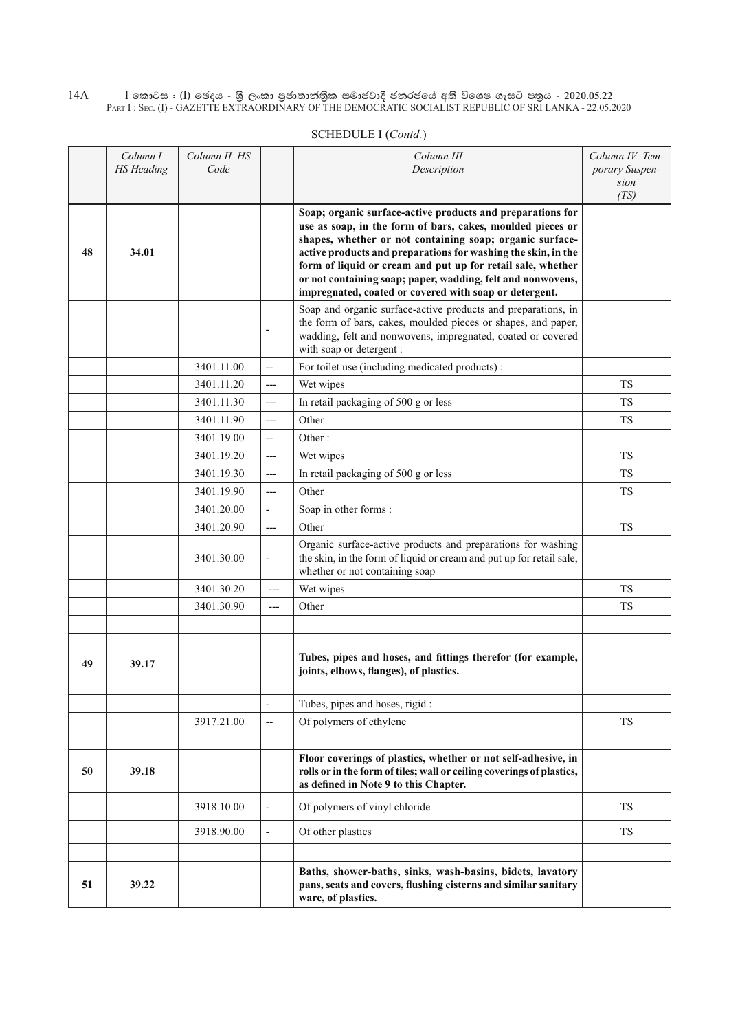SCHEDULE I (*Contd.*)

| | *Column I HS Heading* | *Column II HS Code* | | *Column III Description* | *Column IV Temporary Suspension (TS)* |
|---|---|---|---|---|---|
| 48 | 34.01 | | | **Soap; organic surface-active products and preparations for use as soap, in the form of bars, cakes, moulded pieces or shapes, whether or not containing soap; organic surface-active products and preparations for washing the skin, in the form of liquid or cream and put up for retail sale, whether or not containing soap; paper, wadding, felt and nonwovens, impregnated, coated or covered with soap or detergent.** | |
| | | | - | Soap and organic surface-active products and preparations, in the form of bars, cakes, moulded pieces or shapes, and paper, wadding, felt and nonwovens, impregnated, coated or covered with soap or detergent : | |
| | | 3401.11.00 | -- | For toilet use (including medicated products) : | |
| | | 3401.11.20 | --- | Wet wipes | TS |
| | | 3401.11.30 | --- | In retail packaging of 500 g or less | TS |
| | | 3401.11.90 | --- | Other | TS |
| | | 3401.19.00 | -- | Other : | |
| | | 3401.19.20 | --- | Wet wipes | TS |
| | | 3401.19.30 | --- | In retail packaging of 500 g or less | TS |
| | | 3401.19.90 | --- | Other | TS |
| | | 3401.20.00 | - | Soap in other forms : | |
| | | 3401.20.90 | --- | Other | TS |
| | | 3401.30.00 | - | Organic surface-active products and preparations for washing the skin, in the form of liquid or cream and put up for retail sale, whether or not containing soap | |
| | | 3401.30.20 | --- | Wet wipes | TS |
| | | 3401.30.90 | --- | Other | TS |
| | | | | | |
| 49 | 39.17 | | | **Tubes, pipes and hoses, and fittings therefor (for example, joints, elbows, flanges), of plastics.** | |
| | | | - | Tubes, pipes and hoses, rigid : | |
| | | 3917.21.00 | -- | Of polymers of ethylene | TS |
| | | | | | |
| 50 | 39.18 | | | **Floor coverings of plastics, whether or not self-adhesive, in rolls or in the form of tiles; wall or ceiling coverings of plastics, as defined in Note 9 to this Chapter.** | |
| | | 3918.10.00 | - | Of polymers of vinyl chloride | TS |
| | | 3918.90.00 | - | Of other plastics | TS |
| | | | | | |
| 51 | 39.22 | | | **Baths, shower-baths, sinks, wash-basins, bidets, lavatory pans, seats and covers, flushing cisterns and similar sanitary ware, of plastics.** | |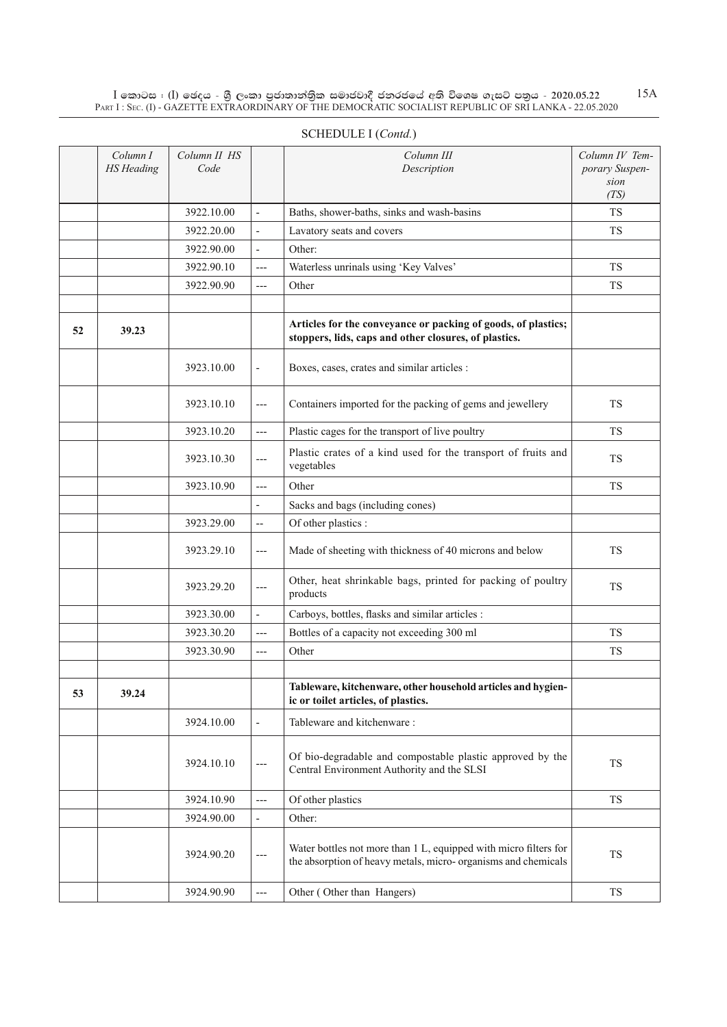SCHEDULE I (*Contd.*)

| | Column I HS Heading | Column II HS Code | | Column III Description | Column IV Temporary Suspension (TS) |
|---|---|---|---|---|---|
| | | 3922.10.00 | - | Baths, shower-baths, sinks and wash-basins | TS |
| | | 3922.20.00 | - | Lavatory seats and covers | TS |
| | | 3922.90.00 | - | Other: | |
| | | 3922.90.10 | --- | Waterless unrinals using 'Key Valves' | TS |
| | | 3922.90.90 | --- | Other | TS |
| | | | | | |
| **52** | **39.23** | | | **Articles for the conveyance or packing of goods, of plastics; stoppers, lids, caps and other closures, of plastics.** | |
| | | 3923.10.00 | - | Boxes, cases, crates and similar articles : | |
| | | 3923.10.10 | --- | Containers imported for the packing of gems and jewellery | TS |
| | | 3923.10.20 | --- | Plastic cages for the transport of live poultry | TS |
| | | 3923.10.30 | --- | Plastic crates of a kind used for the transport of fruits and vegetables | TS |
| | | 3923.10.90 | --- | Other | TS |
| | | | - | Sacks and bags (including cones) | |
| | | 3923.29.00 | -- | Of other plastics : | |
| | | 3923.29.10 | --- | Made of sheeting with thickness of 40 microns and below | TS |
| | | 3923.29.20 | --- | Other, heat shrinkable bags, printed for packing of poultry products | TS |
| | | 3923.30.00 | - | Carboys, bottles, flasks and similar articles : | |
| | | 3923.30.20 | --- | Bottles of a capacity not exceeding 300 ml | TS |
| | | 3923.30.90 | --- | Other | TS |
| | | | | | |
| **53** | **39.24** | | | **Tableware, kitchenware, other household articles and hygienic or toilet articles, of plastics.** | |
| | | 3924.10.00 | - | Tableware and kitchenware : | |
| | | 3924.10.10 | --- | Of bio-degradable and compostable plastic approved by the Central Environment Authority and the SLSI | TS |
| | | 3924.10.90 | --- | Of other plastics | TS |
| | | 3924.90.00 | - | Other: | |
| | | 3924.90.20 | --- | Water bottles not more than 1 L, equipped with micro filters for the absorption of heavy metals, micro- organisms and chemicals | TS |
| | | 3924.90.90 | --- | Other ( Other than Hangers) | TS |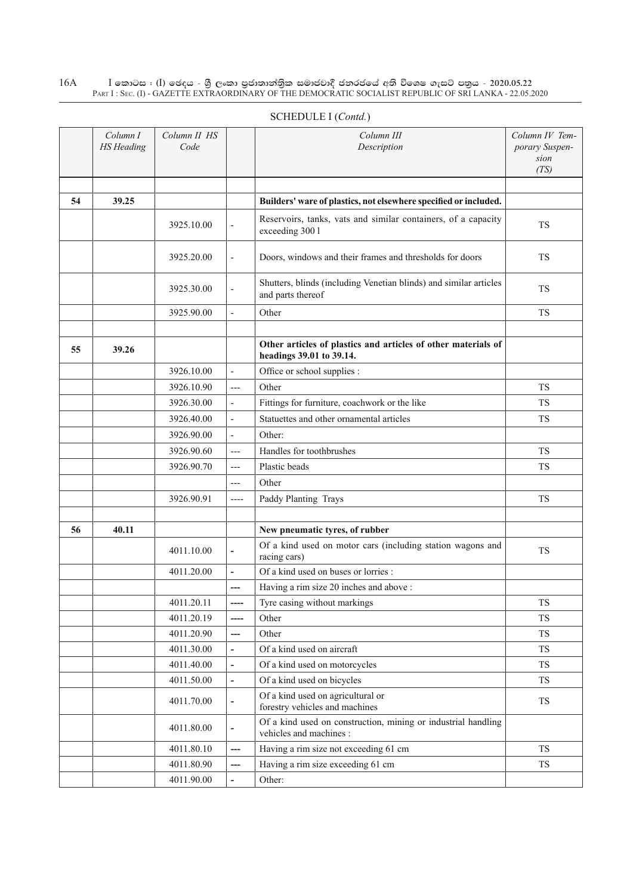SCHEDULE I (*Contd.*)

| | *Column I HS Heading* | *Column II HS Code* | | *Column III Description* | *Column IV Temporary Suspension (TS)* |
|---|---|---|---|---|---|
| | | | | | |
| **54** | **39.25** | | | **Builders' ware of plastics, not elsewhere specified or included.** | |
| | | 3925.10.00 | - | Reservoirs, tanks, vats and similar containers, of a capacity exceeding 300 l | TS |
| | | 3925.20.00 | - | Doors, windows and their frames and thresholds for doors | TS |
| | | 3925.30.00 | - | Shutters, blinds (including Venetian blinds) and similar articles and parts thereof | TS |
| | | 3925.90.00 | - | Other | TS |
| | | | | | |
| **55** | **39.26** | | | **Other articles of plastics and articles of other materials of headings 39.01 to 39.14.** | |
| | | 3926.10.00 | - | Office or school supplies : | |
| | | 3926.10.90 | --- | Other | TS |
| | | 3926.30.00 | - | Fittings for furniture, coachwork or the like | TS |
| | | 3926.40.00 | - | Statuettes and other ornamental articles | TS |
| | | 3926.90.00 | - | Other: | |
| | | 3926.90.60 | --- | Handles for toothbrushes | TS |
| | | 3926.90.70 | --- | Plastic beads | TS |
| | | | --- | Other | |
| | | 3926.90.91 | ---- | Paddy Planting Trays | TS |
| | | | | | |
| **56** | **40.11** | | | **New pneumatic tyres, of rubber** | |
| | | 4011.10.00 | - | Of a kind used on motor cars (including station wagons and racing cars) | TS |
| | | 4011.20.00 | - | Of a kind used on buses or lorries : | |
| | | | --- | Having a rim size 20 inches and above : | |
| | | 4011.20.11 | ---- | Tyre casing without markings | TS |
| | | 4011.20.19 | ---- | Other | TS |
| | | 4011.20.90 | --- | Other | TS |
| | | 4011.30.00 | - | Of a kind used on aircraft | TS |
| | | 4011.40.00 | - | Of a kind used on motorcycles | TS |
| | | 4011.50.00 | - | Of a kind used on bicycles | TS |
| | | 4011.70.00 | - | Of a kind used on agricultural or forestry vehicles and machines | TS |
| | | 4011.80.00 | - | Of a kind used on construction, mining or industrial handling vehicles and machines : | |
| | | 4011.80.10 | --- | Having a rim size not exceeding 61 cm | TS |
| | | 4011.80.90 | --- | Having a rim size exceeding 61 cm | TS |
| | | 4011.90.00 | - | Other: | |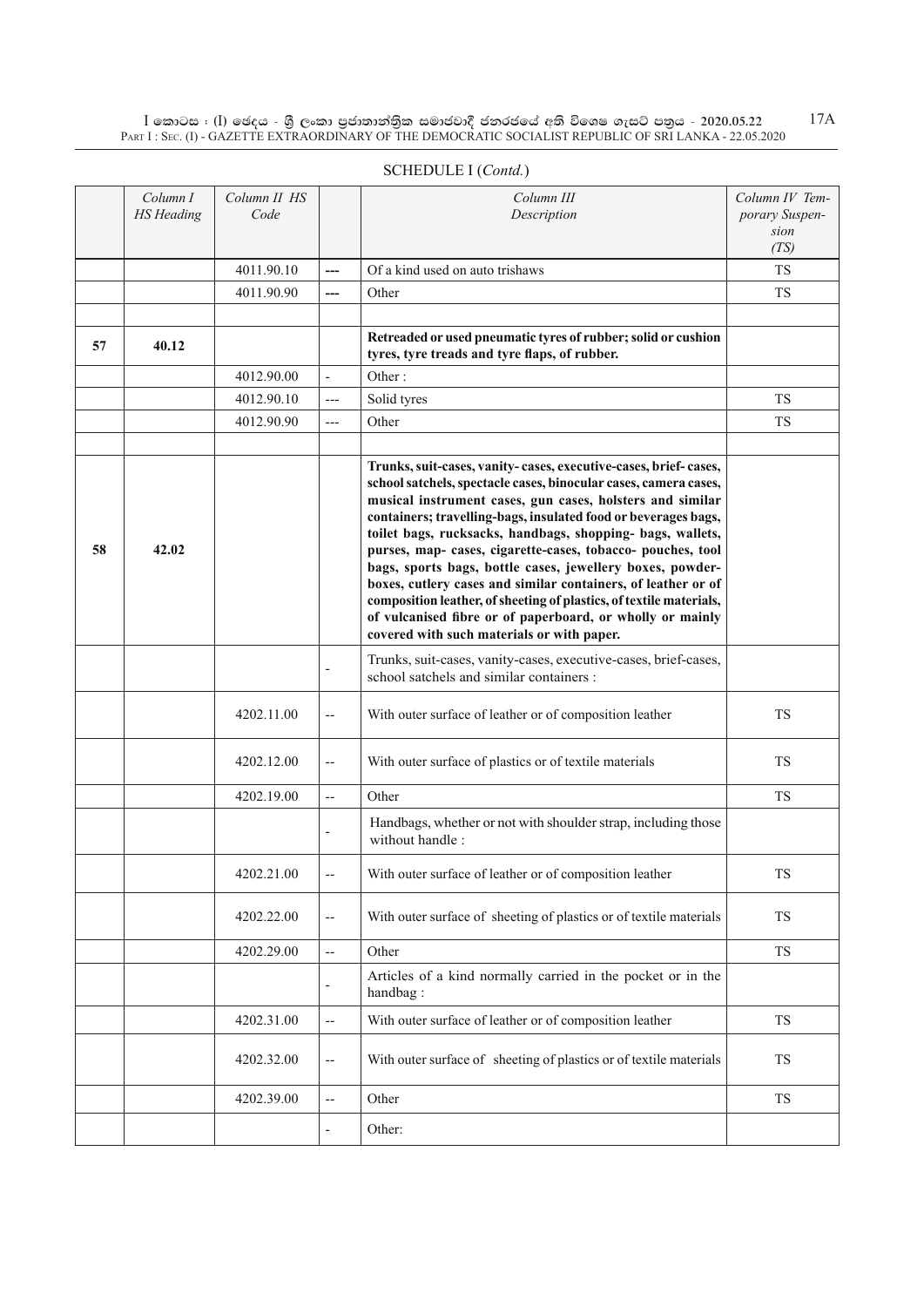SCHEDULE I (*Contd.*)

| | Column I HS Heading | Column II HS Code | | Column III Description | Column IV Temporary Suspension (TS) |
|---|---|---|---|---|---|
| | | 4011.90.10 | --- | Of a kind used on auto trishaws | TS |
| | | 4011.90.90 | --- | Other | TS |
| | | | | | |
| 57 | 40.12 | | | **Retreaded or used pneumatic tyres of rubber; solid or cushion tyres, tyre treads and tyre flaps, of rubber.** | |
| | | 4012.90.00 | - | Other : | |
| | | 4012.90.10 | --- | Solid tyres | TS |
| | | 4012.90.90 | --- | Other | TS |
| | | | | | |
| 58 | 42.02 | | | **Trunks, suit-cases, vanity- cases, executive-cases, brief- cases, school satchels, spectacle cases, binocular cases, camera cases, musical instrument cases, gun cases, holsters and similar containers; travelling-bags, insulated food or beverages bags, toilet bags, rucksacks, handbags, shopping- bags, wallets, purses, map- cases, cigarette-cases, tobacco- pouches, tool bags, sports bags, bottle cases, jewellery boxes, powder-boxes, cutlery cases and similar containers, of leather or of composition leather, of sheeting of plastics, of textile materials, of vulcanised fibre or of paperboard, or wholly or mainly covered with such materials or with paper.** | |
| | | | - | Trunks, suit-cases, vanity-cases, executive-cases, brief-cases, school satchels and similar containers : | |
| | | 4202.11.00 | -- | With outer surface of leather or of composition leather | TS |
| | | 4202.12.00 | -- | With outer surface of plastics or of textile materials | TS |
| | | 4202.19.00 | -- | Other | TS |
| | | | - | Handbags, whether or not with shoulder strap, including those without handle : | |
| | | 4202.21.00 | -- | With outer surface of leather or of composition leather | TS |
| | | 4202.22.00 | -- | With outer surface of sheeting of plastics or of textile materials | TS |
| | | 4202.29.00 | -- | Other | TS |
| | | | - | Articles of a kind normally carried in the pocket or in the handbag : | |
| | | 4202.31.00 | -- | With outer surface of leather or of composition leather | TS |
| | | 4202.32.00 | -- | With outer surface of sheeting of plastics or of textile materials | TS |
| | | 4202.39.00 | -- | Other | TS |
| | | | - | Other: | |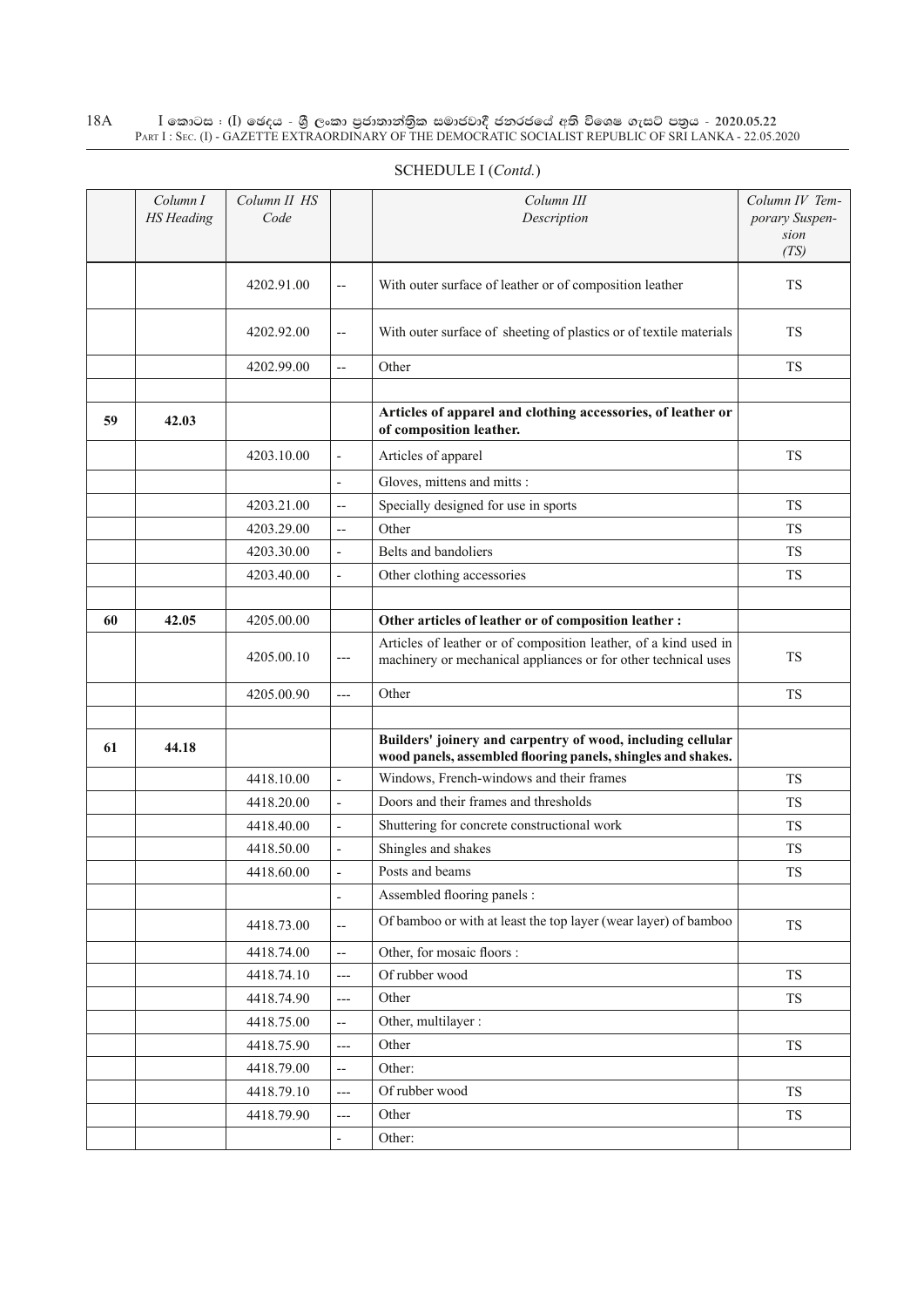SCHEDULE I (*Contd.*)

| | Column I HS Heading | Column II HS Code | | Column III Description | Column IV Temporary Suspension (TS) |
|---|---|---|---|---|---|
| | | 4202.91.00 | -- | With outer surface of leather or of composition leather | TS |
| | | 4202.92.00 | -- | With outer surface of sheeting of plastics or of textile materials | TS |
| | | 4202.99.00 | -- | Other | TS |
| | | | | | |
| **59** | **42.03** | | | **Articles of apparel and clothing accessories, of leather or of composition leather.** | |
| | | 4203.10.00 | - | Articles of apparel | TS |
| | | | - | Gloves, mittens and mitts : | |
| | | 4203.21.00 | -- | Specially designed for use in sports | TS |
| | | 4203.29.00 | -- | Other | TS |
| | | 4203.30.00 | - | Belts and bandoliers | TS |
| | | 4203.40.00 | - | Other clothing accessories | TS |
| | | | | | |
| **60** | **42.05** | 4205.00.00 | | **Other articles of leather or of composition leather :** | |
| | | 4205.00.10 | --- | Articles of leather or of composition leather, of a kind used in machinery or mechanical appliances or for other technical uses | TS |
| | | 4205.00.90 | --- | Other | TS |
| | | | | | |
| **61** | **44.18** | | | **Builders' joinery and carpentry of wood, including cellular wood panels, assembled flooring panels, shingles and shakes.** | |
| | | 4418.10.00 | - | Windows, French-windows and their frames | TS |
| | | 4418.20.00 | - | Doors and their frames and thresholds | TS |
| | | 4418.40.00 | - | Shuttering for concrete constructional work | TS |
| | | 4418.50.00 | - | Shingles and shakes | TS |
| | | 4418.60.00 | - | Posts and beams | TS |
| | | | - | Assembled flooring panels : | |
| | | 4418.73.00 | -- | Of bamboo or with at least the top layer (wear layer) of bamboo | TS |
| | | 4418.74.00 | -- | Other, for mosaic floors : | |
| | | 4418.74.10 | --- | Of rubber wood | TS |
| | | 4418.74.90 | --- | Other | TS |
| | | 4418.75.00 | -- | Other, multilayer : | |
| | | 4418.75.90 | --- | Other | TS |
| | | 4418.79.00 | -- | Other: | |
| | | 4418.79.10 | --- | Of rubber wood | TS |
| | | 4418.79.90 | --- | Other | TS |
| | | | - | Other: | |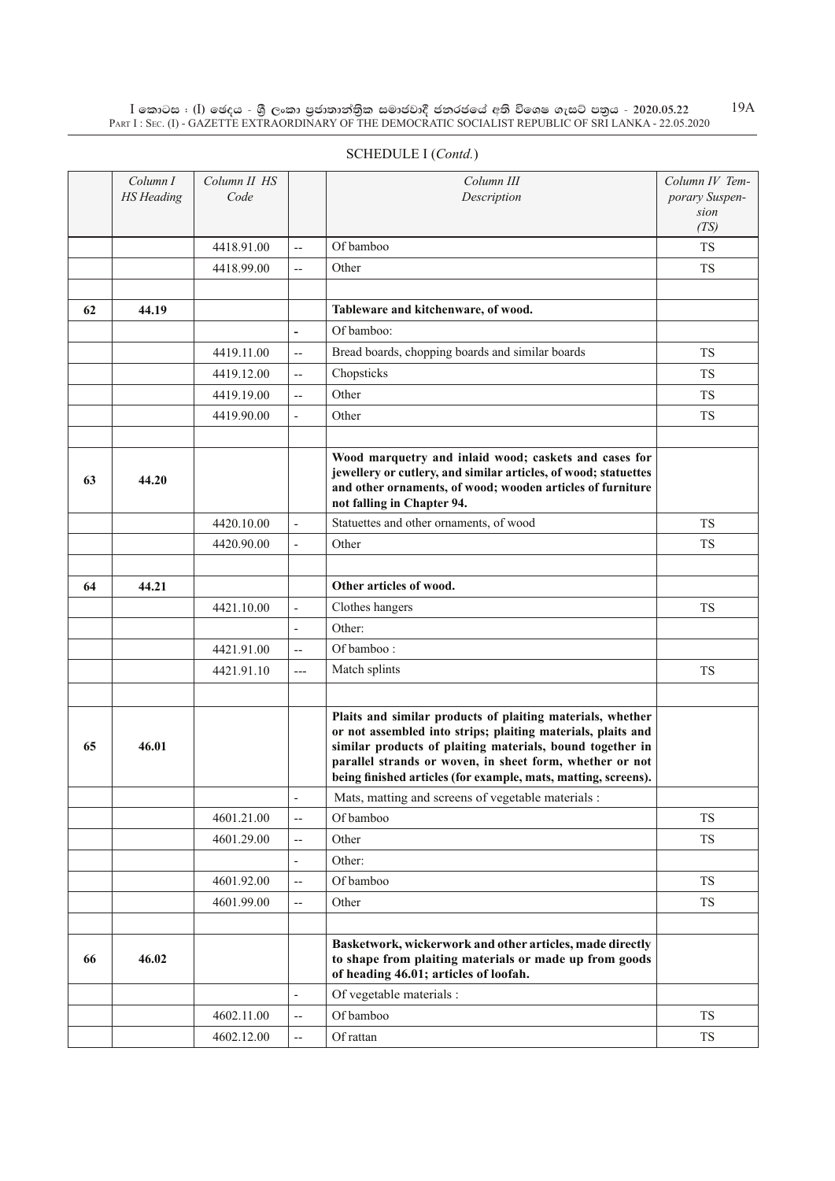SCHEDULE I (*Contd.*)

| | Column I HS Heading | Column II HS Code | | Column III Description | Column IV Temporary Suspension (TS) |
|---|---|---|---|---|---|
| | | 4418.91.00 | -- | Of bamboo | TS |
| | | 4418.99.00 | -- | Other | TS |
| | | | | | |
| 62 | 44.19 | | | **Tableware and kitchenware, of wood.** | |
| | | | - | Of bamboo: | |
| | | 4419.11.00 | -- | Bread boards, chopping boards and similar boards | TS |
| | | 4419.12.00 | -- | Chopsticks | TS |
| | | 4419.19.00 | -- | Other | TS |
| | | 4419.90.00 | - | Other | TS |
| | | | | | |
| 63 | 44.20 | | | **Wood marquetry and inlaid wood; caskets and cases for jewellery or cutlery, and similar articles, of wood; statuettes and other ornaments, of wood; wooden articles of furniture not falling in Chapter 94.** | |
| | | 4420.10.00 | - | Statuettes and other ornaments, of wood | TS |
| | | 4420.90.00 | - | Other | TS |
| | | | | | |
| 64 | 44.21 | | | **Other articles of wood.** | |
| | | 4421.10.00 | - | Clothes hangers | TS |
| | | | - | Other: | |
| | | 4421.91.00 | -- | Of bamboo : | |
| | | 4421.91.10 | --- | Match splints | TS |
| | | | | | |
| 65 | 46.01 | | | **Plaits and similar products of plaiting materials, whether or not assembled into strips; plaiting materials, plaits and similar products of plaiting materials, bound together in parallel strands or woven, in sheet form, whether or not being finished articles (for example, mats, matting, screens).** | |
| | | | - | Mats, matting and screens of vegetable materials : | |
| | | 4601.21.00 | -- | Of bamboo | TS |
| | | 4601.29.00 | -- | Other | TS |
| | | | - | Other: | |
| | | 4601.92.00 | -- | Of bamboo | TS |
| | | 4601.99.00 | -- | Other | TS |
| | | | | | |
| 66 | 46.02 | | | **Basketwork, wickerwork and other articles, made directly to shape from plaiting materials or made up from goods of heading 46.01; articles of loofah.** | |
| | | | - | Of vegetable materials : | |
| | | 4602.11.00 | -- | Of bamboo | TS |
| | | 4602.12.00 | -- | Of rattan | TS |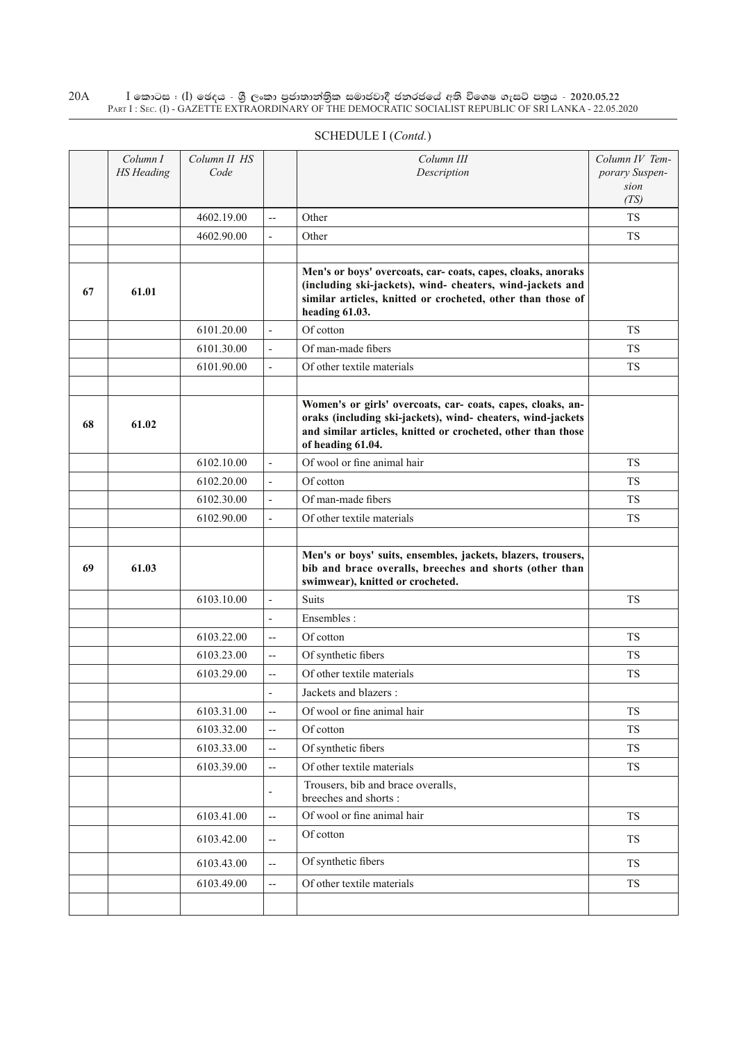SCHEDULE I (*Contd.*)

| | *Column I HS Heading* | *Column II HS Code* | | *Column III Description* | *Column IV Temporary Suspension (TS)* |
|---|---|---|---|---|---|
| | | 4602.19.00 | -- | Other | TS |
| | | 4602.90.00 | - | Other | TS |
| | | | | | |
| 67 | 61.01 | | | **Men's or boys' overcoats, car- coats, capes, cloaks, anoraks (including ski-jackets), wind- cheaters, wind-jackets and similar articles, knitted or crocheted, other than those of heading 61.03.** | |
| | | 6101.20.00 | - | Of cotton | TS |
| | | 6101.30.00 | - | Of man-made fibers | TS |
| | | 6101.90.00 | - | Of other textile materials | TS |
| | | | | | |
| 68 | 61.02 | | | **Women's or girls' overcoats, car- coats, capes, cloaks, anoraks (including ski-jackets), wind- cheaters, wind-jackets and similar articles, knitted or crocheted, other than those of heading 61.04.** | |
| | | 6102.10.00 | - | Of wool or fine animal hair | TS |
| | | 6102.20.00 | - | Of cotton | TS |
| | | 6102.30.00 | - | Of man-made fibers | TS |
| | | 6102.90.00 | - | Of other textile materials | TS |
| | | | | | |
| 69 | 61.03 | | | **Men's or boys' suits, ensembles, jackets, blazers, trousers, bib and brace overalls, breeches and shorts (other than swimwear), knitted or crocheted.** | |
| | | 6103.10.00 | - | Suits | TS |
| | | | - | Ensembles : | |
| | | 6103.22.00 | -- | Of cotton | TS |
| | | 6103.23.00 | -- | Of synthetic fibers | TS |
| | | 6103.29.00 | -- | Of other textile materials | TS |
| | | | - | Jackets and blazers : | |
| | | 6103.31.00 | -- | Of wool or fine animal hair | TS |
| | | 6103.32.00 | -- | Of cotton | TS |
| | | 6103.33.00 | -- | Of synthetic fibers | TS |
| | | 6103.39.00 | -- | Of other textile materials | TS |
| | | | - | Trousers, bib and brace overalls, breeches and shorts : | |
| | | 6103.41.00 | -- | Of wool or fine animal hair | TS |
| | | 6103.42.00 | -- | Of cotton | TS |
| | | 6103.43.00 | -- | Of synthetic fibers | TS |
| | | 6103.49.00 | -- | Of other textile materials | TS |
| | | | | | |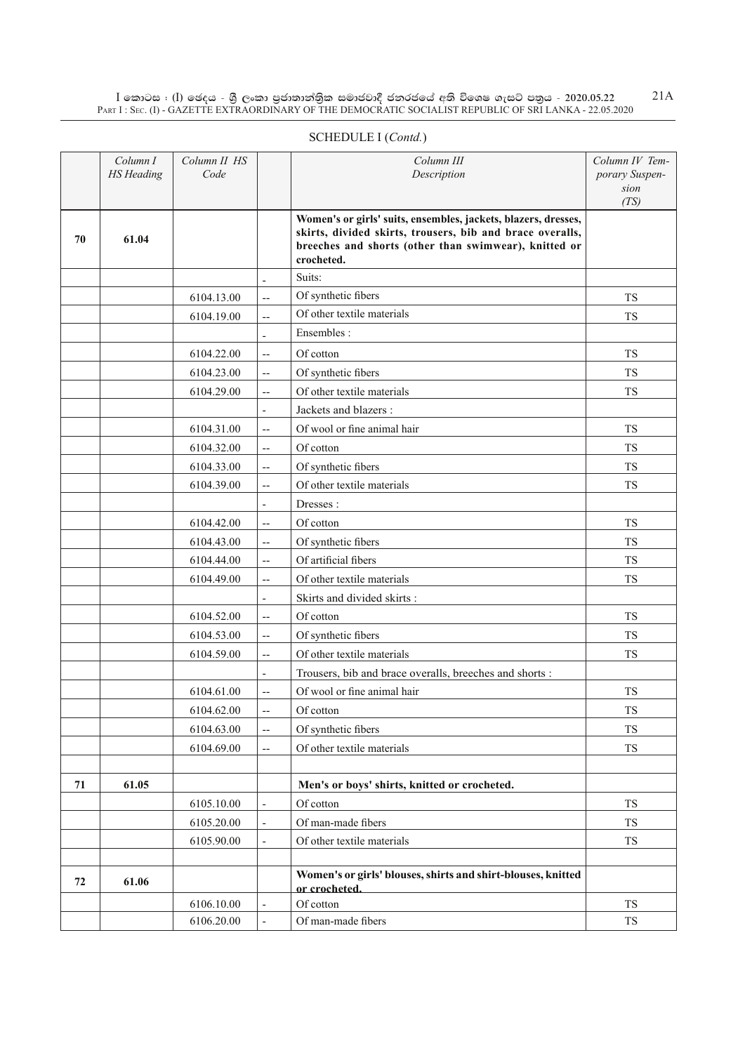SCHEDULE I (*Contd.*)

| | Column I HS Heading | Column II HS Code | | Column III Description | Column IV Temporary Suspension (TS) |
|---|---|---|---|---|---|
| 70 | 61.04 | | | **Women's or girls' suits, ensembles, jackets, blazers, dresses, skirts, divided skirts, trousers, bib and brace overalls, breeches and shorts (other than swimwear), knitted or crocheted.** | |
| | | | - | Suits: | |
| | | 6104.13.00 | -- | Of synthetic fibers | TS |
| | | 6104.19.00 | -- | Of other textile materials | TS |
| | | | - | Ensembles : | |
| | | 6104.22.00 | -- | Of cotton | TS |
| | | 6104.23.00 | -- | Of synthetic fibers | TS |
| | | 6104.29.00 | -- | Of other textile materials | TS |
| | | | - | Jackets and blazers : | |
| | | 6104.31.00 | -- | Of wool or fine animal hair | TS |
| | | 6104.32.00 | -- | Of cotton | TS |
| | | 6104.33.00 | -- | Of synthetic fibers | TS |
| | | 6104.39.00 | -- | Of other textile materials | TS |
| | | | - | Dresses : | |
| | | 6104.42.00 | -- | Of cotton | TS |
| | | 6104.43.00 | -- | Of synthetic fibers | TS |
| | | 6104.44.00 | -- | Of artificial fibers | TS |
| | | 6104.49.00 | -- | Of other textile materials | TS |
| | | | - | Skirts and divided skirts : | |
| | | 6104.52.00 | -- | Of cotton | TS |
| | | 6104.53.00 | -- | Of synthetic fibers | TS |
| | | 6104.59.00 | -- | Of other textile materials | TS |
| | | | - | Trousers, bib and brace overalls, breeches and shorts : | |
| | | 6104.61.00 | -- | Of wool or fine animal hair | TS |
| | | 6104.62.00 | -- | Of cotton | TS |
| | | 6104.63.00 | -- | Of synthetic fibers | TS |
| | | 6104.69.00 | -- | Of other textile materials | TS |
| | | | | | |
| 71 | 61.05 | | | **Men's or boys' shirts, knitted or crocheted.** | |
| | | 6105.10.00 | - | Of cotton | TS |
| | | 6105.20.00 | - | Of man-made fibers | TS |
| | | 6105.90.00 | - | Of other textile materials | TS |
| | | | | | |
| 72 | 61.06 | | | **Women's or girls' blouses, shirts and shirt-blouses, knitted or crocheted.** | |
| | | 6106.10.00 | - | Of cotton | TS |
| | | 6106.20.00 | - | Of man-made fibers | TS |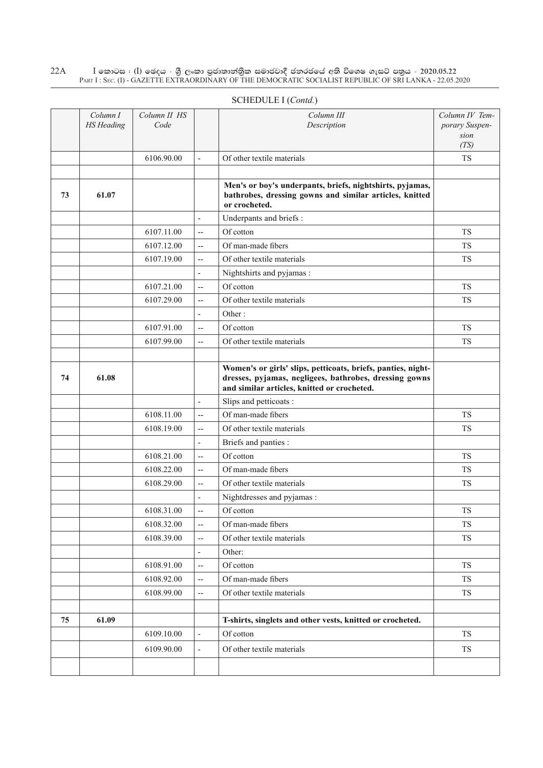SCHEDULE I (*Contd.*)

| | Column I HS Heading | Column II HS Code | | Column III Description | Column IV Temporary Suspension (TS) |
|---|---|---|---|---|---|
| | | 6106.90.00 | - | Of other textile materials | TS |
| | | | | | |
| 73 | 61.07 | | | **Men's or boy's underpants, briefs, nightshirts, pyjamas, bathrobes, dressing gowns and similar articles, knitted or crocheted.** | |
| | | | - | Underpants and briefs : | |
| | | 6107.11.00 | -- | Of cotton | TS |
| | | 6107.12.00 | -- | Of man-made fibers | TS |
| | | 6107.19.00 | -- | Of other textile materials | TS |
| | | | - | Nightshirts and pyjamas : | |
| | | 6107.21.00 | -- | Of cotton | TS |
| | | 6107.29.00 | -- | Of other textile materials | TS |
| | | | - | Other : | |
| | | 6107.91.00 | -- | Of cotton | TS |
| | | 6107.99.00 | -- | Of other textile materials | TS |
| | | | | | |
| 74 | 61.08 | | | **Women's or girls' slips, petticoats, briefs, panties, night-dresses, pyjamas, negligees, bathrobes, dressing gowns and similar articles, knitted or crocheted.** | |
| | | | - | Slips and petticoats : | |
| | | 6108.11.00 | -- | Of man-made fibers | TS |
| | | 6108.19.00 | -- | Of other textile materials | TS |
| | | | - | Briefs and panties : | |
| | | 6108.21.00 | -- | Of cotton | TS |
| | | 6108.22.00 | -- | Of man-made fibers | TS |
| | | 6108.29.00 | -- | Of other textile materials | TS |
| | | | - | Nightdresses and pyjamas : | |
| | | 6108.31.00 | -- | Of cotton | TS |
| | | 6108.32.00 | -- | Of man-made fibers | TS |
| | | 6108.39.00 | -- | Of other textile materials | TS |
| | | | - | Other: | |
| | | 6108.91.00 | -- | Of cotton | TS |
| | | 6108.92.00 | -- | Of man-made fibers | TS |
| | | 6108.99.00 | -- | Of other textile materials | TS |
| | | | | | |
| 75 | 61.09 | | | **T-shirts, singlets and other vests, knitted or crocheted.** | |
| | | 6109.10.00 | - | Of cotton | TS |
| | | 6109.90.00 | - | Of other textile materials | TS |
| | | | | | |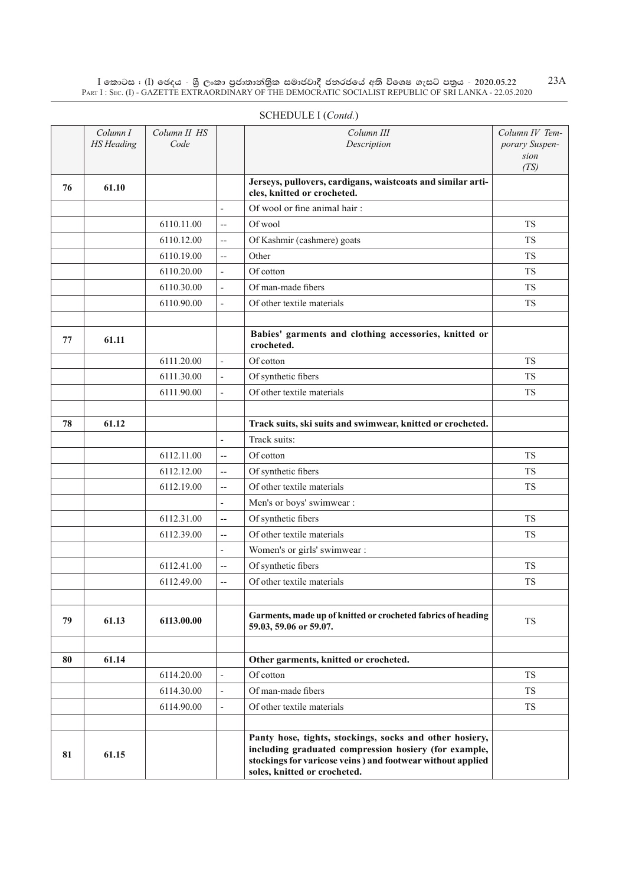SCHEDULE I (*Contd.*)

| | *Column I HS Heading* | *Column II HS Code* | | *Column III Description* | *Column IV Temporary Suspension (TS)* |
|---|---|---|---|---|---|
| **76** | **61.10** | | | **Jerseys, pullovers, cardigans, waistcoats and similar articles, knitted or crocheted.** | |
| | | | - | Of wool or fine animal hair : | |
| | | 6110.11.00 | -- | Of wool | TS |
| | | 6110.12.00 | -- | Of Kashmir (cashmere) goats | TS |
| | | 6110.19.00 | -- | Other | TS |
| | | 6110.20.00 | - | Of cotton | TS |
| | | 6110.30.00 | - | Of man-made fibers | TS |
| | | 6110.90.00 | - | Of other textile materials | TS |
| | | | | | |
| **77** | **61.11** | | | **Babies' garments and clothing accessories, knitted or crocheted.** | |
| | | 6111.20.00 | - | Of cotton | TS |
| | | 6111.30.00 | - | Of synthetic fibers | TS |
| | | 6111.90.00 | - | Of other textile materials | TS |
| | | | | | |
| **78** | **61.12** | | | **Track suits, ski suits and swimwear, knitted or crocheted.** | |
| | | | - | Track suits: | |
| | | 6112.11.00 | -- | Of cotton | TS |
| | | 6112.12.00 | -- | Of synthetic fibers | TS |
| | | 6112.19.00 | -- | Of other textile materials | TS |
| | | | - | Men's or boys' swimwear : | |
| | | 6112.31.00 | -- | Of synthetic fibers | TS |
| | | 6112.39.00 | -- | Of other textile materials | TS |
| | | | - | Women's or girls' swimwear : | |
| | | 6112.41.00 | -- | Of synthetic fibers | TS |
| | | 6112.49.00 | -- | Of other textile materials | TS |
| | | | | | |
| **79** | **61.13** | **6113.00.00** | | **Garments, made up of knitted or crocheted fabrics of heading 59.03, 59.06 or 59.07.** | TS |
| | | | | | |
| **80** | **61.14** | | | **Other garments, knitted or crocheted.** | |
| | | 6114.20.00 | - | Of cotton | TS |
| | | 6114.30.00 | - | Of man-made fibers | TS |
| | | 6114.90.00 | - | Of other textile materials | TS |
| | | | | | |
| **81** | **61.15** | | | **Panty hose, tights, stockings, socks and other hosiery, including graduated compression hosiery (for example, stockings for varicose veins ) and footwear without applied soles, knitted or crocheted.** | |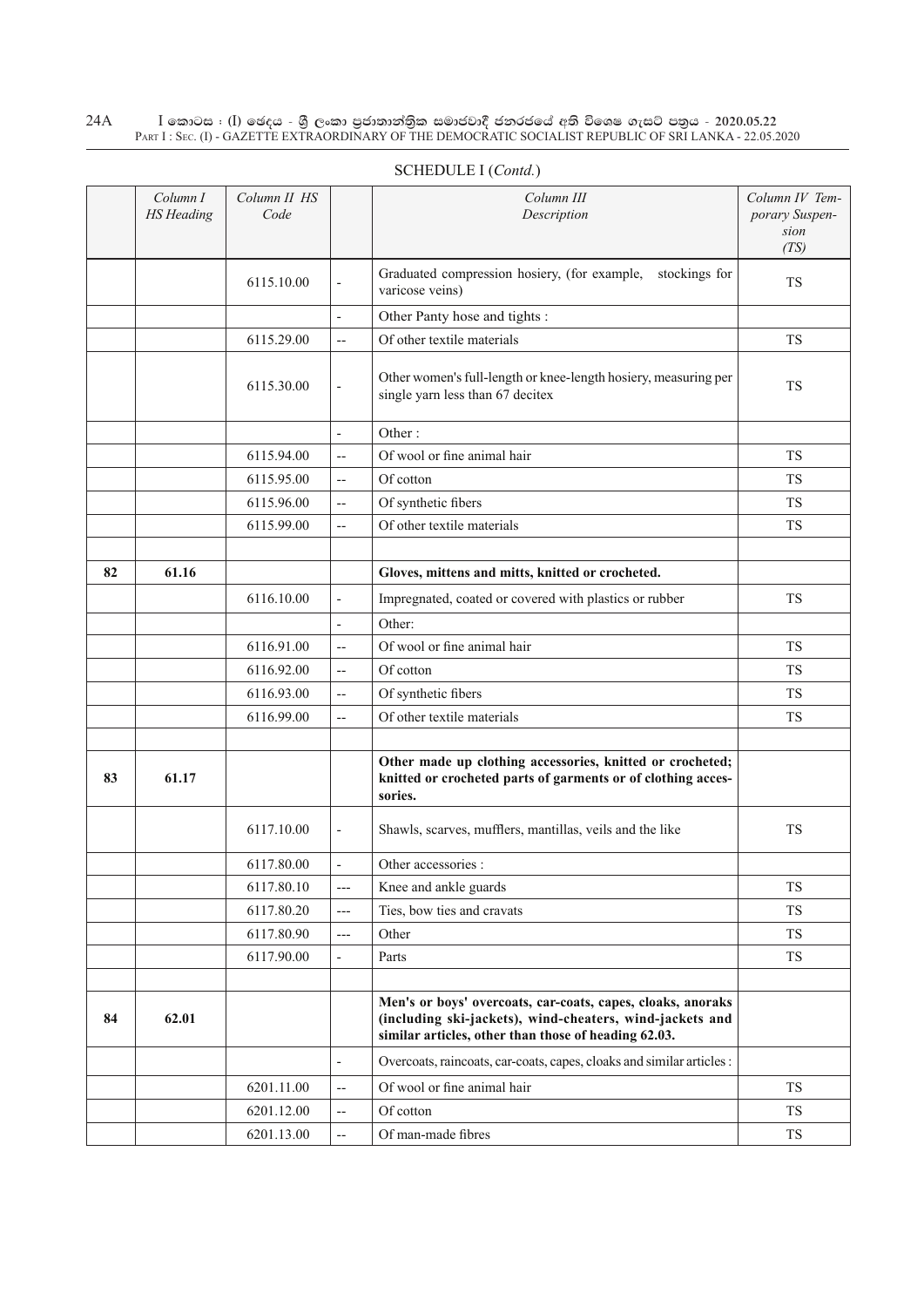SCHEDULE I (*Contd.*)

| | Column I HS Heading | Column II HS Code | | Column III Description | Column IV Temporary Suspension (TS) |
|---|---|---|---|---|---|
| | | 6115.10.00 | - | Graduated compression hosiery, (for example, stockings for varicose veins) | TS |
| | | | - | Other Panty hose and tights : | |
| | | 6115.29.00 | -- | Of other textile materials | TS |
| | | 6115.30.00 | - | Other women's full-length or knee-length hosiery, measuring per single yarn less than 67 decitex | TS |
| | | | - | Other : | |
| | | 6115.94.00 | -- | Of wool or fine animal hair | TS |
| | | 6115.95.00 | -- | Of cotton | TS |
| | | 6115.96.00 | -- | Of synthetic fibers | TS |
| | | 6115.99.00 | -- | Of other textile materials | TS |
| | | | | | |
| 82 | 61.16 | | | **Gloves, mittens and mitts, knitted or crocheted.** | |
| | | 6116.10.00 | - | Impregnated, coated or covered with plastics or rubber | TS |
| | | | - | Other: | |
| | | 6116.91.00 | -- | Of wool or fine animal hair | TS |
| | | 6116.92.00 | -- | Of cotton | TS |
| | | 6116.93.00 | -- | Of synthetic fibers | TS |
| | | 6116.99.00 | -- | Of other textile materials | TS |
| | | | | | |
| 83 | 61.17 | | | **Other made up clothing accessories, knitted or crocheted; knitted or crocheted parts of garments or of clothing accessories.** | |
| | | 6117.10.00 | - | Shawls, scarves, mufflers, mantillas, veils and the like | TS |
| | | 6117.80.00 | - | Other accessories : | |
| | | 6117.80.10 | --- | Knee and ankle guards | TS |
| | | 6117.80.20 | --- | Ties, bow ties and cravats | TS |
| | | 6117.80.90 | --- | Other | TS |
| | | 6117.90.00 | - | Parts | TS |
| | | | | | |
| 84 | 62.01 | | | **Men's or boys' overcoats, car-coats, capes, cloaks, anoraks (including ski-jackets), wind-cheaters, wind-jackets and similar articles, other than those of heading 62.03.** | |
| | | | - | Overcoats, raincoats, car-coats, capes, cloaks and similar articles : | |
| | | 6201.11.00 | -- | Of wool or fine animal hair | TS |
| | | 6201.12.00 | -- | Of cotton | TS |
| | | 6201.13.00 | -- | Of man-made fibres | TS |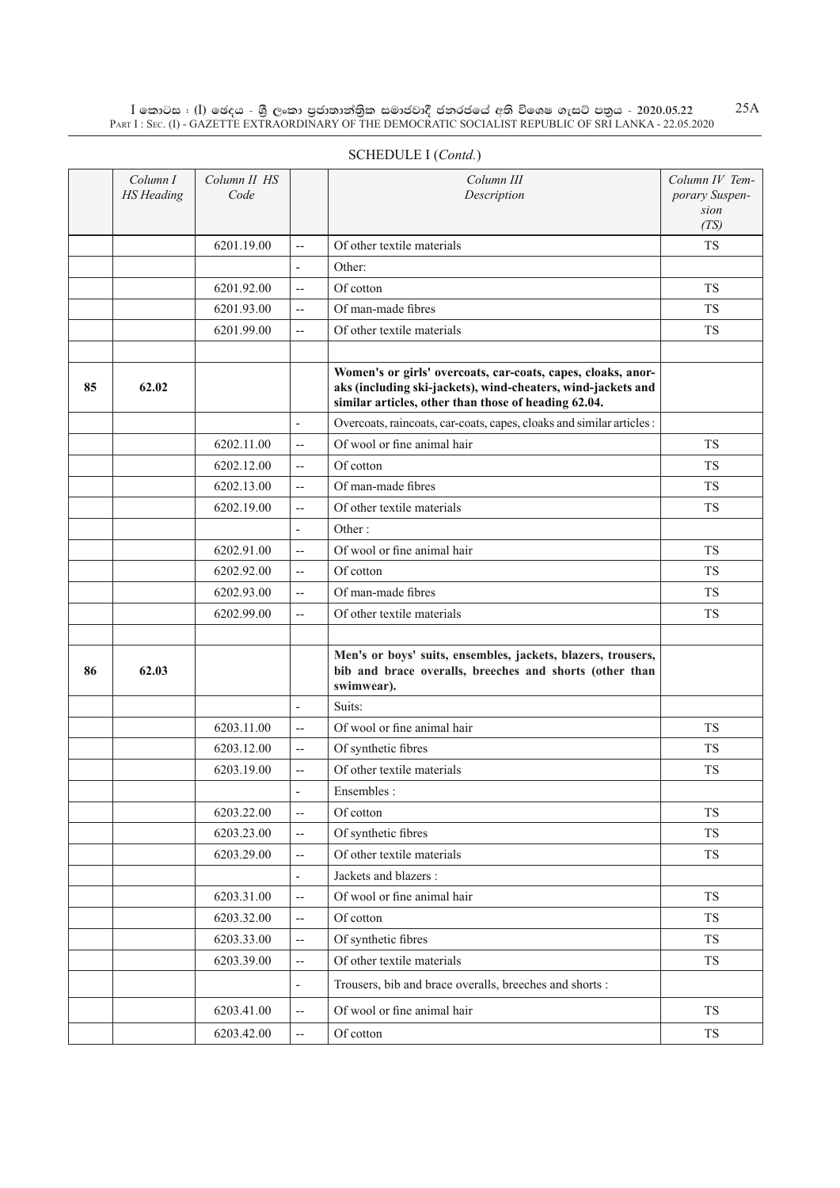SCHEDULE I (*Contd.*)

| | Column I HS Heading | Column II HS Code | | Column III Description | Column IV Temporary Suspension (TS) |
|---|---|---|---|---|---|
| | | 6201.19.00 | -- | Of other textile materials | TS |
| | | | - | Other: | |
| | | 6201.92.00 | -- | Of cotton | TS |
| | | 6201.93.00 | -- | Of man-made fibres | TS |
| | | 6201.99.00 | -- | Of other textile materials | TS |
| | | | | | |
| 85 | 62.02 | | | **Women's or girls' overcoats, car-coats, capes, cloaks, anoraks (including ski-jackets), wind-cheaters, wind-jackets and similar articles, other than those of heading 62.04.** | |
| | | | - | Overcoats, raincoats, car-coats, capes, cloaks and similar articles : | |
| | | 6202.11.00 | -- | Of wool or fine animal hair | TS |
| | | 6202.12.00 | -- | Of cotton | TS |
| | | 6202.13.00 | -- | Of man-made fibres | TS |
| | | 6202.19.00 | -- | Of other textile materials | TS |
| | | | - | Other : | |
| | | 6202.91.00 | -- | Of wool or fine animal hair | TS |
| | | 6202.92.00 | -- | Of cotton | TS |
| | | 6202.93.00 | -- | Of man-made fibres | TS |
| | | 6202.99.00 | -- | Of other textile materials | TS |
| | | | | | |
| 86 | 62.03 | | | **Men's or boys' suits, ensembles, jackets, blazers, trousers, bib and brace overalls, breeches and shorts (other than swimwear).** | |
| | | | - | Suits: | |
| | | 6203.11.00 | -- | Of wool or fine animal hair | TS |
| | | 6203.12.00 | -- | Of synthetic fibres | TS |
| | | 6203.19.00 | -- | Of other textile materials | TS |
| | | | - | Ensembles : | |
| | | 6203.22.00 | -- | Of cotton | TS |
| | | 6203.23.00 | -- | Of synthetic fibres | TS |
| | | 6203.29.00 | -- | Of other textile materials | TS |
| | | | - | Jackets and blazers : | |
| | | 6203.31.00 | -- | Of wool or fine animal hair | TS |
| | | 6203.32.00 | -- | Of cotton | TS |
| | | 6203.33.00 | -- | Of synthetic fibres | TS |
| | | 6203.39.00 | -- | Of other textile materials | TS |
| | | | - | Trousers, bib and brace overalls, breeches and shorts : | |
| | | 6203.41.00 | -- | Of wool or fine animal hair | TS |
| | | 6203.42.00 | -- | Of cotton | TS |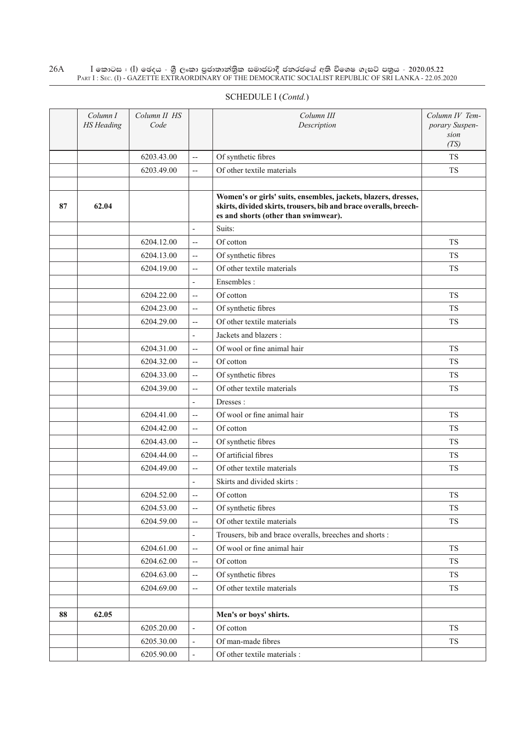SCHEDULE I (*Contd.*)

| | *Column I HS Heading* | *Column II HS Code* | | *Column III Description* | *Column IV Temporary Suspension (TS)* |
|---|---|---|---|---|---|
| | | 6203.43.00 | -- | Of synthetic fibres | TS |
| | | 6203.49.00 | -- | Of other textile materials | TS |
| | | | | | |
| **87** | **62.04** | | | **Women's or girls' suits, ensembles, jackets, blazers, dresses, skirts, divided skirts, trousers, bib and brace overalls, breeches and shorts (other than swimwear).** | |
| | | | - | Suits: | |
| | | 6204.12.00 | -- | Of cotton | TS |
| | | 6204.13.00 | -- | Of synthetic fibres | TS |
| | | 6204.19.00 | -- | Of other textile materials | TS |
| | | | - | Ensembles : | |
| | | 6204.22.00 | -- | Of cotton | TS |
| | | 6204.23.00 | -- | Of synthetic fibres | TS |
| | | 6204.29.00 | -- | Of other textile materials | TS |
| | | | - | Jackets and blazers : | |
| | | 6204.31.00 | -- | Of wool or fine animal hair | TS |
| | | 6204.32.00 | -- | Of cotton | TS |
| | | 6204.33.00 | -- | Of synthetic fibres | TS |
| | | 6204.39.00 | -- | Of other textile materials | TS |
| | | | - | Dresses : | |
| | | 6204.41.00 | -- | Of wool or fine animal hair | TS |
| | | 6204.42.00 | -- | Of cotton | TS |
| | | 6204.43.00 | -- | Of synthetic fibres | TS |
| | | 6204.44.00 | -- | Of artificial fibres | TS |
| | | 6204.49.00 | -- | Of other textile materials | TS |
| | | | - | Skirts and divided skirts : | |
| | | 6204.52.00 | -- | Of cotton | TS |
| | | 6204.53.00 | -- | Of synthetic fibres | TS |
| | | 6204.59.00 | -- | Of other textile materials | TS |
| | | | - | Trousers, bib and brace overalls, breeches and shorts : | |
| | | 6204.61.00 | -- | Of wool or fine animal hair | TS |
| | | 6204.62.00 | -- | Of cotton | TS |
| | | 6204.63.00 | -- | Of synthetic fibres | TS |
| | | 6204.69.00 | -- | Of other textile materials | TS |
| | | | | | |
| **88** | **62.05** | | | **Men's or boys' shirts.** | |
| | | 6205.20.00 | - | Of cotton | TS |
| | | 6205.30.00 | - | Of man-made fibres | TS |
| | | 6205.90.00 | - | Of other textile materials : | |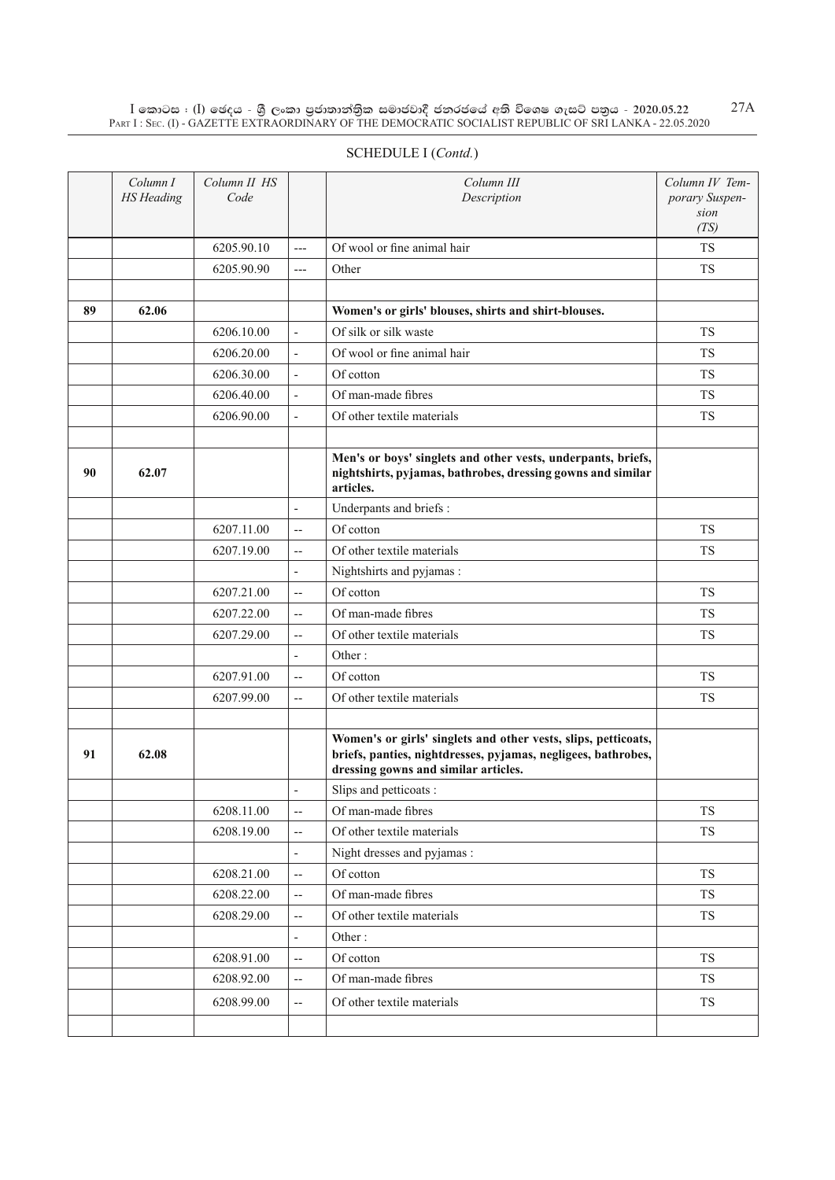SCHEDULE I (*Contd.*)

| | *Column I HS Heading* | *Column II HS Code* | | *Column III Description* | *Column IV Temporary Suspension (TS)* |
|---|---|---|---|---|---|
| | | 6205.90.10 | --- | Of wool or fine animal hair | TS |
| | | 6205.90.90 | --- | Other | TS |
| | | | | | |
| **89** | **62.06** | | | **Women's or girls' blouses, shirts and shirt-blouses.** | |
| | | 6206.10.00 | - | Of silk or silk waste | TS |
| | | 6206.20.00 | - | Of wool or fine animal hair | TS |
| | | 6206.30.00 | - | Of cotton | TS |
| | | 6206.40.00 | - | Of man-made fibres | TS |
| | | 6206.90.00 | - | Of other textile materials | TS |
| | | | | | |
| **90** | **62.07** | | | **Men's or boys' singlets and other vests, underpants, briefs, nightshirts, pyjamas, bathrobes, dressing gowns and similar articles.** | |
| | | | - | Underpants and briefs : | |
| | | 6207.11.00 | -- | Of cotton | TS |
| | | 6207.19.00 | -- | Of other textile materials | TS |
| | | | - | Nightshirts and pyjamas : | |
| | | 6207.21.00 | -- | Of cotton | TS |
| | | 6207.22.00 | -- | Of man-made fibres | TS |
| | | 6207.29.00 | -- | Of other textile materials | TS |
| | | | - | Other : | |
| | | 6207.91.00 | -- | Of cotton | TS |
| | | 6207.99.00 | -- | Of other textile materials | TS |
| | | | | | |
| **91** | **62.08** | | | **Women's or girls' singlets and other vests, slips, petticoats, briefs, panties, nightdresses, pyjamas, negligees, bathrobes, dressing gowns and similar articles.** | |
| | | | - | Slips and petticoats : | |
| | | 6208.11.00 | -- | Of man-made fibres | TS |
| | | 6208.19.00 | -- | Of other textile materials | TS |
| | | | - | Night dresses and pyjamas : | |
| | | 6208.21.00 | -- | Of cotton | TS |
| | | 6208.22.00 | -- | Of man-made fibres | TS |
| | | 6208.29.00 | -- | Of other textile materials | TS |
| | | | - | Other : | |
| | | 6208.91.00 | -- | Of cotton | TS |
| | | 6208.92.00 | -- | Of man-made fibres | TS |
| | | 6208.99.00 | -- | Of other textile materials | TS |
| | | | | | |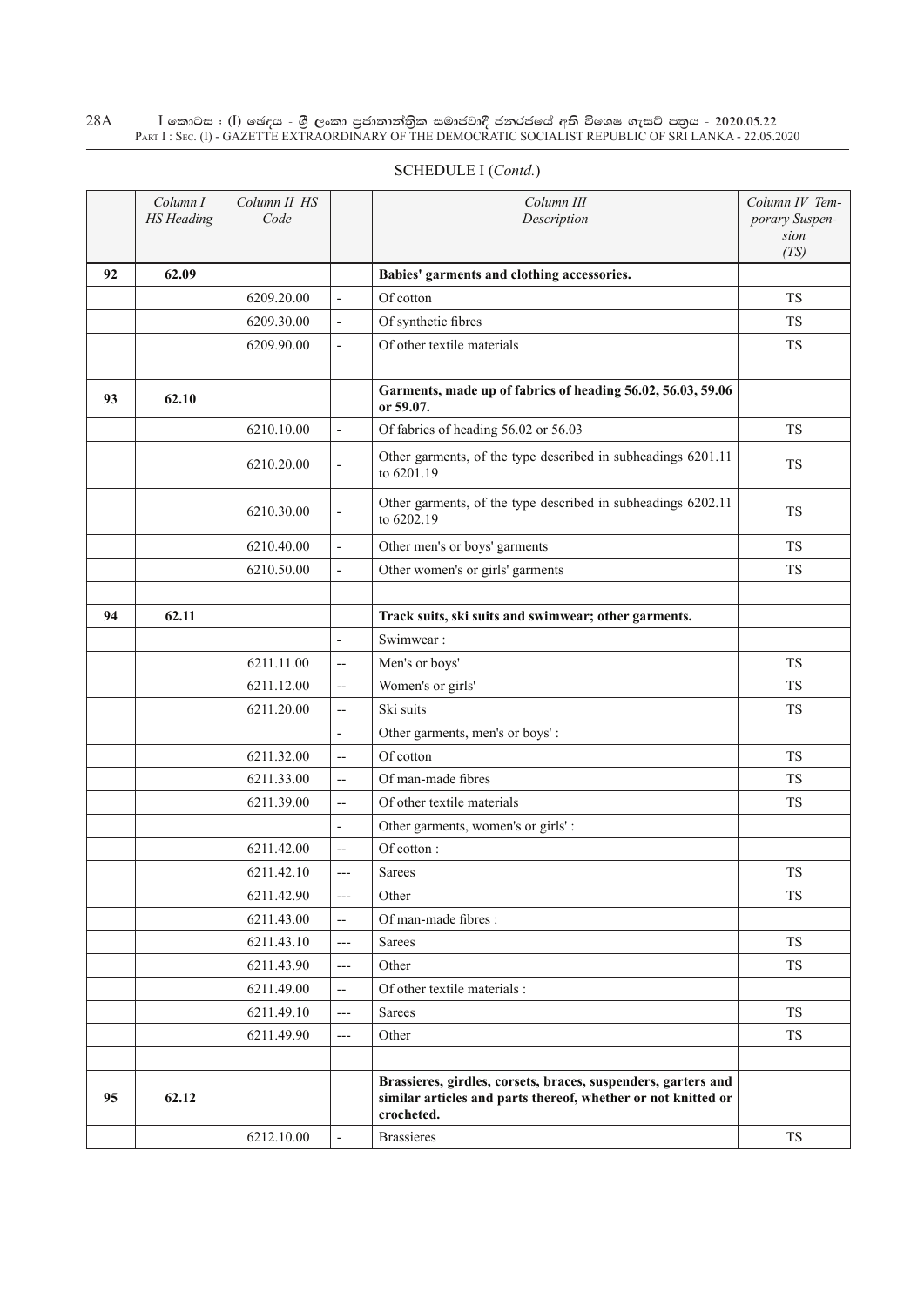SCHEDULE I (*Contd.*)

| | *Column I HS Heading* | *Column II HS Code* | | *Column III Description* | *Column IV Temporary Suspension (TS)* |
|---|---|---|---|---|---|
| **92** | **62.09** | | | **Babies' garments and clothing accessories.** | |
| | | 6209.20.00 | - | Of cotton | TS |
| | | 6209.30.00 | - | Of synthetic fibres | TS |
| | | 6209.90.00 | - | Of other textile materials | TS |
| | | | | | |
| **93** | **62.10** | | | **Garments, made up of fabrics of heading 56.02, 56.03, 59.06 or 59.07.** | |
| | | 6210.10.00 | - | Of fabrics of heading 56.02 or 56.03 | TS |
| | | 6210.20.00 | - | Other garments, of the type described in subheadings 6201.11 to 6201.19 | TS |
| | | 6210.30.00 | - | Other garments, of the type described in subheadings 6202.11 to 6202.19 | TS |
| | | 6210.40.00 | - | Other men's or boys' garments | TS |
| | | 6210.50.00 | - | Other women's or girls' garments | TS |
| | | | | | |
| **94** | **62.11** | | | **Track suits, ski suits and swimwear; other garments.** | |
| | | | - | Swimwear : | |
| | | 6211.11.00 | -- | Men's or boys' | TS |
| | | 6211.12.00 | -- | Women's or girls' | TS |
| | | 6211.20.00 | -- | Ski suits | TS |
| | | | - | Other garments, men's or boys' : | |
| | | 6211.32.00 | -- | Of cotton | TS |
| | | 6211.33.00 | -- | Of man-made fibres | TS |
| | | 6211.39.00 | -- | Of other textile materials | TS |
| | | | - | Other garments, women's or girls' : | |
| | | 6211.42.00 | -- | Of cotton : | |
| | | 6211.42.10 | --- | Sarees | TS |
| | | 6211.42.90 | --- | Other | TS |
| | | 6211.43.00 | -- | Of man-made fibres : | |
| | | 6211.43.10 | --- | Sarees | TS |
| | | 6211.43.90 | --- | Other | TS |
| | | 6211.49.00 | -- | Of other textile materials : | |
| | | 6211.49.10 | --- | Sarees | TS |
| | | 6211.49.90 | --- | Other | TS |
| | | | | | |
| **95** | **62.12** | | | **Brassieres, girdles, corsets, braces, suspenders, garters and similar articles and parts thereof, whether or not knitted or crocheted.** | |
| | | 6212.10.00 | - | Brassieres | TS |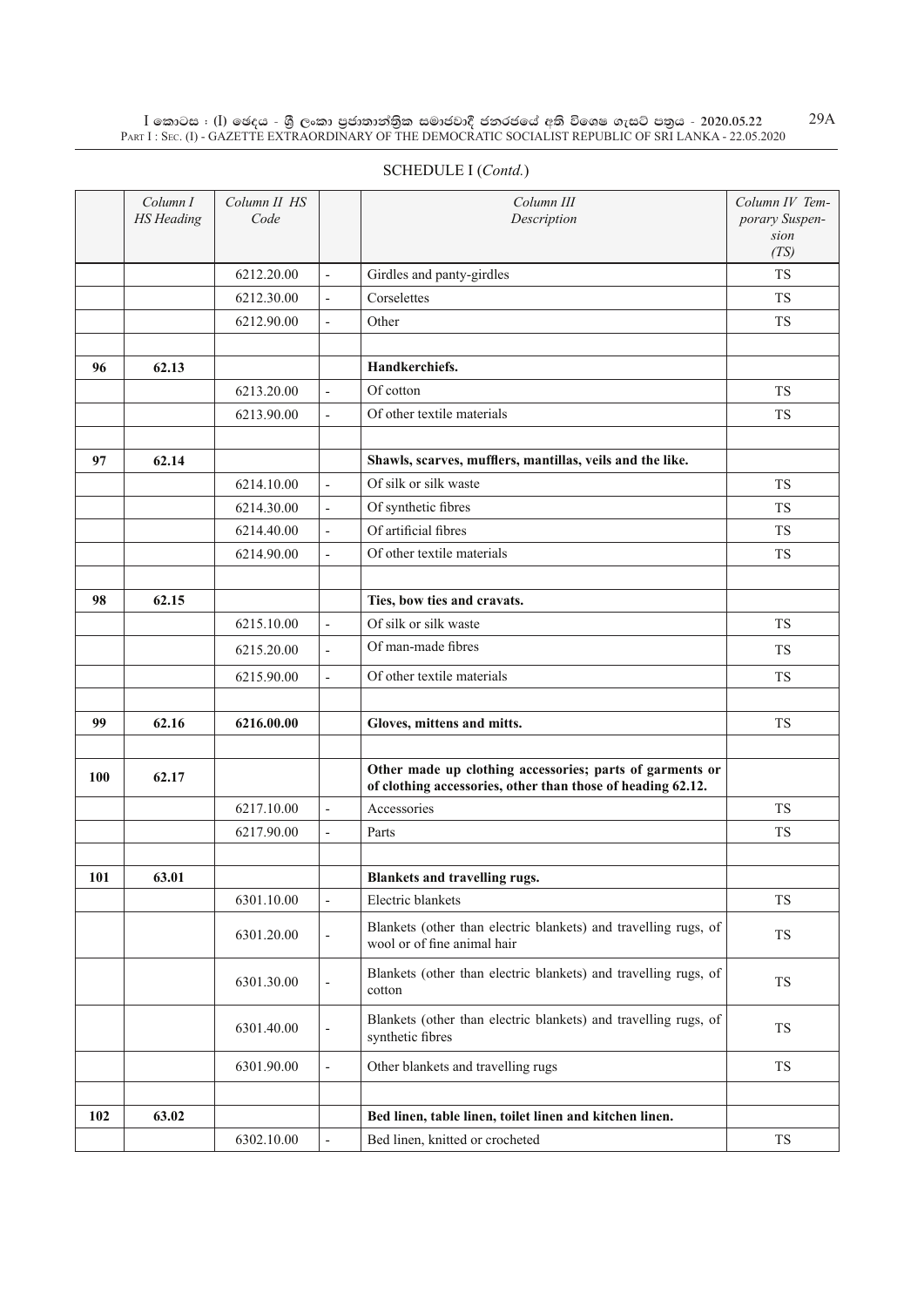SCHEDULE I (*Contd.*)

| | Column I HS Heading | Column II HS Code | | Column III Description | Column IV Temporary Suspension (TS) |
|---|---|---|---|---|---|
| | | 6212.20.00 | - | Girdles and panty-girdles | TS |
| | | 6212.30.00 | - | Corselettes | TS |
| | | 6212.90.00 | - | Other | TS |
| | | | | | |
| **96** | **62.13** | | | **Handkerchiefs.** | |
| | | 6213.20.00 | - | Of cotton | TS |
| | | 6213.90.00 | - | Of other textile materials | TS |
| | | | | | |
| **97** | **62.14** | | | **Shawls, scarves, mufflers, mantillas, veils and the like.** | |
| | | 6214.10.00 | - | Of silk or silk waste | TS |
| | | 6214.30.00 | - | Of synthetic fibres | TS |
| | | 6214.40.00 | - | Of artificial fibres | TS |
| | | 6214.90.00 | - | Of other textile materials | TS |
| | | | | | |
| **98** | **62.15** | | | **Ties, bow ties and cravats.** | |
| | | 6215.10.00 | - | Of silk or silk waste | TS |
| | | 6215.20.00 | - | Of man-made fibres | TS |
| | | 6215.90.00 | - | Of other textile materials | TS |
| | | | | | |
| **99** | **62.16** | **6216.00.00** | | **Gloves, mittens and mitts.** | TS |
| | | | | | |
| **100** | **62.17** | | | **Other made up clothing accessories; parts of garments or of clothing accessories, other than those of heading 62.12.** | |
| | | 6217.10.00 | - | Accessories | TS |
| | | 6217.90.00 | - | Parts | TS |
| | | | | | |
| **101** | **63.01** | | | **Blankets and travelling rugs.** | |
| | | 6301.10.00 | - | Electric blankets | TS |
| | | 6301.20.00 | - | Blankets (other than electric blankets) and travelling rugs, of wool or of fine animal hair | TS |
| | | 6301.30.00 | - | Blankets (other than electric blankets) and travelling rugs, of cotton | TS |
| | | 6301.40.00 | - | Blankets (other than electric blankets) and travelling rugs, of synthetic fibres | TS |
| | | 6301.90.00 | - | Other blankets and travelling rugs | TS |
| | | | | | |
| **102** | **63.02** | | | **Bed linen, table linen, toilet linen and kitchen linen.** | |
| | | 6302.10.00 | - | Bed linen, knitted or crocheted | TS |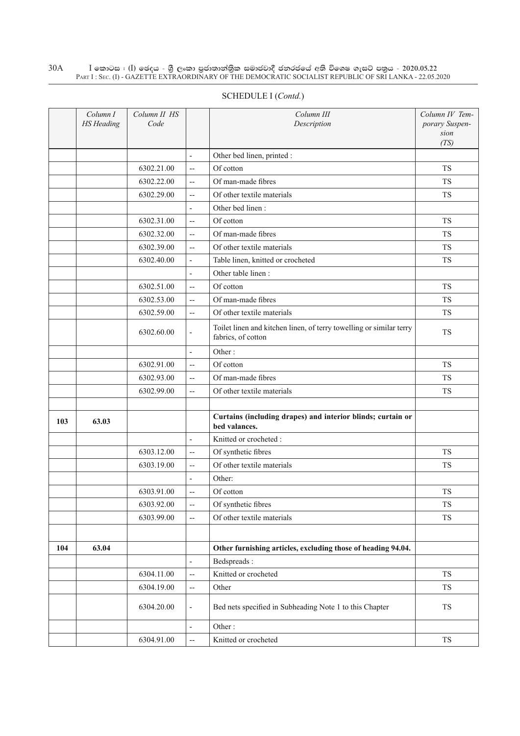SCHEDULE I (*Contd.*)

| | *Column I HS Heading* | *Column II HS Code* | | *Column III Description* | *Column IV Temporary Suspension (TS)* |
|---|---|---|---|---|---|
| | | | - | Other bed linen, printed : | |
| | | 6302.21.00 | -- | Of cotton | TS |
| | | 6302.22.00 | -- | Of man-made fibres | TS |
| | | 6302.29.00 | -- | Of other textile materials | TS |
| | | | - | Other bed linen : | |
| | | 6302.31.00 | -- | Of cotton | TS |
| | | 6302.32.00 | -- | Of man-made fibres | TS |
| | | 6302.39.00 | -- | Of other textile materials | TS |
| | | 6302.40.00 | - | Table linen, knitted or crocheted | TS |
| | | | - | Other table linen : | |
| | | 6302.51.00 | -- | Of cotton | TS |
| | | 6302.53.00 | -- | Of man-made fibres | TS |
| | | 6302.59.00 | -- | Of other textile materials | TS |
| | | 6302.60.00 | - | Toilet linen and kitchen linen, of terry towelling or similar terry fabrics, of cotton | TS |
| | | | - | Other : | |
| | | 6302.91.00 | -- | Of cotton | TS |
| | | 6302.93.00 | -- | Of man-made fibres | TS |
| | | 6302.99.00 | -- | Of other textile materials | TS |
| | | | | | |
| **103** | **63.03** | | | **Curtains (including drapes) and interior blinds; curtain or bed valances.** | |
| | | | - | Knitted or crocheted : | |
| | | 6303.12.00 | -- | Of synthetic fibres | TS |
| | | 6303.19.00 | -- | Of other textile materials | TS |
| | | | - | Other: | |
| | | 6303.91.00 | -- | Of cotton | TS |
| | | 6303.92.00 | -- | Of synthetic fibres | TS |
| | | 6303.99.00 | -- | Of other textile materials | TS |
| | | | | | |
| **104** | **63.04** | | | **Other furnishing articles, excluding those of heading 94.04.** | |
| | | | - | Bedspreads : | |
| | | 6304.11.00 | -- | Knitted or crocheted | TS |
| | | 6304.19.00 | -- | Other | TS |
| | | 6304.20.00 | - | Bed nets specified in Subheading Note 1 to this Chapter | TS |
| | | | - | Other : | |
| | | 6304.91.00 | -- | Knitted or crocheted | TS |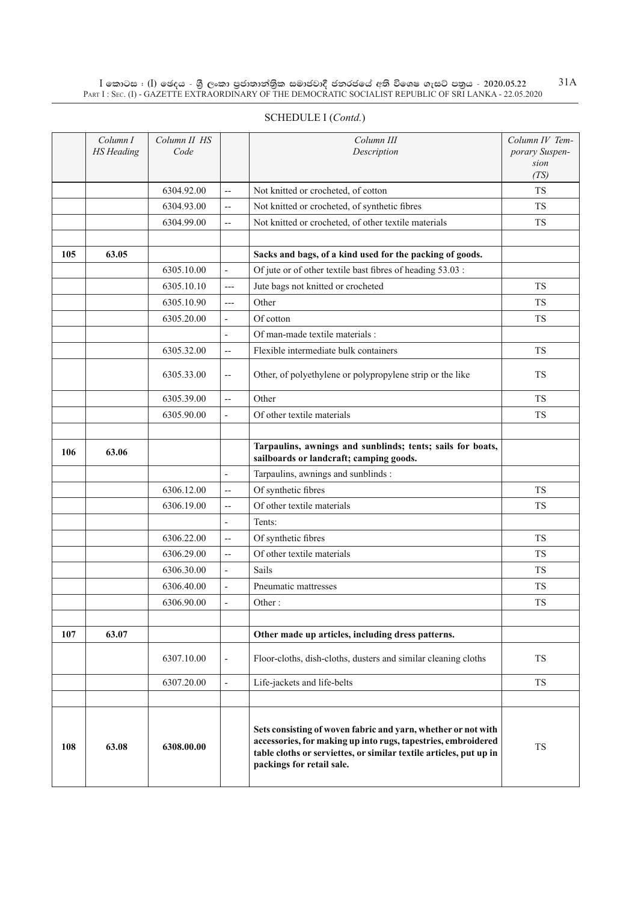SCHEDULE I (*Contd.*)

| | *Column I HS Heading* | *Column II HS Code* | | *Column III Description* | *Column IV Temporary Suspension (TS)* |
|---|---|---|---|---|---|
| | | 6304.92.00 | -- | Not knitted or crocheted, of cotton | TS |
| | | 6304.93.00 | -- | Not knitted or crocheted, of synthetic fibres | TS |
| | | 6304.99.00 | -- | Not knitted or crocheted, of other textile materials | TS |
| | | | | | |
| **105** | **63.05** | | | **Sacks and bags, of a kind used for the packing of goods.** | |
| | | 6305.10.00 | - | Of jute or of other textile bast fibres of heading 53.03 : | |
| | | 6305.10.10 | --- | Jute bags not knitted or crocheted | TS |
| | | 6305.10.90 | --- | Other | TS |
| | | 6305.20.00 | - | Of cotton | TS |
| | | | - | Of man-made textile materials : | |
| | | 6305.32.00 | -- | Flexible intermediate bulk containers | TS |
| | | 6305.33.00 | -- | Other, of polyethylene or polypropylene strip or the like | TS |
| | | 6305.39.00 | -- | Other | TS |
| | | 6305.90.00 | - | Of other textile materials | TS |
| | | | | | |
| **106** | **63.06** | | | **Tarpaulins, awnings and sunblinds; tents; sails for boats, sailboards or landcraft; camping goods.** | |
| | | | - | Tarpaulins, awnings and sunblinds : | |
| | | 6306.12.00 | -- | Of synthetic fibres | TS |
| | | 6306.19.00 | -- | Of other textile materials | TS |
| | | | - | Tents: | |
| | | 6306.22.00 | -- | Of synthetic fibres | TS |
| | | 6306.29.00 | -- | Of other textile materials | TS |
| | | 6306.30.00 | - | Sails | TS |
| | | 6306.40.00 | - | Pneumatic mattresses | TS |
| | | 6306.90.00 | - | Other : | TS |
| | | | | | |
| **107** | **63.07** | | | **Other made up articles, including dress patterns.** | |
| | | 6307.10.00 | - | Floor-cloths, dish-cloths, dusters and similar cleaning cloths | TS |
| | | 6307.20.00 | - | Life-jackets and life-belts | TS |
| | | | | | |
| **108** | **63.08** | **6308.00.00** | | **Sets consisting of woven fabric and yarn, whether or not with accessories, for making up into rugs, tapestries, embroidered table cloths or serviettes, or similar textile articles, put up in packings for retail sale.** | TS |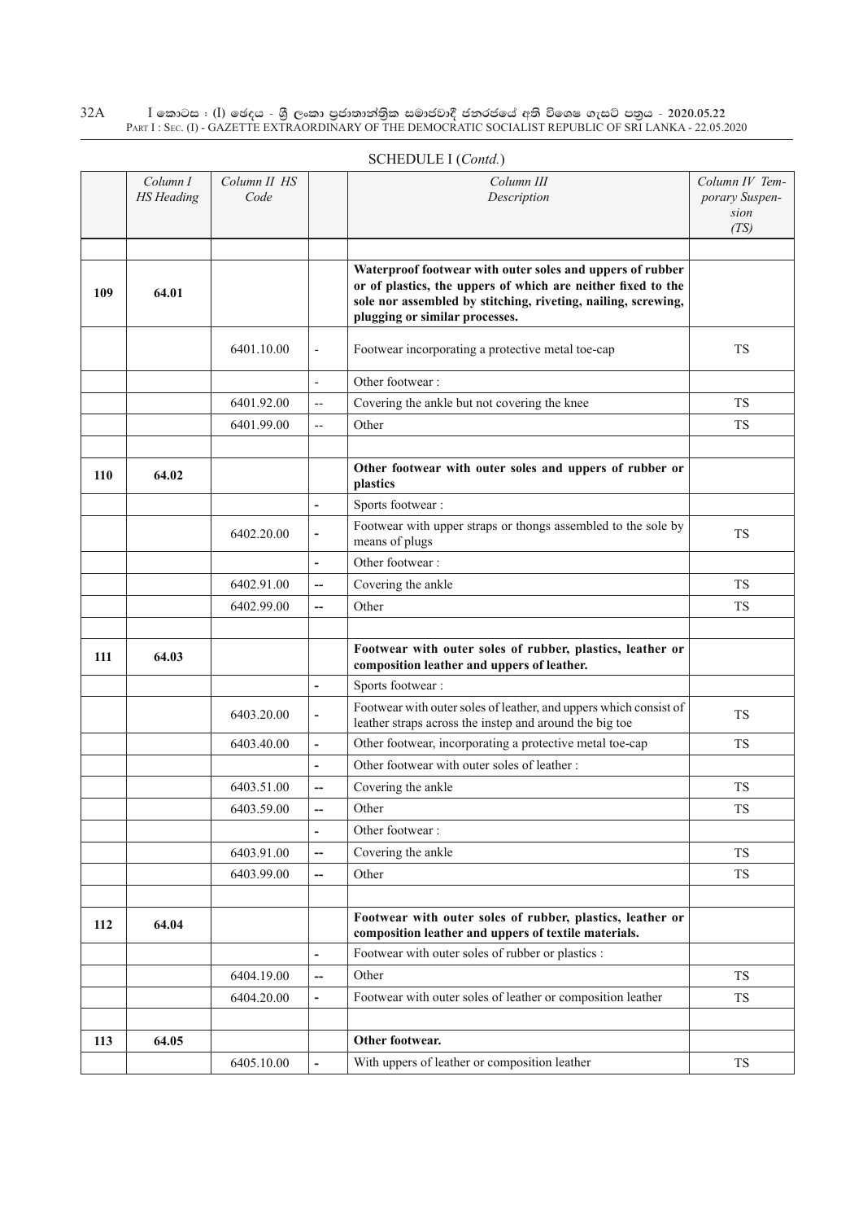SCHEDULE I (*Contd.*)

| | *Column I HS Heading* | *Column II HS Code* | | *Column III Description* | *Column IV Temporary Suspension (TS)* |
|---|---|---|---|---|---|
| | | | | | |
| **109** | **64.01** | | | **Waterproof footwear with outer soles and uppers of rubber or of plastics, the uppers of which are neither fixed to the sole nor assembled by stitching, riveting, nailing, screwing, plugging or similar processes.** | |
| | | 6401.10.00 | - | Footwear incorporating a protective metal toe-cap | TS |
| | | | - | Other footwear : | |
| | | 6401.92.00 | -- | Covering the ankle but not covering the knee | TS |
| | | 6401.99.00 | -- | Other | TS |
| | | | | | |
| **110** | **64.02** | | | **Other footwear with outer soles and uppers of rubber or plastics** | |
| | | | - | Sports footwear : | |
| | | 6402.20.00 | - | Footwear with upper straps or thongs assembled to the sole by means of plugs | TS |
| | | | - | Other footwear : | |
| | | 6402.91.00 | -- | Covering the ankle | TS |
| | | 6402.99.00 | -- | Other | TS |
| | | | | | |
| **111** | **64.03** | | | **Footwear with outer soles of rubber, plastics, leather or composition leather and uppers of leather.** | |
| | | | - | Sports footwear : | |
| | | 6403.20.00 | - | Footwear with outer soles of leather, and uppers which consist of leather straps across the instep and around the big toe | TS |
| | | 6403.40.00 | - | Other footwear, incorporating a protective metal toe-cap | TS |
| | | | - | Other footwear with outer soles of leather : | |
| | | 6403.51.00 | -- | Covering the ankle | TS |
| | | 6403.59.00 | -- | Other | TS |
| | | | - | Other footwear : | |
| | | 6403.91.00 | -- | Covering the ankle | TS |
| | | 6403.99.00 | -- | Other | TS |
| | | | | | |
| **112** | **64.04** | | | **Footwear with outer soles of rubber, plastics, leather or composition leather and uppers of textile materials.** | |
| | | | - | Footwear with outer soles of rubber or plastics : | |
| | | 6404.19.00 | -- | Other | TS |
| | | 6404.20.00 | - | Footwear with outer soles of leather or composition leather | TS |
| | | | | | |
| **113** | **64.05** | | | **Other footwear.** | |
| | | 6405.10.00 | - | With uppers of leather or composition leather | TS |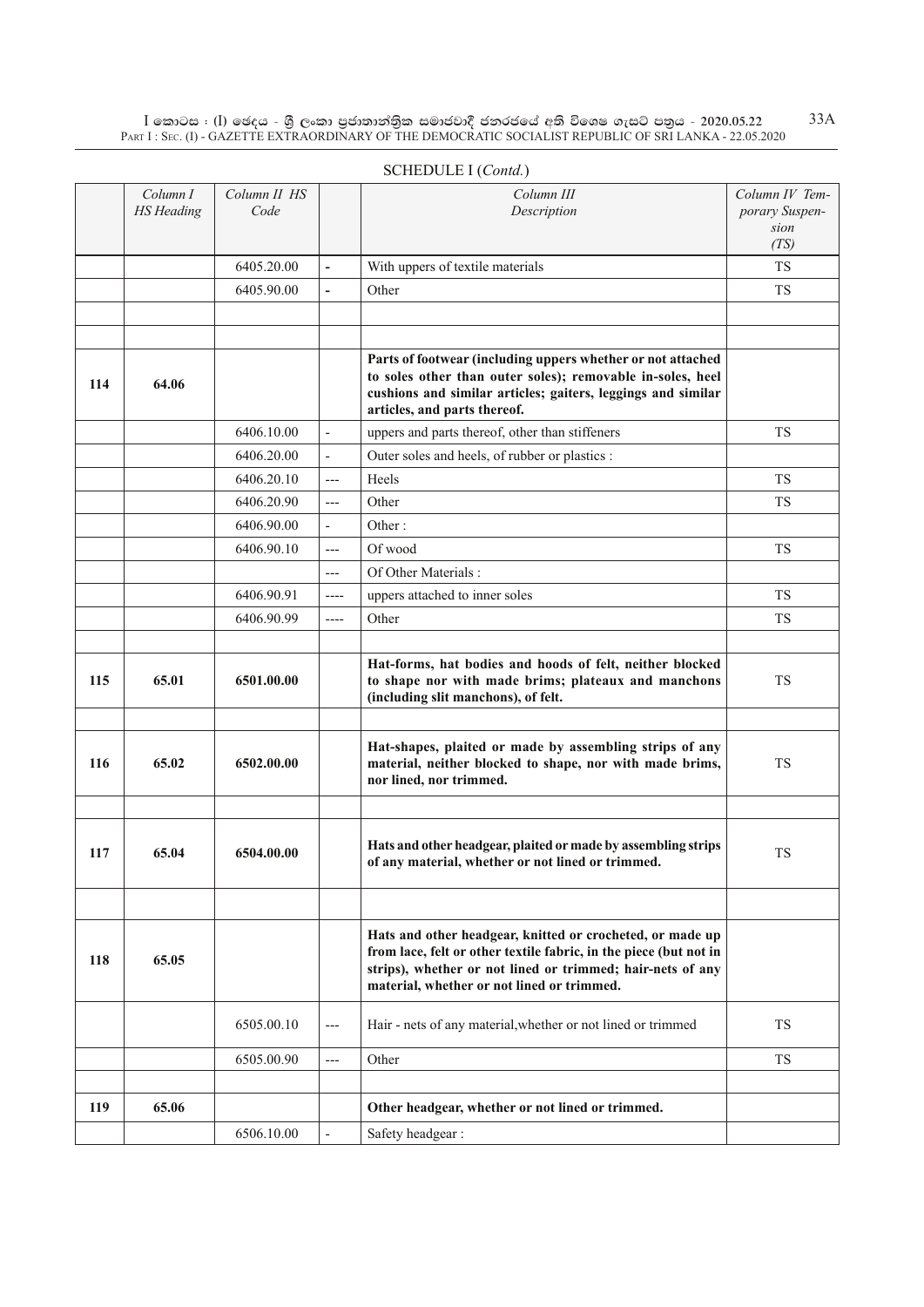SCHEDULE I (*Contd.*)

|  | Column I HS Heading | Column II HS Code |  | Column III Description | Column IV Temporary Suspension (TS) |
|---|---|---|---|---|---|
|  |  | 6405.20.00 | - | With uppers of textile materials | TS |
|  |  | 6405.90.00 | - | Other | TS |
|  |  |  |  |  |  |
|  |  |  |  |  |  |
| **114** | **64.06** |  |  | **Parts of footwear (including uppers whether or not attached to soles other than outer soles); removable in-soles, heel cushions and similar articles; gaiters, leggings and similar articles, and parts thereof.** |  |
|  |  | 6406.10.00 | - | uppers and parts thereof, other than stiffeners | TS |
|  |  | 6406.20.00 | - | Outer soles and heels, of rubber or plastics : |  |
|  |  | 6406.20.10 | --- | Heels | TS |
|  |  | 6406.20.90 | --- | Other | TS |
|  |  | 6406.90.00 | - | Other : |  |
|  |  | 6406.90.10 | --- | Of wood | TS |
|  |  |  | --- | Of Other Materials : |  |
|  |  | 6406.90.91 | ---- | uppers attached to inner soles | TS |
|  |  | 6406.90.99 | ---- | Other | TS |
|  |  |  |  |  |  |
| **115** | **65.01** | **6501.00.00** |  | **Hat-forms, hat bodies and hoods of felt, neither blocked to shape nor with made brims; plateaux and manchons (including slit manchons), of felt.** | TS |
|  |  |  |  |  |  |
| **116** | **65.02** | **6502.00.00** |  | **Hat-shapes, plaited or made by assembling strips of any material, neither blocked to shape, nor with made brims, nor lined, nor trimmed.** | TS |
|  |  |  |  |  |  |
| **117** | **65.04** | **6504.00.00** |  | **Hats and other headgear, plaited or made by assembling strips of any material, whether or not lined or trimmed.** | TS |
|  |  |  |  |  |  |
| **118** | **65.05** |  |  | **Hats and other headgear, knitted or crocheted, or made up from lace, felt or other textile fabric, in the piece (but not in strips), whether or not lined or trimmed; hair-nets of any material, whether or not lined or trimmed.** |  |
|  |  | 6505.00.10 | --- | Hair - nets of any material,whether or not lined or trimmed | TS |
|  |  | 6505.00.90 | --- | Other | TS |
|  |  |  |  |  |  |
| **119** | **65.06** |  |  | **Other headgear, whether or not lined or trimmed.** |  |
|  |  | 6506.10.00 | - | Safety headgear : |  |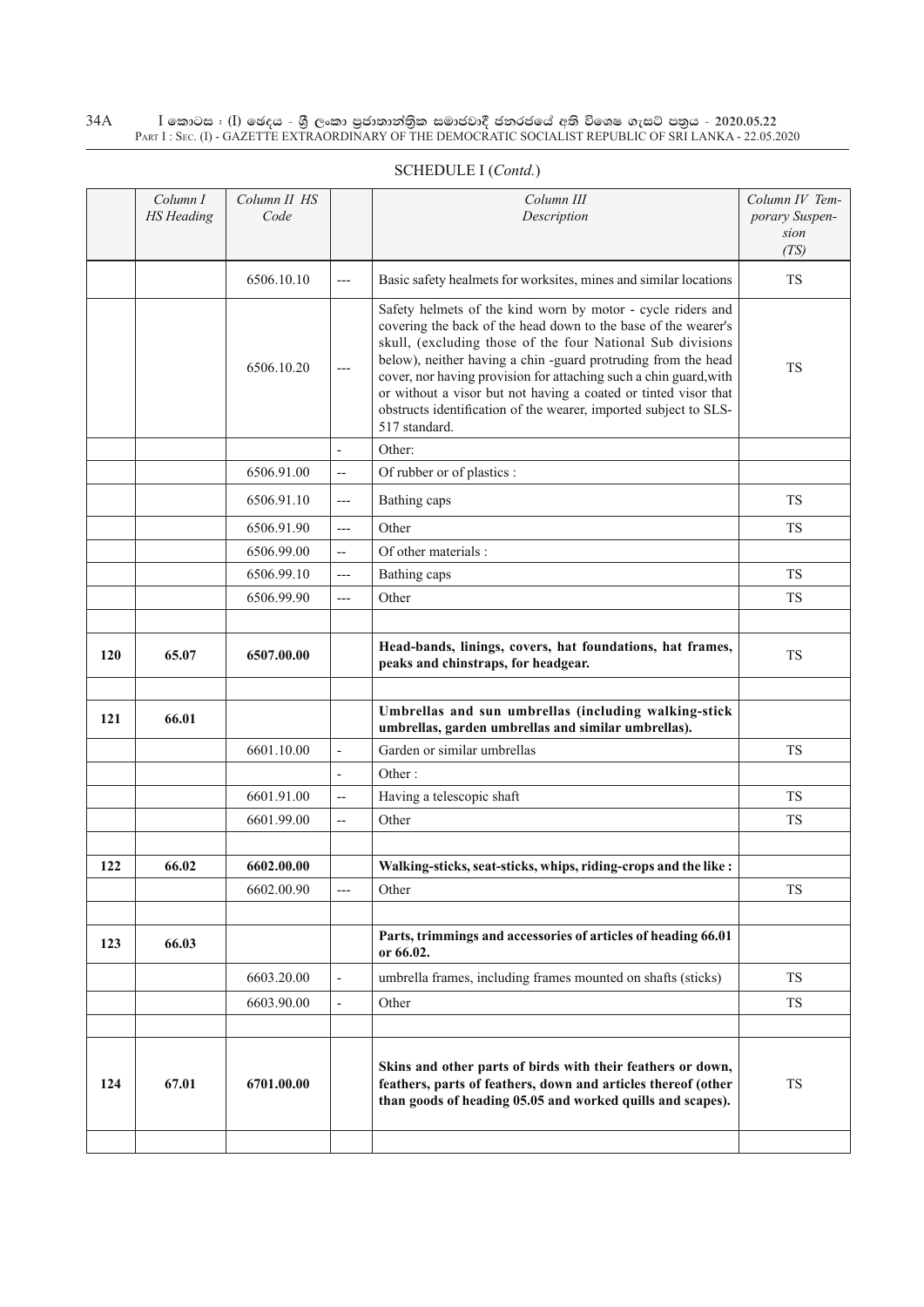SCHEDULE I (*Contd.*)

| | *Column I HS Heading* | *Column II HS Code* | | *Column III Description* | *Column IV Temporary Suspension (TS)* |
|---|---|---|---|---|---|
| | | 6506.10.10 | --- | Basic safety healmets for worksites, mines and similar locations | TS |
| | | 6506.10.20 | --- | Safety helmets of the kind worn by motor - cycle riders and covering the back of the head down to the base of the wearer's skull, (excluding those of the four National Sub divisions below), neither having a chin -guard protruding from the head cover, nor having provision for attaching such a chin guard,with or without a visor but not having a coated or tinted visor that obstructs identification of the wearer, imported subject to SLS-517 standard. | TS |
| | | | - | Other: | |
| | | 6506.91.00 | -- | Of rubber or of plastics : | |
| | | 6506.91.10 | --- | Bathing caps | TS |
| | | 6506.91.90 | --- | Other | TS |
| | | 6506.99.00 | -- | Of other materials : | |
| | | 6506.99.10 | --- | Bathing caps | TS |
| | | 6506.99.90 | --- | Other | TS |
| | | | | | |
| **120** | **65.07** | **6507.00.00** | | **Head-bands, linings, covers, hat foundations, hat frames, peaks and chinstraps, for headgear.** | TS |
| | | | | | |
| **121** | **66.01** | | | **Umbrellas and sun umbrellas (including walking-stick umbrellas, garden umbrellas and similar umbrellas).** | |
| | | 6601.10.00 | - | Garden or similar umbrellas | TS |
| | | | - | Other : | |
| | | 6601.91.00 | -- | Having a telescopic shaft | TS |
| | | 6601.99.00 | -- | Other | TS |
| | | | | | |
| **122** | **66.02** | **6602.00.00** | | **Walking-sticks, seat-sticks, whips, riding-crops and the like :** | |
| | | 6602.00.90 | --- | Other | TS |
| | | | | | |
| **123** | **66.03** | | | **Parts, trimmings and accessories of articles of heading 66.01 or 66.02.** | |
| | | 6603.20.00 | - | umbrella frames, including frames mounted on shafts (sticks) | TS |
| | | 6603.90.00 | - | Other | TS |
| | | | | | |
| **124** | **67.01** | **6701.00.00** | | **Skins and other parts of birds with their feathers or down, feathers, parts of feathers, down and articles thereof (other than goods of heading 05.05 and worked quills and scapes).** | TS |
| | | | | | |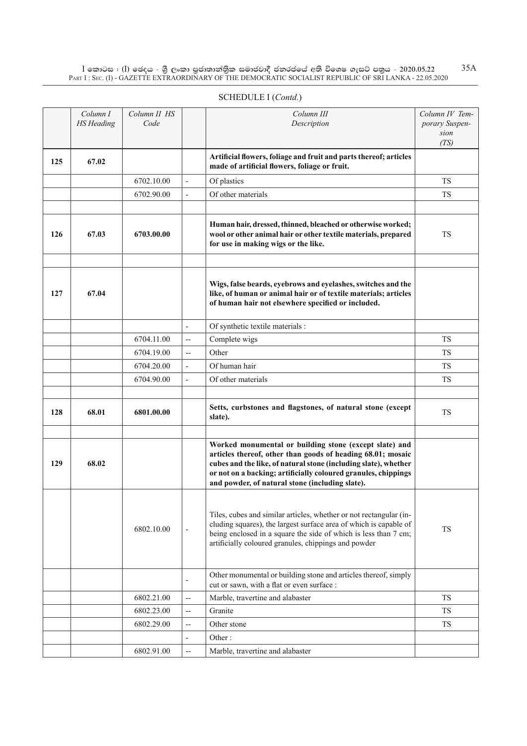SCHEDULE I (*Contd.*)

| | Column I HS Heading | Column II HS Code | | Column III Description | Column IV Temporary Suspension (TS) |
|---|---|---|---|---|---|
| 125 | 67.02 | | | **Artificial flowers, foliage and fruit and parts thereof; articles made of artificial flowers, foliage or fruit.** | |
| | | 6702.10.00 | - | Of plastics | TS |
| | | 6702.90.00 | - | Of other materials | TS |
| | | | | | |
| 126 | 67.03 | **6703.00.00** | | **Human hair, dressed, thinned, bleached or otherwise worked; wool or other animal hair or other textile materials, prepared for use in making wigs or the like.** | TS |
| | | | | | |
| 127 | 67.04 | | | **Wigs, false beards, eyebrows and eyelashes, switches and the like, of human or animal hair or of textile materials; articles of human hair not elsewhere specified or included.** | |
| | | | - | Of synthetic textile materials : | |
| | | 6704.11.00 | -- | Complete wigs | TS |
| | | 6704.19.00 | -- | Other | TS |
| | | 6704.20.00 | - | Of human hair | TS |
| | | 6704.90.00 | - | Of other materials | TS |
| | | | | | |
| 128 | 68.01 | **6801.00.00** | | **Setts, curbstones and flagstones, of natural stone (except slate).** | TS |
| | | | | | |
| 129 | 68.02 | | | **Worked monumental or building stone (except slate) and articles thereof, other than goods of heading 68.01; mosaic cubes and the like, of natural stone (including slate), whether or not on a backing; artificially coloured granules, chippings and powder, of natural stone (including slate).** | |
| | | 6802.10.00 | - | Tiles, cubes and similar articles, whether or not rectangular (including squares), the largest surface area of which is capable of being enclosed in a square the side of which is less than 7 cm; artificially coloured granules, chippings and powder | TS |
| | | | - | Other monumental or building stone and articles thereof, simply cut or sawn, with a flat or even surface : | |
| | | 6802.21.00 | -- | Marble, travertine and alabaster | TS |
| | | 6802.23.00 | -- | Granite | TS |
| | | 6802.29.00 | -- | Other stone | TS |
| | | | - | Other : | |
| | | 6802.91.00 | -- | Marble, travertine and alabaster | |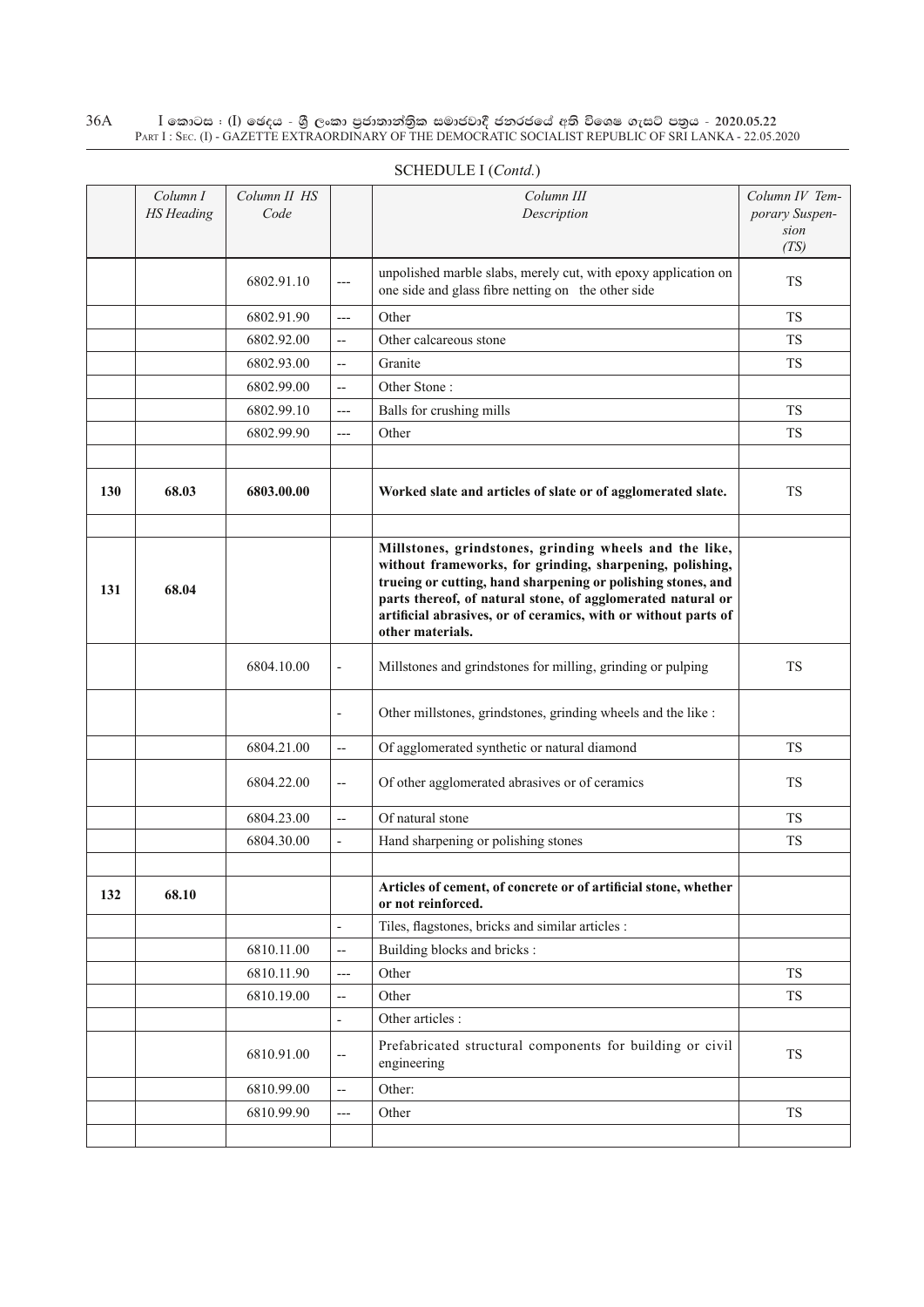SCHEDULE I (*Contd.*)

| | *Column I HS Heading* | *Column II HS Code* | | *Column III Description* | *Column IV Temporary Suspension (TS)* |
|---|---|---|---|---|---|
| | | 6802.91.10 | --- | unpolished marble slabs, merely cut, with epoxy application on one side and glass fibre netting on the other side | TS |
| | | 6802.91.90 | --- | Other | TS |
| | | 6802.92.00 | -- | Other calcareous stone | TS |
| | | 6802.93.00 | -- | Granite | TS |
| | | 6802.99.00 | -- | Other Stone : | |
| | | 6802.99.10 | --- | Balls for crushing mills | TS |
| | | 6802.99.90 | --- | Other | TS |
| | | | | | |
| **130** | **68.03** | **6803.00.00** | | **Worked slate and articles of slate or of agglomerated slate.** | TS |
| | | | | | |
| **131** | **68.04** | | | **Millstones, grindstones, grinding wheels and the like, without frameworks, for grinding, sharpening, polishing, trueing or cutting, hand sharpening or polishing stones, and parts thereof, of natural stone, of agglomerated natural or artificial abrasives, or of ceramics, with or without parts of other materials.** | |
| | | 6804.10.00 | - | Millstones and grindstones for milling, grinding or pulping | TS |
| | | | - | Other millstones, grindstones, grinding wheels and the like : | |
| | | 6804.21.00 | -- | Of agglomerated synthetic or natural diamond | TS |
| | | 6804.22.00 | -- | Of other agglomerated abrasives or of ceramics | TS |
| | | 6804.23.00 | -- | Of natural stone | TS |
| | | 6804.30.00 | - | Hand sharpening or polishing stones | TS |
| | | | | | |
| **132** | **68.10** | | | **Articles of cement, of concrete or of artificial stone, whether or not reinforced.** | |
| | | | - | Tiles, flagstones, bricks and similar articles : | |
| | | 6810.11.00 | -- | Building blocks and bricks : | |
| | | 6810.11.90 | --- | Other | TS |
| | | 6810.19.00 | -- | Other | TS |
| | | | - | Other articles : | |
| | | 6810.91.00 | -- | Prefabricated structural components for building or civil engineering | TS |
| | | 6810.99.00 | -- | Other: | |
| | | 6810.99.90 | --- | Other | TS |
| | | | | | |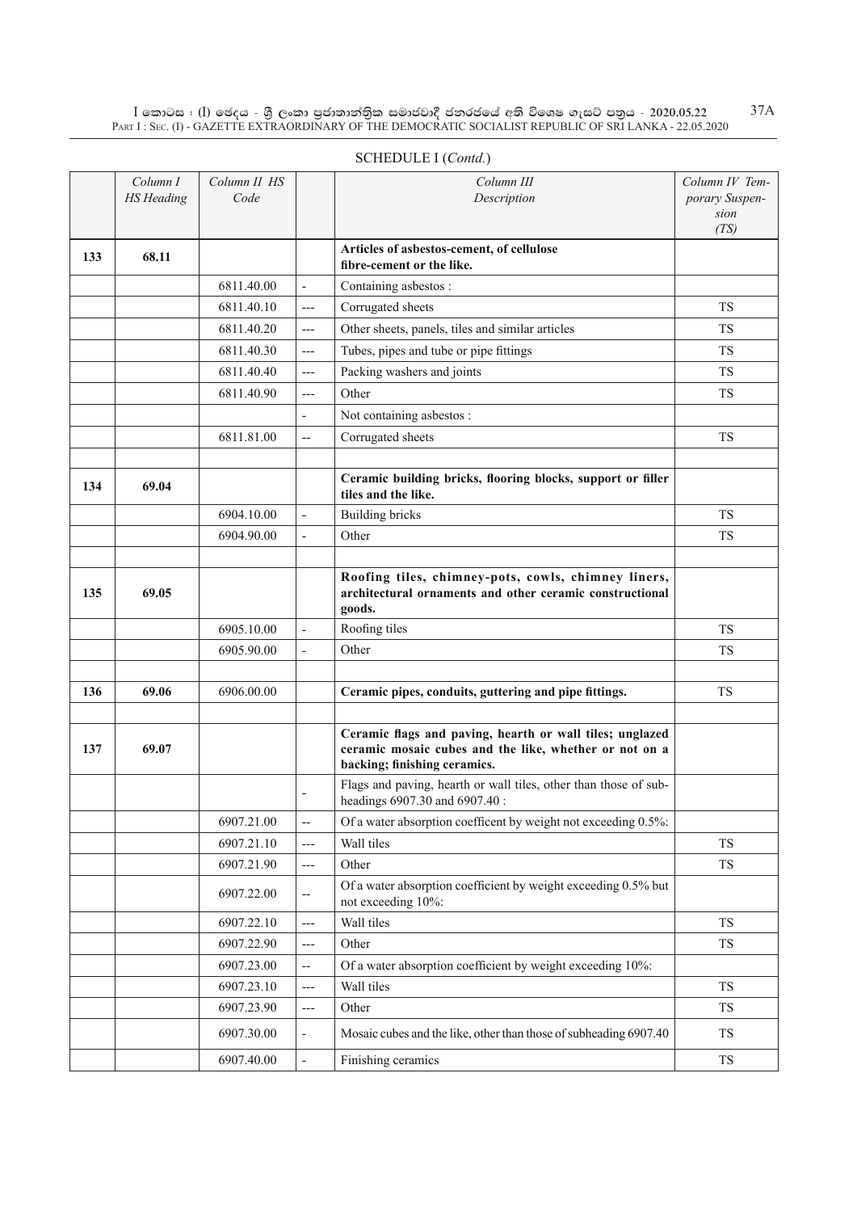SCHEDULE I (*Contd.*)

| | Column I HS Heading | Column II HS Code | | Column III Description | Column IV Temporary Suspension (TS) |
|---|---|---|---|---|---|
| 133 | 68.11 | | | **Articles of asbestos-cement, of cellulose fibre-cement or the like.** | |
| | | 6811.40.00 | - | Containing asbestos : | |
| | | 6811.40.10 | --- | Corrugated sheets | TS |
| | | 6811.40.20 | --- | Other sheets, panels, tiles and similar articles | TS |
| | | 6811.40.30 | --- | Tubes, pipes and tube or pipe fittings | TS |
| | | 6811.40.40 | --- | Packing washers and joints | TS |
| | | 6811.40.90 | --- | Other | TS |
| | | | - | Not containing asbestos : | |
| | | 6811.81.00 | -- | Corrugated sheets | TS |
| | | | | | |
| 134 | 69.04 | | | **Ceramic building bricks, flooring blocks, support or filler tiles and the like.** | |
| | | 6904.10.00 | - | Building bricks | TS |
| | | 6904.90.00 | - | Other | TS |
| | | | | | |
| 135 | 69.05 | | | **Roofing tiles, chimney-pots, cowls, chimney liners, architectural ornaments and other ceramic constructional goods.** | |
| | | 6905.10.00 | - | Roofing tiles | TS |
| | | 6905.90.00 | - | Other | TS |
| | | | | | |
| 136 | 69.06 | 6906.00.00 | | **Ceramic pipes, conduits, guttering and pipe fittings.** | TS |
| | | | | | |
| 137 | 69.07 | | | **Ceramic flags and paving, hearth or wall tiles; unglazed ceramic mosaic cubes and the like, whether or not on a backing; finishing ceramics.** | |
| | | | - | Flags and paving, hearth or wall tiles, other than those of sub-headings 6907.30 and 6907.40 : | |
| | | 6907.21.00 | -- | Of a water absorption coefficent by weight not exceeding 0.5%: | |
| | | 6907.21.10 | --- | Wall tiles | TS |
| | | 6907.21.90 | --- | Other | TS |
| | | 6907.22.00 | -- | Of a water absorption coefficient by weight exceeding 0.5% but not exceeding 10%: | |
| | | 6907.22.10 | --- | Wall tiles | TS |
| | | 6907.22.90 | --- | Other | TS |
| | | 6907.23.00 | -- | Of a water absorption coefficient by weight exceeding 10%: | |
| | | 6907.23.10 | --- | Wall tiles | TS |
| | | 6907.23.90 | --- | Other | TS |
| | | 6907.30.00 | - | Mosaic cubes and the like, other than those of subheading 6907.40 | TS |
| | | 6907.40.00 | - | Finishing ceramics | TS |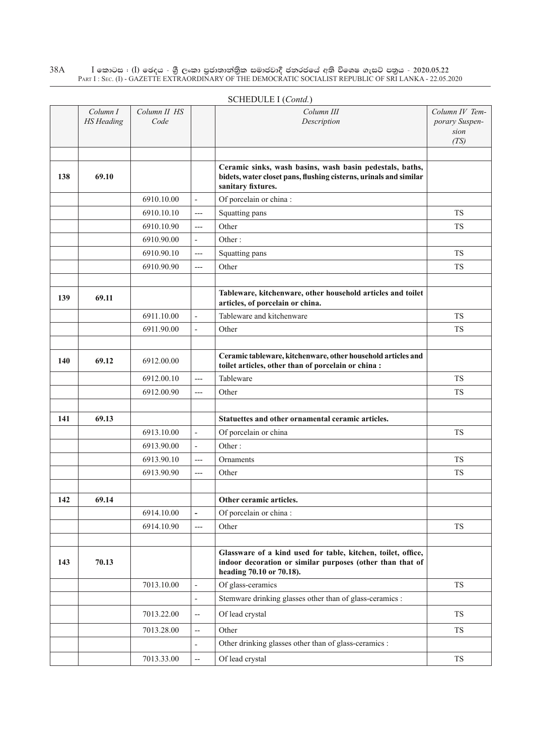SCHEDULE I (*Contd.*)

| | Column I HS Heading | Column II HS Code | | Column III Description | Column IV Temporary Suspension (TS) |
|---|---|---|---|---|---|
| | | | | | |
| 138 | 69.10 | | | **Ceramic sinks, wash basins, wash basin pedestals, baths, bidets, water closet pans, flushing cisterns, urinals and similar sanitary fixtures.** | |
| | | 6910.10.00 | - | Of porcelain or china : | |
| | | 6910.10.10 | --- | Squatting pans | TS |
| | | 6910.10.90 | --- | Other | TS |
| | | 6910.90.00 | - | Other : | |
| | | 6910.90.10 | --- | Squatting pans | TS |
| | | 6910.90.90 | --- | Other | TS |
| | | | | | |
| 139 | 69.11 | | | **Tableware, kitchenware, other household articles and toilet articles, of porcelain or china.** | |
| | | 6911.10.00 | - | Tableware and kitchenware | TS |
| | | 6911.90.00 | - | Other | TS |
| | | | | | |
| 140 | 69.12 | 6912.00.00 | | **Ceramic tableware, kitchenware, other household articles and toilet articles, other than of porcelain or china :** | |
| | | 6912.00.10 | --- | Tableware | TS |
| | | 6912.00.90 | --- | Other | TS |
| | | | | | |
| 141 | 69.13 | | | **Statuettes and other ornamental ceramic articles.** | |
| | | 6913.10.00 | - | Of porcelain or china | TS |
| | | 6913.90.00 | - | Other : | |
| | | 6913.90.10 | --- | Ornaments | TS |
| | | 6913.90.90 | --- | Other | TS |
| | | | | | |
| 142 | 69.14 | | | **Other ceramic articles.** | |
| | | 6914.10.00 | - | Of porcelain or china : | |
| | | 6914.10.90 | --- | Other | TS |
| | | | | | |
| 143 | 70.13 | | | **Glassware of a kind used for table, kitchen, toilet, office, indoor decoration or similar purposes (other than that of heading 70.10 or 70.18).** | |
| | | 7013.10.00 | - | Of glass-ceramics | TS |
| | | | - | Stemware drinking glasses other than of glass-ceramics : | |
| | | 7013.22.00 | -- | Of lead crystal | TS |
| | | 7013.28.00 | -- | Other | TS |
| | | | - | Other drinking glasses other than of glass-ceramics : | |
| | | 7013.33.00 | -- | Of lead crystal | TS |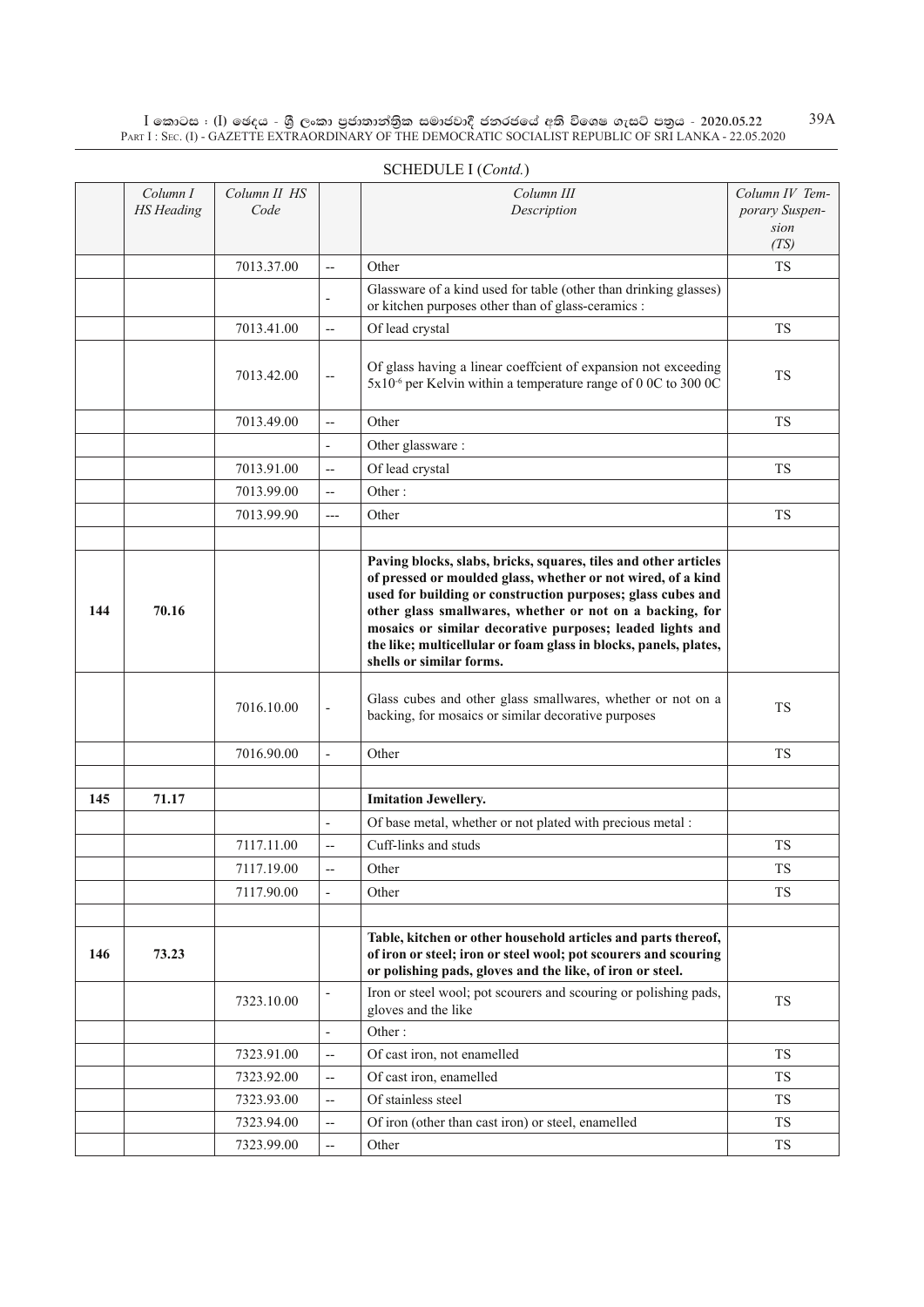SCHEDULE I (*Contd.*)

| | Column I HS Heading | Column II HS Code | | Column III Description | Column IV Temporary Suspension (TS) |
|---|---|---|---|---|---|
| | | 7013.37.00 | -- | Other | TS |
| | | | - | Glassware of a kind used for table (other than drinking glasses) or kitchen purposes other than of glass-ceramics : | |
| | | 7013.41.00 | -- | Of lead crystal | TS |
| | | 7013.42.00 | -- | Of glass having a linear coeffcient of expansion not exceeding $5x10^{-6}$ per Kelvin within a temperature range of 0 0C to 300 0C | TS |
| | | 7013.49.00 | -- | Other | TS |
| | | | - | Other glassware : | |
| | | 7013.91.00 | -- | Of lead crystal | TS |
| | | 7013.99.00 | -- | Other : | |
| | | 7013.99.90 | --- | Other | TS |
| | | | | | |
| 144 | 70.16 | | | **Paving blocks, slabs, bricks, squares, tiles and other articles of pressed or moulded glass, whether or not wired, of a kind used for building or construction purposes; glass cubes and other glass smallwares, whether or not on a backing, for mosaics or similar decorative purposes; leaded lights and the like; multicellular or foam glass in blocks, panels, plates, shells or similar forms.** | |
| | | 7016.10.00 | - | Glass cubes and other glass smallwares, whether or not on a backing, for mosaics or similar decorative purposes | TS |
| | | 7016.90.00 | - | Other | TS |
| | | | | | |
| 145 | 71.17 | | | **Imitation Jewellery.** | |
| | | | - | Of base metal, whether or not plated with precious metal : | |
| | | 7117.11.00 | -- | Cuff-links and studs | TS |
| | | 7117.19.00 | -- | Other | TS |
| | | 7117.90.00 | - | Other | TS |
| | | | | | |
| 146 | 73.23 | | | **Table, kitchen or other household articles and parts thereof, of iron or steel; iron or steel wool; pot scourers and scouring or polishing pads, gloves and the like, of iron or steel.** | |
| | | 7323.10.00 | - | Iron or steel wool; pot scourers and scouring or polishing pads, gloves and the like | TS |
| | | | - | Other : | |
| | | 7323.91.00 | -- | Of cast iron, not enamelled | TS |
| | | 7323.92.00 | -- | Of cast iron, enamelled | TS |
| | | 7323.93.00 | -- | Of stainless steel | TS |
| | | 7323.94.00 | -- | Of iron (other than cast iron) or steel, enamelled | TS |
| | | 7323.99.00 | -- | Other | TS |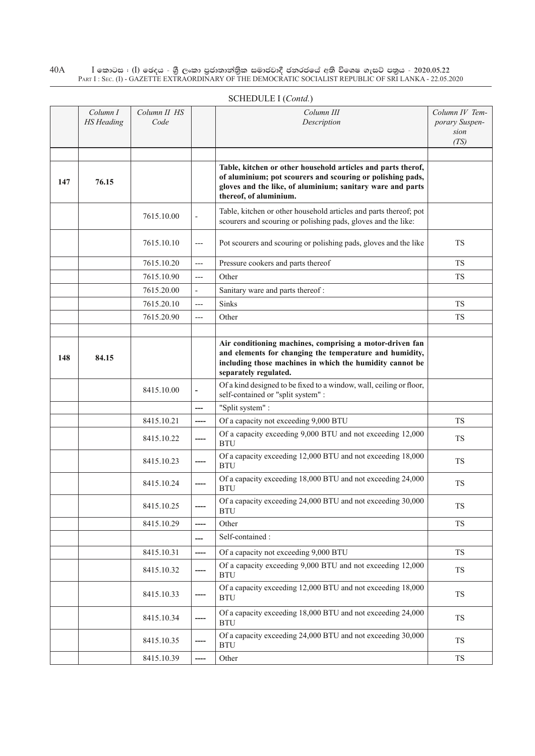SCHEDULE I (*Contd.*)

| | *Column I HS Heading* | *Column II HS Code* | | *Column III Description* | *Column IV Temporary Suspension (TS)* |
|---|---|---|---|---|---|
| | | | | | |
| **147** | **76.15** | | | **Table, kitchen or other household articles and parts therof, of aluminium; pot scourers and scouring or polishing pads, gloves and the like, of aluminium; sanitary ware and parts thereof, of aluminium.** | |
| | | 7615.10.00 | - | Table, kitchen or other household articles and parts thereof; pot scourers and scouring or polishing pads, gloves and the like: | |
| | | 7615.10.10 | --- | Pot scourers and scouring or polishing pads, gloves and the like | TS |
| | | 7615.10.20 | --- | Pressure cookers and parts thereof | TS |
| | | 7615.10.90 | --- | Other | TS |
| | | 7615.20.00 | - | Sanitary ware and parts thereof : | |
| | | 7615.20.10 | --- | Sinks | TS |
| | | 7615.20.90 | --- | Other | TS |
| | | | | | |
| **148** | **84.15** | | | **Air conditioning machines, comprising a motor-driven fan and elements for changing the temperature and humidity, including those machines in which the humidity cannot be separately regulated.** | |
| | | 8415.10.00 | - | Of a kind designed to be fixed to a window, wall, ceiling or floor, self-contained or "split system" : | |
| | | | --- | "Split system" : | |
| | | 8415.10.21 | ---- | Of a capacity not exceeding 9,000 BTU | TS |
| | | 8415.10.22 | ---- | Of a capacity exceeding 9,000 BTU and not exceeding 12,000 BTU | TS |
| | | 8415.10.23 | ---- | Of a capacity exceeding 12,000 BTU and not exceeding 18,000 BTU | TS |
| | | 8415.10.24 | ---- | Of a capacity exceeding 18,000 BTU and not exceeding 24,000 BTU | TS |
| | | 8415.10.25 | ---- | Of a capacity exceeding 24,000 BTU and not exceeding 30,000 BTU | TS |
| | | 8415.10.29 | ---- | Other | TS |
| | | | --- | Self-contained : | |
| | | 8415.10.31 | ---- | Of a capacity not exceeding 9,000 BTU | TS |
| | | 8415.10.32 | ---- | Of a capacity exceeding 9,000 BTU and not exceeding 12,000 BTU | TS |
| | | 8415.10.33 | ---- | Of a capacity exceeding 12,000 BTU and not exceeding 18,000 BTU | TS |
| | | 8415.10.34 | ---- | Of a capacity exceeding 18,000 BTU and not exceeding 24,000 BTU | TS |
| | | 8415.10.35 | ---- | Of a capacity exceeding 24,000 BTU and not exceeding 30,000 BTU | TS |
| | | 8415.10.39 | ---- | Other | TS |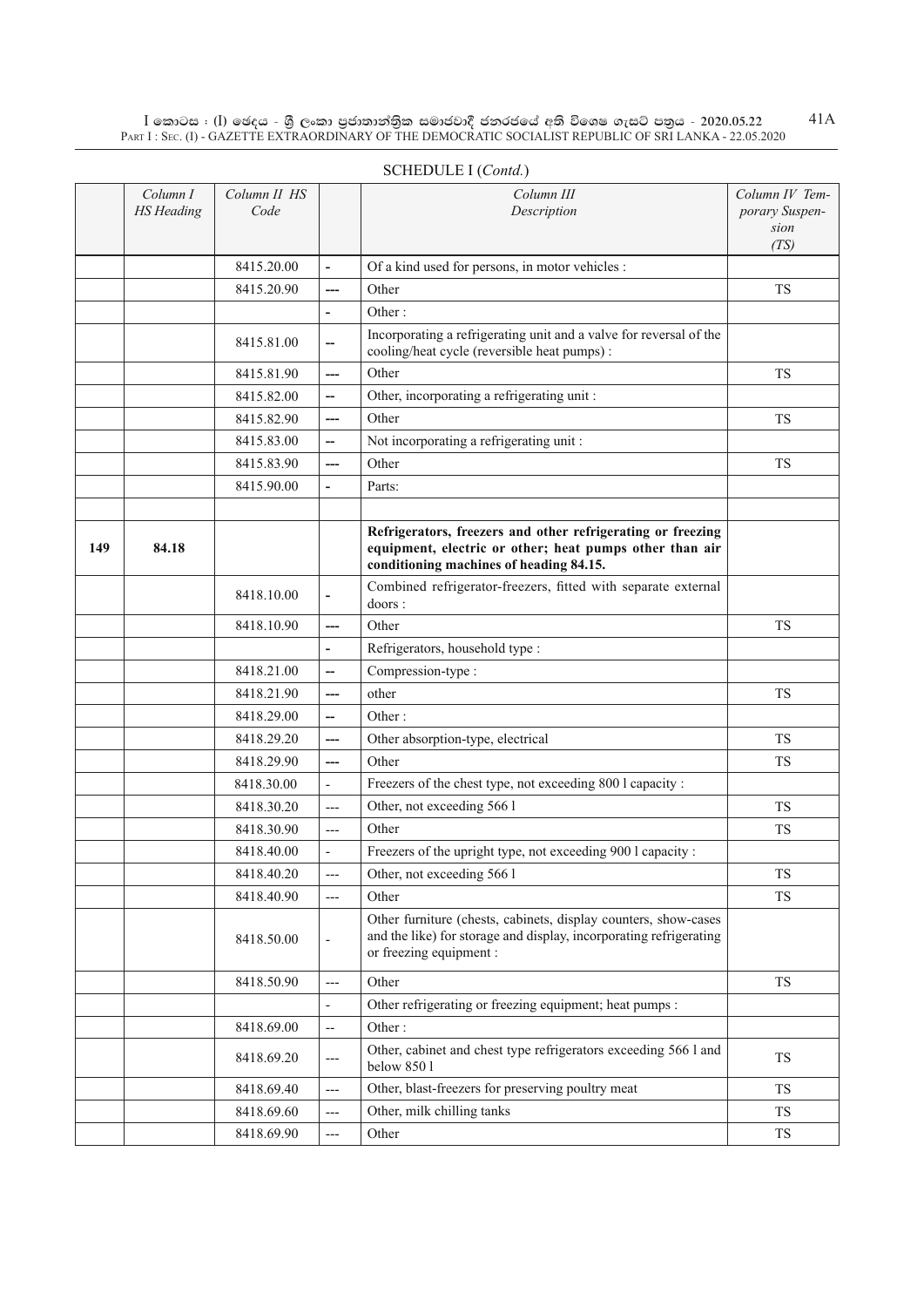SCHEDULE I (*Contd.*)

| | Column I HS Heading | Column II HS Code | | Column III Description | Column IV Temporary Suspension (TS) |
|---|---|---|---|---|---|
| | | 8415.20.00 | - | Of a kind used for persons, in motor vehicles : | |
| | | 8415.20.90 | --- | Other | TS |
| | | | - | Other : | |
| | | 8415.81.00 | -- | Incorporating a refrigerating unit and a valve for reversal of the cooling/heat cycle (reversible heat pumps) : | |
| | | 8415.81.90 | --- | Other | TS |
| | | 8415.82.00 | -- | Other, incorporating a refrigerating unit : | |
| | | 8415.82.90 | --- | Other | TS |
| | | 8415.83.00 | -- | Not incorporating a refrigerating unit : | |
| | | 8415.83.90 | --- | Other | TS |
| | | 8415.90.00 | - | Parts: | |
| | | | | | |
| **149** | **84.18** | | | **Refrigerators, freezers and other refrigerating or freezing equipment, electric or other; heat pumps other than air conditioning machines of heading 84.15.** | |
| | | 8418.10.00 | - | Combined refrigerator-freezers, fitted with separate external doors : | |
| | | 8418.10.90 | --- | Other | TS |
| | | | - | Refrigerators, household type : | |
| | | 8418.21.00 | -- | Compression-type : | |
| | | 8418.21.90 | --- | other | TS |
| | | 8418.29.00 | -- | Other : | |
| | | 8418.29.20 | --- | Other absorption-type, electrical | TS |
| | | 8418.29.90 | --- | Other | TS |
| | | 8418.30.00 | - | Freezers of the chest type, not exceeding 800 l capacity : | |
| | | 8418.30.20 | --- | Other, not exceeding 566 l | TS |
| | | 8418.30.90 | --- | Other | TS |
| | | 8418.40.00 | - | Freezers of the upright type, not exceeding 900 l capacity : | |
| | | 8418.40.20 | --- | Other, not exceeding 566 l | TS |
| | | 8418.40.90 | --- | Other | TS |
| | | 8418.50.00 | - | Other furniture (chests, cabinets, display counters, show-cases and the like) for storage and display, incorporating refrigerating or freezing equipment : | |
| | | 8418.50.90 | --- | Other | TS |
| | | | - | Other refrigerating or freezing equipment; heat pumps : | |
| | | 8418.69.00 | -- | Other : | |
| | | 8418.69.20 | --- | Other, cabinet and chest type refrigerators exceeding 566 l and below 850 l | TS |
| | | 8418.69.40 | --- | Other, blast-freezers for preserving poultry meat | TS |
| | | 8418.69.60 | --- | Other, milk chilling tanks | TS |
| | | 8418.69.90 | --- | Other | TS |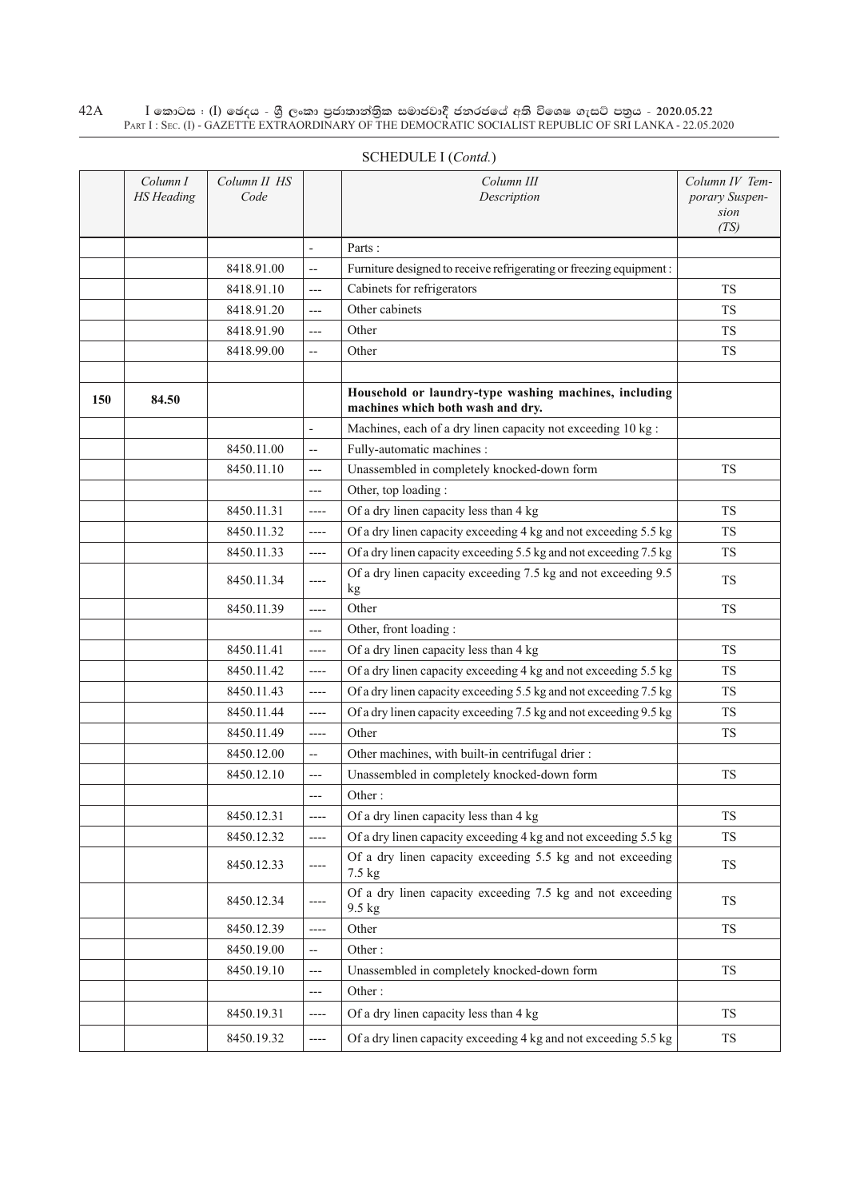SCHEDULE I (*Contd.*)

| | Column I HS Heading | Column II HS Code | | Column III Description | Column IV Temporary Suspension (TS) |
|---|---|---|---|---|---|
| | | | - | Parts : | |
| | | 8418.91.00 | -- | Furniture designed to receive refrigerating or freezing equipment : | |
| | | 8418.91.10 | --- | Cabinets for refrigerators | TS |
| | | 8418.91.20 | --- | Other cabinets | TS |
| | | 8418.91.90 | --- | Other | TS |
| | | 8418.99.00 | -- | Other | TS |
| | | | | | |
| **150** | **84.50** | | | **Household or laundry-type washing machines, including machines which both wash and dry.** | |
| | | | - | Machines, each of a dry linen capacity not exceeding 10 kg : | |
| | | 8450.11.00 | -- | Fully-automatic machines : | |
| | | 8450.11.10 | --- | Unassembled in completely knocked-down form | TS |
| | | | --- | Other, top loading : | |
| | | 8450.11.31 | ---- | Of a dry linen capacity less than 4 kg | TS |
| | | 8450.11.32 | ---- | Of a dry linen capacity exceeding 4 kg and not exceeding 5.5 kg | TS |
| | | 8450.11.33 | ---- | Of a dry linen capacity exceeding 5.5 kg and not exceeding 7.5 kg | TS |
| | | 8450.11.34 | ---- | Of a dry linen capacity exceeding 7.5 kg and not exceeding 9.5 kg | TS |
| | | 8450.11.39 | ---- | Other | TS |
| | | | --- | Other, front loading : | |
| | | 8450.11.41 | ---- | Of a dry linen capacity less than 4 kg | TS |
| | | 8450.11.42 | ---- | Of a dry linen capacity exceeding 4 kg and not exceeding 5.5 kg | TS |
| | | 8450.11.43 | ---- | Of a dry linen capacity exceeding 5.5 kg and not exceeding 7.5 kg | TS |
| | | 8450.11.44 | ---- | Of a dry linen capacity exceeding 7.5 kg and not exceeding 9.5 kg | TS |
| | | 8450.11.49 | ---- | Other | TS |
| | | 8450.12.00 | -- | Other machines, with built-in centrifugal drier : | |
| | | 8450.12.10 | --- | Unassembled in completely knocked-down form | TS |
| | | | --- | Other : | |
| | | 8450.12.31 | ---- | Of a dry linen capacity less than 4 kg | TS |
| | | 8450.12.32 | ---- | Of a dry linen capacity exceeding 4 kg and not exceeding 5.5 kg | TS |
| | | 8450.12.33 | ---- | Of a dry linen capacity exceeding 5.5 kg and not exceeding 7.5 kg | TS |
| | | 8450.12.34 | ---- | Of a dry linen capacity exceeding 7.5 kg and not exceeding 9.5 kg | TS |
| | | 8450.12.39 | ---- | Other | TS |
| | | 8450.19.00 | -- | Other : | |
| | | 8450.19.10 | --- | Unassembled in completely knocked-down form | TS |
| | | | --- | Other : | |
| | | 8450.19.31 | ---- | Of a dry linen capacity less than 4 kg | TS |
| | | 8450.19.32 | ---- | Of a dry linen capacity exceeding 4 kg and not exceeding 5.5 kg | TS |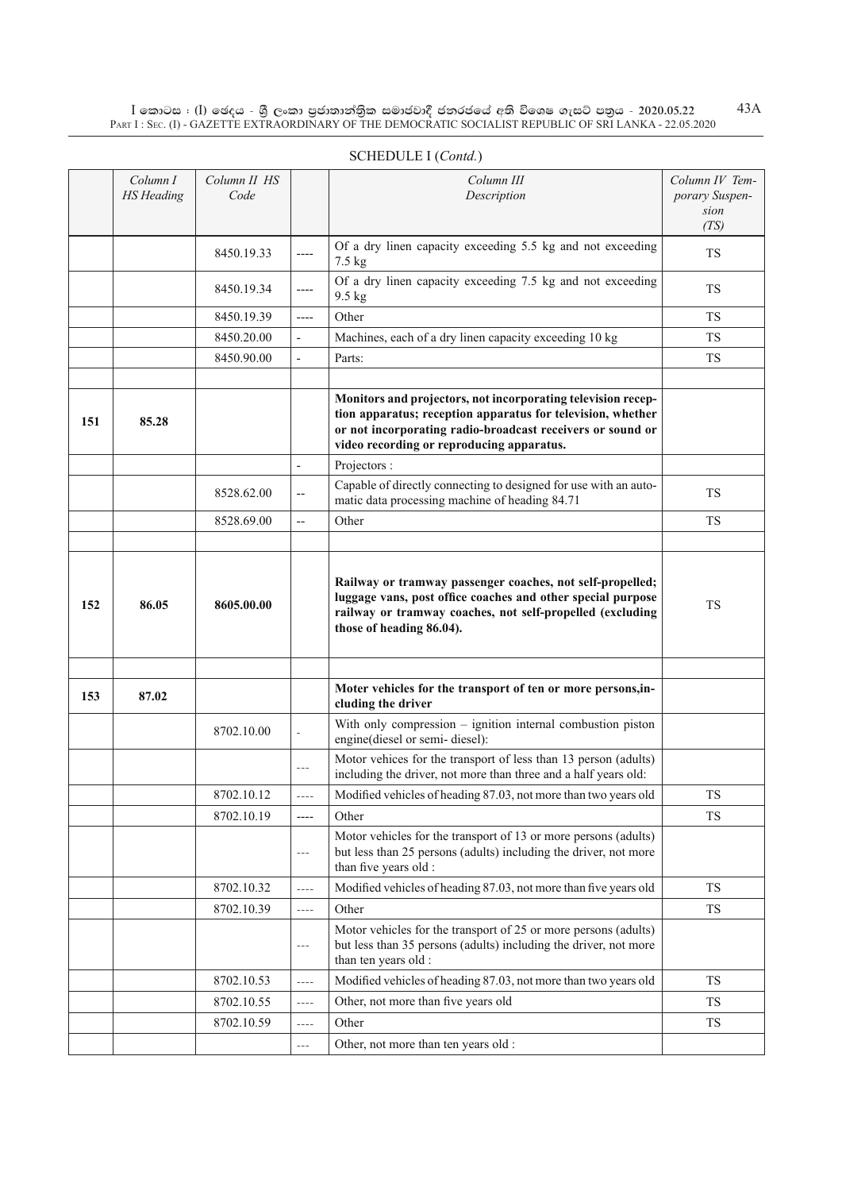SCHEDULE I (*Contd.*)

| | Column I HS Heading | Column II HS Code | | Column III Description | Column IV Temporary Suspension (TS) |
|---|---|---|---|---|---|
| | | 8450.19.33 | ---- | Of a dry linen capacity exceeding 5.5 kg and not exceeding 7.5 kg | TS |
| | | 8450.19.34 | ---- | Of a dry linen capacity exceeding 7.5 kg and not exceeding 9.5 kg | TS |
| | | 8450.19.39 | ---- | Other | TS |
| | | 8450.20.00 | - | Machines, each of a dry linen capacity exceeding 10 kg | TS |
| | | 8450.90.00 | - | Parts: | TS |
| | | | | | |
| **151** | **85.28** | | | **Monitors and projectors, not incorporating television reception apparatus; reception apparatus for television, whether or not incorporating radio-broadcast receivers or sound or video recording or reproducing apparatus.** | |
| | | | - | Projectors : | |
| | | 8528.62.00 | -- | Capable of directly connecting to designed for use with an automatic data processing machine of heading 84.71 | TS |
| | | 8528.69.00 | -- | Other | TS |
| | | | | | |
| **152** | **86.05** | **8605.00.00** | | **Railway or tramway passenger coaches, not self-propelled; luggage vans, post office coaches and other special purpose railway or tramway coaches, not self-propelled (excluding those of heading 86.04).** | TS |
| | | | | | |
| **153** | **87.02** | | | **Moter vehicles for the transport of ten or more persons,including the driver** | |
| | | 8702.10.00 | - | With only compression – ignition internal combustion piston engine(diesel or semi- diesel): | |
| | | | --- | Motor vehices for the transport of less than 13 person (adults) including the driver, not more than three and a half years old: | |
| | | 8702.10.12 | ---- | Modified vehicles of heading 87.03, not more than two years old | TS |
| | | 8702.10.19 | ---- | Other | TS |
| | | | --- | Motor vehicles for the transport of 13 or more persons (adults) but less than 25 persons (adults) including the driver, not more than five years old : | |
| | | 8702.10.32 | ---- | Modified vehicles of heading 87.03, not more than five years old | TS |
| | | 8702.10.39 | ---- | Other | TS |
| | | | --- | Motor vehicles for the transport of 25 or more persons (adults) but less than 35 persons (adults) including the driver, not more than ten years old : | |
| | | 8702.10.53 | ---- | Modified vehicles of heading 87.03, not more than two years old | TS |
| | | 8702.10.55 | ---- | Other, not more than five years old | TS |
| | | 8702.10.59 | ---- | Other | TS |
| | | | --- | Other, not more than ten years old : | |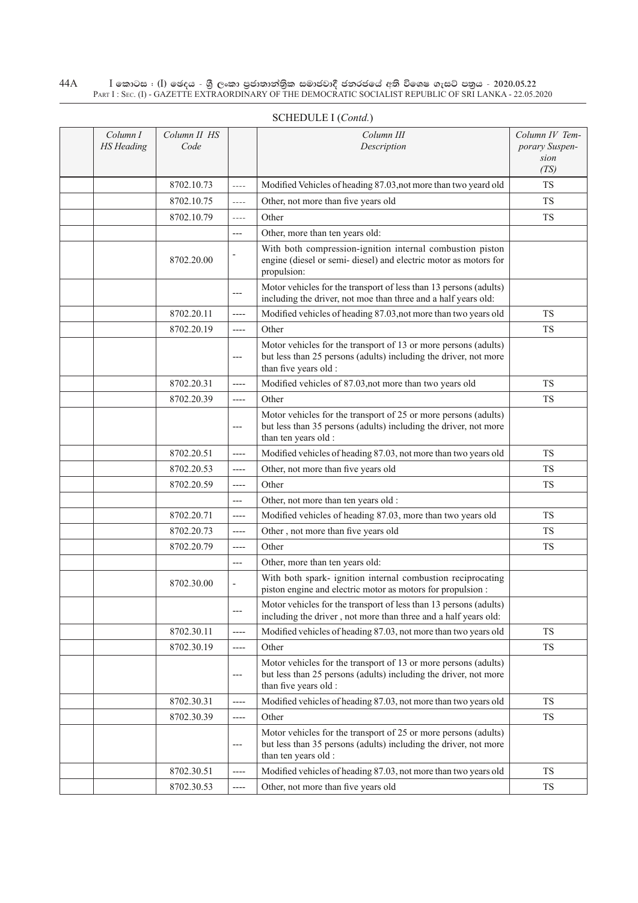SCHEDULE I (*Contd.*)

| Column I HS Heading | Column II HS Code | | Column III Description | Column IV Temporary Suspension (TS) |
|---|---|---|---|---|
| | 8702.10.73 | ---- | Modified Vehicles of heading 87.03,not more than two yeard old | TS |
| | 8702.10.75 | ---- | Other, not more than five years old | TS |
| | 8702.10.79 | ---- | Other | TS |
| | | --- | Other, more than ten years old: | |
| | 8702.20.00 | - | With both compression-ignition internal combustion piston engine (diesel or semi- diesel) and electric motor as motors for propulsion: | |
| | | --- | Motor vehicles for the transport of less than 13 persons (adults) including the driver, not moe than three and a half years old: | |
| | 8702.20.11 | ---- | Modified vehicles of heading 87.03,not more than two years old | TS |
| | 8702.20.19 | ---- | Other | TS |
| | | --- | Motor vehicles for the transport of 13 or more persons (adults) but less than 25 persons (adults) including the driver, not more than five years old : | |
| | 8702.20.31 | ---- | Modified vehicles of 87.03,not more than two years old | TS |
| | 8702.20.39 | ---- | Other | TS |
| | | --- | Motor vehicles for the transport of 25 or more persons (adults) but less than 35 persons (adults) including the driver, not more than ten years old : | |
| | 8702.20.51 | ---- | Modified vehicles of heading 87.03, not more than two years old | TS |
| | 8702.20.53 | ---- | Other, not more than five years old | TS |
| | 8702.20.59 | ---- | Other | TS |
| | | --- | Other, not more than ten years old : | |
| | 8702.20.71 | ---- | Modified vehicles of heading 87.03, more than two years old | TS |
| | 8702.20.73 | ---- | Other , not more than five years old | TS |
| | 8702.20.79 | ---- | Other | TS |
| | | --- | Other, more than ten years old: | |
| | 8702.30.00 | - | With both spark- ignition internal combustion reciprocating piston engine and electric motor as motors for propulsion : | |
| | | --- | Motor vehicles for the transport of less than 13 persons (adults) including the driver , not more than three and a half years old: | |
| | 8702.30.11 | ---- | Modified vehicles of heading 87.03, not more than two years old | TS |
| | 8702.30.19 | ---- | Other | TS |
| | | --- | Motor vehicles for the transport of 13 or more persons (adults) but less than 25 persons (adults) including the driver, not more than five years old : | |
| | 8702.30.31 | ---- | Modified vehicles of heading 87.03, not more than two years old | TS |
| | 8702.30.39 | ---- | Other | TS |
| | | --- | Motor vehicles for the transport of 25 or more persons (adults) but less than 35 persons (adults) including the driver, not more than ten years old : | |
| | 8702.30.51 | ---- | Modified vehicles of heading 87.03, not more than two years old | TS |
| | 8702.30.53 | ---- | Other, not more than five years old | TS |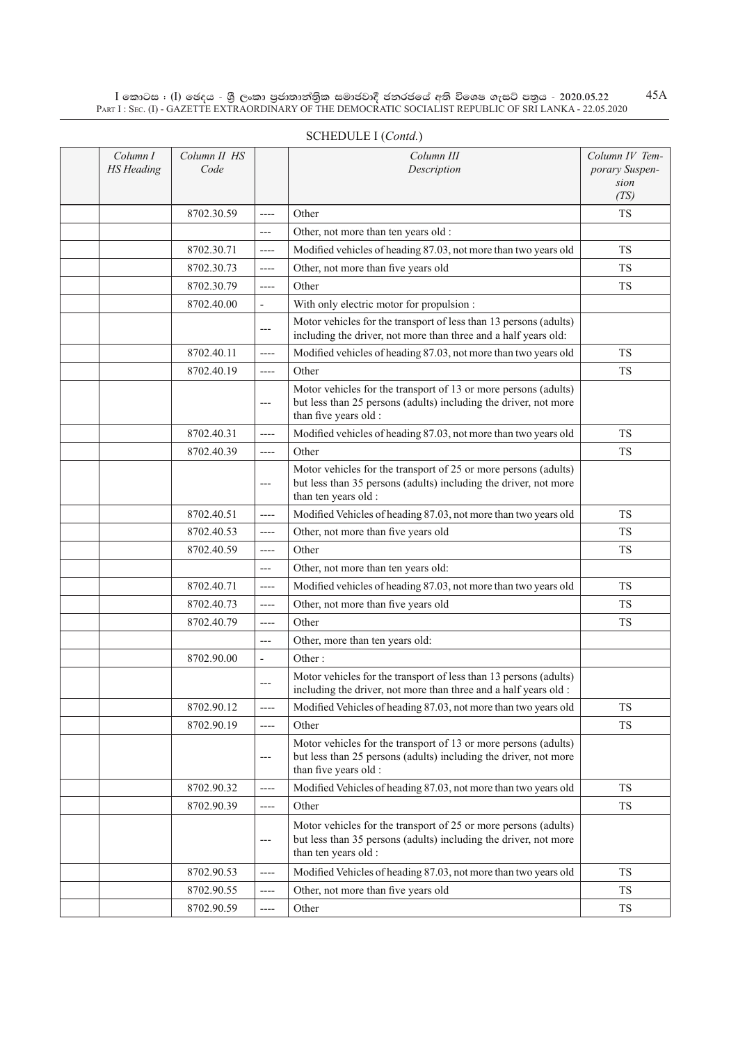SCHEDULE I (*Contd.*)

| Column I HS Heading | Column II HS Code | | Column III Description | Column IV Temporary Suspension (TS) |
|---|---|---|---|---|
| | 8702.30.59 | ---- | Other | TS |
| | | --- | Other, not more than ten years old : | |
| | 8702.30.71 | ---- | Modified vehicles of heading 87.03, not more than two years old | TS |
| | 8702.30.73 | ---- | Other, not more than five years old | TS |
| | 8702.30.79 | ---- | Other | TS |
| | 8702.40.00 | - | With only electric motor for propulsion : | |
| | | --- | Motor vehicles for the transport of less than 13 persons (adults) including the driver, not more than three and a half years old: | |
| | 8702.40.11 | ---- | Modified vehicles of heading 87.03, not more than two years old | TS |
| | 8702.40.19 | ---- | Other | TS |
| | | --- | Motor vehicles for the transport of 13 or more persons (adults) but less than 25 persons (adults) including the driver, not more than five years old : | |
| | 8702.40.31 | ---- | Modified vehicles of heading 87.03, not more than two years old | TS |
| | 8702.40.39 | ---- | Other | TS |
| | | --- | Motor vehicles for the transport of 25 or more persons (adults) but less than 35 persons (adults) including the driver, not more than ten years old : | |
| | 8702.40.51 | ---- | Modified Vehicles of heading 87.03, not more than two years old | TS |
| | 8702.40.53 | ---- | Other, not more than five years old | TS |
| | 8702.40.59 | ---- | Other | TS |
| | | --- | Other, not more than ten years old: | |
| | 8702.40.71 | ---- | Modified vehicles of heading 87.03, not more than two years old | TS |
| | 8702.40.73 | ---- | Other, not more than five years old | TS |
| | 8702.40.79 | ---- | Other | TS |
| | | --- | Other, more than ten years old: | |
| | 8702.90.00 | - | Other : | |
| | | --- | Motor vehicles for the transport of less than 13 persons (adults) including the driver, not more than three and a half years old : | |
| | 8702.90.12 | ---- | Modified Vehicles of heading 87.03, not more than two years old | TS |
| | 8702.90.19 | ---- | Other | TS |
| | | --- | Motor vehicles for the transport of 13 or more persons (adults) but less than 25 persons (adults) including the driver, not more than five years old : | |
| | 8702.90.32 | ---- | Modified Vehicles of heading 87.03, not more than two years old | TS |
| | 8702.90.39 | ---- | Other | TS |
| | | --- | Motor vehicles for the transport of 25 or more persons (adults) but less than 35 persons (adults) including the driver, not more than ten years old : | |
| | 8702.90.53 | ---- | Modified Vehicles of heading 87.03, not more than two years old | TS |
| | 8702.90.55 | ---- | Other, not more than five years old | TS |
| | 8702.90.59 | ---- | Other | TS |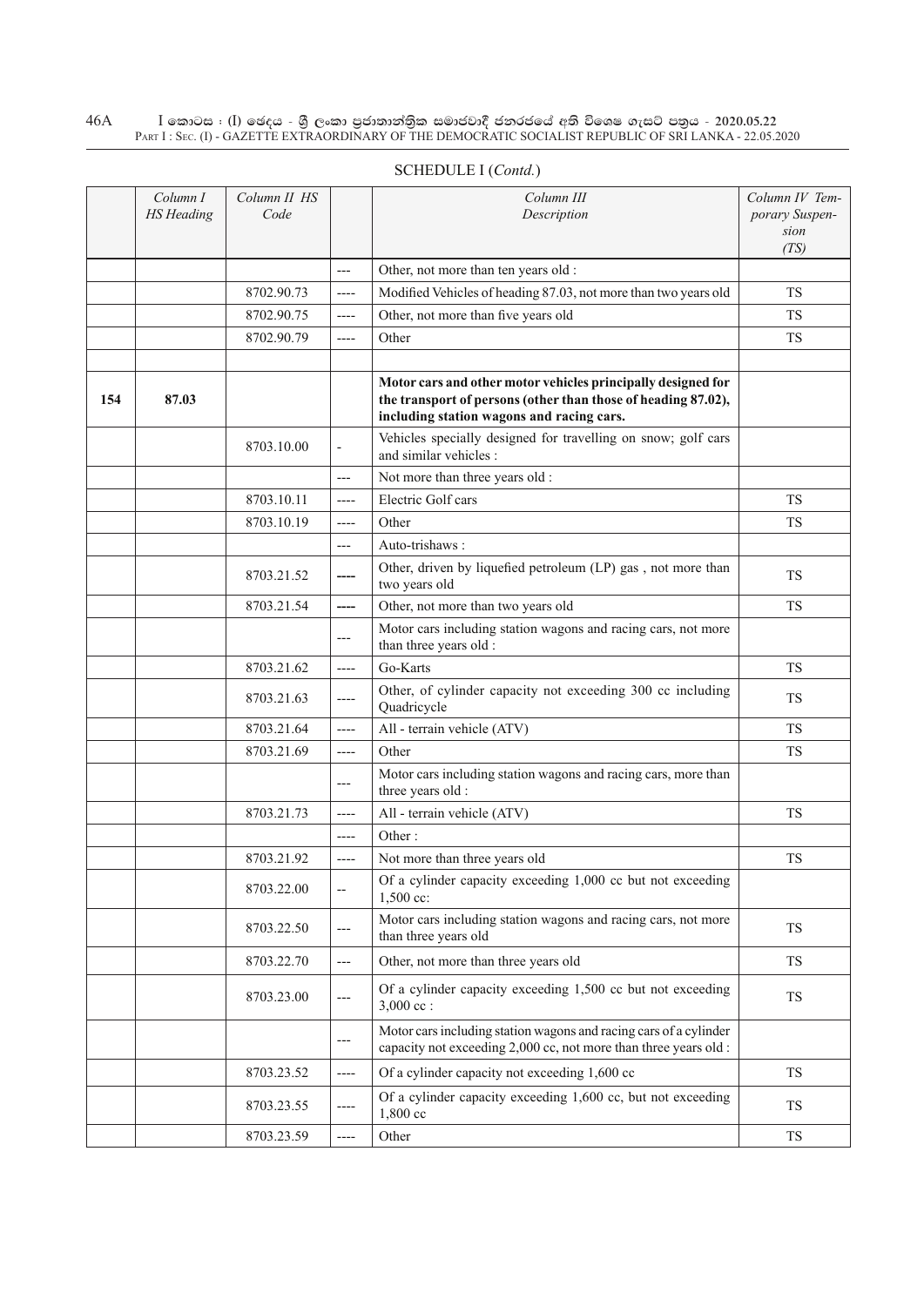SCHEDULE I (*Contd.*)

| | *Column I HS Heading* | *Column II HS Code* | | *Column III Description* | *Column IV Temporary Suspension (TS)* |
|---|---|---|---|---|---|
| | | | --- | Other, not more than ten years old : | |
| | | 8702.90.73 | ---- | Modified Vehicles of heading 87.03, not more than two years old | TS |
| | | 8702.90.75 | ---- | Other, not more than five years old | TS |
| | | 8702.90.79 | ---- | Other | TS |
| | | | | | |
| **154** | **87.03** | | | **Motor cars and other motor vehicles principally designed for the transport of persons (other than those of heading 87.02), including station wagons and racing cars.** | |
| | | 8703.10.00 | - | Vehicles specially designed for travelling on snow; golf cars and similar vehicles : | |
| | | | --- | Not more than three years old : | |
| | | 8703.10.11 | ---- | Electric Golf cars | TS |
| | | 8703.10.19 | ---- | Other | TS |
| | | | --- | Auto-trishaws : | |
| | | 8703.21.52 | ---- | Other, driven by liquefied petroleum (LP) gas , not more than two years old | TS |
| | | 8703.21.54 | ---- | Other, not more than two years old | TS |
| | | | --- | Motor cars including station wagons and racing cars, not more than three years old : | |
| | | 8703.21.62 | ---- | Go-Karts | TS |
| | | 8703.21.63 | ---- | Other, of cylinder capacity not exceeding 300 cc including Quadricycle | TS |
| | | 8703.21.64 | ---- | All - terrain vehicle (ATV) | TS |
| | | 8703.21.69 | ---- | Other | TS |
| | | | --- | Motor cars including station wagons and racing cars, more than three years old : | |
| | | 8703.21.73 | ---- | All - terrain vehicle (ATV) | TS |
| | | | ---- | Other : | |
| | | 8703.21.92 | ---- | Not more than three years old | TS |
| | | 8703.22.00 | -- | Of a cylinder capacity exceeding 1,000 cc but not exceeding 1,500 cc: | |
| | | 8703.22.50 | --- | Motor cars including station wagons and racing cars, not more than three years old | TS |
| | | 8703.22.70 | --- | Other, not more than three years old | TS |
| | | 8703.23.00 | --- | Of a cylinder capacity exceeding 1,500 cc but not exceeding 3,000 cc : | TS |
| | | | --- | Motor cars including station wagons and racing cars of a cylinder capacity not exceeding 2,000 cc, not more than three years old : | |
| | | 8703.23.52 | ---- | Of a cylinder capacity not exceeding 1,600 cc | TS |
| | | 8703.23.55 | ---- | Of a cylinder capacity exceeding 1,600 cc, but not exceeding 1,800 cc | TS |
| | | 8703.23.59 | ---- | Other | TS |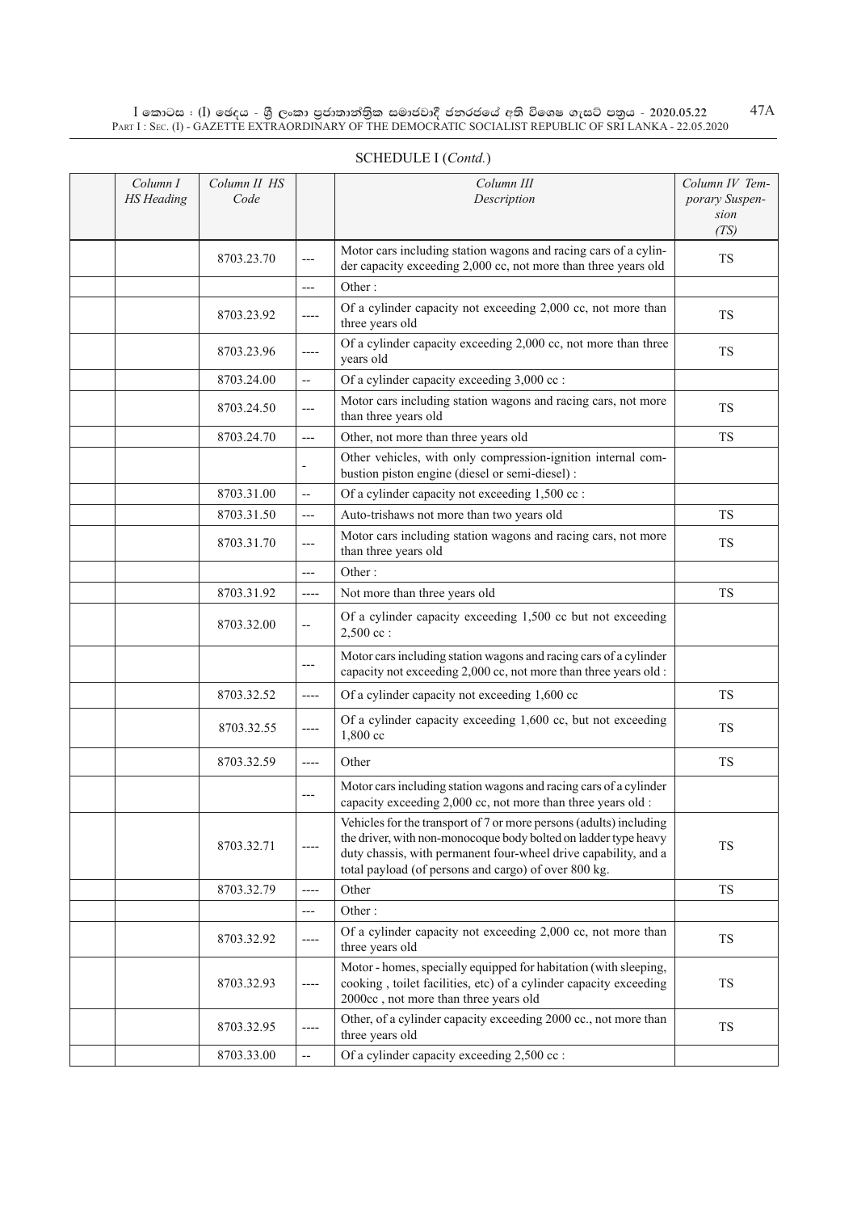SCHEDULE I (*Contd.*)

| | Column I HS Heading | Column II HS Code | | Column III Description | Column IV Temporary Suspension (TS) |
|---|---|---|---|---|---|
| | | 8703.23.70 | --- | Motor cars including station wagons and racing cars of a cylinder capacity exceeding 2,000 cc, not more than three years old | TS |
| | | | --- | Other : | |
| | | 8703.23.92 | ---- | Of a cylinder capacity not exceeding 2,000 cc, not more than three years old | TS |
| | | 8703.23.96 | ---- | Of a cylinder capacity exceeding 2,000 cc, not more than three years old | TS |
| | | 8703.24.00 | -- | Of a cylinder capacity exceeding 3,000 cc : | |
| | | 8703.24.50 | --- | Motor cars including station wagons and racing cars, not more than three years old | TS |
| | | 8703.24.70 | --- | Other, not more than three years old | TS |
| | | | - | Other vehicles, with only compression-ignition internal combustion piston engine (diesel or semi-diesel) : | |
| | | 8703.31.00 | -- | Of a cylinder capacity not exceeding 1,500 cc : | |
| | | 8703.31.50 | --- | Auto-trishaws not more than two years old | TS |
| | | 8703.31.70 | --- | Motor cars including station wagons and racing cars, not more than three years old | TS |
| | | | --- | Other : | |
| | | 8703.31.92 | ---- | Not more than three years old | TS |
| | | 8703.32.00 | -- | Of a cylinder capacity exceeding 1,500 cc but not exceeding 2,500 cc : | |
| | | | --- | Motor cars including station wagons and racing cars of a cylinder capacity not exceeding 2,000 cc, not more than three years old : | |
| | | 8703.32.52 | ---- | Of a cylinder capacity not exceeding 1,600 cc | TS |
| | | 8703.32.55 | ---- | Of a cylinder capacity exceeding 1,600 cc, but not exceeding 1,800 cc | TS |
| | | 8703.32.59 | ---- | Other | TS |
| | | | --- | Motor cars including station wagons and racing cars of a cylinder capacity exceeding 2,000 cc, not more than three years old : | |
| | | 8703.32.71 | ---- | Vehicles for the transport of 7 or more persons (adults) including the driver, with non-monocoque body bolted on ladder type heavy duty chassis, with permanent four-wheel drive capability, and a total payload (of persons and cargo) of over 800 kg. | TS |
| | | 8703.32.79 | ---- | Other | TS |
| | | | --- | Other : | |
| | | 8703.32.92 | ---- | Of a cylinder capacity not exceeding 2,000 cc, not more than three years old | TS |
| | | 8703.32.93 | ---- | Motor - homes, specially equipped for habitation (with sleeping, cooking , toilet facilities, etc) of a cylinder capacity exceeding 2000cc , not more than three years old | TS |
| | | 8703.32.95 | ---- | Other, of a cylinder capacity exceeding 2000 cc., not more than three years old | TS |
| | | 8703.33.00 | -- | Of a cylinder capacity exceeding 2,500 cc : | |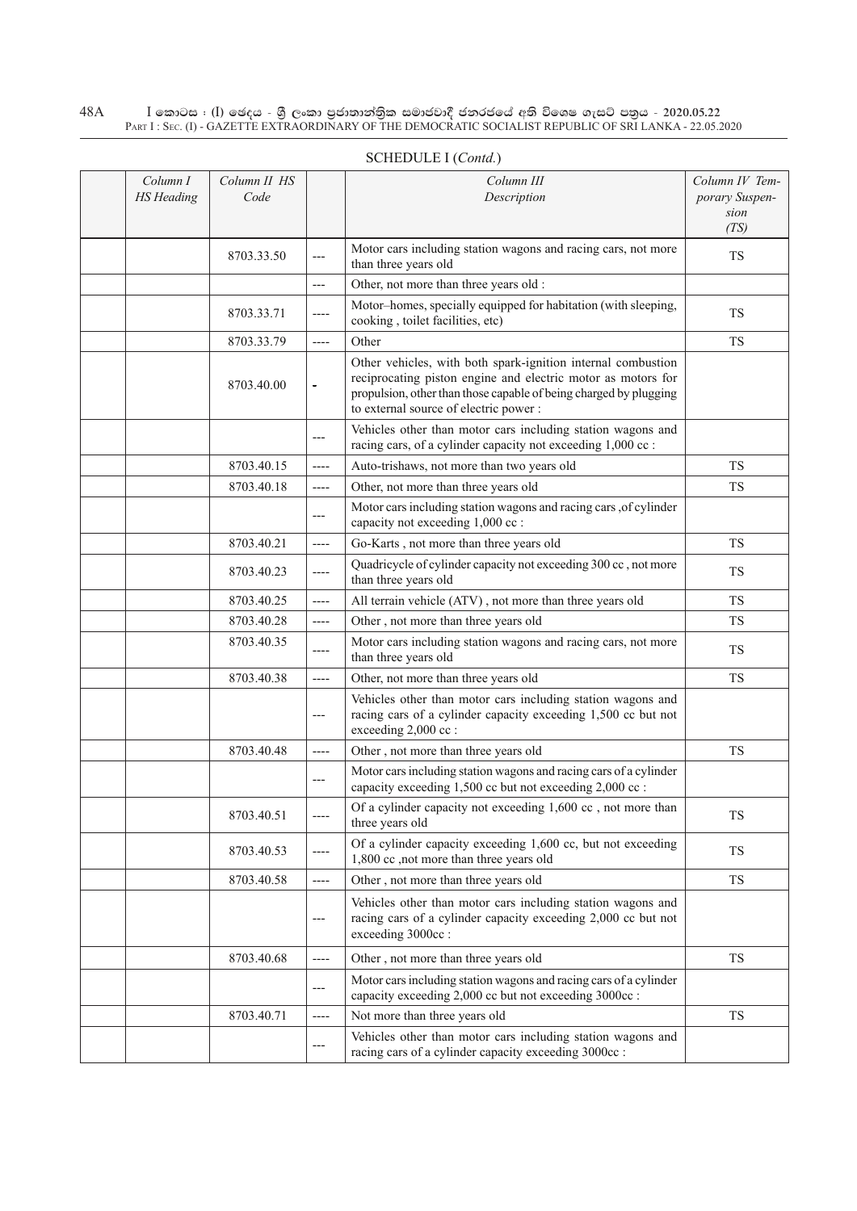SCHEDULE I (*Contd.*)

| | *Column I HS Heading* | *Column II HS Code* | | *Column III Description* | *Column IV Temporary Suspension (TS)* |
|---|---|---|---|---|---|
| | | 8703.33.50 | --- | Motor cars including station wagons and racing cars, not more than three years old | TS |
| | | | --- | Other, not more than three years old : | |
| | | 8703.33.71 | ---- | Motor–homes, specially equipped for habitation (with sleeping, cooking , toilet facilities, etc) | TS |
| | | 8703.33.79 | ---- | Other | TS |
| | | 8703.40.00 | - | Other vehicles, with both spark-ignition internal combustion reciprocating piston engine and electric motor as motors for propulsion, other than those capable of being charged by plugging to external source of electric power : | |
| | | | --- | Vehicles other than motor cars including station wagons and racing cars, of a cylinder capacity not exceeding 1,000 cc : | |
| | | 8703.40.15 | ---- | Auto-trishaws, not more than two years old | TS |
| | | 8703.40.18 | ---- | Other, not more than three years old | TS |
| | | | --- | Motor cars including station wagons and racing cars ,of cylinder capacity not exceeding 1,000 cc : | |
| | | 8703.40.21 | ---- | Go-Karts , not more than three years old | TS |
| | | 8703.40.23 | ---- | Quadricycle of cylinder capacity not exceeding 300 cc , not more than three years old | TS |
| | | 8703.40.25 | ---- | All terrain vehicle (ATV) , not more than three years old | TS |
| | | 8703.40.28 | ---- | Other , not more than three years old | TS |
| | | 8703.40.35 | ---- | Motor cars including station wagons and racing cars, not more than three years old | TS |
| | | 8703.40.38 | ---- | Other, not more than three years old | TS |
| | | | --- | Vehicles other than motor cars including station wagons and racing cars of a cylinder capacity exceeding 1,500 cc but not exceeding 2,000 cc : | |
| | | 8703.40.48 | ---- | Other , not more than three years old | TS |
| | | | --- | Motor cars including station wagons and racing cars of a cylinder capacity exceeding 1,500 cc but not exceeding 2,000 cc : | |
| | | 8703.40.51 | ---- | Of a cylinder capacity not exceeding 1,600 cc , not more than three years old | TS |
| | | 8703.40.53 | ---- | Of a cylinder capacity exceeding 1,600 cc, but not exceeding 1,800 cc ,not more than three years old | TS |
| | | 8703.40.58 | ---- | Other , not more than three years old | TS |
| | | | --- | Vehicles other than motor cars including station wagons and racing cars of a cylinder capacity exceeding 2,000 cc but not exceeding 3000cc : | |
| | | 8703.40.68 | ---- | Other , not more than three years old | TS |
| | | | --- | Motor cars including station wagons and racing cars of a cylinder capacity exceeding 2,000 cc but not exceeding 3000cc : | |
| | | 8703.40.71 | ---- | Not more than three years old | TS |
| | | | --- | Vehicles other than motor cars including station wagons and racing cars of a cylinder capacity exceeding 3000cc : | |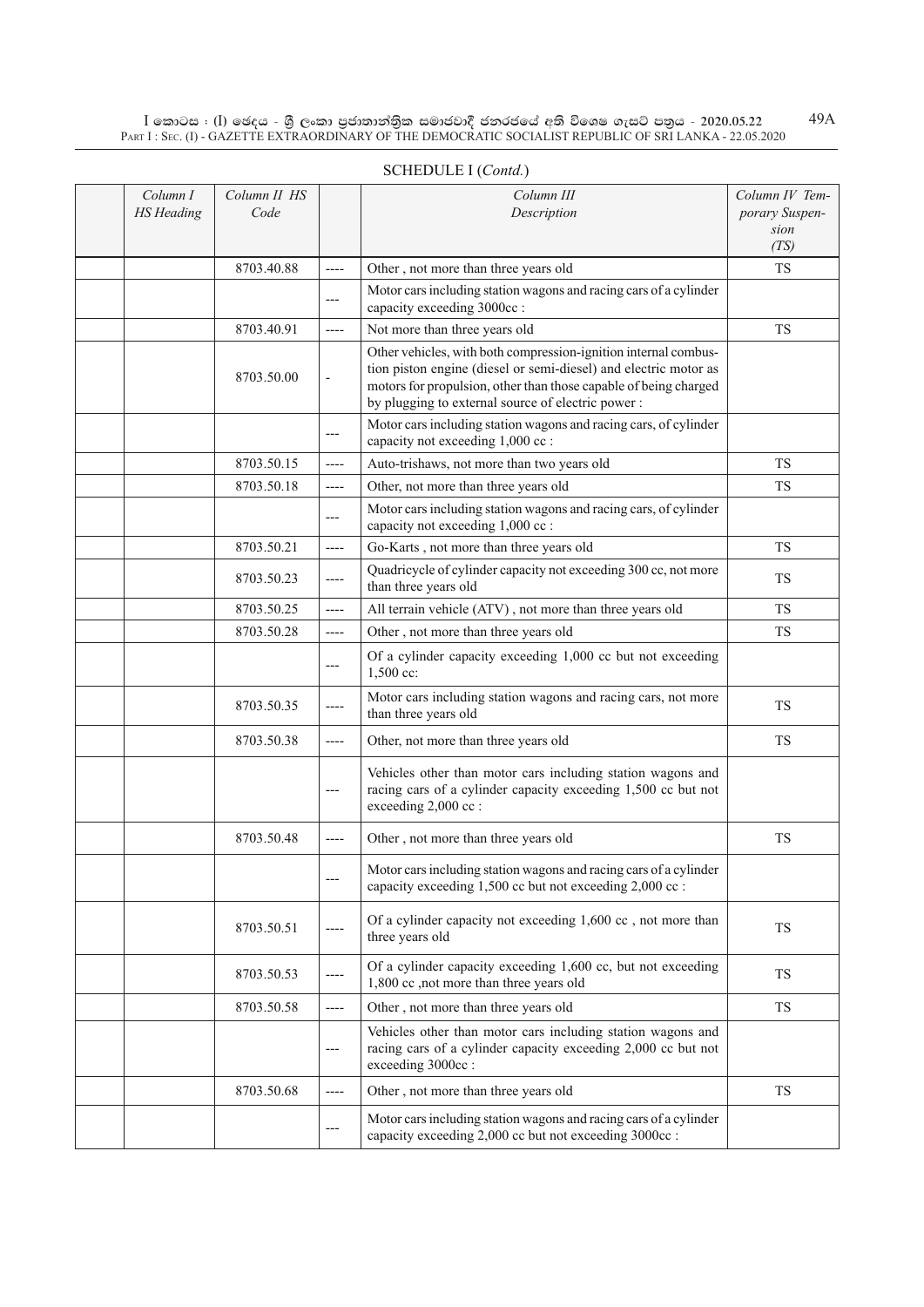SCHEDULE I (*Contd.*)

| | Column I HS Heading | Column II HS Code | | Column III Description | Column IV Temporary Suspension (TS) |
|---|---|---|---|---|---|
| | | 8703.40.88 | ---- | Other , not more than three years old | TS |
| | | | --- | Motor cars including station wagons and racing cars of a cylinder capacity exceeding 3000cc : | |
| | | 8703.40.91 | ---- | Not more than three years old | TS |
| | | 8703.50.00 | - | Other vehicles, with both compression-ignition internal combustion piston engine (diesel or semi-diesel) and electric motor as motors for propulsion, other than those capable of being charged by plugging to external source of electric power : | |
| | | | --- | Motor cars including station wagons and racing cars, of cylinder capacity not exceeding 1,000 cc : | |
| | | 8703.50.15 | ---- | Auto-trishaws, not more than two years old | TS |
| | | 8703.50.18 | ---- | Other, not more than three years old | TS |
| | | | --- | Motor cars including station wagons and racing cars, of cylinder capacity not exceeding 1,000 cc : | |
| | | 8703.50.21 | ---- | Go-Karts , not more than three years old | TS |
| | | 8703.50.23 | ---- | Quadricycle of cylinder capacity not exceeding 300 cc, not more than three years old | TS |
| | | 8703.50.25 | ---- | All terrain vehicle (ATV) , not more than three years old | TS |
| | | 8703.50.28 | ---- | Other , not more than three years old | TS |
| | | | --- | Of a cylinder capacity exceeding 1,000 cc but not exceeding 1,500 cc: | |
| | | 8703.50.35 | ---- | Motor cars including station wagons and racing cars, not more than three years old | TS |
| | | 8703.50.38 | ---- | Other, not more than three years old | TS |
| | | | --- | Vehicles other than motor cars including station wagons and racing cars of a cylinder capacity exceeding 1,500 cc but not exceeding 2,000 cc : | |
| | | 8703.50.48 | ---- | Other , not more than three years old | TS |
| | | | --- | Motor cars including station wagons and racing cars of a cylinder capacity exceeding 1,500 cc but not exceeding 2,000 cc : | |
| | | 8703.50.51 | ---- | Of a cylinder capacity not exceeding 1,600 cc , not more than three years old | TS |
| | | 8703.50.53 | ---- | Of a cylinder capacity exceeding 1,600 cc, but not exceeding 1,800 cc ,not more than three years old | TS |
| | | 8703.50.58 | ---- | Other , not more than three years old | TS |
| | | | --- | Vehicles other than motor cars including station wagons and racing cars of a cylinder capacity exceeding 2,000 cc but not exceeding 3000cc : | |
| | | 8703.50.68 | ---- | Other , not more than three years old | TS |
| | | | --- | Motor cars including station wagons and racing cars of a cylinder capacity exceeding 2,000 cc but not exceeding 3000cc : | |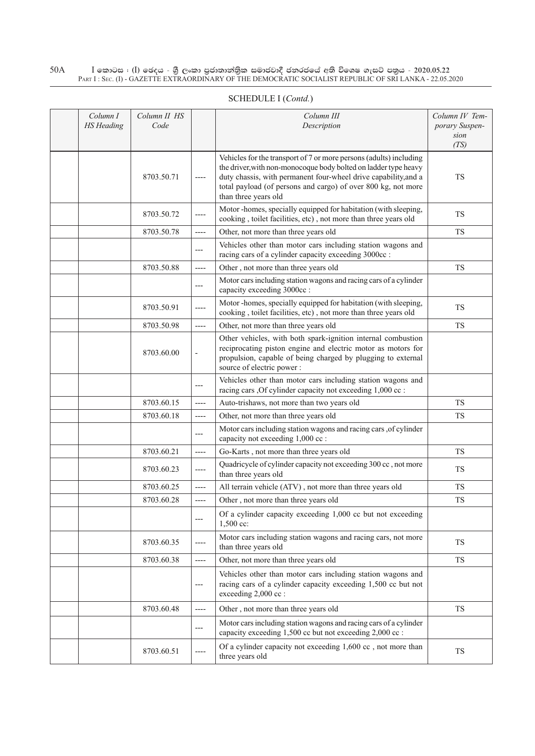SCHEDULE I (*Contd.*)

| | Column I HS Heading | Column II HS Code | | Column III Description | Column IV Temporary Suspension (TS) |
|---|---|---|---|---|---|
| | | 8703.50.71 | ---- | Vehicles for the transport of 7 or more persons (adults) including the driver,with non-monocoque body bolted on ladder type heavy duty chassis, with permanent four-wheel drive capability,and a total payload (of persons and cargo) of over 800 kg, not more than three years old | TS |
| | | 8703.50.72 | ---- | Motor -homes, specially equipped for habitation (with sleeping, cooking , toilet facilities, etc) , not more than three years old | TS |
| | | 8703.50.78 | ---- | Other, not more than three years old | TS |
| | | | --- | Vehicles other than motor cars including station wagons and racing cars of a cylinder capacity exceeding 3000cc : | |
| | | 8703.50.88 | ---- | Other , not more than three years old | TS |
| | | | --- | Motor cars including station wagons and racing cars of a cylinder capacity exceeding 3000cc : | |
| | | 8703.50.91 | ---- | Motor -homes, specially equipped for habitation (with sleeping, cooking , toilet facilities, etc) , not more than three years old | TS |
| | | 8703.50.98 | ---- | Other, not more than three years old | TS |
| | | 8703.60.00 | - | Other vehicles, with both spark-ignition internal combustion reciprocating piston engine and electric motor as motors for propulsion, capable of being charged by plugging to external source of electric power : | |
| | | | --- | Vehicles other than motor cars including station wagons and racing cars ,Of cylinder capacity not exceeding 1,000 cc : | |
| | | 8703.60.15 | ---- | Auto-trishaws, not more than two years old | TS |
| | | 8703.60.18 | ---- | Other, not more than three years old | TS |
| | | | --- | Motor cars including station wagons and racing cars ,of cylinder capacity not exceeding 1,000 cc : | |
| | | 8703.60.21 | ---- | Go-Karts , not more than three years old | TS |
| | | 8703.60.23 | ---- | Quadricycle of cylinder capacity not exceeding 300 cc , not more than three years old | TS |
| | | 8703.60.25 | ---- | All terrain vehicle (ATV) , not more than three years old | TS |
| | | 8703.60.28 | ---- | Other , not more than three years old | TS |
| | | | --- | Of a cylinder capacity exceeding 1,000 cc but not exceeding 1,500 cc: | |
| | | 8703.60.35 | ---- | Motor cars including station wagons and racing cars, not more than three years old | TS |
| | | 8703.60.38 | ---- | Other, not more than three years old | TS |
| | | | --- | Vehicles other than motor cars including station wagons and racing cars of a cylinder capacity exceeding 1,500 cc but not exceeding 2,000 cc : | |
| | | 8703.60.48 | ---- | Other , not more than three years old | TS |
| | | | --- | Motor cars including station wagons and racing cars of a cylinder capacity exceeding 1,500 cc but not exceeding 2,000 cc : | |
| | | 8703.60.51 | ---- | Of a cylinder capacity not exceeding 1,600 cc , not more than three years old | TS |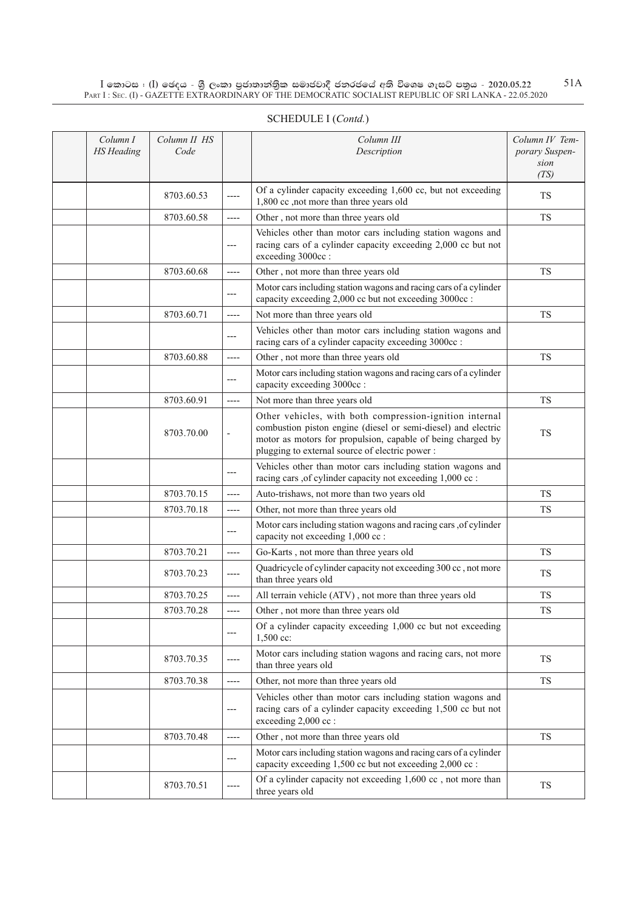SCHEDULE I (*Contd.*)

| | Column I HS Heading | Column II HS Code | | Column III Description | Column IV Temporary Suspension (TS) |
|---|---|---|---|---|---|
| | | 8703.60.53 | ---- | Of a cylinder capacity exceeding 1,600 cc, but not exceeding 1,800 cc ,not more than three years old | TS |
| | | 8703.60.58 | ---- | Other , not more than three years old | TS |
| | | | --- | Vehicles other than motor cars including station wagons and racing cars of a cylinder capacity exceeding 2,000 cc but not exceeding 3000cc : | |
| | | 8703.60.68 | ---- | Other , not more than three years old | TS |
| | | | --- | Motor cars including station wagons and racing cars of a cylinder capacity exceeding 2,000 cc but not exceeding 3000cc : | |
| | | 8703.60.71 | ---- | Not more than three years old | TS |
| | | | --- | Vehicles other than motor cars including station wagons and racing cars of a cylinder capacity exceeding 3000cc : | |
| | | 8703.60.88 | ---- | Other , not more than three years old | TS |
| | | | --- | Motor cars including station wagons and racing cars of a cylinder capacity exceeding 3000cc : | |
| | | 8703.60.91 | ---- | Not more than three years old | TS |
| | | 8703.70.00 | - | Other vehicles, with both compression-ignition internal combustion piston engine (diesel or semi-diesel) and electric motor as motors for propulsion, capable of being charged by plugging to external source of electric power : | TS |
| | | | --- | Vehicles other than motor cars including station wagons and racing cars ,of cylinder capacity not exceeding 1,000 cc : | |
| | | 8703.70.15 | ---- | Auto-trishaws, not more than two years old | TS |
| | | 8703.70.18 | ---- | Other, not more than three years old | TS |
| | | | --- | Motor cars including station wagons and racing cars ,of cylinder capacity not exceeding 1,000 cc : | |
| | | 8703.70.21 | ---- | Go-Karts , not more than three years old | TS |
| | | 8703.70.23 | ---- | Quadricycle of cylinder capacity not exceeding 300 cc , not more than three years old | TS |
| | | 8703.70.25 | ---- | All terrain vehicle (ATV) , not more than three years old | TS |
| | | 8703.70.28 | ---- | Other , not more than three years old | TS |
| | | | --- | Of a cylinder capacity exceeding 1,000 cc but not exceeding 1,500 cc: | |
| | | 8703.70.35 | ---- | Motor cars including station wagons and racing cars, not more than three years old | TS |
| | | 8703.70.38 | ---- | Other, not more than three years old | TS |
| | | | --- | Vehicles other than motor cars including station wagons and racing cars of a cylinder capacity exceeding 1,500 cc but not exceeding 2,000 cc : | |
| | | 8703.70.48 | ---- | Other , not more than three years old | TS |
| | | | --- | Motor cars including station wagons and racing cars of a cylinder capacity exceeding 1,500 cc but not exceeding 2,000 cc : | |
| | | 8703.70.51 | ---- | Of a cylinder capacity not exceeding 1,600 cc , not more than three years old | TS |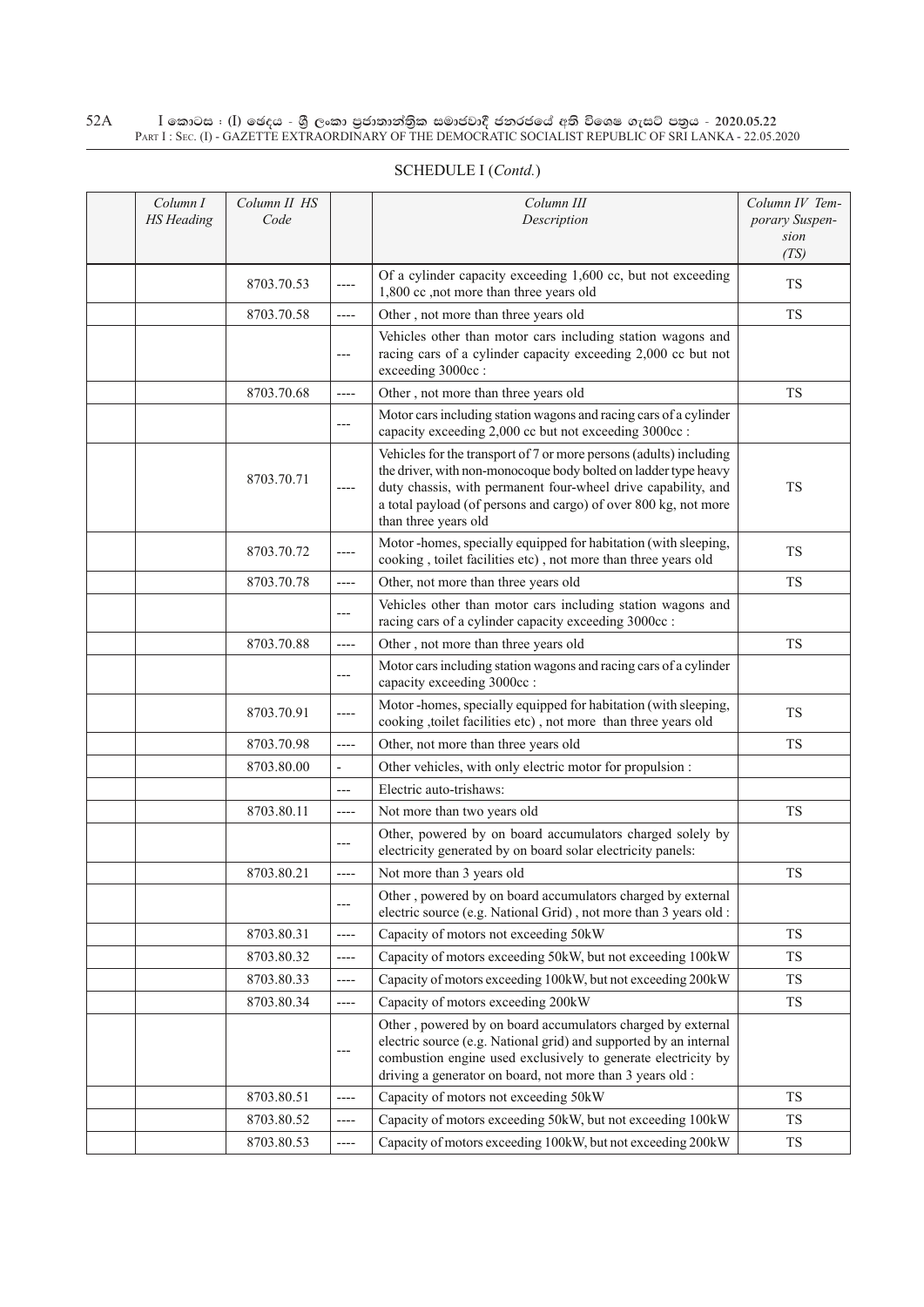SCHEDULE I (*Contd.*)

| | *Column I HS Heading* | *Column II HS Code* | | *Column III Description* | *Column IV Temporary Suspension (TS)* |
|---|---|---|---|---|---|
| | | 8703.70.53 | ---- | Of a cylinder capacity exceeding 1,600 cc, but not exceeding 1,800 cc ,not more than three years old | TS |
| | | 8703.70.58 | ---- | Other , not more than three years old | TS |
| | | | --- | Vehicles other than motor cars including station wagons and racing cars of a cylinder capacity exceeding 2,000 cc but not exceeding 3000cc : | |
| | | 8703.70.68 | ---- | Other , not more than three years old | TS |
| | | | --- | Motor cars including station wagons and racing cars of a cylinder capacity exceeding 2,000 cc but not exceeding 3000cc : | |
| | | 8703.70.71 | ---- | Vehicles for the transport of 7 or more persons (adults) including the driver, with non-monocoque body bolted on ladder type heavy duty chassis, with permanent four-wheel drive capability, and a total payload (of persons and cargo) of over 800 kg, not more than three years old | TS |
| | | 8703.70.72 | ---- | Motor -homes, specially equipped for habitation (with sleeping, cooking , toilet facilities etc) , not more than three years old | TS |
| | | 8703.70.78 | ---- | Other, not more than three years old | TS |
| | | | --- | Vehicles other than motor cars including station wagons and racing cars of a cylinder capacity exceeding 3000cc : | |
| | | 8703.70.88 | ---- | Other , not more than three years old | TS |
| | | | --- | Motor cars including station wagons and racing cars of a cylinder capacity exceeding 3000cc : | |
| | | 8703.70.91 | ---- | Motor -homes, specially equipped for habitation (with sleeping, cooking ,toilet facilities etc) , not more than three years old | TS |
| | | 8703.70.98 | ---- | Other, not more than three years old | TS |
| | | 8703.80.00 | - | Other vehicles, with only electric motor for propulsion : | |
| | | | --- | Electric auto-trishaws: | |
| | | 8703.80.11 | ---- | Not more than two years old | TS |
| | | | --- | Other, powered by on board accumulators charged solely by electricity generated by on board solar electricity panels: | |
| | | 8703.80.21 | ---- | Not more than 3 years old | TS |
| | | | --- | Other , powered by on board accumulators charged by external electric source (e.g. National Grid) , not more than 3 years old : | |
| | | 8703.80.31 | ---- | Capacity of motors not exceeding 50kW | TS |
| | | 8703.80.32 | ---- | Capacity of motors exceeding 50kW, but not exceeding 100kW | TS |
| | | 8703.80.33 | ---- | Capacity of motors exceeding 100kW, but not exceeding 200kW | TS |
| | | 8703.80.34 | ---- | Capacity of motors exceeding 200kW | TS |
| | | | --- | Other , powered by on board accumulators charged by external electric source (e.g. National grid) and supported by an internal combustion engine used exclusively to generate electricity by driving a generator on board, not more than 3 years old : | |
| | | 8703.80.51 | ---- | Capacity of motors not exceeding 50kW | TS |
| | | 8703.80.52 | ---- | Capacity of motors exceeding 50kW, but not exceeding 100kW | TS |
| | | 8703.80.53 | ---- | Capacity of motors exceeding 100kW, but not exceeding 200kW | TS |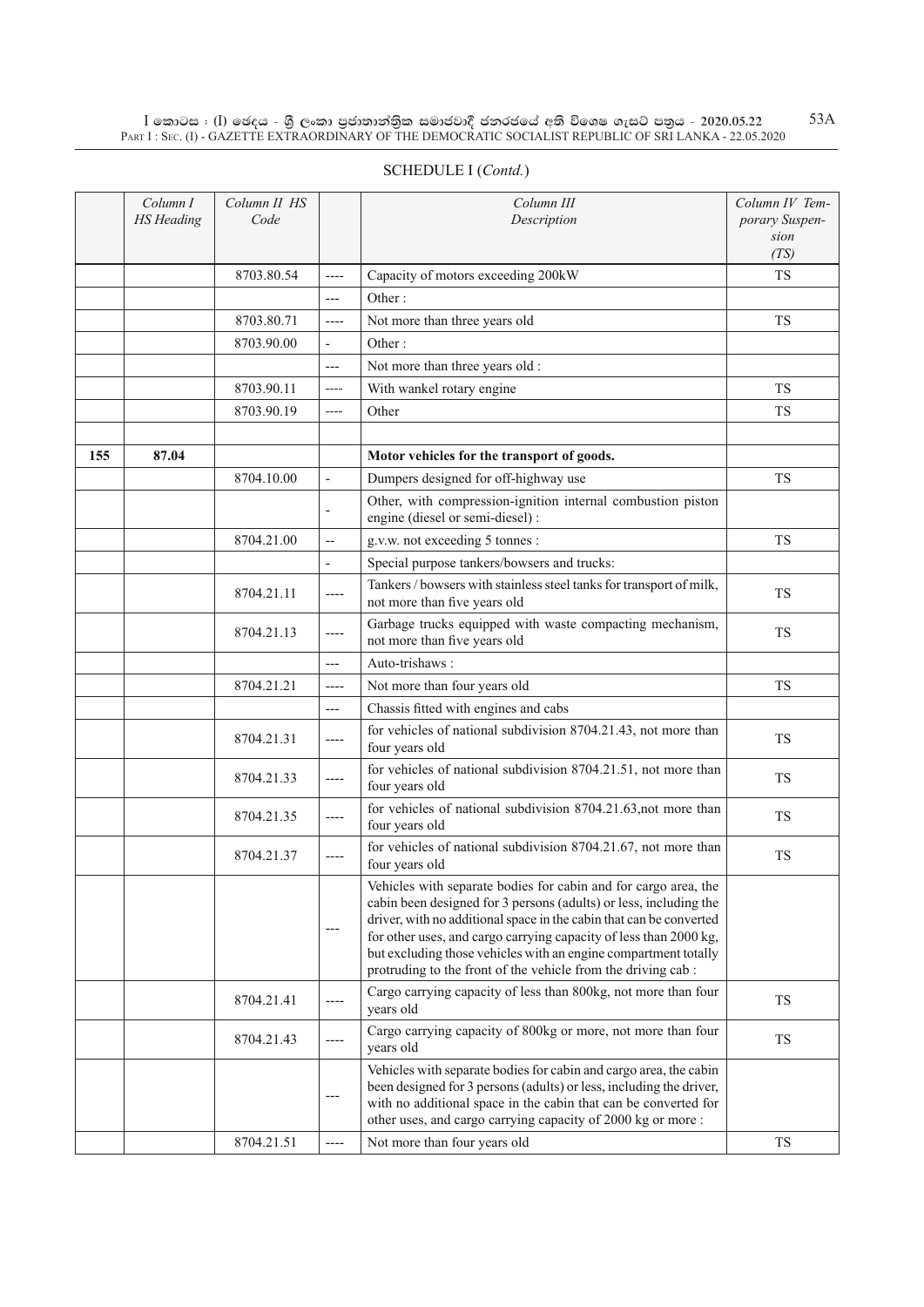SCHEDULE I (*Contd.*)

| | Column I HS Heading | Column II HS Code | | Column III Description | Column IV Temporary Suspension (TS) |
|---|---|---|---|---|---|
| | | 8703.80.54 | ---- | Capacity of motors exceeding 200kW | TS |
| | | | --- | Other : | |
| | | 8703.80.71 | ---- | Not more than three years old | TS |
| | | 8703.90.00 | - | Other : | |
| | | | --- | Not more than three years old : | |
| | | 8703.90.11 | ---- | With wankel rotary engine | TS |
| | | 8703.90.19 | ---- | Other | TS |
| | | | | | |
| 155 | 87.04 | | | **Motor vehicles for the transport of goods.** | |
| | | 8704.10.00 | - | Dumpers designed for off-highway use | TS |
| | | | - | Other, with compression-ignition internal combustion piston engine (diesel or semi-diesel) : | |
| | | 8704.21.00 | -- | g.v.w. not exceeding 5 tonnes : | TS |
| | | | - | Special purpose tankers/bowsers and trucks: | |
| | | 8704.21.11 | ---- | Tankers / bowsers with stainless steel tanks for transport of milk, not more than five years old | TS |
| | | 8704.21.13 | ---- | Garbage trucks equipped with waste compacting mechanism, not more than five years old | TS |
| | | | --- | Auto-trishaws : | |
| | | 8704.21.21 | ---- | Not more than four years old | TS |
| | | | --- | Chassis fitted with engines and cabs | |
| | | 8704.21.31 | ---- | for vehicles of national subdivision 8704.21.43, not more than four years old | TS |
| | | 8704.21.33 | ---- | for vehicles of national subdivision 8704.21.51, not more than four years old | TS |
| | | 8704.21.35 | ---- | for vehicles of national subdivision 8704.21.63,not more than four years old | TS |
| | | 8704.21.37 | ---- | for vehicles of national subdivision 8704.21.67, not more than four years old | TS |
| | | | --- | Vehicles with separate bodies for cabin and for cargo area, the cabin been designed for 3 persons (adults) or less, including the driver, with no additional space in the cabin that can be converted for other uses, and cargo carrying capacity of less than 2000 kg, but excluding those vehicles with an engine compartment totally protruding to the front of the vehicle from the driving cab : | |
| | | 8704.21.41 | ---- | Cargo carrying capacity of less than 800kg, not more than four years old | TS |
| | | 8704.21.43 | ---- | Cargo carrying capacity of 800kg or more, not more than four years old | TS |
| | | | --- | Vehicles with separate bodies for cabin and cargo area, the cabin been designed for 3 persons (adults) or less, including the driver, with no additional space in the cabin that can be converted for other uses, and cargo carrying capacity of 2000 kg or more : | |
| | | 8704.21.51 | ---- | Not more than four years old | TS |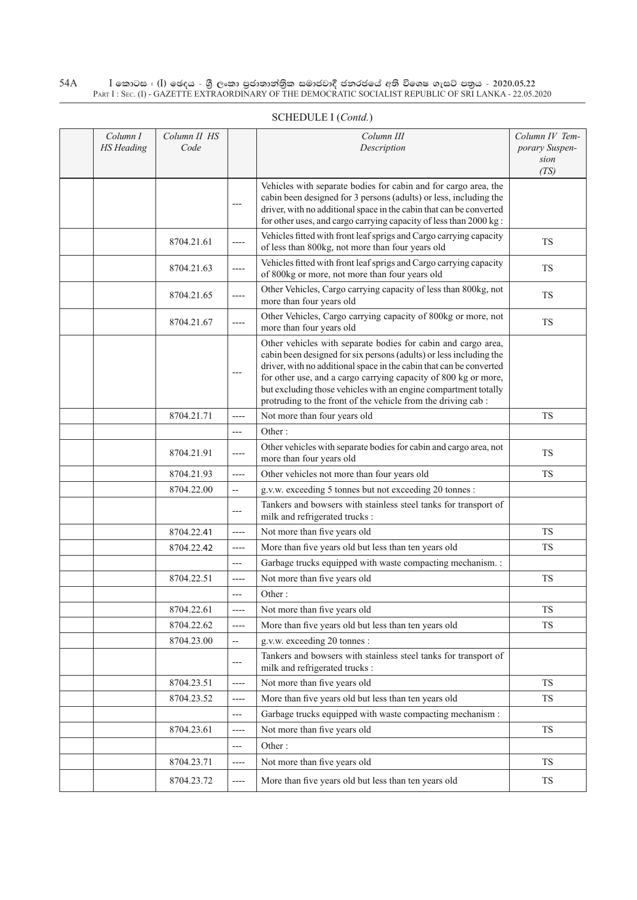SCHEDULE I (*Contd.*)

| Column I HS Heading | Column II HS Code | | Column III Description | Column IV Temporary Suspension (TS) |
|---|---|---|---|---|
| | | --- | Vehicles with separate bodies for cabin and for cargo area, the cabin been designed for 3 persons (adults) or less, including the driver, with no additional space in the cabin that can be converted for other uses, and cargo carrying capacity of less than 2000 kg : | |
| | 8704.21.61 | ---- | Vehicles fitted with front leaf sprigs and Cargo carrying capacity of less than 800kg, not more than four years old | TS |
| | 8704.21.63 | ---- | Vehicles fitted with front leaf sprigs and Cargo carrying capacity of 800kg or more, not more than four years old | TS |
| | 8704.21.65 | ---- | Other Vehicles, Cargo carrying capacity of less than 800kg, not more than four years old | TS |
| | 8704.21.67 | ---- | Other Vehicles, Cargo carrying capacity of 800kg or more, not more than four years old | TS |
| | | --- | Other vehicles with separate bodies for cabin and cargo area, cabin been designed for six persons (adults) or less including the driver, with no additional space in the cabin that can be converted for other use, and a cargo carrying capacity of 800 kg or more, but excluding those vehicles with an engine compartment totally protruding to the front of the vehicle from the driving cab : | |
| | 8704.21.71 | ---- | Not more than four years old | TS |
| | | --- | Other : | |
| | 8704.21.91 | ---- | Other vehicles with separate bodies for cabin and cargo area, not more than four years old | TS |
| | 8704.21.93 | ---- | Other vehicles not more than four years old | TS |
| | 8704.22.00 | -- | g.v.w. exceeding 5 tonnes but not exceeding 20 tonnes : | |
| | | --- | Tankers and bowsers with stainless steel tanks for transport of milk and refrigerated trucks : | |
| | 8704.22.41 | ---- | Not more than five years old | TS |
| | 8704.22.42 | ---- | More than five years old but less than ten years old | TS |
| | | --- | Garbage trucks equipped with waste compacting mechanism. : | |
| | 8704.22.51 | ---- | Not more than five years old | TS |
| | | --- | Other : | |
| | 8704.22.61 | ---- | Not more than five years old | TS |
| | 8704.22.62 | ---- | More than five years old but less than ten years old | TS |
| | 8704.23.00 | -- | g.v.w. exceeding 20 tonnes : | |
| | | --- | Tankers and bowsers with stainless steel tanks for transport of milk and refrigerated trucks : | |
| | 8704.23.51 | ---- | Not more than five years old | TS |
| | 8704.23.52 | ---- | More than five years old but less than ten years old | TS |
| | | --- | Garbage trucks equipped with waste compacting mechanism : | |
| | 8704.23.61 | ---- | Not more than five years old | TS |
| | | --- | Other : | |
| | 8704.23.71 | ---- | Not more than five years old | TS |
| | 8704.23.72 | ---- | More than five years old but less than ten years old | TS |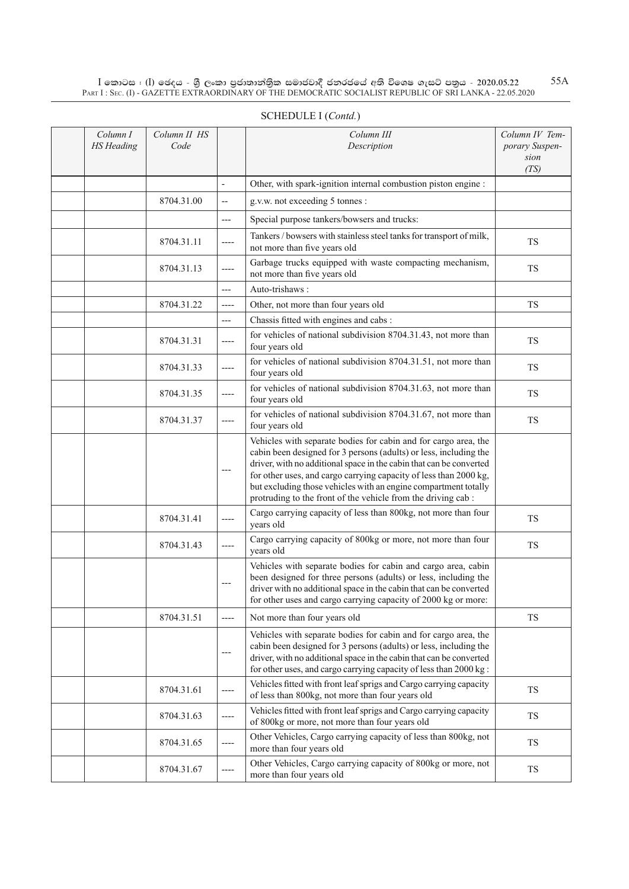SCHEDULE I (*Contd.*)

| | Column I HS Heading | Column II HS Code | | Column III Description | Column IV Temporary Suspension (TS) |
|---|---|---|---|---|---|
| | | | - | Other, with spark-ignition internal combustion piston engine : | |
| | | 8704.31.00 | -- | g.v.w. not exceeding 5 tonnes : | |
| | | | --- | Special purpose tankers/bowsers and trucks: | |
| | | 8704.31.11 | ---- | Tankers / bowsers with stainless steel tanks for transport of milk, not more than five years old | TS |
| | | 8704.31.13 | ---- | Garbage trucks equipped with waste compacting mechanism, not more than five years old | TS |
| | | | --- | Auto-trishaws : | |
| | | 8704.31.22 | ---- | Other, not more than four years old | TS |
| | | | --- | Chassis fitted with engines and cabs : | |
| | | 8704.31.31 | ---- | for vehicles of national subdivision 8704.31.43, not more than four years old | TS |
| | | 8704.31.33 | ---- | for vehicles of national subdivision 8704.31.51, not more than four years old | TS |
| | | 8704.31.35 | ---- | for vehicles of national subdivision 8704.31.63, not more than four years old | TS |
| | | 8704.31.37 | ---- | for vehicles of national subdivision 8704.31.67, not more than four years old | TS |
| | | | --- | Vehicles with separate bodies for cabin and for cargo area, the cabin been designed for 3 persons (adults) or less, including the driver, with no additional space in the cabin that can be converted for other uses, and cargo carrying capacity of less than 2000 kg, but excluding those vehicles with an engine compartment totally protruding to the front of the vehicle from the driving cab : | |
| | | 8704.31.41 | ---- | Cargo carrying capacity of less than 800kg, not more than four years old | TS |
| | | 8704.31.43 | ---- | Cargo carrying capacity of 800kg or more, not more than four years old | TS |
| | | | --- | Vehicles with separate bodies for cabin and cargo area, cabin been designed for three persons (adults) or less, including the driver with no additional space in the cabin that can be converted for other uses and cargo carrying capacity of 2000 kg or more: | |
| | | 8704.31.51 | ---- | Not more than four years old | TS |
| | | | --- | Vehicles with separate bodies for cabin and for cargo area, the cabin been designed for 3 persons (adults) or less, including the driver, with no additional space in the cabin that can be converted for other uses, and cargo carrying capacity of less than 2000 kg : | |
| | | 8704.31.61 | ---- | Vehicles fitted with front leaf sprigs and Cargo carrying capacity of less than 800kg, not more than four years old | TS |
| | | 8704.31.63 | ---- | Vehicles fitted with front leaf sprigs and Cargo carrying capacity of 800kg or more, not more than four years old | TS |
| | | 8704.31.65 | ---- | Other Vehicles, Cargo carrying capacity of less than 800kg, not more than four years old | TS |
| | | 8704.31.67 | ---- | Other Vehicles, Cargo carrying capacity of 800kg or more, not more than four years old | TS |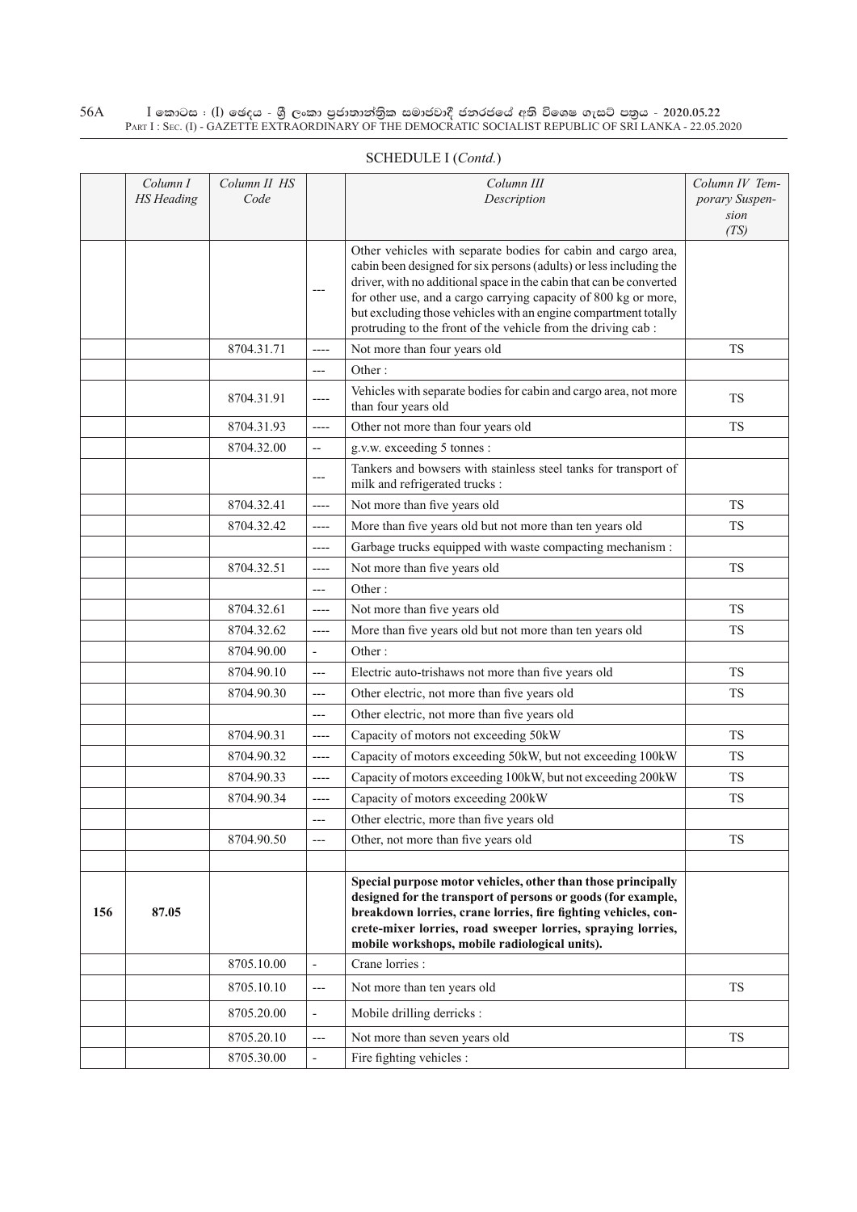## SCHEDULE I (*Contd.*)

| | *Column I HS Heading* | *Column II HS Code* | | *Column III Description* | *Column IV Temporary Suspension (TS)* |
|---|---|---|---|---|---|
| | | | --- | Other vehicles with separate bodies for cabin and cargo area, cabin been designed for six persons (adults) or less including the driver, with no additional space in the cabin that can be converted for other use, and a cargo carrying capacity of 800 kg or more, but excluding those vehicles with an engine compartment totally protruding to the front of the vehicle from the driving cab : | |
| | | 8704.31.71 | ---- | Not more than four years old | TS |
| | | | --- | Other : | |
| | | 8704.31.91 | ---- | Vehicles with separate bodies for cabin and cargo area, not more than four years old | TS |
| | | 8704.31.93 | ---- | Other not more than four years old | TS |
| | | 8704.32.00 | -- | g.v.w. exceeding 5 tonnes : | |
| | | | --- | Tankers and bowsers with stainless steel tanks for transport of milk and refrigerated trucks : | |
| | | 8704.32.41 | ---- | Not more than five years old | TS |
| | | 8704.32.42 | ---- | More than five years old but not more than ten years old | TS |
| | | | ---- | Garbage trucks equipped with waste compacting mechanism : | |
| | | 8704.32.51 | ---- | Not more than five years old | TS |
| | | | --- | Other : | |
| | | 8704.32.61 | ---- | Not more than five years old | TS |
| | | 8704.32.62 | ---- | More than five years old but not more than ten years old | TS |
| | | 8704.90.00 | - | Other : | |
| | | 8704.90.10 | --- | Electric auto-trishaws not more than five years old | TS |
| | | 8704.90.30 | --- | Other electric, not more than five years old | TS |
| | | | --- | Other electric, not more than five years old | |
| | | 8704.90.31 | ---- | Capacity of motors not exceeding 50kW | TS |
| | | 8704.90.32 | ---- | Capacity of motors exceeding 50kW, but not exceeding 100kW | TS |
| | | 8704.90.33 | ---- | Capacity of motors exceeding 100kW, but not exceeding 200kW | TS |
| | | 8704.90.34 | ---- | Capacity of motors exceeding 200kW | TS |
| | | | --- | Other electric, more than five years old | |
| | | 8704.90.50 | --- | Other, not more than five years old | TS |
| | | | | | |
| **156** | **87.05** | | | **Special purpose motor vehicles, other than those principally designed for the transport of persons or goods (for example, breakdown lorries, crane lorries, fire fighting vehicles, concrete-mixer lorries, road sweeper lorries, spraying lorries, mobile workshops, mobile radiological units).** | |
| | | 8705.10.00 | - | Crane lorries : | |
| | | 8705.10.10 | --- | Not more than ten years old | TS |
| | | 8705.20.00 | - | Mobile drilling derricks : | |
| | | 8705.20.10 | --- | Not more than seven years old | TS |
| | | 8705.30.00 | - | Fire fighting vehicles : | |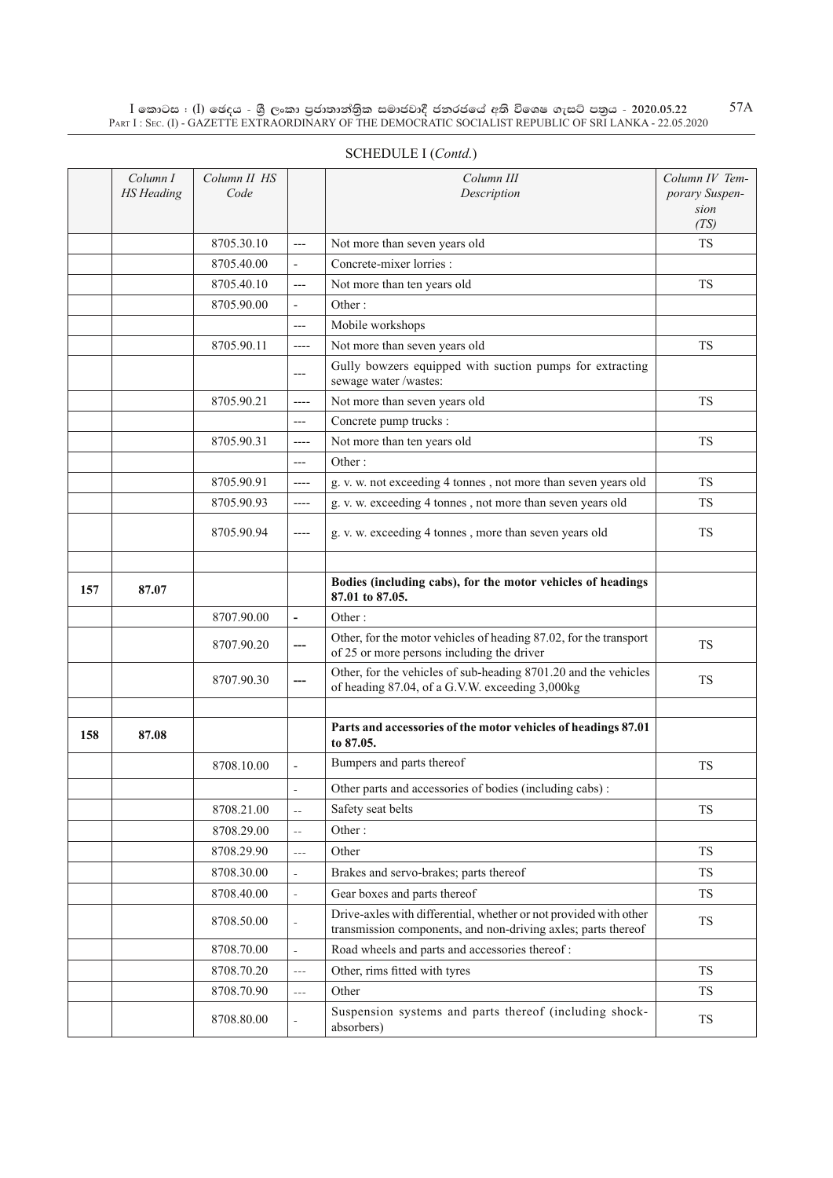SCHEDULE I (*Contd.*)

| | Column I HS Heading | Column II HS Code | | Column III Description | Column IV Temporary Suspension (TS) |
|---|---|---|---|---|---|
| | | 8705.30.10 | --- | Not more than seven years old | TS |
| | | 8705.40.00 | - | Concrete-mixer lorries : | |
| | | 8705.40.10 | --- | Not more than ten years old | TS |
| | | 8705.90.00 | - | Other : | |
| | | | --- | Mobile workshops | |
| | | 8705.90.11 | ---- | Not more than seven years old | TS |
| | | | --- | Gully bowzers equipped with suction pumps for extracting sewage water /wastes: | |
| | | 8705.90.21 | ---- | Not more than seven years old | TS |
| | | | --- | Concrete pump trucks : | |
| | | 8705.90.31 | ---- | Not more than ten years old | TS |
| | | | --- | Other : | |
| | | 8705.90.91 | ---- | g. v. w. not exceeding 4 tonnes , not more than seven years old | TS |
| | | 8705.90.93 | ---- | g. v. w. exceeding 4 tonnes , not more than seven years old | TS |
| | | 8705.90.94 | ---- | g. v. w. exceeding 4 tonnes , more than seven years old | TS |
| | | | | | |
| **157** | **87.07** | | | **Bodies (including cabs), for the motor vehicles of headings 87.01 to 87.05.** | |
| | | 8707.90.00 | - | Other : | |
| | | 8707.90.20 | --- | Other, for the motor vehicles of heading 87.02, for the transport of 25 or more persons including the driver | TS |
| | | 8707.90.30 | --- | Other, for the vehicles of sub-heading 8701.20 and the vehicles of heading 87.04, of a G.V.W. exceeding 3,000kg | TS |
| | | | | | |
| **158** | **87.08** | | | **Parts and accessories of the motor vehicles of headings 87.01 to 87.05.** | |
| | | 8708.10.00 | - | Bumpers and parts thereof | TS |
| | | | - | Other parts and accessories of bodies (including cabs) : | |
| | | 8708.21.00 | -- | Safety seat belts | TS |
| | | 8708.29.00 | -- | Other : | |
| | | 8708.29.90 | --- | Other | TS |
| | | 8708.30.00 | - | Brakes and servo-brakes; parts thereof | TS |
| | | 8708.40.00 | - | Gear boxes and parts thereof | TS |
| | | 8708.50.00 | - | Drive-axles with differential, whether or not provided with other transmission components, and non-driving axles; parts thereof | TS |
| | | 8708.70.00 | - | Road wheels and parts and accessories thereof : | |
| | | 8708.70.20 | --- | Other, rims fitted with tyres | TS |
| | | 8708.70.90 | --- | Other | TS |
| | | 8708.80.00 | - | Suspension systems and parts thereof (including shock-absorbers) | TS |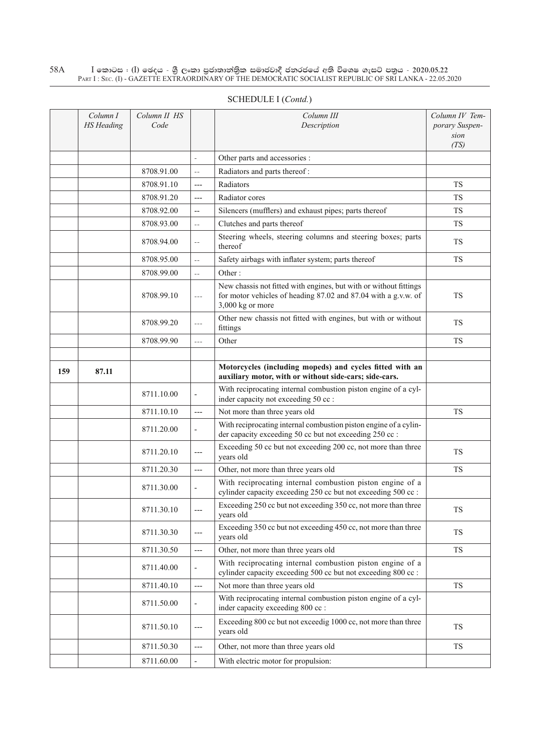SCHEDULE I (*Contd.*)

| | *Column I HS Heading* | *Column II HS Code* | | *Column III Description* | *Column IV Temporary Suspension (TS)* |
|---|---|---|---|---|---|
| | | | - | Other parts and accessories : | |
| | | 8708.91.00 | -- | Radiators and parts thereof : | |
| | | 8708.91.10 | --- | Radiators | TS |
| | | 8708.91.20 | --- | Radiator cores | TS |
| | | 8708.92.00 | -- | Silencers (mufflers) and exhaust pipes; parts thereof | TS |
| | | 8708.93.00 | -- | Clutches and parts thereof | TS |
| | | 8708.94.00 | -- | Steering wheels, steering columns and steering boxes; parts thereof | TS |
| | | 8708.95.00 | -- | Safety airbags with inflater system; parts thereof | TS |
| | | 8708.99.00 | -- | Other : | |
| | | 8708.99.10 | --- | New chassis not fitted with engines, but with or without fittings for motor vehicles of heading 87.02 and 87.04 with a g.v.w. of 3,000 kg or more | TS |
| | | 8708.99.20 | --- | Other new chassis not fitted with engines, but with or without fittings | TS |
| | | 8708.99.90 | --- | Other | TS |
| | | | | | |
| **159** | **87.11** | | | **Motorcycles (including mopeds) and cycles fitted with an auxiliary motor, with or without side-cars; side-cars.** | |
| | | 8711.10.00 | - | With reciprocating internal combustion piston engine of a cylinder capacity not exceeding 50 cc : | |
| | | 8711.10.10 | --- | Not more than three years old | TS |
| | | 8711.20.00 | - | With reciprocating internal combustion piston engine of a cylinder capacity exceeding 50 cc but not exceeding 250 cc : | |
| | | 8711.20.10 | --- | Exceeding 50 cc but not exceeding 200 cc, not more than three years old | TS |
| | | 8711.20.30 | --- | Other, not more than three years old | TS |
| | | 8711.30.00 | - | With reciprocating internal combustion piston engine of a cylinder capacity exceeding 250 cc but not exceeding 500 cc : | |
| | | 8711.30.10 | --- | Exceeding 250 cc but not exceeding 350 cc, not more than three years old | TS |
| | | 8711.30.30 | --- | Exceeding 350 cc but not exceeding 450 cc, not more than three years old | TS |
| | | 8711.30.50 | --- | Other, not more than three years old | TS |
| | | 8711.40.00 | - | With reciprocating internal combustion piston engine of a cylinder capacity exceeding 500 cc but not exceeding 800 cc : | |
| | | 8711.40.10 | --- | Not more than three years old | TS |
| | | 8711.50.00 | - | With reciprocating internal combustion piston engine of a cylinder capacity exceeding 800 cc : | |
| | | 8711.50.10 | --- | Exceeding 800 cc but not exceedig 1000 cc, not more than three years old | TS |
| | | 8711.50.30 | --- | Other, not more than three years old | TS |
| | | 8711.60.00 | - | With electric motor for propulsion: | |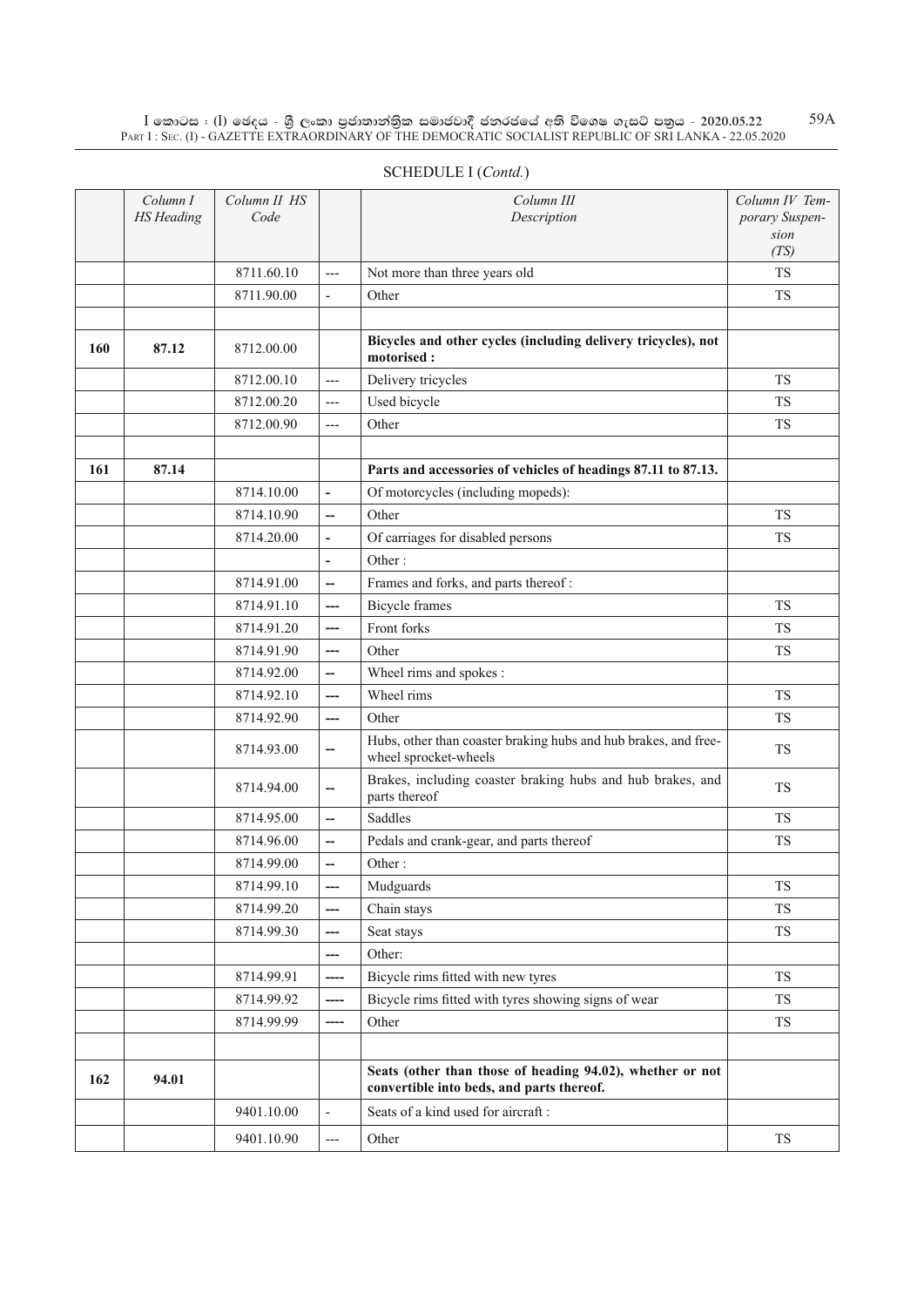SCHEDULE I (*Contd.*)

| | Column I HS Heading | Column II HS Code | | Column III Description | Column IV Temporary Suspension (TS) |
|---|---|---|---|---|---|
| | | 8711.60.10 | --- | Not more than three years old | TS |
| | | 8711.90.00 | - | Other | TS |
| | | | | | |
| **160** | **87.12** | 8712.00.00 | | **Bicycles and other cycles (including delivery tricycles), not motorised :** | |
| | | 8712.00.10 | --- | Delivery tricycles | TS |
| | | 8712.00.20 | --- | Used bicycle | TS |
| | | 8712.00.90 | --- | Other | TS |
| | | | | | |
| **161** | **87.14** | | | **Parts and accessories of vehicles of headings 87.11 to 87.13.** | |
| | | 8714.10.00 | - | Of motorcycles (including mopeds): | |
| | | 8714.10.90 | -- | Other | TS |
| | | 8714.20.00 | - | Of carriages for disabled persons | TS |
| | | | - | Other : | |
| | | 8714.91.00 | -- | Frames and forks, and parts thereof : | |
| | | 8714.91.10 | --- | Bicycle frames | TS |
| | | 8714.91.20 | --- | Front forks | TS |
| | | 8714.91.90 | --- | Other | TS |
| | | 8714.92.00 | -- | Wheel rims and spokes : | |
| | | 8714.92.10 | --- | Wheel rims | TS |
| | | 8714.92.90 | --- | Other | TS |
| | | 8714.93.00 | -- | Hubs, other than coaster braking hubs and hub brakes, and free-wheel sprocket-wheels | TS |
| | | 8714.94.00 | -- | Brakes, including coaster braking hubs and hub brakes, and parts thereof | TS |
| | | 8714.95.00 | -- | Saddles | TS |
| | | 8714.96.00 | -- | Pedals and crank-gear, and parts thereof | TS |
| | | 8714.99.00 | -- | Other : | |
| | | 8714.99.10 | --- | Mudguards | TS |
| | | 8714.99.20 | --- | Chain stays | TS |
| | | 8714.99.30 | --- | Seat stays | TS |
| | | | --- | Other: | |
| | | 8714.99.91 | ---- | Bicycle rims fitted with new tyres | TS |
| | | 8714.99.92 | ---- | Bicycle rims fitted with tyres showing signs of wear | TS |
| | | 8714.99.99 | ---- | Other | TS |
| | | | | | |
| **162** | **94.01** | | | **Seats (other than those of heading 94.02), whether or not convertible into beds, and parts thereof.** | |
| | | 9401.10.00 | - | Seats of a kind used for aircraft : | |
| | | 9401.10.90 | --- | Other | TS |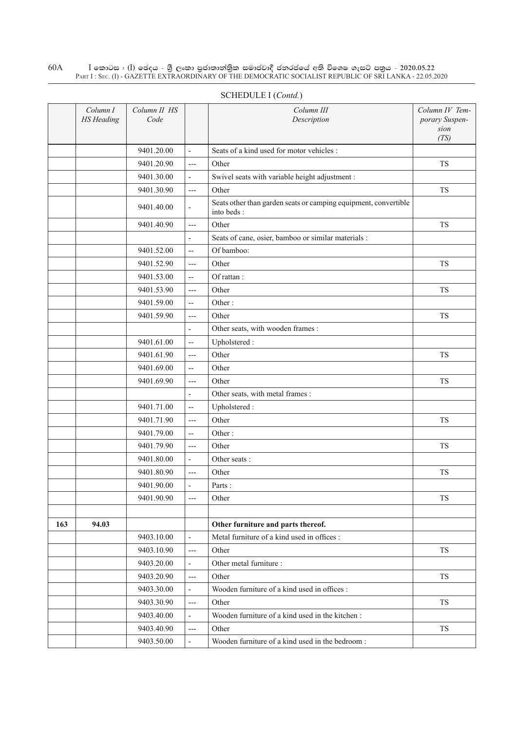SCHEDULE I (*Contd.*)

| | *Column I HS Heading* | *Column II HS Code* | | *Column III Description* | *Column IV Temporary Suspension (TS)* |
|---|---|---|---|---|---|
| | | 9401.20.00 | - | Seats of a kind used for motor vehicles : | |
| | | 9401.20.90 | --- | Other | TS |
| | | 9401.30.00 | - | Swivel seats with variable height adjustment : | |
| | | 9401.30.90 | --- | Other | TS |
| | | 9401.40.00 | - | Seats other than garden seats or camping equipment, convertible into beds : | |
| | | 9401.40.90 | --- | Other | TS |
| | | | - | Seats of cane, osier, bamboo or similar materials : | |
| | | 9401.52.00 | -- | Of bamboo: | |
| | | 9401.52.90 | --- | Other | TS |
| | | 9401.53.00 | -- | Of rattan : | |
| | | 9401.53.90 | --- | Other | TS |
| | | 9401.59.00 | -- | Other : | |
| | | 9401.59.90 | --- | Other | TS |
| | | | - | Other seats, with wooden frames : | |
| | | 9401.61.00 | -- | Upholstered : | |
| | | 9401.61.90 | --- | Other | TS |
| | | 9401.69.00 | -- | Other | |
| | | 9401.69.90 | --- | Other | TS |
| | | | - | Other seats, with metal frames : | |
| | | 9401.71.00 | -- | Upholstered : | |
| | | 9401.71.90 | --- | Other | TS |
| | | 9401.79.00 | -- | Other : | |
| | | 9401.79.90 | --- | Other | TS |
| | | 9401.80.00 | - | Other seats : | |
| | | 9401.80.90 | --- | Other | TS |
| | | 9401.90.00 | - | Parts : | |
| | | 9401.90.90 | --- | Other | TS |
| | | | | | |
| **163** | **94.03** | | | **Other furniture and parts thereof.** | |
| | | 9403.10.00 | - | Metal furniture of a kind used in offices : | |
| | | 9403.10.90 | --- | Other | TS |
| | | 9403.20.00 | - | Other metal furniture : | |
| | | 9403.20.90 | --- | Other | TS |
| | | 9403.30.00 | - | Wooden furniture of a kind used in offices : | |
| | | 9403.30.90 | --- | Other | TS |
| | | 9403.40.00 | - | Wooden furniture of a kind used in the kitchen : | |
| | | 9403.40.90 | --- | Other | TS |
| | | 9403.50.00 | - | Wooden furniture of a kind used in the bedroom : | |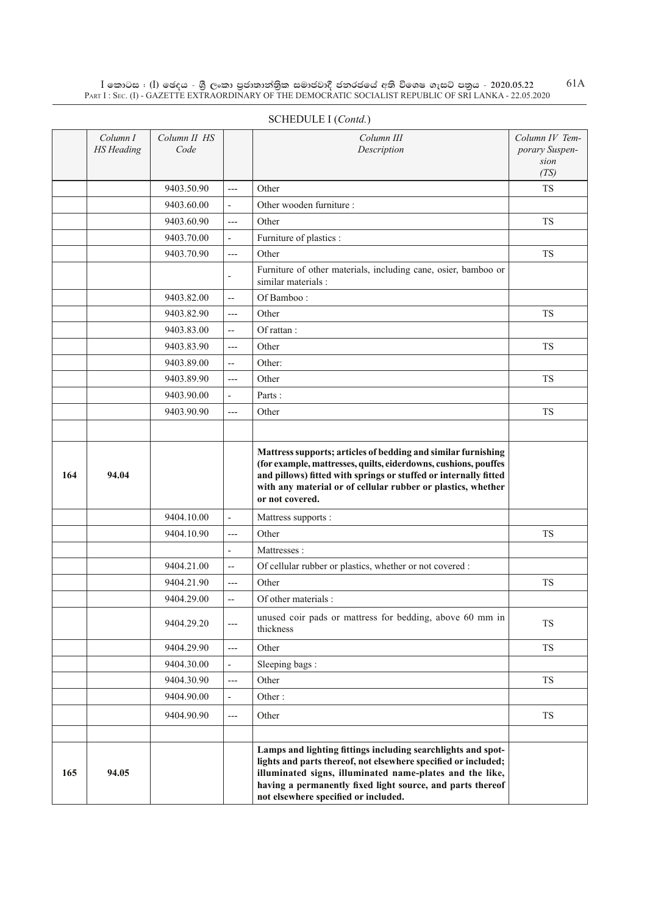SCHEDULE I (*Contd.*)

| | Column I HS Heading | Column II HS Code | | Column III Description | Column IV Temporary Suspension (TS) |
|---|---|---|---|---|---|
| | | 9403.50.90 | --- | Other | TS |
| | | 9403.60.00 | - | Other wooden furniture : | |
| | | 9403.60.90 | --- | Other | TS |
| | | 9403.70.00 | - | Furniture of plastics : | |
| | | 9403.70.90 | --- | Other | TS |
| | | | - | Furniture of other materials, including cane, osier, bamboo or similar materials : | |
| | | 9403.82.00 | -- | Of Bamboo : | |
| | | 9403.82.90 | --- | Other | TS |
| | | 9403.83.00 | -- | Of rattan : | |
| | | 9403.83.90 | --- | Other | TS |
| | | 9403.89.00 | -- | Other: | |
| | | 9403.89.90 | --- | Other | TS |
| | | 9403.90.00 | - | Parts : | |
| | | 9403.90.90 | --- | Other | TS |
| | | | | | |
| 164 | 94.04 | | | **Mattress supports; articles of bedding and similar furnishing (for example, mattresses, quilts, eiderdowns, cushions, pouffes and pillows) fitted with springs or stuffed or internally fitted with any material or of cellular rubber or plastics, whether or not covered.** | |
| | | 9404.10.00 | - | Mattress supports : | |
| | | 9404.10.90 | --- | Other | TS |
| | | | - | Mattresses : | |
| | | 9404.21.00 | -- | Of cellular rubber or plastics, whether or not covered : | |
| | | 9404.21.90 | --- | Other | TS |
| | | 9404.29.00 | -- | Of other materials : | |
| | | 9404.29.20 | --- | unused coir pads or mattress for bedding, above 60 mm in thickness | TS |
| | | 9404.29.90 | --- | Other | TS |
| | | 9404.30.00 | - | Sleeping bags : | |
| | | 9404.30.90 | --- | Other | TS |
| | | 9404.90.00 | - | Other : | |
| | | 9404.90.90 | --- | Other | TS |
| | | | | | |
| 165 | 94.05 | | | **Lamps and lighting fittings including searchlights and spotlights and parts thereof, not elsewhere specified or included; illuminated signs, illuminated name-plates and the like, having a permanently fixed light source, and parts thereof not elsewhere specified or included.** | |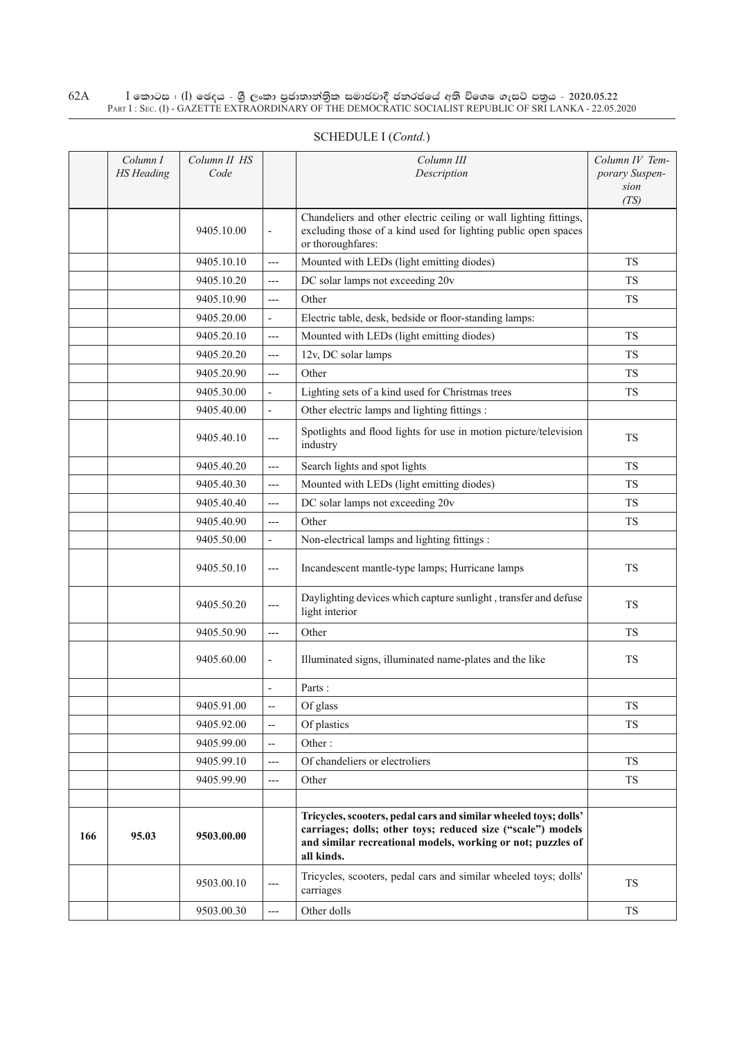SCHEDULE I (*Contd.*)

| | *Column I HS Heading* | *Column II HS Code* | | *Column III Description* | *Column IV Temporary Suspension (TS)* |
|---|---|---|---|---|---|
| | | 9405.10.00 | - | Chandeliers and other electric ceiling or wall lighting fittings, excluding those of a kind used for lighting public open spaces or thoroughfares: | |
| | | 9405.10.10 | --- | Mounted with LEDs (light emitting diodes) | TS |
| | | 9405.10.20 | --- | DC solar lamps not exceeding 20v | TS |
| | | 9405.10.90 | --- | Other | TS |
| | | 9405.20.00 | - | Electric table, desk, bedside or floor-standing lamps: | |
| | | 9405.20.10 | --- | Mounted with LEDs (light emitting diodes) | TS |
| | | 9405.20.20 | --- | 12v, DC solar lamps | TS |
| | | 9405.20.90 | --- | Other | TS |
| | | 9405.30.00 | - | Lighting sets of a kind used for Christmas trees | TS |
| | | 9405.40.00 | - | Other electric lamps and lighting fittings : | |
| | | 9405.40.10 | --- | Spotlights and flood lights for use in motion picture/television industry | TS |
| | | 9405.40.20 | --- | Search lights and spot lights | TS |
| | | 9405.40.30 | --- | Mounted with LEDs (light emitting diodes) | TS |
| | | 9405.40.40 | --- | DC solar lamps not exceeding 20v | TS |
| | | 9405.40.90 | --- | Other | TS |
| | | 9405.50.00 | - | Non-electrical lamps and lighting fittings : | |
| | | 9405.50.10 | --- | Incandescent mantle-type lamps; Hurricane lamps | TS |
| | | 9405.50.20 | --- | Daylighting devices which capture sunlight , transfer and defuse light interior | TS |
| | | 9405.50.90 | --- | Other | TS |
| | | 9405.60.00 | - | Illuminated signs, illuminated name-plates and the like | TS |
| | | | - | Parts : | |
| | | 9405.91.00 | -- | Of glass | TS |
| | | 9405.92.00 | -- | Of plastics | TS |
| | | 9405.99.00 | -- | Other : | |
| | | 9405.99.10 | --- | Of chandeliers or electroliers | TS |
| | | 9405.99.90 | --- | Other | TS |
| | | | | | |
| **166** | **95.03** | **9503.00.00** | | **Tricycles, scooters, pedal cars and similar wheeled toys; dolls' carriages; dolls; other toys; reduced size ("scale") models and similar recreational models, working or not; puzzles of all kinds.** | |
| | | 9503.00.10 | --- | Tricycles, scooters, pedal cars and similar wheeled toys; dolls' carriages | TS |
| | | 9503.00.30 | --- | Other dolls | TS |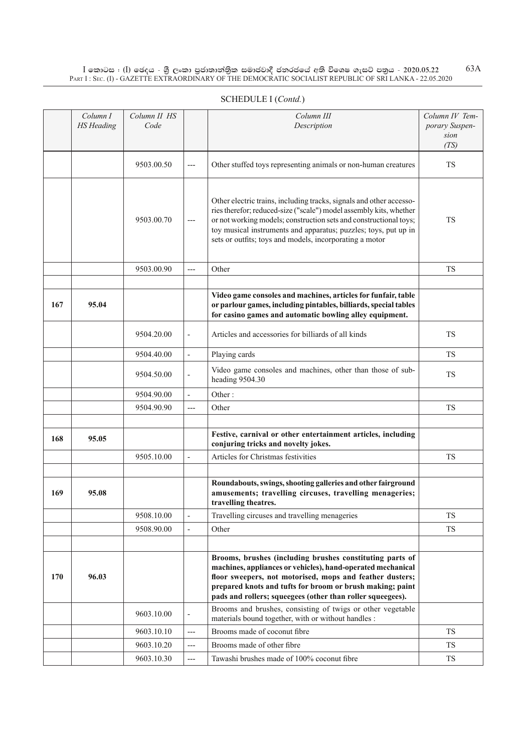SCHEDULE I (*Contd.*)

| | Column I HS Heading | Column II HS Code | | Column III Description | Column IV Temporary Suspension (TS) |
|---|---|---|---|---|---|
| | | 9503.00.50 | --- | Other stuffed toys representing animals or non-human creatures | TS |
| | | 9503.00.70 | --- | Other electric trains, including tracks, signals and other accessories therefor; reduced-size ("scale") model assembly kits, whether or not working models; construction sets and constructional toys; toy musical instruments and apparatus; puzzles; toys, put up in sets or outfits; toys and models, incorporating a motor | TS |
| | | 9503.00.90 | --- | Other | TS |
| | | | | | |
| 167 | 95.04 | | | **Video game consoles and machines, articles for funfair, table or parlour games, including pintables, billiards, special tables for casino games and automatic bowling alley equipment.** | |
| | | 9504.20.00 | - | Articles and accessories for billiards of all kinds | TS |
| | | 9504.40.00 | - | Playing cards | TS |
| | | 9504.50.00 | - | Video game consoles and machines, other than those of sub-heading 9504.30 | TS |
| | | 9504.90.00 | - | Other : | |
| | | 9504.90.90 | --- | Other | TS |
| | | | | | |
| 168 | 95.05 | | | **Festive, carnival or other entertainment articles, including conjuring tricks and novelty jokes.** | |
| | | 9505.10.00 | - | Articles for Christmas festivities | TS |
| | | | | | |
| 169 | 95.08 | | | **Roundabouts, swings, shooting galleries and other fairground amusements; travelling circuses, travelling menageries; travelling theatres.** | |
| | | 9508.10.00 | - | Travelling circuses and travelling menageries | TS |
| | | 9508.90.00 | - | Other | TS |
| | | | | | |
| 170 | 96.03 | | | **Brooms, brushes (including brushes constituting parts of machines, appliances or vehicles), hand-operated mechanical floor sweepers, not motorised, mops and feather dusters; prepared knots and tufts for broom or brush making; paint pads and rollers; squeegees (other than roller squeegees).** | |
| | | 9603.10.00 | - | Brooms and brushes, consisting of twigs or other vegetable materials bound together, with or without handles : | |
| | | 9603.10.10 | --- | Brooms made of coconut fibre | TS |
| | | 9603.10.20 | --- | Brooms made of other fibre | TS |
| | | 9603.10.30 | --- | Tawashi brushes made of 100% coconut fibre | TS |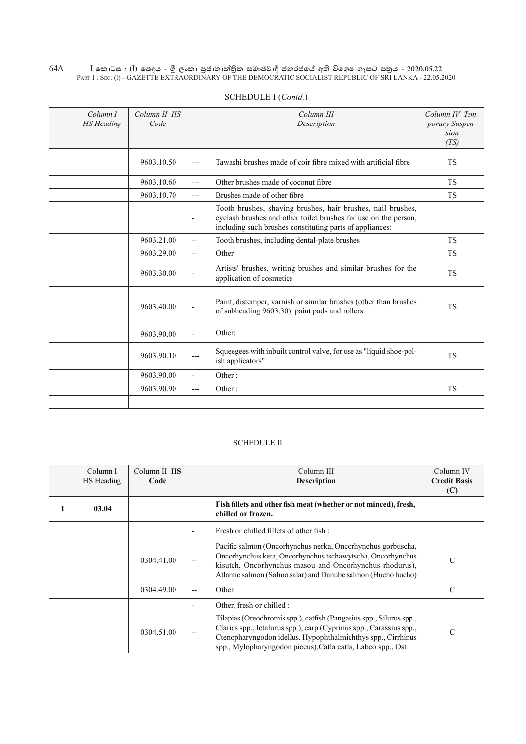SCHEDULE I (*Contd.*)

| | *Column I HS Heading* | *Column II HS Code* | | *Column III Description* | *Column IV Temporary Suspension (TS)* |
|---|---|---|---|---|---|
| | | 9603.10.50 | --- | Tawashi brushes made of coir fibre mixed with artificial fibre | TS |
| | | 9603.10.60 | --- | Other brushes made of coconut fibre | TS |
| | | 9603.10.70 | --- | Brushes made of other fibre | TS |
| | | | - | Tooth brushes, shaving brushes, hair brushes, nail brushes, eyelash brushes and other toilet brushes for use on the person, including such brushes constituting parts of appliances: | |
| | | 9603.21.00 | -- | Tooth brushes, including dental-plate brushes | TS |
| | | 9603.29.00 | -- | Other | TS |
| | | 9603.30.00 | - | Artists' brushes, writing brushes and similar brushes for the application of cosmetics | TS |
| | | 9603.40.00 | - | Paint, distemper, varnish or similar brushes (other than brushes of subheading 9603.30); paint pads and rollers | TS |
| | | 9603.90.00 | - | Other: | |
| | | 9603.90.10 | --- | Squeegees with inbuilt control valve, for use as "liquid shoe-polish applicators" | TS |
| | | 9603.90.00 | - | Other : | |
| | | 9603.90.90 | --- | Other : | TS |
| | | | | | |

SCHEDULE II

| | Column I HS Heading | Column II **HS Code** | | Column III **Description** | Column IV **Credit Basis (C)** |
|---|---|---|---|---|---|
| **1** | **03.04** | | | **Fish fillets and other fish meat (whether or not minced), fresh, chilled or frozen.** | |
| | | | - | Fresh or chilled fillets of other fish : | |
| | | 0304.41.00 | -- | Pacific salmon (Oncorhynchus nerka, Oncorhynchus gorbuscha, Oncorhynchus keta, Oncorhynchus tschawytscha, Oncorhynchus kisutch, Oncorhynchus masou and Oncorhynchus rhodurus), Atlantic salmon (Salmo salar) and Danube salmon (Hucho hucho) | C |
| | | 0304.49.00 | -- | Other | C |
| | | | - | Other, fresh or chilled : | |
| | | 0304.51.00 | -- | Tilapias (Oreochromis spp.), catfish (Pangasius spp., Silurus spp., Clarias spp., Ictalurus spp.), carp (Cyprinus spp., Carassius spp., Ctenopharyngodon idellus, Hypophthalmichthys spp., Cirrhinus spp., Mylopharyngodon piceus),Catla catla, Labeo spp., Ost | C |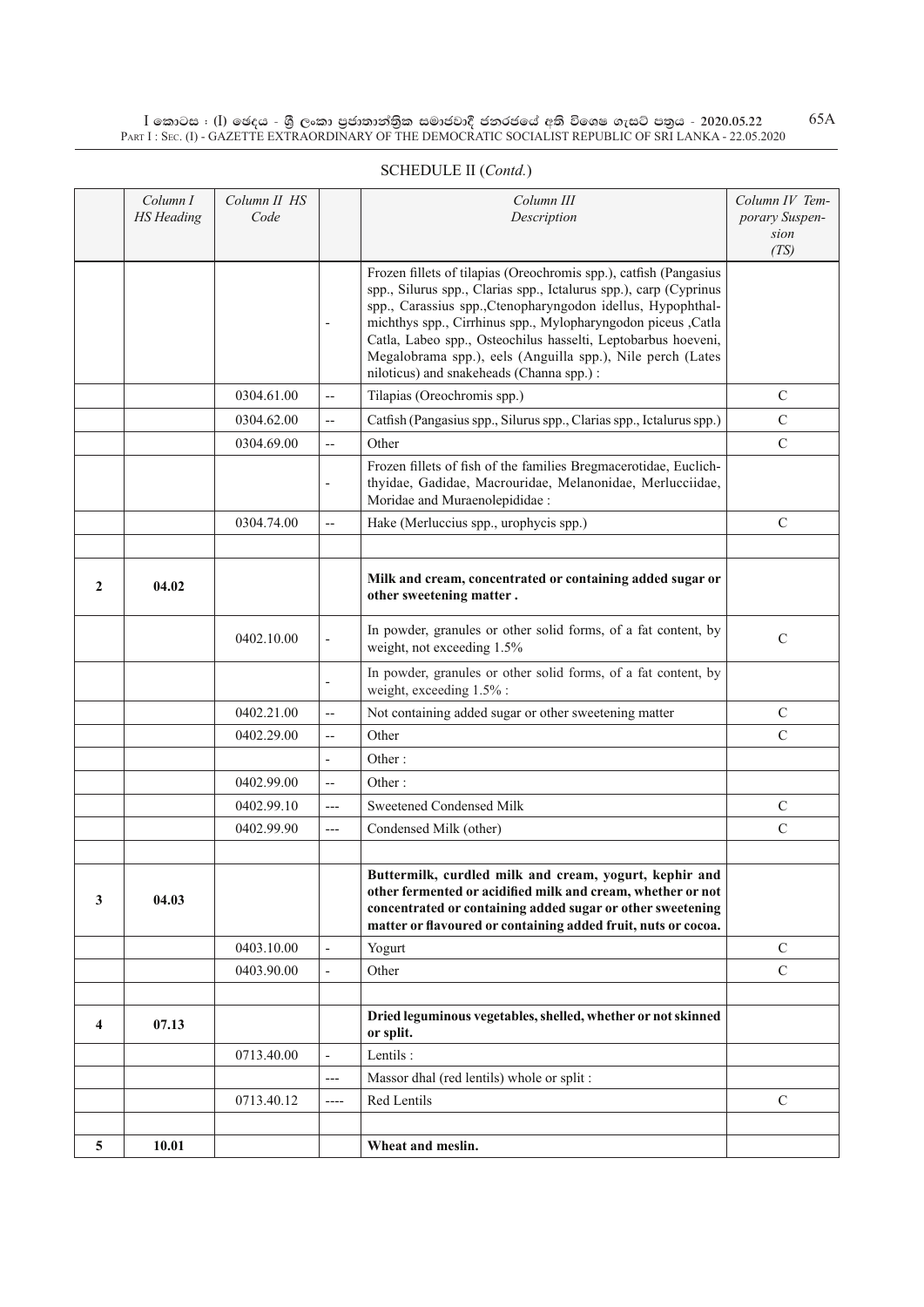SCHEDULE II (*Contd.*)

| | Column I HS Heading | Column II HS Code | | Column III Description | Column IV Temporary Suspension (TS) |
|---|---|---|---|---|---|
| | | | - | Frozen fillets of tilapias (Oreochromis spp.), catfish (Pangasius spp., Silurus spp., Clarias spp., Ictalurus spp.), carp (Cyprinus spp., Carassius spp.,Ctenopharyngodon idellus, Hypophthalmichthys spp., Cirrhinus spp., Mylopharyngodon piceus ,Catla Catla, Labeo spp., Osteochilus hasselti, Leptobarbus hoeveni, Megalobrama spp.), eels (Anguilla spp.), Nile perch (Lates niloticus) and snakeheads (Channa spp.) : | |
| | | 0304.61.00 | -- | Tilapias (Oreochromis spp.) | C |
| | | 0304.62.00 | -- | Catfish (Pangasius spp., Silurus spp., Clarias spp., Ictalurus spp.) | C |
| | | 0304.69.00 | -- | Other | C |
| | | | - | Frozen fillets of fish of the families Bregmacerotidae, Euclichthyidae, Gadidae, Macrouridae, Melanonidae, Merlucciidae, Moridae and Muraenolepididae : | |
| | | 0304.74.00 | -- | Hake (Merluccius spp., urophycis spp.) | C |
| | | | | | |
| **2** | **04.02** | | | **Milk and cream, concentrated or containing added sugar or other sweetening matter .** | |
| | | 0402.10.00 | - | In powder, granules or other solid forms, of a fat content, by weight, not exceeding 1.5% | C |
| | | | - | In powder, granules or other solid forms, of a fat content, by weight, exceeding 1.5% : | |
| | | 0402.21.00 | -- | Not containing added sugar or other sweetening matter | C |
| | | 0402.29.00 | -- | Other | C |
| | | | - | Other : | |
| | | 0402.99.00 | -- | Other : | |
| | | 0402.99.10 | --- | Sweetened Condensed Milk | C |
| | | 0402.99.90 | --- | Condensed Milk (other) | C |
| | | | | | |
| **3** | **04.03** | | | **Buttermilk, curdled milk and cream, yogurt, kephir and other fermented or acidified milk and cream, whether or not concentrated or containing added sugar or other sweetening matter or flavoured or containing added fruit, nuts or cocoa.** | |
| | | 0403.10.00 | - | Yogurt | C |
| | | 0403.90.00 | - | Other | C |
| | | | | | |
| **4** | **07.13** | | | **Dried leguminous vegetables, shelled, whether or not skinned or split.** | |
| | | 0713.40.00 | - | Lentils : | |
| | | | --- | Massor dhal (red lentils) whole or split : | |
| | | 0713.40.12 | ---- | Red Lentils | C |
| | | | | | |
| **5** | **10.01** | | | **Wheat and meslin.** | |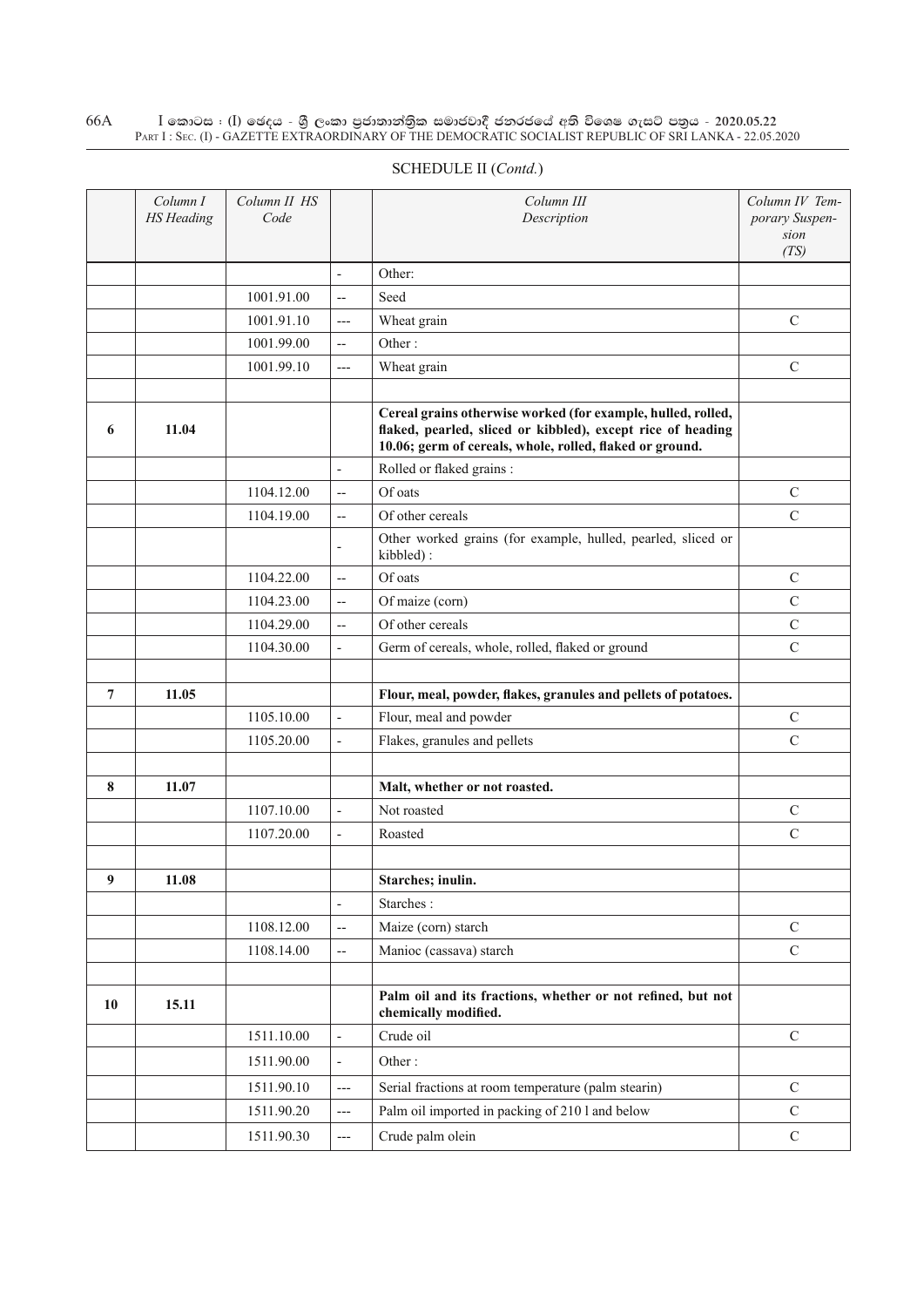SCHEDULE II (*Contd.*)

| | *Column I HS Heading* | *Column II HS Code* | | *Column III Description* | *Column IV Temporary Suspension (TS)* |
|---|---|---|---|---|---|
| | | | - | Other: | |
| | | 1001.91.00 | -- | Seed | |
| | | 1001.91.10 | --- | Wheat grain | C |
| | | 1001.99.00 | -- | Other : | |
| | | 1001.99.10 | --- | Wheat grain | C |
| | | | | | |
| **6** | **11.04** | | | **Cereal grains otherwise worked (for example, hulled, rolled, flaked, pearled, sliced or kibbled), except rice of heading 10.06; germ of cereals, whole, rolled, flaked or ground.** | |
| | | | - | Rolled or flaked grains : | |
| | | 1104.12.00 | -- | Of oats | C |
| | | 1104.19.00 | -- | Of other cereals | C |
| | | | - | Other worked grains (for example, hulled, pearled, sliced or kibbled) : | |
| | | 1104.22.00 | -- | Of oats | C |
| | | 1104.23.00 | -- | Of maize (corn) | C |
| | | 1104.29.00 | -- | Of other cereals | C |
| | | 1104.30.00 | - | Germ of cereals, whole, rolled, flaked or ground | C |
| | | | | | |
| **7** | **11.05** | | | **Flour, meal, powder, flakes, granules and pellets of potatoes.** | |
| | | 1105.10.00 | - | Flour, meal and powder | C |
| | | 1105.20.00 | - | Flakes, granules and pellets | C |
| | | | | | |
| **8** | **11.07** | | | **Malt, whether or not roasted.** | |
| | | 1107.10.00 | - | Not roasted | C |
| | | 1107.20.00 | - | Roasted | C |
| | | | | | |
| **9** | **11.08** | | | **Starches; inulin.** | |
| | | | - | Starches : | |
| | | 1108.12.00 | -- | Maize (corn) starch | C |
| | | 1108.14.00 | -- | Manioc (cassava) starch | C |
| | | | | | |
| **10** | **15.11** | | | **Palm oil and its fractions, whether or not refined, but not chemically modified.** | |
| | | 1511.10.00 | - | Crude oil | C |
| | | 1511.90.00 | - | Other : | |
| | | 1511.90.10 | --- | Serial fractions at room temperature (palm stearin) | C |
| | | 1511.90.20 | --- | Palm oil imported in packing of 210 l and below | C |
| | | 1511.90.30 | --- | Crude palm olein | C |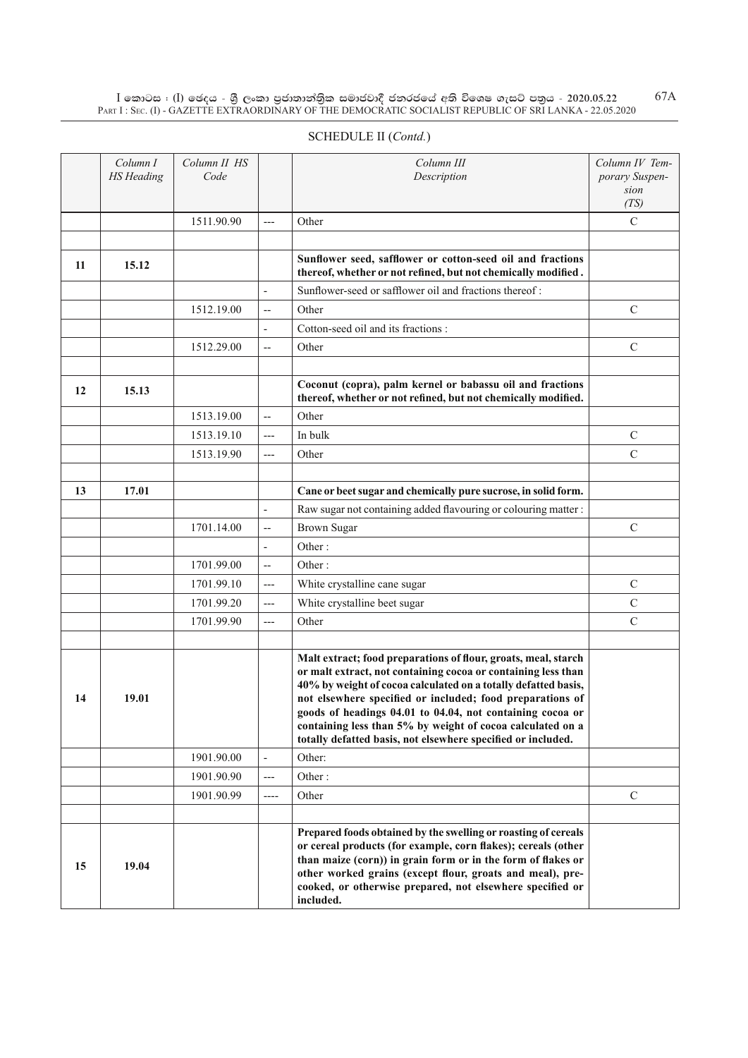SCHEDULE II (*Contd.*)

| | *Column I HS Heading* | *Column II HS Code* | | *Column III Description* | *Column IV Temporary Suspension (TS)* |
|---|---|---|---|---|---|
| | | 1511.90.90 | --- | Other | C |
| | | | | | |
| 11 | 15.12 | | | **Sunflower seed, safflower or cotton-seed oil and fractions thereof, whether or not refined, but not chemically modified .** | |
| | | | - | Sunflower-seed or safflower oil and fractions thereof : | |
| | | 1512.19.00 | -- | Other | C |
| | | | - | Cotton-seed oil and its fractions : | |
| | | 1512.29.00 | -- | Other | C |
| | | | | | |
| 12 | 15.13 | | | **Coconut (copra), palm kernel or babassu oil and fractions thereof, whether or not refined, but not chemically modified.** | |
| | | 1513.19.00 | -- | Other | |
| | | 1513.19.10 | --- | In bulk | C |
| | | 1513.19.90 | --- | Other | C |
| | | | | | |
| 13 | 17.01 | | | **Cane or beet sugar and chemically pure sucrose, in solid form.** | |
| | | | - | Raw sugar not containing added flavouring or colouring matter : | |
| | | 1701.14.00 | -- | Brown Sugar | C |
| | | | - | Other : | |
| | | 1701.99.00 | -- | Other : | |
| | | 1701.99.10 | --- | White crystalline cane sugar | C |
| | | 1701.99.20 | --- | White crystalline beet sugar | C |
| | | 1701.99.90 | --- | Other | C |
| | | | | | |
| 14 | 19.01 | | | **Malt extract; food preparations of flour, groats, meal, starch or malt extract, not containing cocoa or containing less than 40% by weight of cocoa calculated on a totally defatted basis, not elsewhere specified or included; food preparations of goods of headings 04.01 to 04.04, not containing cocoa or containing less than 5% by weight of cocoa calculated on a totally defatted basis, not elsewhere specified or included.** | |
| | | 1901.90.00 | - | Other: | |
| | | 1901.90.90 | --- | Other : | |
| | | 1901.90.99 | ---- | Other | C |
| | | | | | |
| 15 | 19.04 | | | **Prepared foods obtained by the swelling or roasting of cereals or cereal products (for example, corn flakes); cereals (other than maize (corn)) in grain form or in the form of flakes or other worked grains (except flour, groats and meal), pre-cooked, or otherwise prepared, not elsewhere specified or included.** | |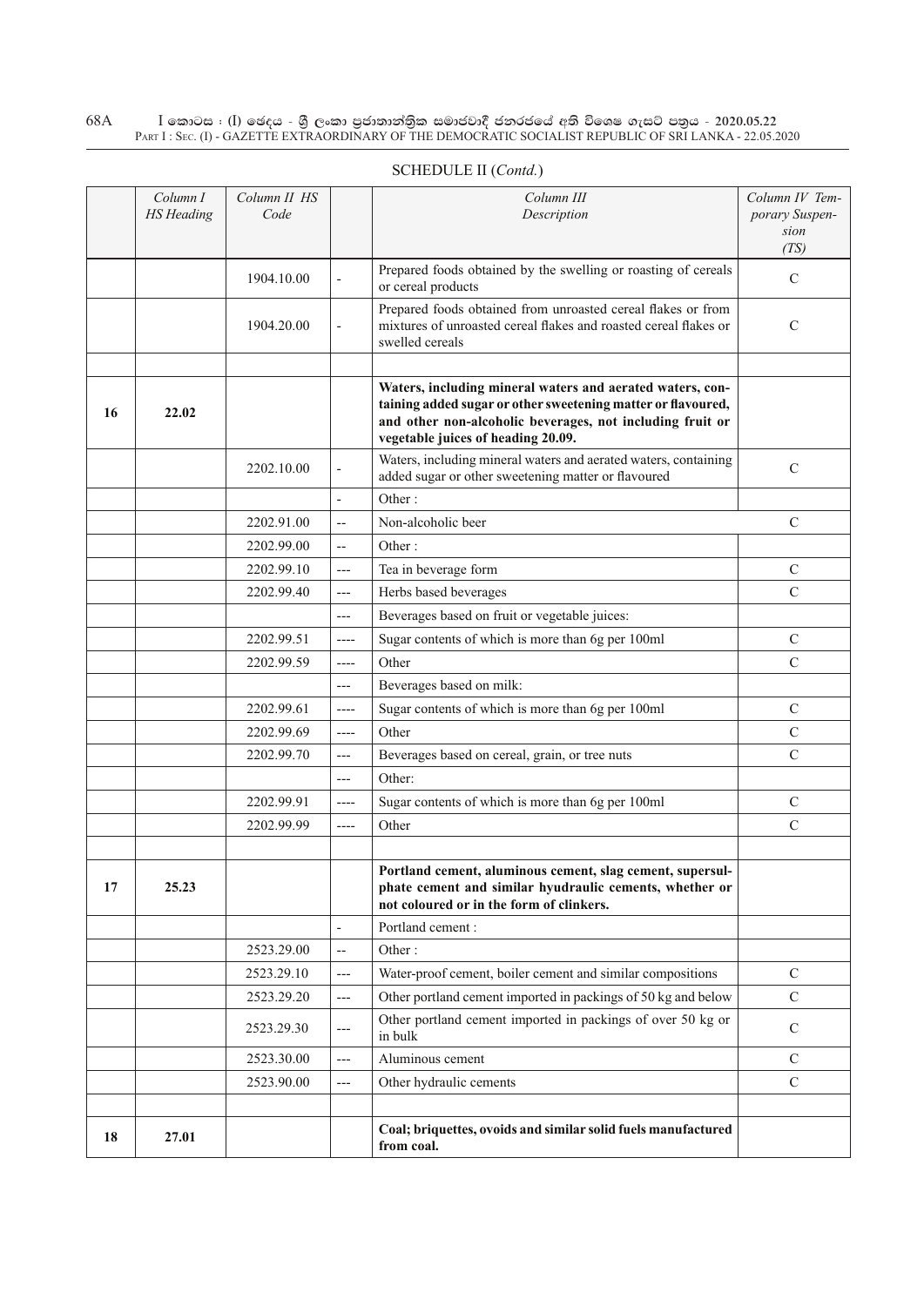SCHEDULE II (*Contd.*)

| | *Column I HS Heading* | *Column II HS Code* | | *Column III Description* | *Column IV Temporary Suspension (TS)* |
|---|---|---|---|---|---|
| | | 1904.10.00 | - | Prepared foods obtained by the swelling or roasting of cereals or cereal products | C |
| | | 1904.20.00 | - | Prepared foods obtained from unroasted cereal flakes or from mixtures of unroasted cereal flakes and roasted cereal flakes or swelled cereals | C |
| | | | | | |
| **16** | **22.02** | | | **Waters, including mineral waters and aerated waters, containing added sugar or other sweetening matter or flavoured, and other non-alcoholic beverages, not including fruit or vegetable juices of heading 20.09.** | |
| | | 2202.10.00 | - | Waters, including mineral waters and aerated waters, containing added sugar or other sweetening matter or flavoured | C |
| | | | - | Other : | |
| | | 2202.91.00 | -- | Non-alcoholic beer | C |
| | | 2202.99.00 | -- | Other : | |
| | | 2202.99.10 | --- | Tea in beverage form | C |
| | | 2202.99.40 | --- | Herbs based beverages | C |
| | | | --- | Beverages based on fruit or vegetable juices: | |
| | | 2202.99.51 | ---- | Sugar contents of which is more than 6g per 100ml | C |
| | | 2202.99.59 | ---- | Other | C |
| | | | --- | Beverages based on milk: | |
| | | 2202.99.61 | ---- | Sugar contents of which is more than 6g per 100ml | C |
| | | 2202.99.69 | ---- | Other | C |
| | | 2202.99.70 | --- | Beverages based on cereal, grain, or tree nuts | C |
| | | | --- | Other: | |
| | | 2202.99.91 | ---- | Sugar contents of which is more than 6g per 100ml | C |
| | | 2202.99.99 | ---- | Other | C |
| | | | | | |
| **17** | **25.23** | | | **Portland cement, aluminous cement, slag cement, supersulphate cement and similar hyudraulic cements, whether or not coloured or in the form of clinkers.** | |
| | | | - | Portland cement : | |
| | | 2523.29.00 | -- | Other : | |
| | | 2523.29.10 | --- | Water-proof cement, boiler cement and similar compositions | C |
| | | 2523.29.20 | --- | Other portland cement imported in packings of 50 kg and below | C |
| | | 2523.29.30 | --- | Other portland cement imported in packings of over 50 kg or in bulk | C |
| | | 2523.30.00 | --- | Aluminous cement | C |
| | | 2523.90.00 | --- | Other hydraulic cements | C |
| | | | | | |
| **18** | **27.01** | | | **Coal; briquettes, ovoids and similar solid fuels manufactured from coal.** | |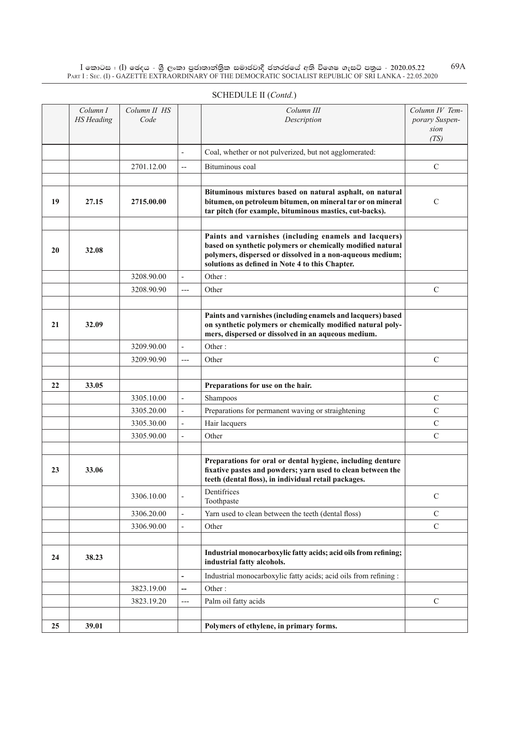SCHEDULE II (*Contd.*)

| | Column I HS Heading | Column II HS Code | | Column III Description | Column IV Temporary Suspension (TS) |
|---|---|---|---|---|---|
| | | | - | Coal, whether or not pulverized, but not agglomerated: | |
| | | 2701.12.00 | -- | Bituminous coal | C |
| | | | | | |
| **19** | **27.15** | **2715.00.00** | | **Bituminous mixtures based on natural asphalt, on natural bitumen, on petroleum bitumen, on mineral tar or on mineral tar pitch (for example, bituminous mastics, cut-backs).** | C |
| | | | | | |
| **20** | **32.08** | | | **Paints and varnishes (including enamels and lacquers) based on synthetic polymers or chemically modified natural polymers, dispersed or dissolved in a non-aqueous medium; solutions as defined in Note 4 to this Chapter.** | |
| | | 3208.90.00 | - | Other : | |
| | | 3208.90.90 | --- | Other | C |
| | | | | | |
| **21** | **32.09** | | | **Paints and varnishes (including enamels and lacquers) based on synthetic polymers or chemically modified natural polymers, dispersed or dissolved in an aqueous medium.** | |
| | | 3209.90.00 | - | Other : | |
| | | 3209.90.90 | --- | Other | C |
| | | | | | |
| **22** | **33.05** | | | **Preparations for use on the hair.** | |
| | | 3305.10.00 | - | Shampoos | C |
| | | 3305.20.00 | - | Preparations for permanent waving or straightening | C |
| | | 3305.30.00 | - | Hair lacquers | C |
| | | 3305.90.00 | - | Other | C |
| | | | | | |
| **23** | **33.06** | | | **Preparations for oral or dental hygiene, including denture fixative pastes and powders; yarn used to clean between the teeth (dental floss), in individual retail packages.** | |
| | | 3306.10.00 | - | Dentifrices Toothpaste | C |
| | | 3306.20.00 | - | Yarn used to clean between the teeth (dental floss) | C |
| | | 3306.90.00 | - | Other | C |
| | | | | | |
| **24** | **38.23** | | | **Industrial monocarboxylic fatty acids; acid oils from refining; industrial fatty alcohols.** | |
| | | | - | Industrial monocarboxylic fatty acids; acid oils from refining : | |
| | | 3823.19.00 | -- | Other : | |
| | | 3823.19.20 | --- | Palm oil fatty acids | C |
| | | | | | |
| **25** | **39.01** | | | **Polymers of ethylene, in primary forms.** | |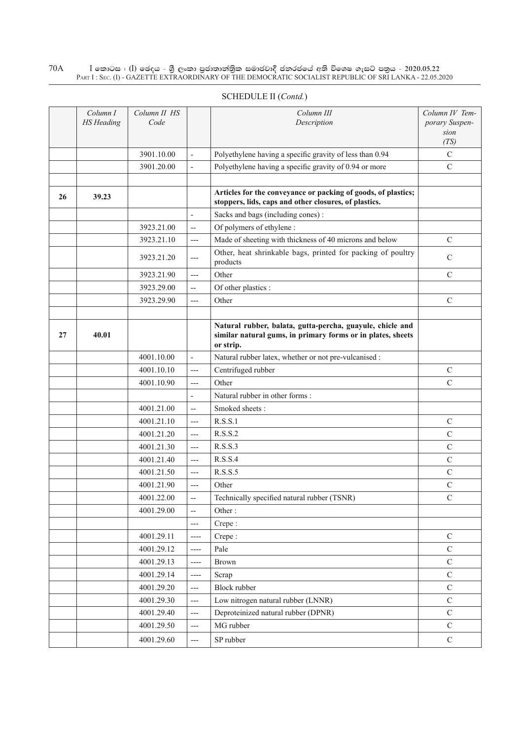SCHEDULE II (*Contd.*)

| | *Column I HS Heading* | *Column II HS Code* | | *Column III Description* | *Column IV Temporary Suspension (TS)* |
|---|---|---|---|---|---|
| | | 3901.10.00 | - | Polyethylene having a specific gravity of less than 0.94 | C |
| | | 3901.20.00 | - | Polyethylene having a specific gravity of 0.94 or more | C |
| | | | | | |
| **26** | **39.23** | | | **Articles for the conveyance or packing of goods, of plastics; stoppers, lids, caps and other closures, of plastics.** | |
| | | | - | Sacks and bags (including cones) : | |
| | | 3923.21.00 | -- | Of polymers of ethylene : | |
| | | 3923.21.10 | --- | Made of sheeting with thickness of 40 microns and below | C |
| | | 3923.21.20 | --- | Other, heat shrinkable bags, printed for packing of poultry products | C |
| | | 3923.21.90 | --- | Other | C |
| | | 3923.29.00 | -- | Of other plastics : | |
| | | 3923.29.90 | --- | Other | C |
| | | | | | |
| **27** | **40.01** | | | **Natural rubber, balata, gutta-percha, guayule, chicle and similar natural gums, in primary forms or in plates, sheets or strip.** | |
| | | 4001.10.00 | - | Natural rubber latex, whether or not pre-vulcanised : | |
| | | 4001.10.10 | --- | Centrifuged rubber | C |
| | | 4001.10.90 | --- | Other | C |
| | | | - | Natural rubber in other forms : | |
| | | 4001.21.00 | -- | Smoked sheets : | |
| | | 4001.21.10 | --- | R.S.S.1 | C |
| | | 4001.21.20 | --- | R.S.S.2 | C |
| | | 4001.21.30 | --- | R.S.S.3 | C |
| | | 4001.21.40 | --- | R.S.S.4 | C |
| | | 4001.21.50 | --- | R.S.S.5 | C |
| | | 4001.21.90 | --- | Other | C |
| | | 4001.22.00 | -- | Technically specified natural rubber (TSNR) | C |
| | | 4001.29.00 | -- | Other : | |
| | | | --- | Crepe : | |
| | | 4001.29.11 | ---- | Crepe : | C |
| | | 4001.29.12 | ---- | Pale | C |
| | | 4001.29.13 | ---- | Brown | C |
| | | 4001.29.14 | ---- | Scrap | C |
| | | 4001.29.20 | --- | Block rubber | C |
| | | 4001.29.30 | --- | Low nitrogen natural rubber (LNNR) | C |
| | | 4001.29.40 | --- | Deproteinized natural rubber (DPNR) | C |
| | | 4001.29.50 | --- | MG rubber | C |
| | | 4001.29.60 | --- | SP rubber | C |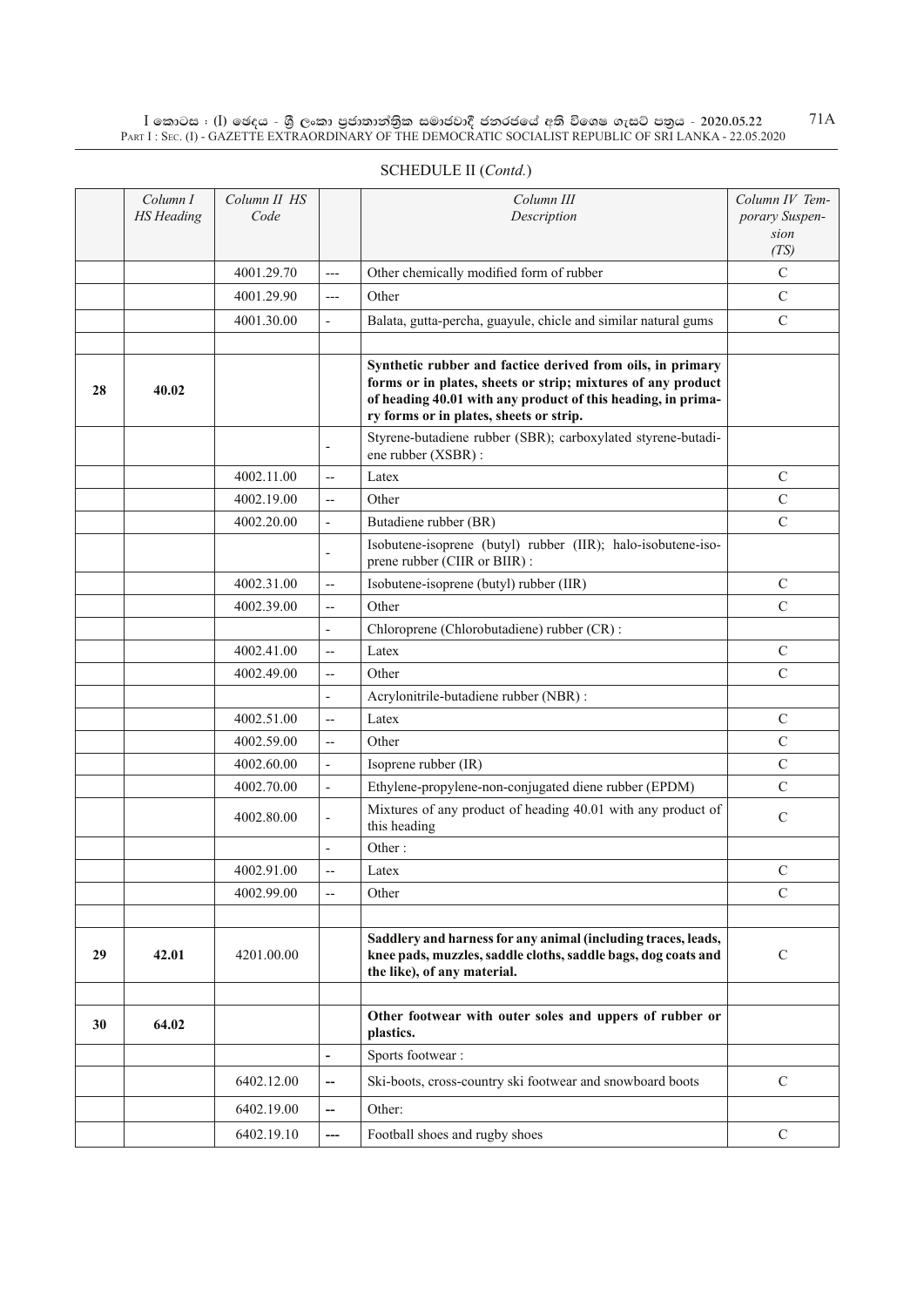SCHEDULE II (*Contd.*)

| | Column I HS Heading | Column II HS Code | | Column III Description | Column IV Temporary Suspension (TS) |
|---|---|---|---|---|---|
| | | 4001.29.70 | --- | Other chemically modified form of rubber | C |
| | | 4001.29.90 | --- | Other | C |
| | | 4001.30.00 | - | Balata, gutta-percha, guayule, chicle and similar natural gums | C |
| | | | | | |
| 28 | 40.02 | | | **Synthetic rubber and factice derived from oils, in primary forms or in plates, sheets or strip; mixtures of any product of heading 40.01 with any product of this heading, in primary forms or in plates, sheets or strip.** | |
| | | | - | Styrene-butadiene rubber (SBR); carboxylated styrene-butadiene rubber (XSBR) : | |
| | | 4002.11.00 | -- | Latex | C |
| | | 4002.19.00 | -- | Other | C |
| | | 4002.20.00 | - | Butadiene rubber (BR) | C |
| | | | - | Isobutene-isoprene (butyl) rubber (IIR); halo-isobutene-isoprene rubber (CIIR or BIIR) : | |
| | | 4002.31.00 | -- | Isobutene-isoprene (butyl) rubber (IIR) | C |
| | | 4002.39.00 | -- | Other | C |
| | | | - | Chloroprene (Chlorobutadiene) rubber (CR) : | |
| | | 4002.41.00 | -- | Latex | C |
| | | 4002.49.00 | -- | Other | C |
| | | | - | Acrylonitrile-butadiene rubber (NBR) : | |
| | | 4002.51.00 | -- | Latex | C |
| | | 4002.59.00 | -- | Other | C |
| | | 4002.60.00 | - | Isoprene rubber (IR) | C |
| | | 4002.70.00 | - | Ethylene-propylene-non-conjugated diene rubber (EPDM) | C |
| | | 4002.80.00 | - | Mixtures of any product of heading 40.01 with any product of this heading | C |
| | | | - | Other : | |
| | | 4002.91.00 | -- | Latex | C |
| | | 4002.99.00 | -- | Other | C |
| | | | | | |
| 29 | 42.01 | 4201.00.00 | | **Saddlery and harness for any animal (including traces, leads, knee pads, muzzles, saddle cloths, saddle bags, dog coats and the like), of any material.** | C |
| | | | | | |
| 30 | 64.02 | | | **Other footwear with outer soles and uppers of rubber or plastics.** | |
| | | | - | Sports footwear : | |
| | | 6402.12.00 | -- | Ski-boots, cross-country ski footwear and snowboard boots | C |
| | | 6402.19.00 | -- | Other: | |
| | | 6402.19.10 | --- | Football shoes and rugby shoes | C |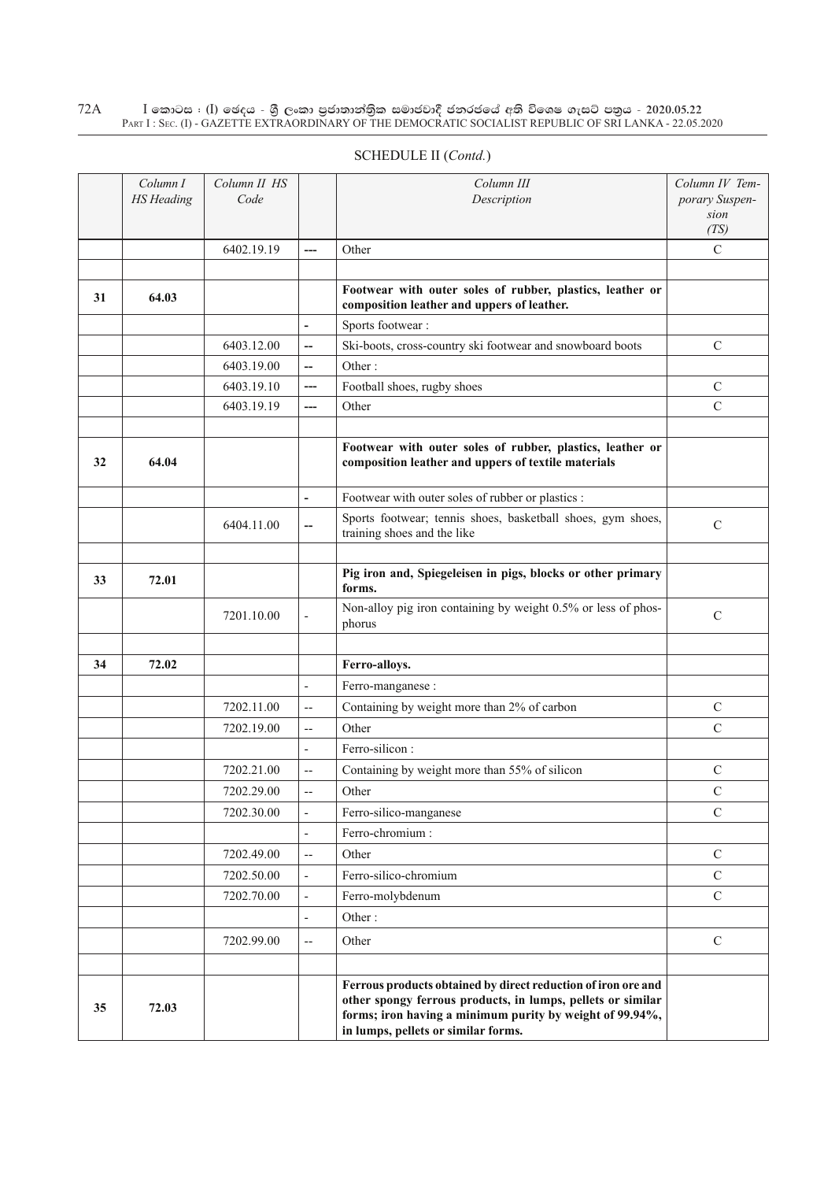SCHEDULE II (*Contd.*)

| | *Column I HS Heading* | *Column II HS Code* | | *Column III Description* | *Column IV Temporary Suspension (TS)* |
|---|---|---|---|---|---|
| | | 6402.19.19 | --- | Other | C |
| | | | | | |
| **31** | **64.03** | | | **Footwear with outer soles of rubber, plastics, leather or composition leather and uppers of leather.** | |
| | | | - | Sports footwear : | |
| | | 6403.12.00 | -- | Ski-boots, cross-country ski footwear and snowboard boots | C |
| | | 6403.19.00 | -- | Other : | |
| | | 6403.19.10 | --- | Football shoes, rugby shoes | C |
| | | 6403.19.19 | --- | Other | C |
| | | | | | |
| **32** | **64.04** | | | **Footwear with outer soles of rubber, plastics, leather or composition leather and uppers of textile materials** | |
| | | | - | Footwear with outer soles of rubber or plastics : | |
| | | 6404.11.00 | -- | Sports footwear; tennis shoes, basketball shoes, gym shoes, training shoes and the like | C |
| | | | | | |
| **33** | **72.01** | | | **Pig iron and, Spiegeleisen in pigs, blocks or other primary forms.** | |
| | | 7201.10.00 | - | Non-alloy pig iron containing by weight 0.5% or less of phosphorus | C |
| | | | | | |
| **34** | **72.02** | | | **Ferro-alloys.** | |
| | | | - | Ferro-manganese : | |
| | | 7202.11.00 | -- | Containing by weight more than 2% of carbon | C |
| | | 7202.19.00 | -- | Other | C |
| | | | - | Ferro-silicon : | |
| | | 7202.21.00 | -- | Containing by weight more than 55% of silicon | C |
| | | 7202.29.00 | -- | Other | C |
| | | 7202.30.00 | - | Ferro-silico-manganese | C |
| | | | - | Ferro-chromium : | |
| | | 7202.49.00 | -- | Other | C |
| | | 7202.50.00 | - | Ferro-silico-chromium | C |
| | | 7202.70.00 | - | Ferro-molybdenum | C |
| | | | - | Other : | |
| | | 7202.99.00 | -- | Other | C |
| | | | | | |
| **35** | **72.03** | | | **Ferrous products obtained by direct reduction of iron ore and other spongy ferrous products, in lumps, pellets or similar forms; iron having a minimum purity by weight of 99.94%, in lumps, pellets or similar forms.** | |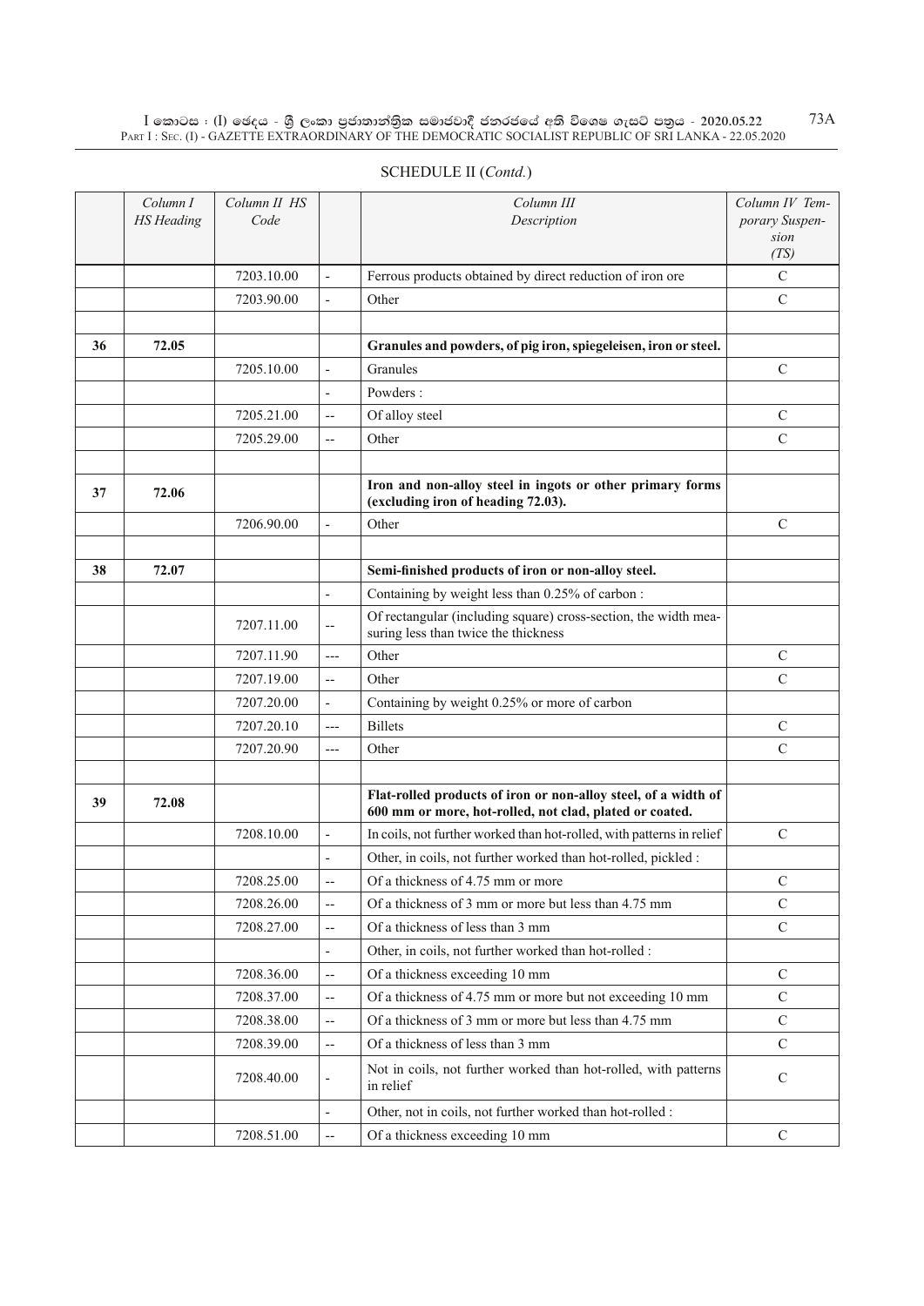SCHEDULE II (*Contd.*)

| | Column I HS Heading | Column II HS Code | | Column III Description | Column IV Temporary Suspension (TS) |
|---|---|---|---|---|---|
| | | 7203.10.00 | - | Ferrous products obtained by direct reduction of iron ore | C |
| | | 7203.90.00 | - | Other | C |
| | | | | | |
| 36 | 72.05 | | | **Granules and powders, of pig iron, spiegeleisen, iron or steel.** | |
| | | 7205.10.00 | - | Granules | C |
| | | | - | Powders : | |
| | | 7205.21.00 | -- | Of alloy steel | C |
| | | 7205.29.00 | -- | Other | C |
| | | | | | |
| 37 | 72.06 | | | **Iron and non-alloy steel in ingots or other primary forms (excluding iron of heading 72.03).** | |
| | | 7206.90.00 | - | Other | C |
| | | | | | |
| 38 | 72.07 | | | **Semi-finished products of iron or non-alloy steel.** | |
| | | | - | Containing by weight less than 0.25% of carbon : | |
| | | 7207.11.00 | -- | Of rectangular (including square) cross-section, the width measuring less than twice the thickness | |
| | | 7207.11.90 | --- | Other | C |
| | | 7207.19.00 | -- | Other | C |
| | | 7207.20.00 | - | Containing by weight 0.25% or more of carbon | |
| | | 7207.20.10 | --- | Billets | C |
| | | 7207.20.90 | --- | Other | C |
| | | | | | |
| 39 | 72.08 | | | **Flat-rolled products of iron or non-alloy steel, of a width of 600 mm or more, hot-rolled, not clad, plated or coated.** | |
| | | 7208.10.00 | - | In coils, not further worked than hot-rolled, with patterns in relief | C |
| | | | - | Other, in coils, not further worked than hot-rolled, pickled : | |
| | | 7208.25.00 | -- | Of a thickness of 4.75 mm or more | C |
| | | 7208.26.00 | -- | Of a thickness of 3 mm or more but less than 4.75 mm | C |
| | | 7208.27.00 | -- | Of a thickness of less than 3 mm | C |
| | | | - | Other, in coils, not further worked than hot-rolled : | |
| | | 7208.36.00 | -- | Of a thickness exceeding 10 mm | C |
| | | 7208.37.00 | -- | Of a thickness of 4.75 mm or more but not exceeding 10 mm | C |
| | | 7208.38.00 | -- | Of a thickness of 3 mm or more but less than 4.75 mm | C |
| | | 7208.39.00 | -- | Of a thickness of less than 3 mm | C |
| | | 7208.40.00 | - | Not in coils, not further worked than hot-rolled, with patterns in relief | C |
| | | | - | Other, not in coils, not further worked than hot-rolled : | |
| | | 7208.51.00 | -- | Of a thickness exceeding 10 mm | C |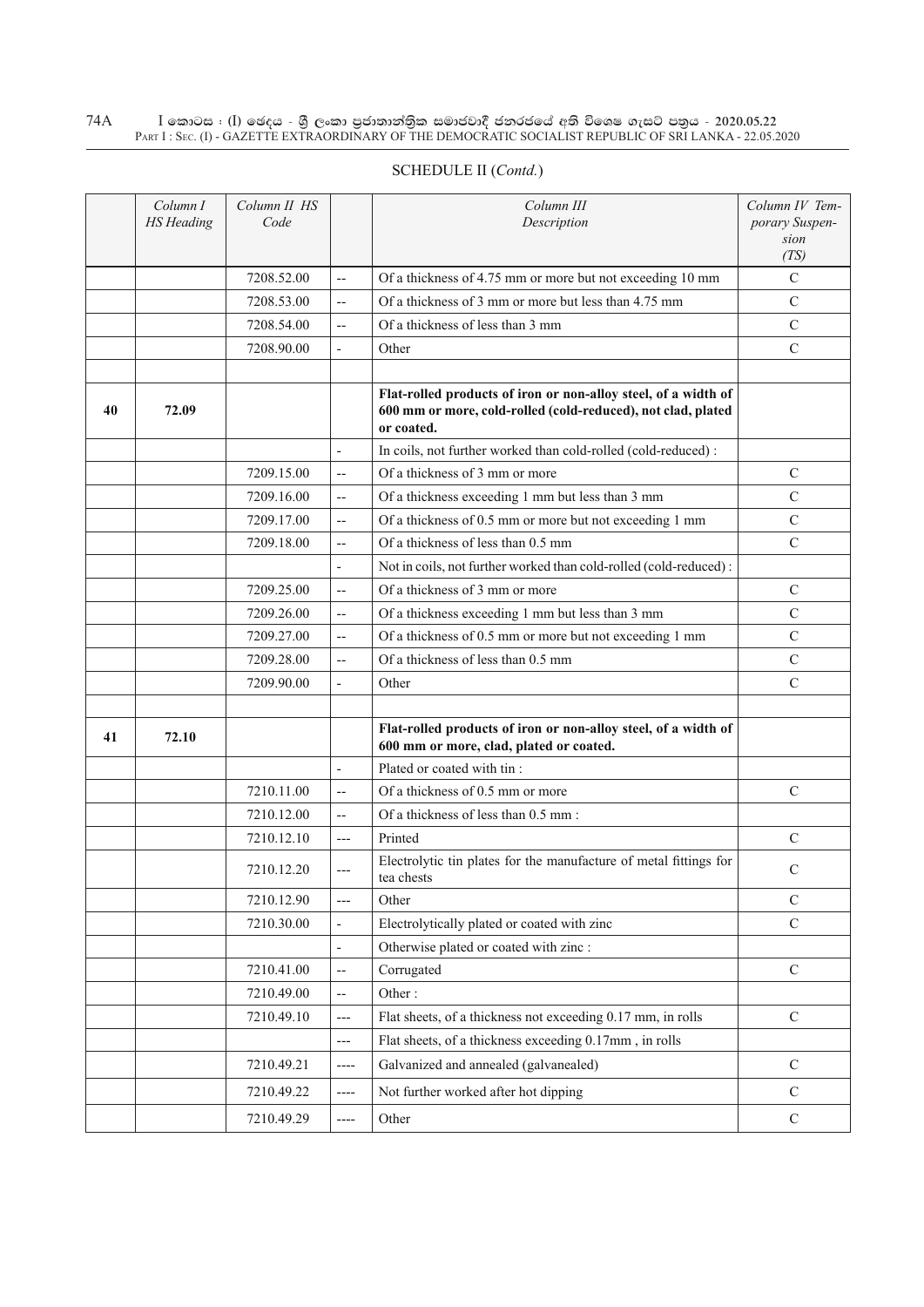## SCHEDULE II (*Contd.*)

| | *Column I HS Heading* | *Column II HS Code* | | *Column III Description* | *Column IV Temporary Suspension (TS)* |
|---|---|---|---|---|---|
| | | 7208.52.00 | -- | Of a thickness of 4.75 mm or more but not exceeding 10 mm | C |
| | | 7208.53.00 | -- | Of a thickness of 3 mm or more but less than 4.75 mm | C |
| | | 7208.54.00 | -- | Of a thickness of less than 3 mm | C |
| | | 7208.90.00 | - | Other | C |
| | | | | | |
| **40** | **72.09** | | | **Flat-rolled products of iron or non-alloy steel, of a width of 600 mm or more, cold-rolled (cold-reduced), not clad, plated or coated.** | |
| | | | - | In coils, not further worked than cold-rolled (cold-reduced) : | |
| | | 7209.15.00 | -- | Of a thickness of 3 mm or more | C |
| | | 7209.16.00 | -- | Of a thickness exceeding 1 mm but less than 3 mm | C |
| | | 7209.17.00 | -- | Of a thickness of 0.5 mm or more but not exceeding 1 mm | C |
| | | 7209.18.00 | -- | Of a thickness of less than 0.5 mm | C |
| | | | - | Not in coils, not further worked than cold-rolled (cold-reduced) : | |
| | | 7209.25.00 | -- | Of a thickness of 3 mm or more | C |
| | | 7209.26.00 | -- | Of a thickness exceeding 1 mm but less than 3 mm | C |
| | | 7209.27.00 | -- | Of a thickness of 0.5 mm or more but not exceeding 1 mm | C |
| | | 7209.28.00 | -- | Of a thickness of less than 0.5 mm | C |
| | | 7209.90.00 | - | Other | C |
| | | | | | |
| **41** | **72.10** | | | **Flat-rolled products of iron or non-alloy steel, of a width of 600 mm or more, clad, plated or coated.** | |
| | | | - | Plated or coated with tin : | |
| | | 7210.11.00 | -- | Of a thickness of 0.5 mm or more | C |
| | | 7210.12.00 | -- | Of a thickness of less than 0.5 mm : | |
| | | 7210.12.10 | --- | Printed | C |
| | | 7210.12.20 | --- | Electrolytic tin plates for the manufacture of metal fittings for tea chests | C |
| | | 7210.12.90 | --- | Other | C |
| | | 7210.30.00 | - | Electrolytically plated or coated with zinc | C |
| | | | - | Otherwise plated or coated with zinc : | |
| | | 7210.41.00 | -- | Corrugated | C |
| | | 7210.49.00 | -- | Other : | |
| | | 7210.49.10 | --- | Flat sheets, of a thickness not exceeding 0.17 mm, in rolls | C |
| | | | --- | Flat sheets, of a thickness exceeding 0.17mm , in rolls | |
| | | 7210.49.21 | ---- | Galvanized and annealed (galvanealed) | C |
| | | 7210.49.22 | ---- | Not further worked after hot dipping | C |
| | | 7210.49.29 | ---- | Other | C |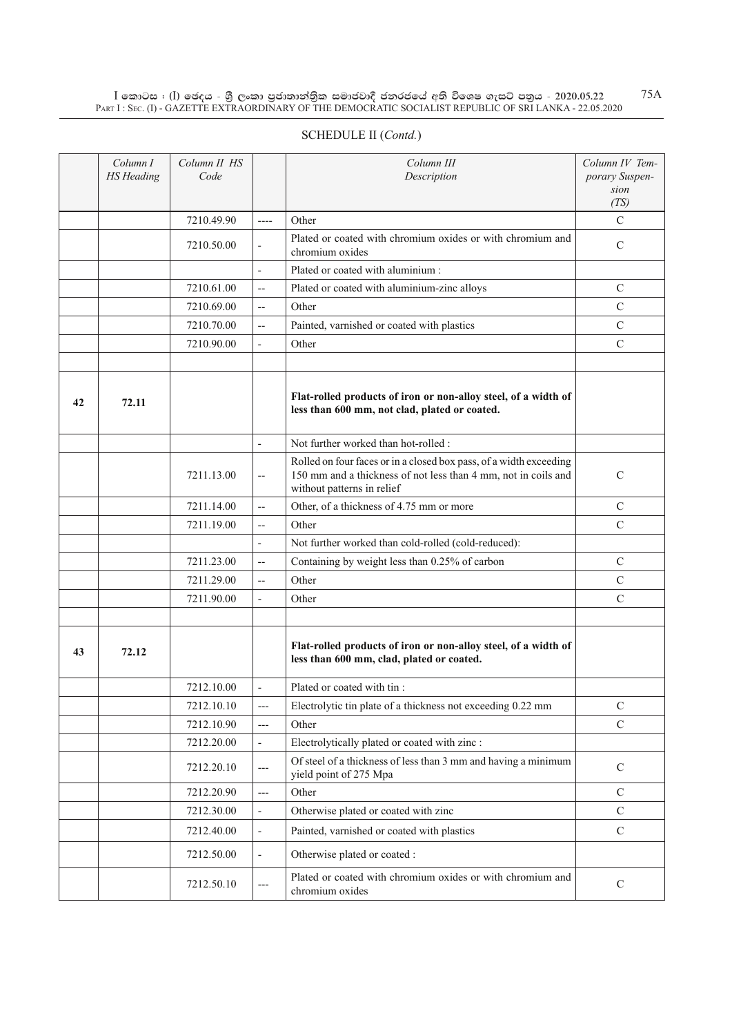SCHEDULE II (*Contd.*)

| | Column I HS Heading | Column II HS Code | | Column III Description | Column IV Temporary Suspension (TS) |
|---|---|---|---|---|---|
| | | 7210.49.90 | ---- | Other | C |
| | | 7210.50.00 | - | Plated or coated with chromium oxides or with chromium and chromium oxides | C |
| | | | - | Plated or coated with aluminium : | |
| | | 7210.61.00 | -- | Plated or coated with aluminium-zinc alloys | C |
| | | 7210.69.00 | -- | Other | C |
| | | 7210.70.00 | -- | Painted, varnished or coated with plastics | C |
| | | 7210.90.00 | - | Other | C |
| | | | | | |
| **42** | **72.11** | | | **Flat-rolled products of iron or non-alloy steel, of a width of less than 600 mm, not clad, plated or coated.** | |
| | | | - | Not further worked than hot-rolled : | |
| | | 7211.13.00 | -- | Rolled on four faces or in a closed box pass, of a width exceeding 150 mm and a thickness of not less than 4 mm, not in coils and without patterns in relief | C |
| | | 7211.14.00 | -- | Other, of a thickness of 4.75 mm or more | C |
| | | 7211.19.00 | -- | Other | C |
| | | | - | Not further worked than cold-rolled (cold-reduced): | |
| | | 7211.23.00 | -- | Containing by weight less than 0.25% of carbon | C |
| | | 7211.29.00 | -- | Other | C |
| | | 7211.90.00 | - | Other | C |
| | | | | | |
| **43** | **72.12** | | | **Flat-rolled products of iron or non-alloy steel, of a width of less than 600 mm, clad, plated or coated.** | |
| | | 7212.10.00 | - | Plated or coated with tin : | |
| | | 7212.10.10 | --- | Electrolytic tin plate of a thickness not exceeding 0.22 mm | C |
| | | 7212.10.90 | --- | Other | C |
| | | 7212.20.00 | - | Electrolytically plated or coated with zinc : | |
| | | 7212.20.10 | --- | Of steel of a thickness of less than 3 mm and having a minimum yield point of 275 Mpa | C |
| | | 7212.20.90 | --- | Other | C |
| | | 7212.30.00 | - | Otherwise plated or coated with zinc | C |
| | | 7212.40.00 | - | Painted, varnished or coated with plastics | C |
| | | 7212.50.00 | - | Otherwise plated or coated : | |
| | | 7212.50.10 | --- | Plated or coated with chromium oxides or with chromium and chromium oxides | C |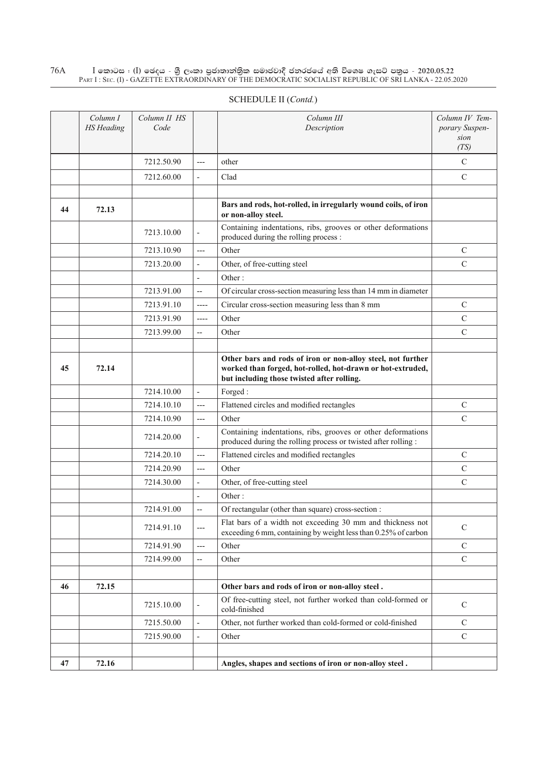SCHEDULE II (*Contd.*)

| | *Column I HS Heading* | *Column II HS Code* | | *Column III Description* | *Column IV Temporary Suspension (TS)* |
|---|---|---|---|---|---|
| | | 7212.50.90 | --- | other | C |
| | | 7212.60.00 | - | Clad | C |
| | | | | | |
| **44** | **72.13** | | | **Bars and rods, hot-rolled, in irregularly wound coils, of iron or non-alloy steel.** | |
| | | 7213.10.00 | - | Containing indentations, ribs, grooves or other deformations produced during the rolling process : | |
| | | 7213.10.90 | --- | Other | C |
| | | 7213.20.00 | - | Other, of free-cutting steel | C |
| | | | - | Other : | |
| | | 7213.91.00 | -- | Of circular cross-section measuring less than 14 mm in diameter | |
| | | 7213.91.10 | ---- | Circular cross-section measuring less than 8 mm | C |
| | | 7213.91.90 | ---- | Other | C |
| | | 7213.99.00 | -- | Other | C |
| | | | | | |
| **45** | **72.14** | | | **Other bars and rods of iron or non-alloy steel, not further worked than forged, hot-rolled, hot-drawn or hot-extruded, but including those twisted after rolling.** | |
| | | 7214.10.00 | - | Forged : | |
| | | 7214.10.10 | --- | Flattened circles and modified rectangles | C |
| | | 7214.10.90 | --- | Other | C |
| | | 7214.20.00 | - | Containing indentations, ribs, grooves or other deformations produced during the rolling process or twisted after rolling : | |
| | | 7214.20.10 | --- | Flattened circles and modified rectangles | C |
| | | 7214.20.90 | --- | Other | C |
| | | 7214.30.00 | - | Other, of free-cutting steel | C |
| | | | - | Other : | |
| | | 7214.91.00 | -- | Of rectangular (other than square) cross-section : | |
| | | 7214.91.10 | --- | Flat bars of a width not exceeding 30 mm and thickness not exceeding 6 mm, containing by weight less than 0.25% of carbon | C |
| | | 7214.91.90 | --- | Other | C |
| | | 7214.99.00 | -- | Other | C |
| | | | | | |
| **46** | **72.15** | | | **Other bars and rods of iron or non-alloy steel .** | |
| | | 7215.10.00 | - | Of free-cutting steel, not further worked than cold-formed or cold-finished | C |
| | | 7215.50.00 | - | Other, not further worked than cold-formed or cold-finished | C |
| | | 7215.90.00 | - | Other | C |
| | | | | | |
| **47** | **72.16** | | | **Angles, shapes and sections of iron or non-alloy steel .** | |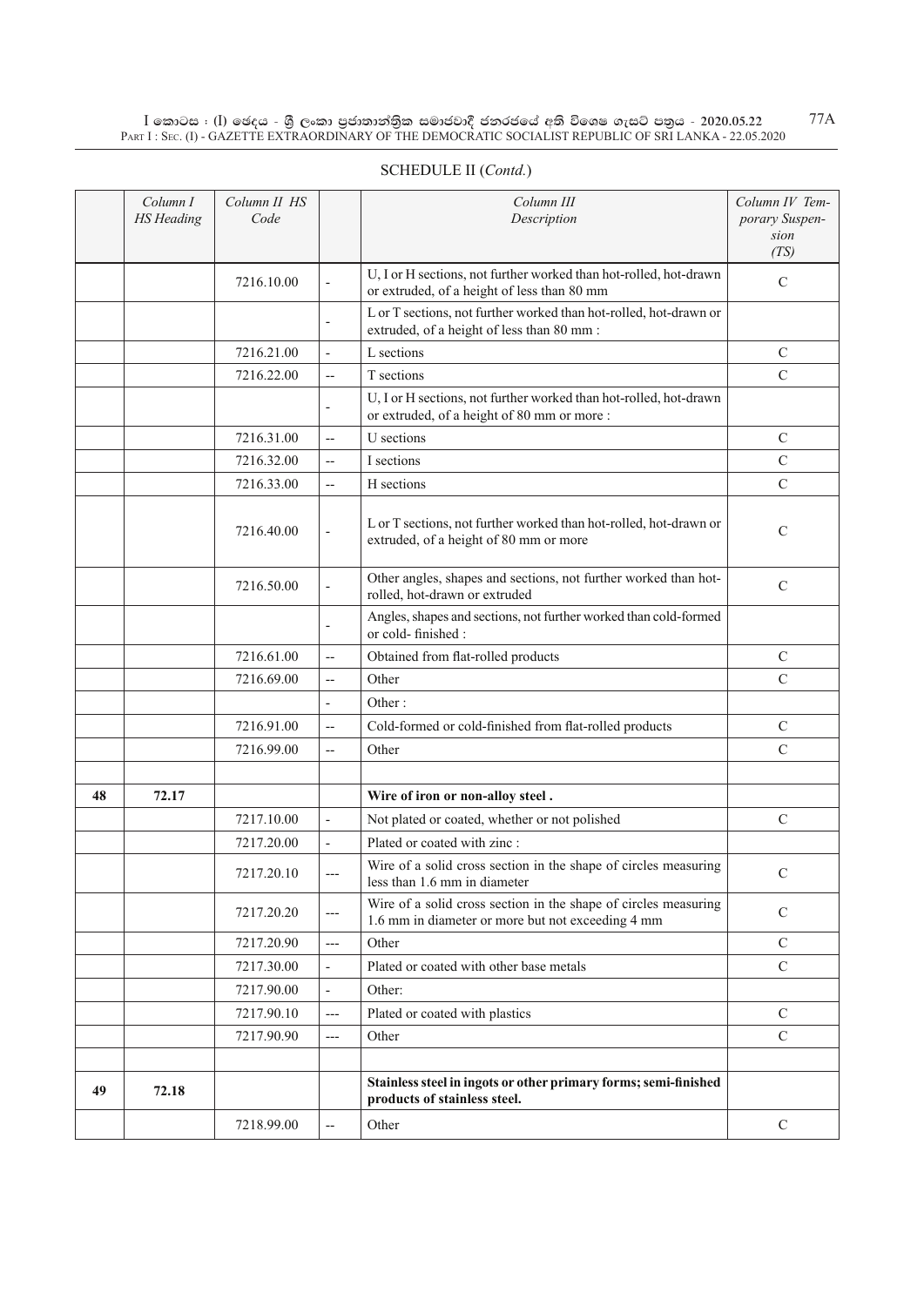SCHEDULE II (*Contd.*)

| | *Column I HS Heading* | *Column II HS Code* | | *Column III Description* | *Column IV Temporary Suspension (TS)* |
|---|---|---|---|---|---|
| | | 7216.10.00 | - | U, I or H sections, not further worked than hot-rolled, hot-drawn or extruded, of a height of less than 80 mm | C |
| | | | - | L or T sections, not further worked than hot-rolled, hot-drawn or extruded, of a height of less than 80 mm : | |
| | | 7216.21.00 | - | L sections | C |
| | | 7216.22.00 | -- | T sections | C |
| | | | - | U, I or H sections, not further worked than hot-rolled, hot-drawn or extruded, of a height of 80 mm or more : | |
| | | 7216.31.00 | -- | U sections | C |
| | | 7216.32.00 | -- | I sections | C |
| | | 7216.33.00 | -- | H sections | C |
| | | 7216.40.00 | - | L or T sections, not further worked than hot-rolled, hot-drawn or extruded, of a height of 80 mm or more | C |
| | | 7216.50.00 | - | Other angles, shapes and sections, not further worked than hot-rolled, hot-drawn or extruded | C |
| | | | - | Angles, shapes and sections, not further worked than cold-formed or cold- finished : | |
| | | 7216.61.00 | -- | Obtained from flat-rolled products | C |
| | | 7216.69.00 | -- | Other | C |
| | | | - | Other : | |
| | | 7216.91.00 | -- | Cold-formed or cold-finished from flat-rolled products | C |
| | | 7216.99.00 | -- | Other | C |
| | | | | | |
| **48** | **72.17** | | | **Wire of iron or non-alloy steel .** | |
| | | 7217.10.00 | - | Not plated or coated, whether or not polished | C |
| | | 7217.20.00 | - | Plated or coated with zinc : | |
| | | 7217.20.10 | --- | Wire of a solid cross section in the shape of circles measuring less than 1.6 mm in diameter | C |
| | | 7217.20.20 | --- | Wire of a solid cross section in the shape of circles measuring 1.6 mm in diameter or more but not exceeding 4 mm | C |
| | | 7217.20.90 | --- | Other | C |
| | | 7217.30.00 | - | Plated or coated with other base metals | C |
| | | 7217.90.00 | - | Other: | |
| | | 7217.90.10 | --- | Plated or coated with plastics | C |
| | | 7217.90.90 | --- | Other | C |
| | | | | | |
| **49** | **72.18** | | | **Stainless steel in ingots or other primary forms; semi-finished products of stainless steel.** | |
| | | 7218.99.00 | -- | Other | C |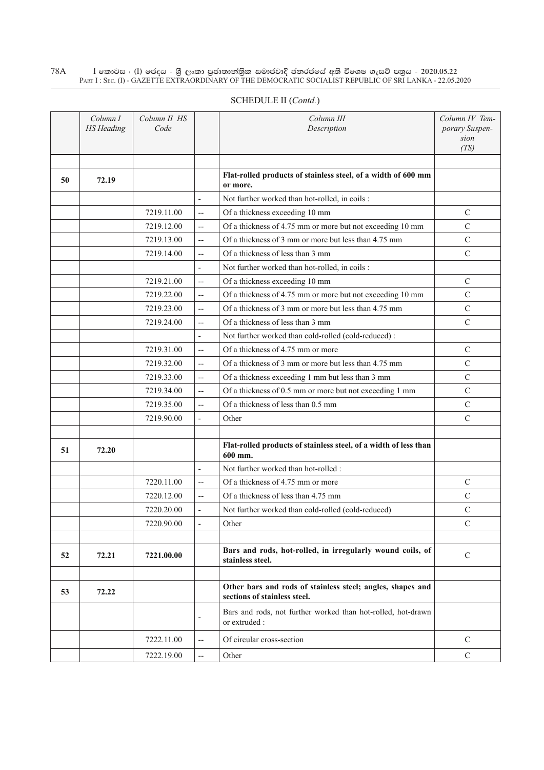SCHEDULE II (*Contd.*)

| | *Column I HS Heading* | *Column II HS Code* | | *Column III Description* | *Column IV Temporary Suspension (TS)* |
|---|---|---|---|---|---|
| | | | | | |
| **50** | **72.19** | | | **Flat-rolled products of stainless steel, of a width of 600 mm or more.** | |
| | | | - | Not further worked than hot-rolled, in coils : | |
| | | 7219.11.00 | -- | Of a thickness exceeding 10 mm | C |
| | | 7219.12.00 | -- | Of a thickness of 4.75 mm or more but not exceeding 10 mm | C |
| | | 7219.13.00 | -- | Of a thickness of 3 mm or more but less than 4.75 mm | C |
| | | 7219.14.00 | -- | Of a thickness of less than 3 mm | C |
| | | | - | Not further worked than hot-rolled, in coils : | |
| | | 7219.21.00 | -- | Of a thickness exceeding 10 mm | C |
| | | 7219.22.00 | -- | Of a thickness of 4.75 mm or more but not exceeding 10 mm | C |
| | | 7219.23.00 | -- | Of a thickness of 3 mm or more but less than 4.75 mm | C |
| | | 7219.24.00 | -- | Of a thickness of less than 3 mm | C |
| | | | - | Not further worked than cold-rolled (cold-reduced) : | |
| | | 7219.31.00 | -- | Of a thickness of 4.75 mm or more | C |
| | | 7219.32.00 | -- | Of a thickness of 3 mm or more but less than 4.75 mm | C |
| | | 7219.33.00 | -- | Of a thickness exceeding 1 mm but less than 3 mm | C |
| | | 7219.34.00 | -- | Of a thickness of 0.5 mm or more but not exceeding 1 mm | C |
| | | 7219.35.00 | -- | Of a thickness of less than 0.5 mm | C |
| | | 7219.90.00 | - | Other | C |
| | | | | | |
| **51** | **72.20** | | | **Flat-rolled products of stainless steel, of a width of less than 600 mm.** | |
| | | | - | Not further worked than hot-rolled : | |
| | | 7220.11.00 | -- | Of a thickness of 4.75 mm or more | C |
| | | 7220.12.00 | -- | Of a thickness of less than 4.75 mm | C |
| | | 7220.20.00 | - | Not further worked than cold-rolled (cold-reduced) | C |
| | | 7220.90.00 | - | Other | C |
| | | | | | |
| **52** | **72.21** | **7221.00.00** | | **Bars and rods, hot-rolled, in irregularly wound coils, of stainless steel.** | C |
| | | | | | |
| **53** | **72.22** | | | **Other bars and rods of stainless steel; angles, shapes and sections of stainless steel.** | |
| | | | - | Bars and rods, not further worked than hot-rolled, hot-drawn or extruded : | |
| | | 7222.11.00 | -- | Of circular cross-section | C |
| | | 7222.19.00 | -- | Other | C |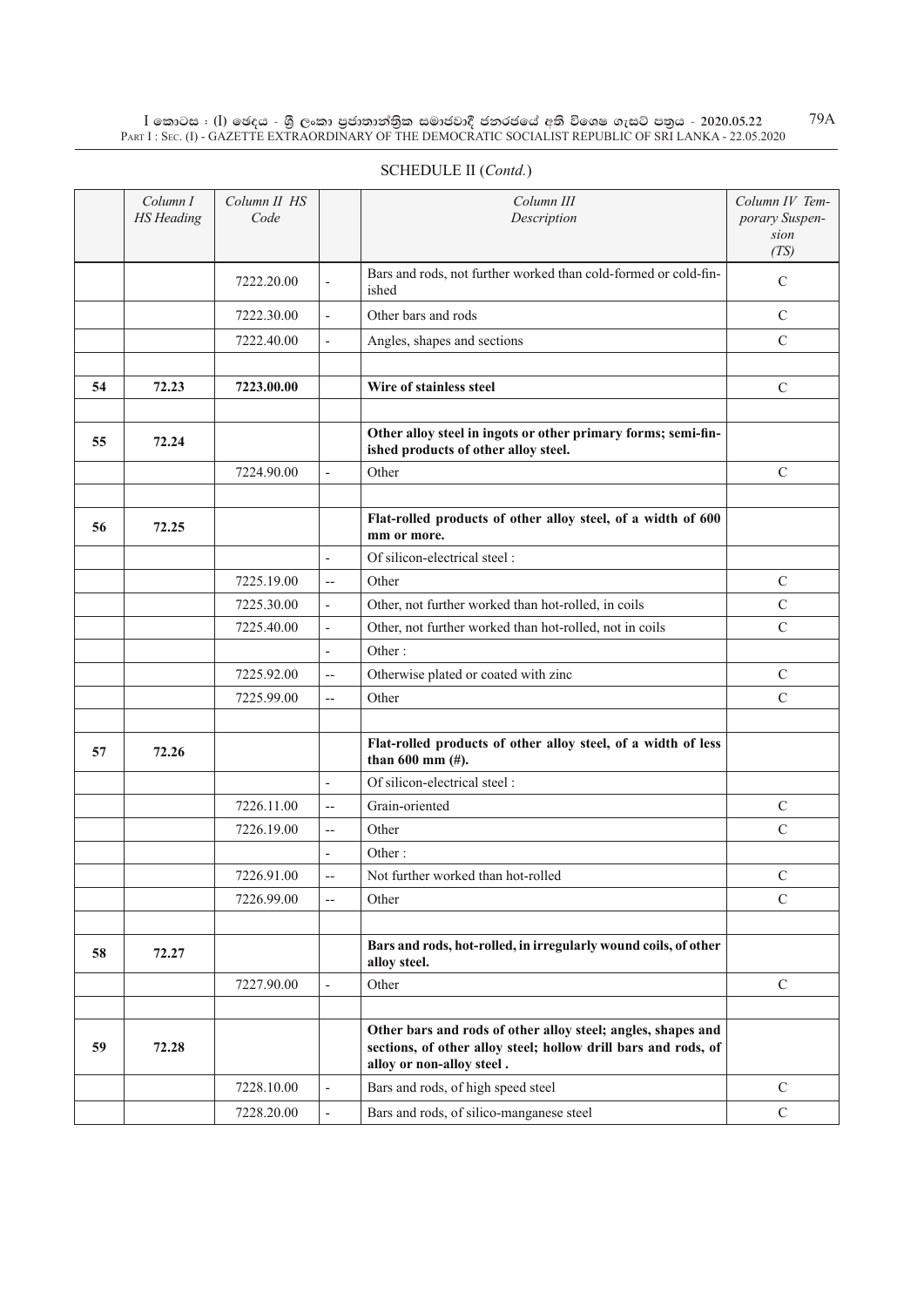SCHEDULE II (*Contd.*)

| | *Column I HS Heading* | *Column II HS Code* | | *Column III Description* | *Column IV Temporary Suspension (TS)* |
|---|---|---|---|---|---|
| | | 7222.20.00 | - | Bars and rods, not further worked than cold-formed or cold-finished | C |
| | | 7222.30.00 | - | Other bars and rods | C |
| | | 7222.40.00 | - | Angles, shapes and sections | C |
| | | | | | |
| **54** | **72.23** | **7223.00.00** | | **Wire of stainless steel** | C |
| | | | | | |
| **55** | **72.24** | | | **Other alloy steel in ingots or other primary forms; semi-finished products of other alloy steel.** | |
| | | 7224.90.00 | - | Other | C |
| | | | | | |
| **56** | **72.25** | | | **Flat-rolled products of other alloy steel, of a width of 600 mm or more.** | |
| | | | - | Of silicon-electrical steel : | |
| | | 7225.19.00 | -- | Other | C |
| | | 7225.30.00 | - | Other, not further worked than hot-rolled, in coils | C |
| | | 7225.40.00 | - | Other, not further worked than hot-rolled, not in coils | C |
| | | | - | Other : | |
| | | 7225.92.00 | -- | Otherwise plated or coated with zinc | C |
| | | 7225.99.00 | -- | Other | C |
| | | | | | |
| **57** | **72.26** | | | **Flat-rolled products of other alloy steel, of a width of less than 600 mm (#).** | |
| | | | - | Of silicon-electrical steel : | |
| | | 7226.11.00 | -- | Grain-oriented | C |
| | | 7226.19.00 | -- | Other | C |
| | | | - | Other : | |
| | | 7226.91.00 | -- | Not further worked than hot-rolled | C |
| | | 7226.99.00 | -- | Other | C |
| | | | | | |
| **58** | **72.27** | | | **Bars and rods, hot-rolled, in irregularly wound coils, of other alloy steel.** | |
| | | 7227.90.00 | - | Other | C |
| | | | | | |
| **59** | **72.28** | | | **Other bars and rods of other alloy steel; angles, shapes and sections, of other alloy steel; hollow drill bars and rods, of alloy or non-alloy steel .** | |
| | | 7228.10.00 | - | Bars and rods, of high speed steel | C |
| | | 7228.20.00 | - | Bars and rods, of silico-manganese steel | C |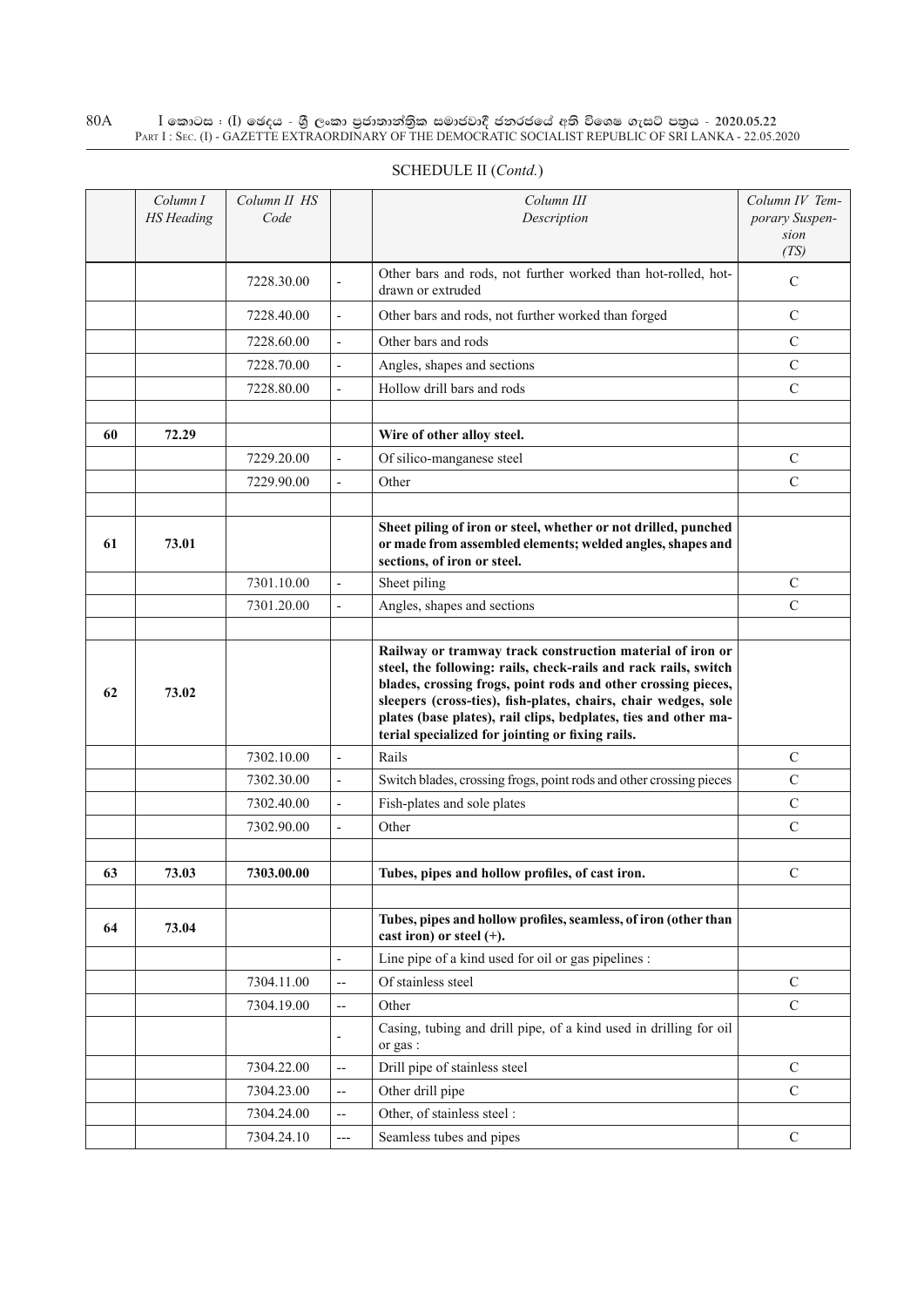SCHEDULE II (*Contd.*)

| | *Column I HS Heading* | *Column II HS Code* | | *Column III Description* | *Column IV Temporary Suspension (TS)* |
|---|---|---|---|---|---|
| | | 7228.30.00 | - | Other bars and rods, not further worked than hot-rolled, hot-drawn or extruded | C |
| | | 7228.40.00 | - | Other bars and rods, not further worked than forged | C |
| | | 7228.60.00 | - | Other bars and rods | C |
| | | 7228.70.00 | - | Angles, shapes and sections | C |
| | | 7228.80.00 | - | Hollow drill bars and rods | C |
| | | | | | |
| **60** | **72.29** | | | **Wire of other alloy steel.** | |
| | | 7229.20.00 | - | Of silico-manganese steel | C |
| | | 7229.90.00 | - | Other | C |
| | | | | | |
| **61** | **73.01** | | | **Sheet piling of iron or steel, whether or not drilled, punched or made from assembled elements; welded angles, shapes and sections, of iron or steel.** | |
| | | 7301.10.00 | - | Sheet piling | C |
| | | 7301.20.00 | - | Angles, shapes and sections | C |
| | | | | | |
| **62** | **73.02** | | | **Railway or tramway track construction material of iron or steel, the following: rails, check-rails and rack rails, switch blades, crossing frogs, point rods and other crossing pieces, sleepers (cross-ties), fish-plates, chairs, chair wedges, sole plates (base plates), rail clips, bedplates, ties and other material specialized for jointing or fixing rails.** | |
| | | 7302.10.00 | - | Rails | C |
| | | 7302.30.00 | - | Switch blades, crossing frogs, point rods and other crossing pieces | C |
| | | 7302.40.00 | - | Fish-plates and sole plates | C |
| | | 7302.90.00 | - | Other | C |
| | | | | | |
| **63** | **73.03** | **7303.00.00** | | **Tubes, pipes and hollow profiles, of cast iron.** | C |
| | | | | | |
| **64** | **73.04** | | | **Tubes, pipes and hollow profiles, seamless, of iron (other than cast iron) or steel (+).** | |
| | | | - | Line pipe of a kind used for oil or gas pipelines : | |
| | | 7304.11.00 | -- | Of stainless steel | C |
| | | 7304.19.00 | -- | Other | C |
| | | | - | Casing, tubing and drill pipe, of a kind used in drilling for oil or gas : | |
| | | 7304.22.00 | -- | Drill pipe of stainless steel | C |
| | | 7304.23.00 | -- | Other drill pipe | C |
| | | 7304.24.00 | -- | Other, of stainless steel : | |
| | | 7304.24.10 | --- | Seamless tubes and pipes | C |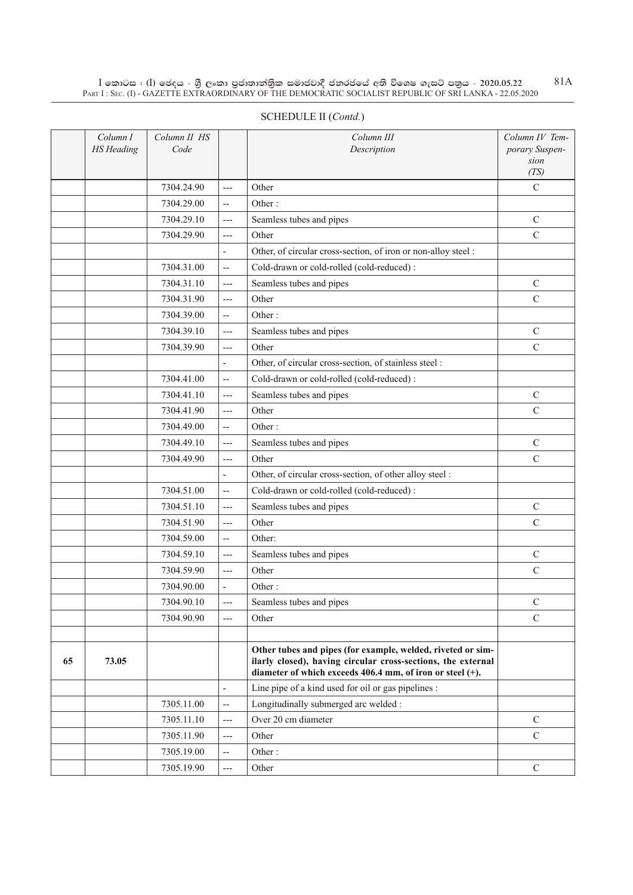SCHEDULE II (*Contd.*)

| | *Column I HS Heading* | *Column II HS Code* | | *Column III Description* | *Column IV Temporary Suspension (TS)* |
|---|---|---|---|---|---|
| | | 7304.24.90 | --- | Other | C |
| | | 7304.29.00 | -- | Other : | |
| | | 7304.29.10 | --- | Seamless tubes and pipes | C |
| | | 7304.29.90 | --- | Other | C |
| | | | - | Other, of circular cross-section, of iron or non-alloy steel : | |
| | | 7304.31.00 | -- | Cold-drawn or cold-rolled (cold-reduced) : | |
| | | 7304.31.10 | --- | Seamless tubes and pipes | C |
| | | 7304.31.90 | --- | Other | C |
| | | 7304.39.00 | -- | Other : | |
| | | 7304.39.10 | --- | Seamless tubes and pipes | C |
| | | 7304.39.90 | --- | Other | C |
| | | | - | Other, of circular cross-section, of stainless steel : | |
| | | 7304.41.00 | -- | Cold-drawn or cold-rolled (cold-reduced) : | |
| | | 7304.41.10 | --- | Seamless tubes and pipes | C |
| | | 7304.41.90 | --- | Other | C |
| | | 7304.49.00 | -- | Other : | |
| | | 7304.49.10 | --- | Seamless tubes and pipes | C |
| | | 7304.49.90 | --- | Other | C |
| | | | - | Other, of circular cross-section, of other alloy steel : | |
| | | 7304.51.00 | -- | Cold-drawn or cold-rolled (cold-reduced) : | |
| | | 7304.51.10 | --- | Seamless tubes and pipes | C |
| | | 7304.51.90 | --- | Other | C |
| | | 7304.59.00 | -- | Other: | |
| | | 7304.59.10 | --- | Seamless tubes and pipes | C |
| | | 7304.59.90 | --- | Other | C |
| | | 7304.90.00 | - | Other : | |
| | | 7304.90.10 | --- | Seamless tubes and pipes | C |
| | | 7304.90.90 | --- | Other | C |
| | | | | | |
| **65** | **73.05** | | | **Other tubes and pipes (for example, welded, riveted or similarly closed), having circular cross-sections, the external diameter of which exceeds 406.4 mm, of iron or steel (+).** | |
| | | | - | Line pipe of a kind used for oil or gas pipelines : | |
| | | 7305.11.00 | -- | Longitudinally submerged arc welded : | |
| | | 7305.11.10 | --- | Over 20 cm diameter | C |
| | | 7305.11.90 | --- | Other | C |
| | | 7305.19.00 | -- | Other : | |
| | | 7305.19.90 | --- | Other | C |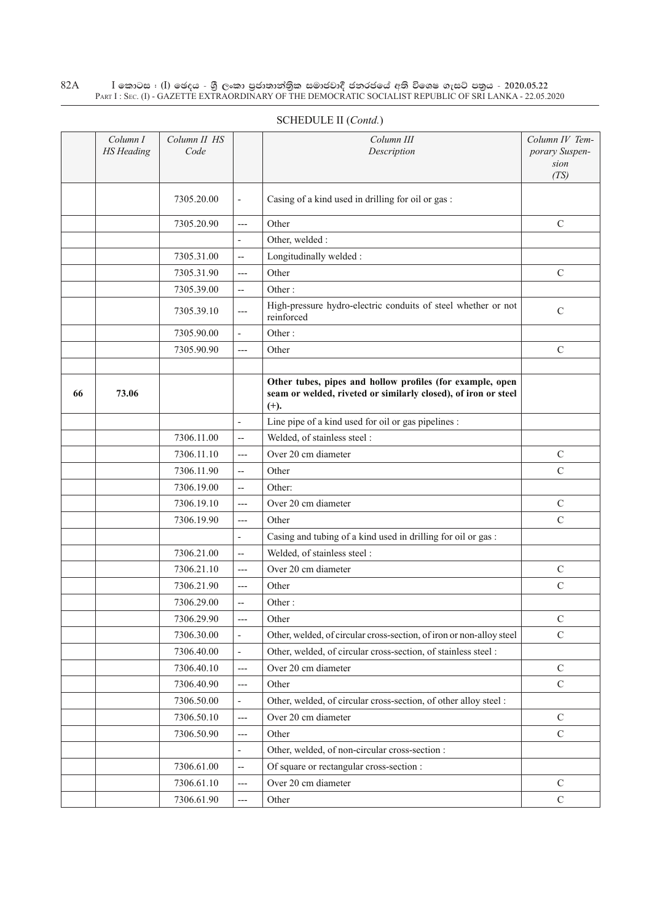SCHEDULE II (*Contd.*)

| | *Column I HS Heading* | *Column II HS Code* | | *Column III Description* | *Column IV Temporary Suspension (TS)* |
|---|---|---|---|---|---|
| | | 7305.20.00 | - | Casing of a kind used in drilling for oil or gas : | |
| | | 7305.20.90 | --- | Other | C |
| | | | - | Other, welded : | |
| | | 7305.31.00 | -- | Longitudinally welded : | |
| | | 7305.31.90 | --- | Other | C |
| | | 7305.39.00 | -- | Other : | |
| | | 7305.39.10 | --- | High-pressure hydro-electric conduits of steel whether or not reinforced | C |
| | | 7305.90.00 | - | Other : | |
| | | 7305.90.90 | --- | Other | C |
| | | | | | |
| 66 | 73.06 | | | **Other tubes, pipes and hollow profiles (for example, open seam or welded, riveted or similarly closed), of iron or steel (+).** | |
| | | | - | Line pipe of a kind used for oil or gas pipelines : | |
| | | 7306.11.00 | -- | Welded, of stainless steel : | |
| | | 7306.11.10 | --- | Over 20 cm diameter | C |
| | | 7306.11.90 | -- | Other | C |
| | | 7306.19.00 | -- | Other: | |
| | | 7306.19.10 | --- | Over 20 cm diameter | C |
| | | 7306.19.90 | --- | Other | C |
| | | | - | Casing and tubing of a kind used in drilling for oil or gas : | |
| | | 7306.21.00 | -- | Welded, of stainless steel : | |
| | | 7306.21.10 | --- | Over 20 cm diameter | C |
| | | 7306.21.90 | --- | Other | C |
| | | 7306.29.00 | -- | Other : | |
| | | 7306.29.90 | --- | Other | C |
| | | 7306.30.00 | - | Other, welded, of circular cross-section, of iron or non-alloy steel | C |
| | | 7306.40.00 | - | Other, welded, of circular cross-section, of stainless steel : | |
| | | 7306.40.10 | --- | Over 20 cm diameter | C |
| | | 7306.40.90 | --- | Other | C |
| | | 7306.50.00 | - | Other, welded, of circular cross-section, of other alloy steel : | |
| | | 7306.50.10 | --- | Over 20 cm diameter | C |
| | | 7306.50.90 | --- | Other | C |
| | | | - | Other, welded, of non-circular cross-section : | |
| | | 7306.61.00 | -- | Of square or rectangular cross-section : | |
| | | 7306.61.10 | --- | Over 20 cm diameter | C |
| | | 7306.61.90 | --- | Other | C |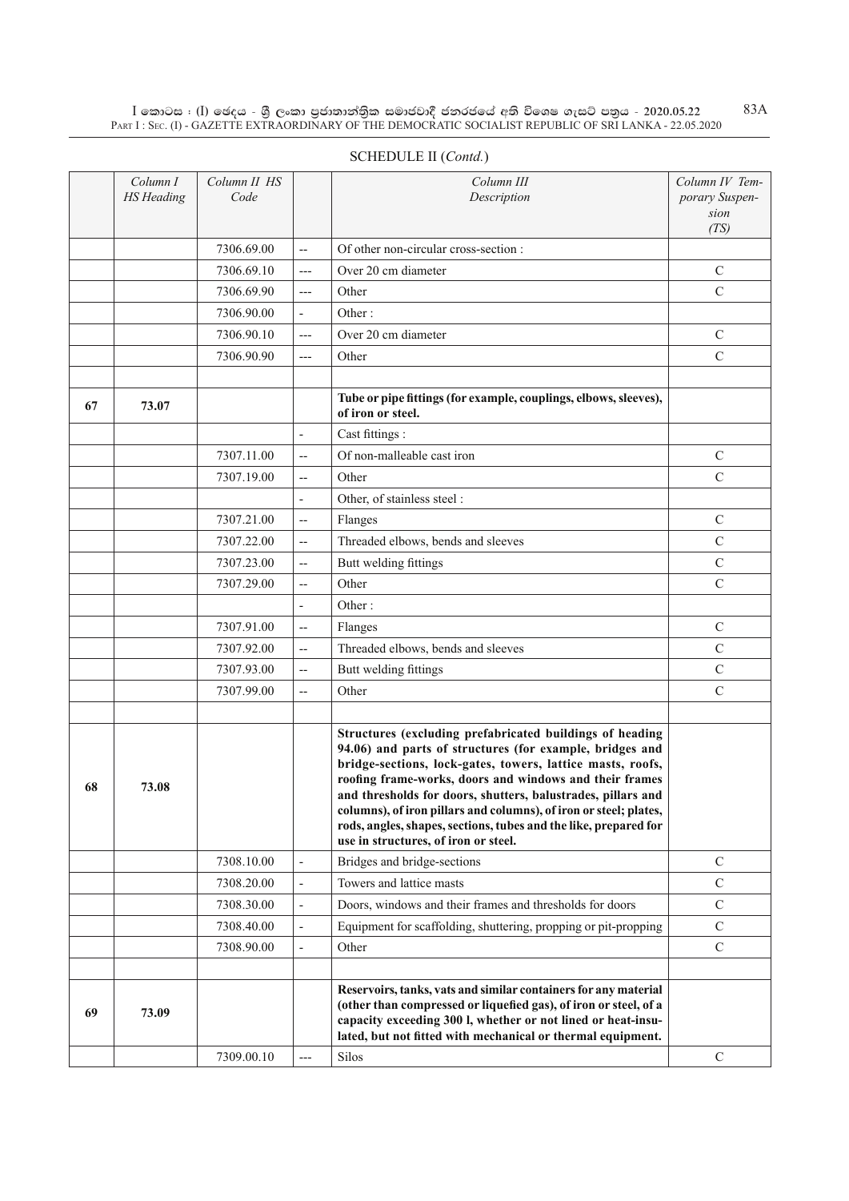SCHEDULE II (*Contd.*)

| | Column I HS Heading | Column II HS Code | | Column III Description | Column IV Temporary Suspension (TS) |
|---|---|---|---|---|---|
| | | 7306.69.00 | -- | Of other non-circular cross-section : | |
| | | 7306.69.10 | --- | Over 20 cm diameter | C |
| | | 7306.69.90 | --- | Other | C |
| | | 7306.90.00 | - | Other : | |
| | | 7306.90.10 | --- | Over 20 cm diameter | C |
| | | 7306.90.90 | --- | Other | C |
| | | | | | |
| **67** | **73.07** | | | **Tube or pipe fittings (for example, couplings, elbows, sleeves), of iron or steel.** | |
| | | | - | Cast fittings : | |
| | | 7307.11.00 | -- | Of non-malleable cast iron | C |
| | | 7307.19.00 | -- | Other | C |
| | | | - | Other, of stainless steel : | |
| | | 7307.21.00 | -- | Flanges | C |
| | | 7307.22.00 | -- | Threaded elbows, bends and sleeves | C |
| | | 7307.23.00 | -- | Butt welding fittings | C |
| | | 7307.29.00 | -- | Other | C |
| | | | - | Other : | |
| | | 7307.91.00 | -- | Flanges | C |
| | | 7307.92.00 | -- | Threaded elbows, bends and sleeves | C |
| | | 7307.93.00 | -- | Butt welding fittings | C |
| | | 7307.99.00 | -- | Other | C |
| | | | | | |
| **68** | **73.08** | | | **Structures (excluding prefabricated buildings of heading 94.06) and parts of structures (for example, bridges and bridge-sections, lock-gates, towers, lattice masts, roofs, roofing frame-works, doors and windows and their frames and thresholds for doors, shutters, balustrades, pillars and columns), of iron pillars and columns), of iron or steel; plates, rods, angles, shapes, sections, tubes and the like, prepared for use in structures, of iron or steel.** | |
| | | 7308.10.00 | - | Bridges and bridge-sections | C |
| | | 7308.20.00 | - | Towers and lattice masts | C |
| | | 7308.30.00 | - | Doors, windows and their frames and thresholds for doors | C |
| | | 7308.40.00 | - | Equipment for scaffolding, shuttering, propping or pit-propping | C |
| | | 7308.90.00 | - | Other | C |
| | | | | | |
| **69** | **73.09** | | | **Reservoirs, tanks, vats and similar containers for any material (other than compressed or liquefied gas), of iron or steel, of a capacity exceeding 300 l, whether or not lined or heat-insulated, but not fitted with mechanical or thermal equipment.** | |
| | | 7309.00.10 | --- | Silos | C |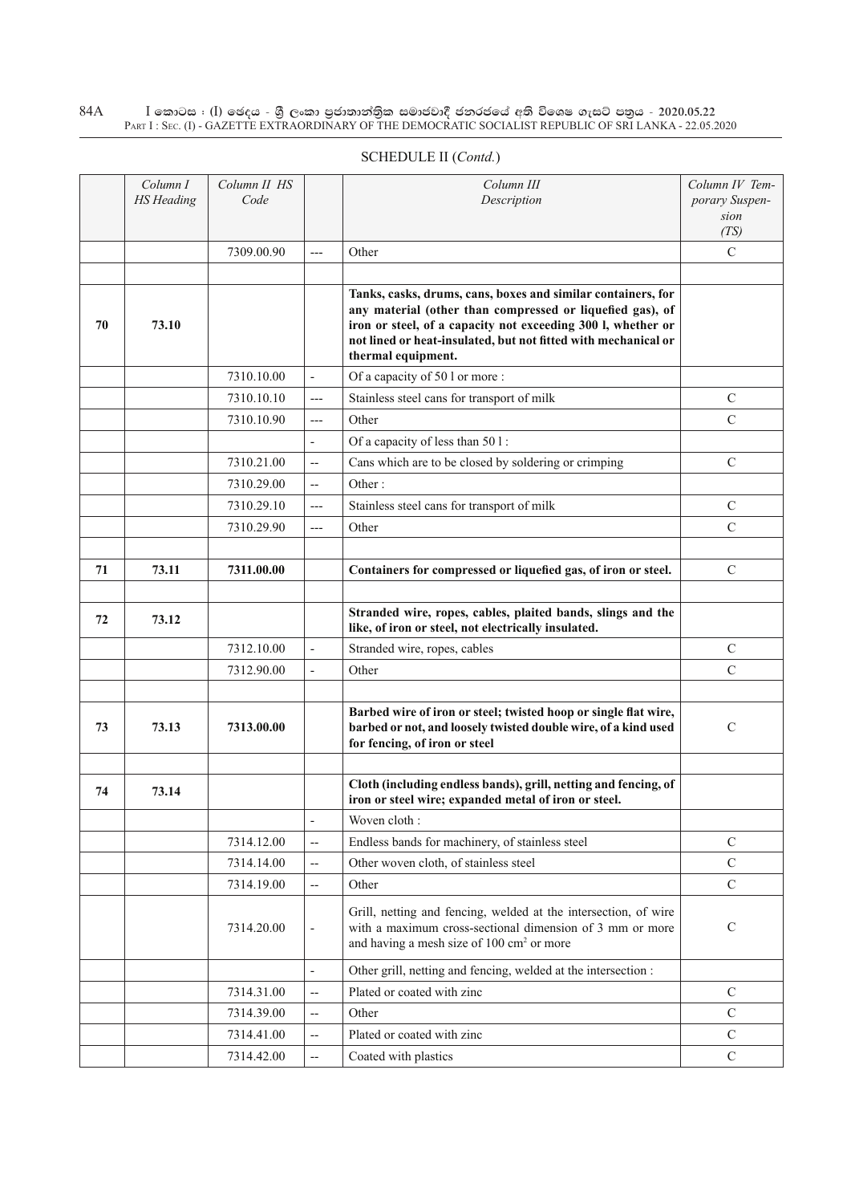## SCHEDULE II (*Contd.*)

| | *Column I HS Heading* | *Column II HS Code* | | *Column III Description* | *Column IV Temporary Suspension (TS)* |
|---|---|---|---|---|---|
| | | 7309.00.90 | --- | Other | C |
| | | | | | |
| **70** | **73.10** | | | **Tanks, casks, drums, cans, boxes and similar containers, for any material (other than compressed or liquefied gas), of iron or steel, of a capacity not exceeding 300 l, whether or not lined or heat-insulated, but not fitted with mechanical or thermal equipment.** | |
| | | 7310.10.00 | - | Of a capacity of 50 l or more : | |
| | | 7310.10.10 | --- | Stainless steel cans for transport of milk | C |
| | | 7310.10.90 | --- | Other | C |
| | | | - | Of a capacity of less than 50 l : | |
| | | 7310.21.00 | -- | Cans which are to be closed by soldering or crimping | C |
| | | 7310.29.00 | -- | Other : | |
| | | 7310.29.10 | --- | Stainless steel cans for transport of milk | C |
| | | 7310.29.90 | --- | Other | C |
| | | | | | |
| **71** | **73.11** | **7311.00.00** | | **Containers for compressed or liquefied gas, of iron or steel.** | C |
| | | | | | |
| **72** | **73.12** | | | **Stranded wire, ropes, cables, plaited bands, slings and the like, of iron or steel, not electrically insulated.** | |
| | | 7312.10.00 | - | Stranded wire, ropes, cables | C |
| | | 7312.90.00 | - | Other | C |
| | | | | | |
| **73** | **73.13** | **7313.00.00** | | **Barbed wire of iron or steel; twisted hoop or single flat wire, barbed or not, and loosely twisted double wire, of a kind used for fencing, of iron or steel** | C |
| | | | | | |
| **74** | **73.14** | | | **Cloth (including endless bands), grill, netting and fencing, of iron or steel wire; expanded metal of iron or steel.** | |
| | | | - | Woven cloth : | |
| | | 7314.12.00 | -- | Endless bands for machinery, of stainless steel | C |
| | | 7314.14.00 | -- | Other woven cloth, of stainless steel | C |
| | | 7314.19.00 | -- | Other | C |
| | | 7314.20.00 | - | Grill, netting and fencing, welded at the intersection, of wire with a maximum cross-sectional dimension of 3 mm or more and having a mesh size of 100 cm$^2$ or more | C |
| | | | - | Other grill, netting and fencing, welded at the intersection : | |
| | | 7314.31.00 | -- | Plated or coated with zinc | C |
| | | 7314.39.00 | -- | Other | C |
| | | 7314.41.00 | -- | Plated or coated with zinc | C |
| | | 7314.42.00 | -- | Coated with plastics | C |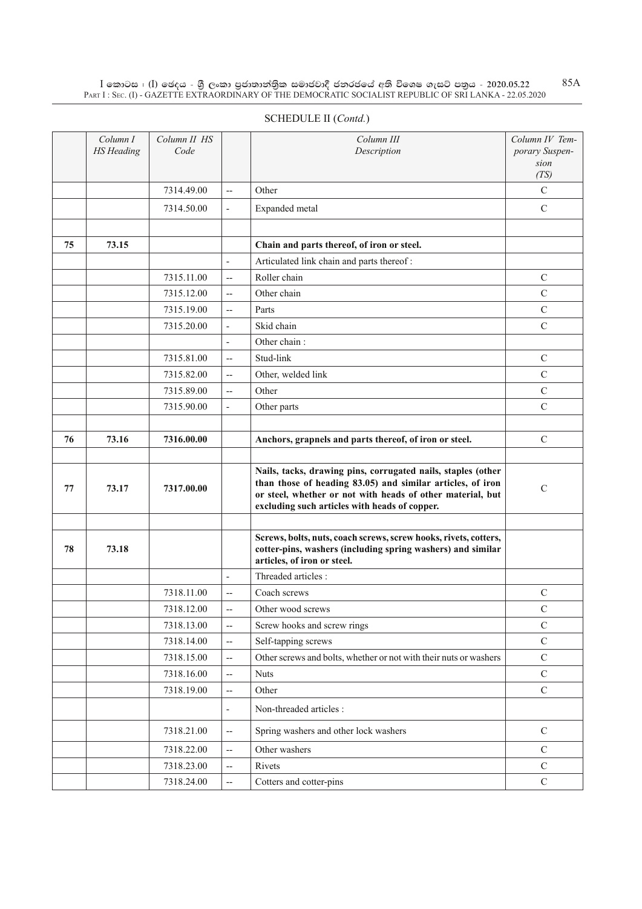SCHEDULE II (*Contd.*)

| | *Column I HS Heading* | *Column II HS Code* | | *Column III Description* | *Column IV Temporary Suspension (TS)* |
|---|---|---|---|---|---|
| | | 7314.49.00 | -- | Other | C |
| | | 7314.50.00 | - | Expanded metal | C |
| | | | | | |
| **75** | **73.15** | | | **Chain and parts thereof, of iron or steel.** | |
| | | | - | Articulated link chain and parts thereof : | |
| | | 7315.11.00 | -- | Roller chain | C |
| | | 7315.12.00 | -- | Other chain | C |
| | | 7315.19.00 | -- | Parts | C |
| | | 7315.20.00 | - | Skid chain | C |
| | | | - | Other chain : | |
| | | 7315.81.00 | -- | Stud-link | C |
| | | 7315.82.00 | -- | Other, welded link | C |
| | | 7315.89.00 | -- | Other | C |
| | | 7315.90.00 | - | Other parts | C |
| | | | | | |
| **76** | **73.16** | **7316.00.00** | | **Anchors, grapnels and parts thereof, of iron or steel.** | C |
| | | | | | |
| **77** | **73.17** | **7317.00.00** | | **Nails, tacks, drawing pins, corrugated nails, staples (other than those of heading 83.05) and similar articles, of iron or steel, whether or not with heads of other material, but excluding such articles with heads of copper.** | C |
| | | | | | |
| **78** | **73.18** | | | **Screws, bolts, nuts, coach screws, screw hooks, rivets, cotters, cotter-pins, washers (including spring washers) and similar articles, of iron or steel.** | |
| | | | - | Threaded articles : | |
| | | 7318.11.00 | -- | Coach screws | C |
| | | 7318.12.00 | -- | Other wood screws | C |
| | | 7318.13.00 | -- | Screw hooks and screw rings | C |
| | | 7318.14.00 | -- | Self-tapping screws | C |
| | | 7318.15.00 | -- | Other screws and bolts, whether or not with their nuts or washers | C |
| | | 7318.16.00 | -- | Nuts | C |
| | | 7318.19.00 | -- | Other | C |
| | | | - | Non-threaded articles : | |
| | | 7318.21.00 | -- | Spring washers and other lock washers | C |
| | | 7318.22.00 | -- | Other washers | C |
| | | 7318.23.00 | -- | Rivets | C |
| | | 7318.24.00 | -- | Cotters and cotter-pins | C |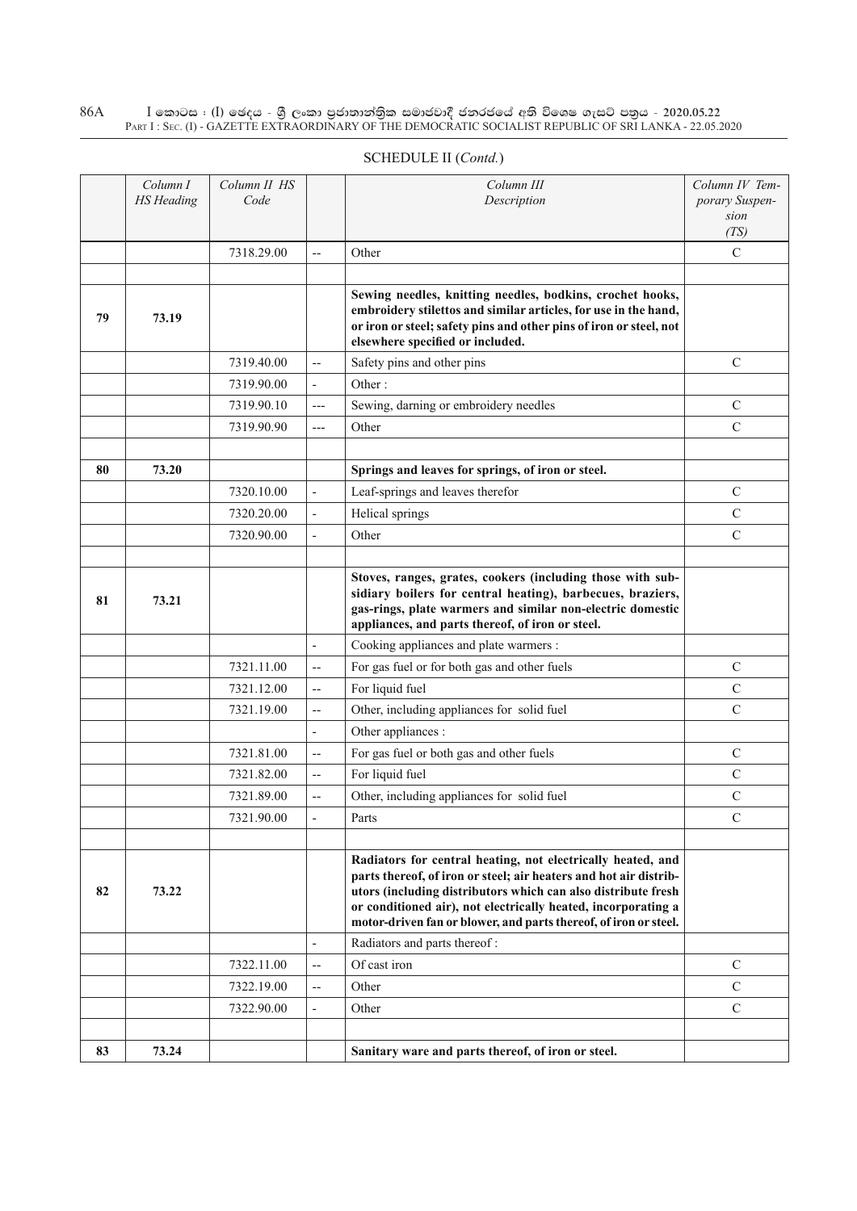SCHEDULE II (*Contd.*)

| | *Column I HS Heading* | *Column II HS Code* | | *Column III Description* | *Column IV Temporary Suspension (TS)* |
|---|---|---|---|---|---|
| | | 7318.29.00 | -- | Other | C |
| | | | | | |
| 79 | 73.19 | | | **Sewing needles, knitting needles, bodkins, crochet hooks, embroidery stilettos and similar articles, for use in the hand, or iron or steel; safety pins and other pins of iron or steel, not elsewhere specified or included.** | |
| | | 7319.40.00 | -- | Safety pins and other pins | C |
| | | 7319.90.00 | - | Other : | |
| | | 7319.90.10 | --- | Sewing, darning or embroidery needles | C |
| | | 7319.90.90 | --- | Other | C |
| | | | | | |
| 80 | 73.20 | | | **Springs and leaves for springs, of iron or steel.** | |
| | | 7320.10.00 | - | Leaf-springs and leaves therefor | C |
| | | 7320.20.00 | - | Helical springs | C |
| | | 7320.90.00 | - | Other | C |
| | | | | | |
| 81 | 73.21 | | | **Stoves, ranges, grates, cookers (including those with subsidiary boilers for central heating), barbecues, braziers, gas-rings, plate warmers and similar non-electric domestic appliances, and parts thereof, of iron or steel.** | |
| | | | - | Cooking appliances and plate warmers : | |
| | | 7321.11.00 | -- | For gas fuel or for both gas and other fuels | C |
| | | 7321.12.00 | -- | For liquid fuel | C |
| | | 7321.19.00 | -- | Other, including appliances for solid fuel | C |
| | | | - | Other appliances : | |
| | | 7321.81.00 | -- | For gas fuel or both gas and other fuels | C |
| | | 7321.82.00 | -- | For liquid fuel | C |
| | | 7321.89.00 | -- | Other, including appliances for solid fuel | C |
| | | 7321.90.00 | - | Parts | C |
| | | | | | |
| 82 | 73.22 | | | **Radiators for central heating, not electrically heated, and parts thereof, of iron or steel; air heaters and hot air distributors (including distributors which can also distribute fresh or conditioned air), not electrically heated, incorporating a motor-driven fan or blower, and parts thereof, of iron or steel.** | |
| | | | - | Radiators and parts thereof : | |
| | | 7322.11.00 | -- | Of cast iron | C |
| | | 7322.19.00 | -- | Other | C |
| | | 7322.90.00 | - | Other | C |
| | | | | | |
| 83 | 73.24 | | | **Sanitary ware and parts thereof, of iron or steel.** | |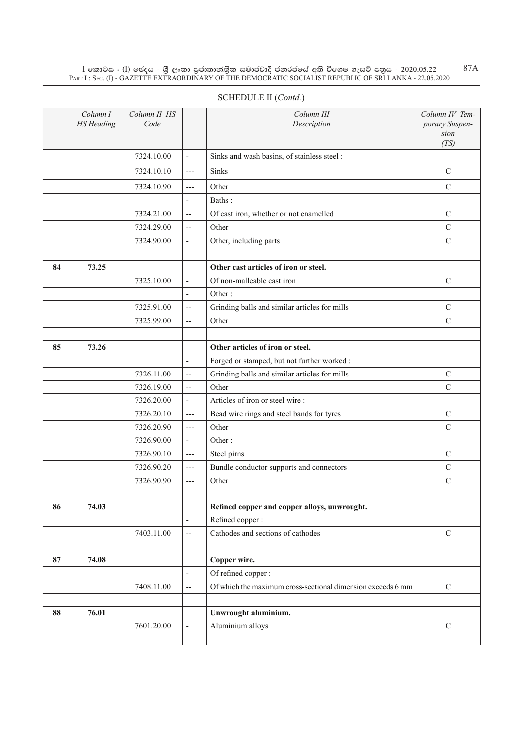SCHEDULE II (*Contd.*)

| | Column I HS Heading | Column II HS Code | | Column III Description | Column IV Temporary Suspension (TS) |
|---|---|---|---|---|---|
| | | 7324.10.00 | - | Sinks and wash basins, of stainless steel : | |
| | | 7324.10.10 | --- | Sinks | C |
| | | 7324.10.90 | --- | Other | C |
| | | | - | Baths : | |
| | | 7324.21.00 | -- | Of cast iron, whether or not enamelled | C |
| | | 7324.29.00 | -- | Other | C |
| | | 7324.90.00 | - | Other, including parts | C |
| | | | | | |
| 84 | 73.25 | | | **Other cast articles of iron or steel.** | |
| | | 7325.10.00 | - | Of non-malleable cast iron | C |
| | | | - | Other : | |
| | | 7325.91.00 | -- | Grinding balls and similar articles for mills | C |
| | | 7325.99.00 | -- | Other | C |
| | | | | | |
| 85 | 73.26 | | | **Other articles of iron or steel.** | |
| | | | - | Forged or stamped, but not further worked : | |
| | | 7326.11.00 | -- | Grinding balls and similar articles for mills | C |
| | | 7326.19.00 | -- | Other | C |
| | | 7326.20.00 | - | Articles of iron or steel wire : | |
| | | 7326.20.10 | --- | Bead wire rings and steel bands for tyres | C |
| | | 7326.20.90 | --- | Other | C |
| | | 7326.90.00 | - | Other : | |
| | | 7326.90.10 | --- | Steel pirns | C |
| | | 7326.90.20 | --- | Bundle conductor supports and connectors | C |
| | | 7326.90.90 | --- | Other | C |
| | | | | | |
| 86 | 74.03 | | | **Refined copper and copper alloys, unwrought.** | |
| | | | - | Refined copper : | |
| | | 7403.11.00 | -- | Cathodes and sections of cathodes | C |
| | | | | | |
| 87 | 74.08 | | | **Copper wire.** | |
| | | | - | Of refined copper : | |
| | | 7408.11.00 | -- | Of which the maximum cross-sectional dimension exceeds 6 mm | C |
| | | | | | |
| 88 | 76.01 | | | **Unwrought aluminium.** | |
| | | 7601.20.00 | - | Aluminium alloys | C |
| | | | | | |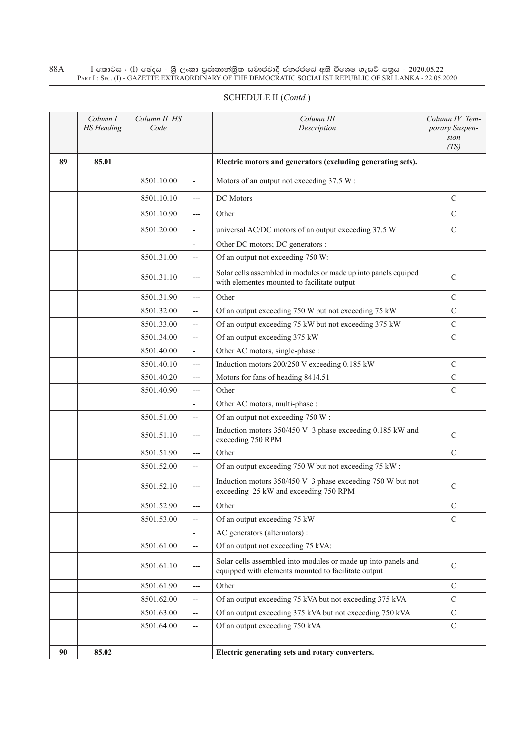SCHEDULE II (*Contd.*)

| | Column I HS Heading | Column II HS Code | | Column III Description | Column IV Temporary Suspension (TS) |
|---|---|---|---|---|---|
| **89** | **85.01** | | | **Electric motors and generators (excluding generating sets).** | |
| | | 8501.10.00 | - | Motors of an output not exceeding 37.5 W : | |
| | | 8501.10.10 | --- | DC Motors | C |
| | | 8501.10.90 | --- | Other | C |
| | | 8501.20.00 | - | universal AC/DC motors of an output exceeding 37.5 W | C |
| | | | - | Other DC motors; DC generators : | |
| | | 8501.31.00 | -- | Of an output not exceeding 750 W: | |
| | | 8501.31.10 | --- | Solar cells assembled in modules or made up into panels equiped with elementes mounted to facilitate output | C |
| | | 8501.31.90 | --- | Other | C |
| | | 8501.32.00 | -- | Of an output exceeding 750 W but not exceeding 75 kW | C |
| | | 8501.33.00 | -- | Of an output exceeding 75 kW but not exceeding 375 kW | C |
| | | 8501.34.00 | -- | Of an output exceeding 375 kW | C |
| | | 8501.40.00 | - | Other AC motors, single-phase : | |
| | | 8501.40.10 | --- | Induction motors 200/250 V exceeding 0.185 kW | C |
| | | 8501.40.20 | --- | Motors for fans of heading 8414.51 | C |
| | | 8501.40.90 | --- | Other | C |
| | | | - | Other AC motors, multi-phase : | |
| | | 8501.51.00 | -- | Of an output not exceeding 750 W : | |
| | | 8501.51.10 | --- | Induction motors 350/450 V 3 phase exceeding 0.185 kW and exceeding 750 RPM | C |
| | | 8501.51.90 | --- | Other | C |
| | | 8501.52.00 | -- | Of an output exceeding 750 W but not exceeding 75 kW : | |
| | | 8501.52.10 | --- | Induction motors 350/450 V 3 phase exceeding 750 W but not exceeding 25 kW and exceeding 750 RPM | C |
| | | 8501.52.90 | --- | Other | C |
| | | 8501.53.00 | -- | Of an output exceeding 75 kW | C |
| | | | - | AC generators (alternators) : | |
| | | 8501.61.00 | -- | Of an output not exceeding 75 kVA: | |
| | | 8501.61.10 | --- | Solar cells assembled into modules or made up into panels and equipped with elements mounted to facilitate output | C |
| | | 8501.61.90 | --- | Other | C |
| | | 8501.62.00 | -- | Of an output exceeding 75 kVA but not exceeding 375 kVA | C |
| | | 8501.63.00 | -- | Of an output exceeding 375 kVA but not exceeding 750 kVA | C |
| | | 8501.64.00 | -- | Of an output exceeding 750 kVA | C |
| | | | | | |
| **90** | **85.02** | | | **Electric generating sets and rotary converters.** | |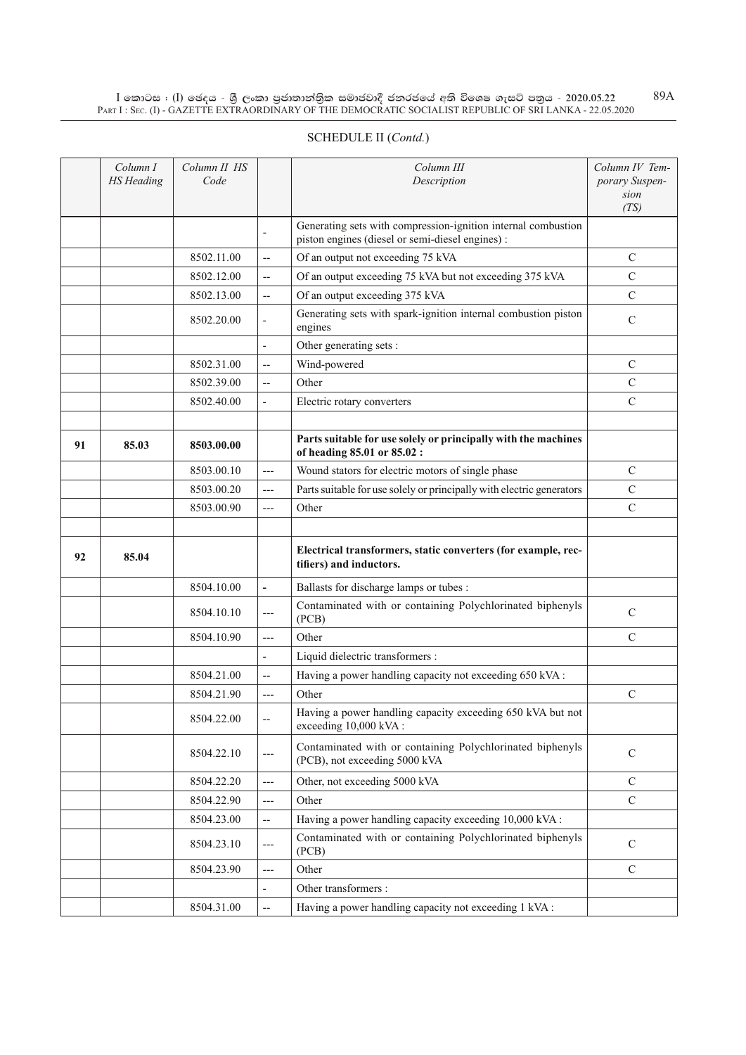SCHEDULE II (*Contd.*)

| | Column I HS Heading | Column II HS Code | | Column III Description | Column IV Temporary Suspension (TS) |
|---|---|---|---|---|---|
| | | | - | Generating sets with compression-ignition internal combustion piston engines (diesel or semi-diesel engines) : | |
| | | 8502.11.00 | -- | Of an output not exceeding 75 kVA | C |
| | | 8502.12.00 | -- | Of an output exceeding 75 kVA but not exceeding 375 kVA | C |
| | | 8502.13.00 | -- | Of an output exceeding 375 kVA | C |
| | | 8502.20.00 | - | Generating sets with spark-ignition internal combustion piston engines | C |
| | | | - | Other generating sets : | |
| | | 8502.31.00 | -- | Wind-powered | C |
| | | 8502.39.00 | -- | Other | C |
| | | 8502.40.00 | - | Electric rotary converters | C |
| | | | | | |
| **91** | **85.03** | **8503.00.00** | | **Parts suitable for use solely or principally with the machines of heading 85.01 or 85.02 :** | |
| | | 8503.00.10 | --- | Wound stators for electric motors of single phase | C |
| | | 8503.00.20 | --- | Parts suitable for use solely or principally with electric generators | C |
| | | 8503.00.90 | --- | Other | C |
| | | | | | |
| **92** | **85.04** | | | **Electrical transformers, static converters (for example, rectifiers) and inductors.** | |
| | | 8504.10.00 | - | Ballasts for discharge lamps or tubes : | |
| | | 8504.10.10 | --- | Contaminated with or containing Polychlorinated biphenyls (PCB) | C |
| | | 8504.10.90 | --- | Other | C |
| | | | - | Liquid dielectric transformers : | |
| | | 8504.21.00 | -- | Having a power handling capacity not exceeding 650 kVA : | |
| | | 8504.21.90 | --- | Other | C |
| | | 8504.22.00 | -- | Having a power handling capacity exceeding 650 kVA but not exceeding 10,000 kVA : | |
| | | 8504.22.10 | --- | Contaminated with or containing Polychlorinated biphenyls (PCB), not exceeding 5000 kVA | C |
| | | 8504.22.20 | --- | Other, not exceeding 5000 kVA | C |
| | | 8504.22.90 | --- | Other | C |
| | | 8504.23.00 | -- | Having a power handling capacity exceeding 10,000 kVA : | |
| | | 8504.23.10 | --- | Contaminated with or containing Polychlorinated biphenyls (PCB) | C |
| | | 8504.23.90 | --- | Other | C |
| | | | - | Other transformers : | |
| | | 8504.31.00 | -- | Having a power handling capacity not exceeding 1 kVA : | |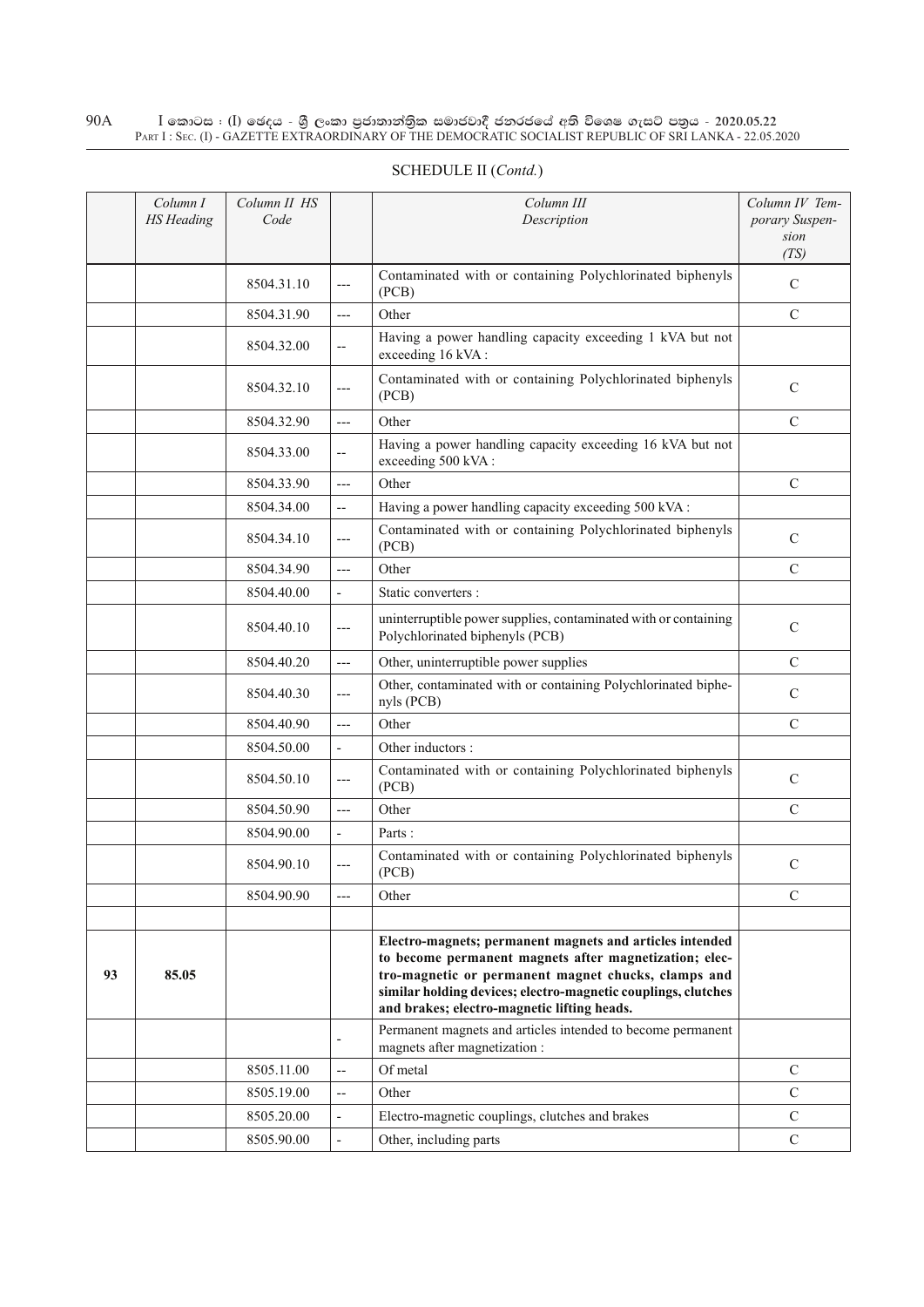SCHEDULE II (*Contd.*)

| | *Column I HS Heading* | *Column II HS Code* | | *Column III Description* | *Column IV Temporary Suspension (TS)* |
|---|---|---|---|---|---|
| | | 8504.31.10 | --- | Contaminated with or containing Polychlorinated biphenyls (PCB) | C |
| | | 8504.31.90 | --- | Other | C |
| | | 8504.32.00 | -- | Having a power handling capacity exceeding 1 kVA but not exceeding 16 kVA : | |
| | | 8504.32.10 | --- | Contaminated with or containing Polychlorinated biphenyls (PCB) | C |
| | | 8504.32.90 | --- | Other | C |
| | | 8504.33.00 | -- | Having a power handling capacity exceeding 16 kVA but not exceeding 500 kVA : | |
| | | 8504.33.90 | --- | Other | C |
| | | 8504.34.00 | -- | Having a power handling capacity exceeding 500 kVA : | |
| | | 8504.34.10 | --- | Contaminated with or containing Polychlorinated biphenyls (PCB) | C |
| | | 8504.34.90 | --- | Other | C |
| | | 8504.40.00 | - | Static converters : | |
| | | 8504.40.10 | --- | uninterruptible power supplies, contaminated with or containing Polychlorinated biphenyls (PCB) | C |
| | | 8504.40.20 | --- | Other, uninterruptible power supplies | C |
| | | 8504.40.30 | --- | Other, contaminated with or containing Polychlorinated biphenyls (PCB) | C |
| | | 8504.40.90 | --- | Other | C |
| | | 8504.50.00 | - | Other inductors : | |
| | | 8504.50.10 | --- | Contaminated with or containing Polychlorinated biphenyls (PCB) | C |
| | | 8504.50.90 | --- | Other | C |
| | | 8504.90.00 | - | Parts : | |
| | | 8504.90.10 | --- | Contaminated with or containing Polychlorinated biphenyls (PCB) | C |
| | | 8504.90.90 | --- | Other | C |
| | | | | | |
| 93 | 85.05 | | | **Electro-magnets; permanent magnets and articles intended to become permanent magnets after magnetization; electro-magnetic or permanent magnet chucks, clamps and similar holding devices; electro-magnetic couplings, clutches and brakes; electro-magnetic lifting heads.** | |
| | | | - | Permanent magnets and articles intended to become permanent magnets after magnetization : | |
| | | 8505.11.00 | -- | Of metal | C |
| | | 8505.19.00 | -- | Other | C |
| | | 8505.20.00 | - | Electro-magnetic couplings, clutches and brakes | C |
| | | 8505.90.00 | - | Other, including parts | C |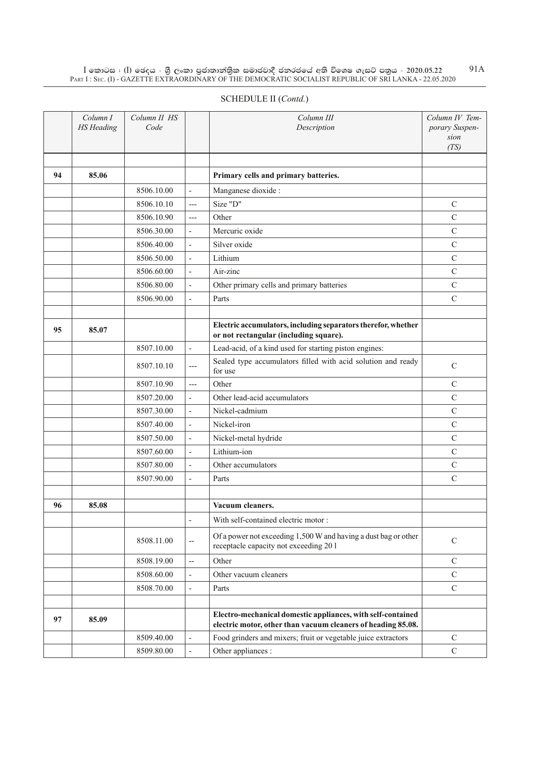SCHEDULE II (*Contd.*)

| | Column I HS Heading | Column II HS Code | | Column III Description | Column IV Temporary Suspension (TS) |
|---|---|---|---|---|---|
| | | | | | |
| 94 | 85.06 | | | **Primary cells and primary batteries.** | |
| | | 8506.10.00 | - | Manganese dioxide : | |
| | | 8506.10.10 | --- | Size "D" | C |
| | | 8506.10.90 | --- | Other | C |
| | | 8506.30.00 | - | Mercuric oxide | C |
| | | 8506.40.00 | - | Silver oxide | C |
| | | 8506.50.00 | - | Lithium | C |
| | | 8506.60.00 | - | Air-zinc | C |
| | | 8506.80.00 | - | Other primary cells and primary batteries | C |
| | | 8506.90.00 | - | Parts | C |
| | | | | | |
| 95 | 85.07 | | | **Electric accumulators, including separators therefor, whether or not rectangular (including square).** | |
| | | 8507.10.00 | - | Lead-acid, of a kind used for starting piston engines: | |
| | | 8507.10.10 | --- | Sealed type accumulators filled with acid solution and ready for use | C |
| | | 8507.10.90 | --- | Other | C |
| | | 8507.20.00 | - | Other lead-acid accumulators | C |
| | | 8507.30.00 | - | Nickel-cadmium | C |
| | | 8507.40.00 | - | Nickel-iron | C |
| | | 8507.50.00 | - | Nickel-metal hydride | C |
| | | 8507.60.00 | - | Lithium-ion | C |
| | | 8507.80.00 | - | Other accumulators | C |
| | | 8507.90.00 | - | Parts | C |
| | | | | | |
| 96 | 85.08 | | | **Vacuum cleaners.** | |
| | | | - | With self-contained electric motor : | |
| | | 8508.11.00 | -- | Of a power not exceeding 1,500 W and having a dust bag or other receptacle capacity not exceeding 20 l | C |
| | | 8508.19.00 | -- | Other | C |
| | | 8508.60.00 | - | Other vacuum cleaners | C |
| | | 8508.70.00 | - | Parts | C |
| | | | | | |
| 97 | 85.09 | | | **Electro-mechanical domestic appliances, with self-contained electric motor, other than vacuum cleaners of heading 85.08.** | |
| | | 8509.40.00 | - | Food grinders and mixers; fruit or vegetable juice extractors | C |
| | | 8509.80.00 | - | Other appliances : | C |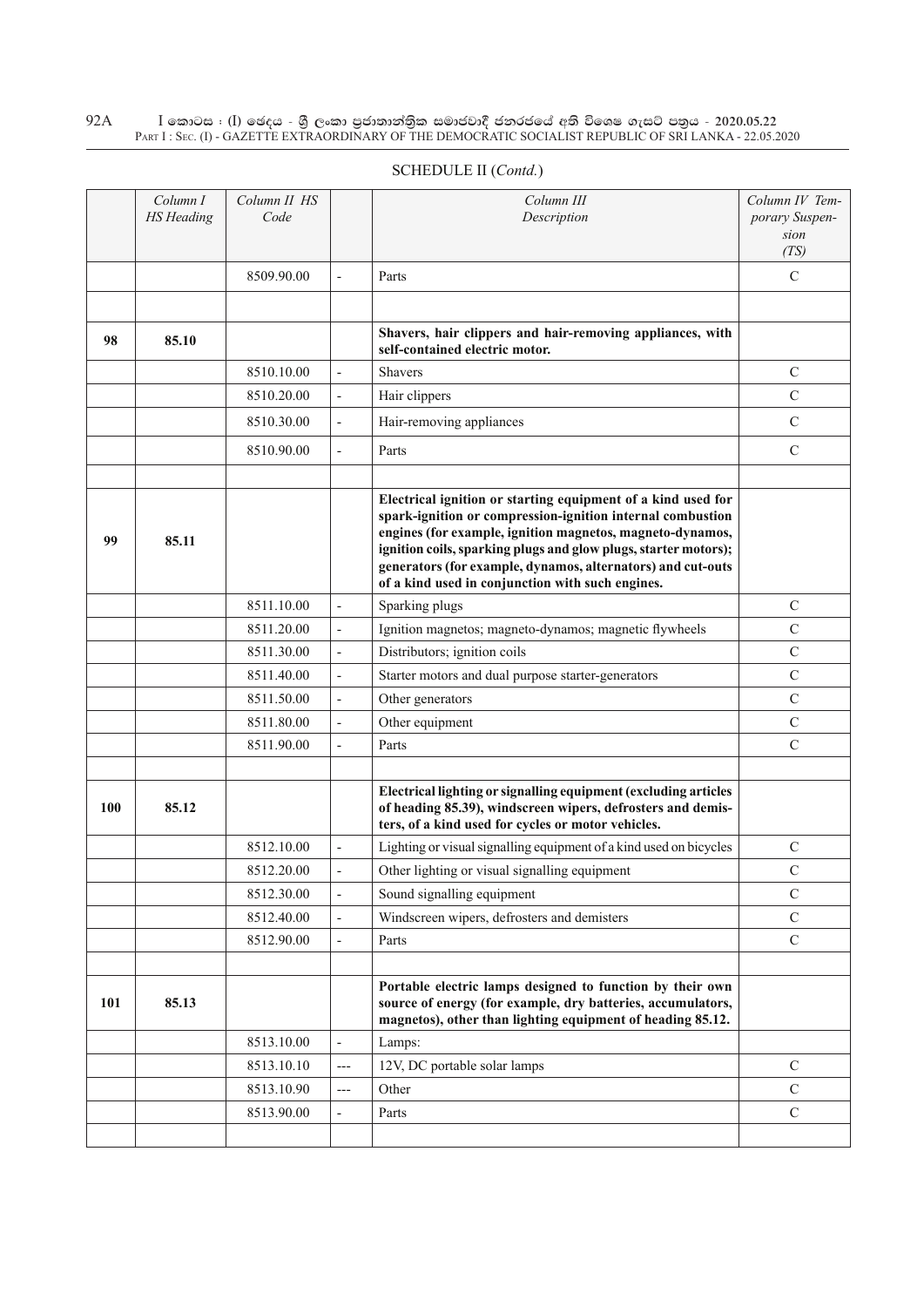SCHEDULE II (*Contd.*)

| | *Column I HS Heading* | *Column II HS Code* | | *Column III Description* | *Column IV Temporary Suspension (TS)* |
|---|---|---|---|---|---|
| | | 8509.90.00 | - | Parts | C |
| | | | | | |
| 98 | 85.10 | | | **Shavers, hair clippers and hair-removing appliances, with self-contained electric motor.** | |
| | | 8510.10.00 | - | Shavers | C |
| | | 8510.20.00 | - | Hair clippers | C |
| | | 8510.30.00 | - | Hair-removing appliances | C |
| | | 8510.90.00 | - | Parts | C |
| | | | | | |
| 99 | 85.11 | | | **Electrical ignition or starting equipment of a kind used for spark-ignition or compression-ignition internal combustion engines (for example, ignition magnetos, magneto-dynamos, ignition coils, sparking plugs and glow plugs, starter motors); generators (for example, dynamos, alternators) and cut-outs of a kind used in conjunction with such engines.** | |
| | | 8511.10.00 | - | Sparking plugs | C |
| | | 8511.20.00 | - | Ignition magnetos; magneto-dynamos; magnetic flywheels | C |
| | | 8511.30.00 | - | Distributors; ignition coils | C |
| | | 8511.40.00 | - | Starter motors and dual purpose starter-generators | C |
| | | 8511.50.00 | - | Other generators | C |
| | | 8511.80.00 | - | Other equipment | C |
| | | 8511.90.00 | - | Parts | C |
| | | | | | |
| 100 | 85.12 | | | **Electrical lighting or signalling equipment (excluding articles of heading 85.39), windscreen wipers, defrosters and demisters, of a kind used for cycles or motor vehicles.** | |
| | | 8512.10.00 | - | Lighting or visual signalling equipment of a kind used on bicycles | C |
| | | 8512.20.00 | - | Other lighting or visual signalling equipment | C |
| | | 8512.30.00 | - | Sound signalling equipment | C |
| | | 8512.40.00 | - | Windscreen wipers, defrosters and demisters | C |
| | | 8512.90.00 | - | Parts | C |
| | | | | | |
| 101 | 85.13 | | | **Portable electric lamps designed to function by their own source of energy (for example, dry batteries, accumulators, magnetos), other than lighting equipment of heading 85.12.** | |
| | | 8513.10.00 | - | Lamps: | |
| | | 8513.10.10 | --- | 12V, DC portable solar lamps | C |
| | | 8513.10.90 | --- | Other | C |
| | | 8513.90.00 | - | Parts | C |
| | | | | | |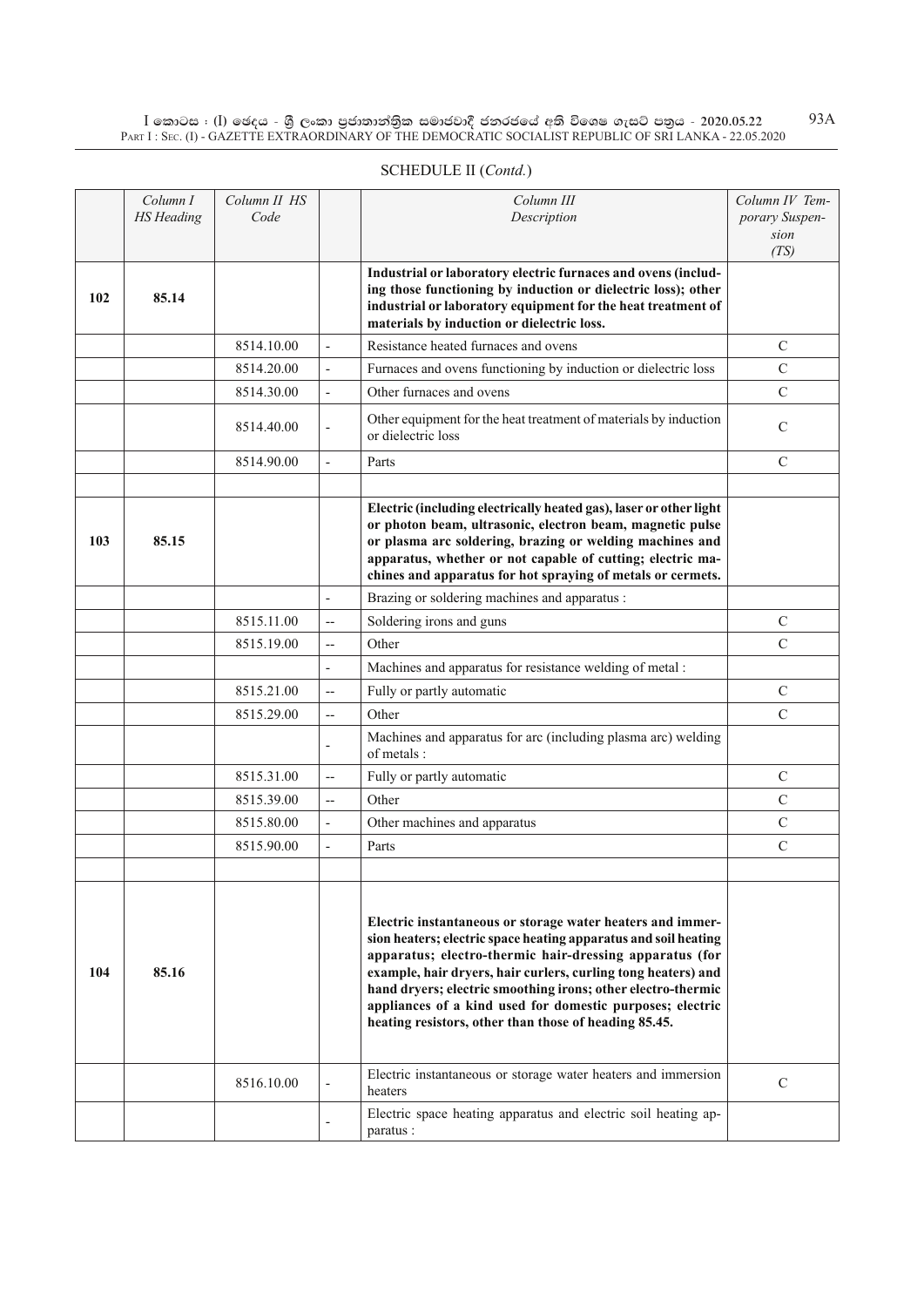SCHEDULE II (*Contd.*)

| | *Column I HS Heading* | *Column II HS Code* | | *Column III Description* | *Column IV Temporary Suspension (TS)* |
|---|---|---|---|---|---|
| **102** | **85.14** | | | **Industrial or laboratory electric furnaces and ovens (including those functioning by induction or dielectric loss); other industrial or laboratory equipment for the heat treatment of materials by induction or dielectric loss.** | |
| | | 8514.10.00 | - | Resistance heated furnaces and ovens | C |
| | | 8514.20.00 | - | Furnaces and ovens functioning by induction or dielectric loss | C |
| | | 8514.30.00 | - | Other furnaces and ovens | C |
| | | 8514.40.00 | - | Other equipment for the heat treatment of materials by induction or dielectric loss | C |
| | | 8514.90.00 | - | Parts | C |
| | | | | | |
| **103** | **85.15** | | | **Electric (including electrically heated gas), laser or other light or photon beam, ultrasonic, electron beam, magnetic pulse or plasma arc soldering, brazing or welding machines and apparatus, whether or not capable of cutting; electric machines and apparatus for hot spraying of metals or cermets.** | |
| | | | - | Brazing or soldering machines and apparatus : | |
| | | 8515.11.00 | -- | Soldering irons and guns | C |
| | | 8515.19.00 | -- | Other | C |
| | | | - | Machines and apparatus for resistance welding of metal : | |
| | | 8515.21.00 | -- | Fully or partly automatic | C |
| | | 8515.29.00 | -- | Other | C |
| | | | - | Machines and apparatus for arc (including plasma arc) welding of metals : | |
| | | 8515.31.00 | -- | Fully or partly automatic | C |
| | | 8515.39.00 | -- | Other | C |
| | | 8515.80.00 | - | Other machines and apparatus | C |
| | | 8515.90.00 | - | Parts | C |
| | | | | | |
| **104** | **85.16** | | | **Electric instantaneous or storage water heaters and immersion heaters; electric space heating apparatus and soil heating apparatus; electro-thermic hair-dressing apparatus (for example, hair dryers, hair curlers, curling tong heaters) and hand dryers; electric smoothing irons; other electro-thermic appliances of a kind used for domestic purposes; electric heating resistors, other than those of heading 85.45.** | |
| | | 8516.10.00 | - | Electric instantaneous or storage water heaters and immersion heaters | C |
| | | | - | Electric space heating apparatus and electric soil heating apparatus : | |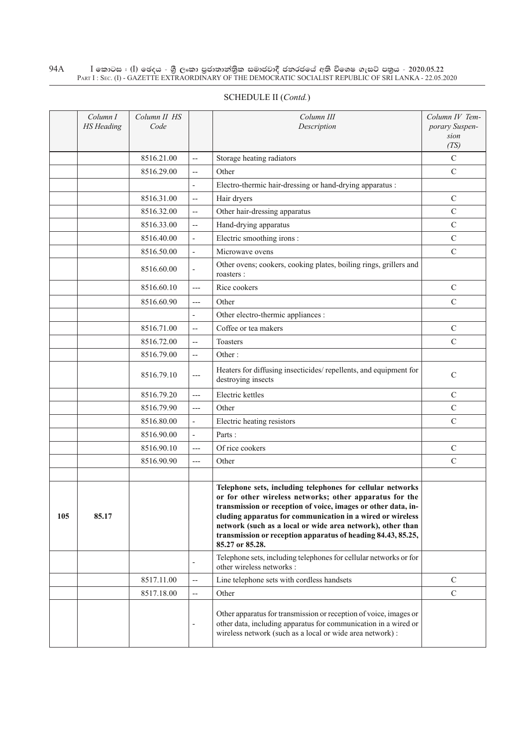SCHEDULE II (*Contd.*)

| | *Column I HS Heading* | *Column II HS Code* | | *Column III Description* | *Column IV Temporary Suspension (TS)* |
|---|---|---|---|---|---|
| | | 8516.21.00 | -- | Storage heating radiators | C |
| | | 8516.29.00 | -- | Other | C |
| | | | - | Electro-thermic hair-dressing or hand-drying apparatus : | |
| | | 8516.31.00 | -- | Hair dryers | C |
| | | 8516.32.00 | -- | Other hair-dressing apparatus | C |
| | | 8516.33.00 | -- | Hand-drying apparatus | C |
| | | 8516.40.00 | - | Electric smoothing irons : | C |
| | | 8516.50.00 | - | Microwave ovens | C |
| | | 8516.60.00 | - | Other ovens; cookers, cooking plates, boiling rings, grillers and roasters : | |
| | | 8516.60.10 | --- | Rice cookers | C |
| | | 8516.60.90 | --- | Other | C |
| | | | - | Other electro-thermic appliances : | |
| | | 8516.71.00 | -- | Coffee or tea makers | C |
| | | 8516.72.00 | -- | Toasters | C |
| | | 8516.79.00 | -- | Other : | |
| | | 8516.79.10 | --- | Heaters for diffusing insecticides/ repellents, and equipment for destroying insects | C |
| | | 8516.79.20 | --- | Electric kettles | C |
| | | 8516.79.90 | --- | Other | C |
| | | 8516.80.00 | - | Electric heating resistors | C |
| | | 8516.90.00 | - | Parts : | |
| | | 8516.90.10 | --- | Of rice cookers | C |
| | | 8516.90.90 | --- | Other | C |
| | | | | | |
| 105 | 85.17 | | | **Telephone sets, including telephones for cellular networks or for other wireless networks; other apparatus for the transmission or reception of voice, images or other data, including apparatus for communication in a wired or wireless network (such as a local or wide area network), other than transmission or reception apparatus of heading 84.43, 85.25, 85.27 or 85.28.** | |
| | | | - | Telephone sets, including telephones for cellular networks or for other wireless networks : | |
| | | 8517.11.00 | -- | Line telephone sets with cordless handsets | C |
| | | 8517.18.00 | -- | Other | C |
| | | | - | Other apparatus for transmission or reception of voice, images or other data, including apparatus for communication in a wired or wireless network (such as a local or wide area network) : | |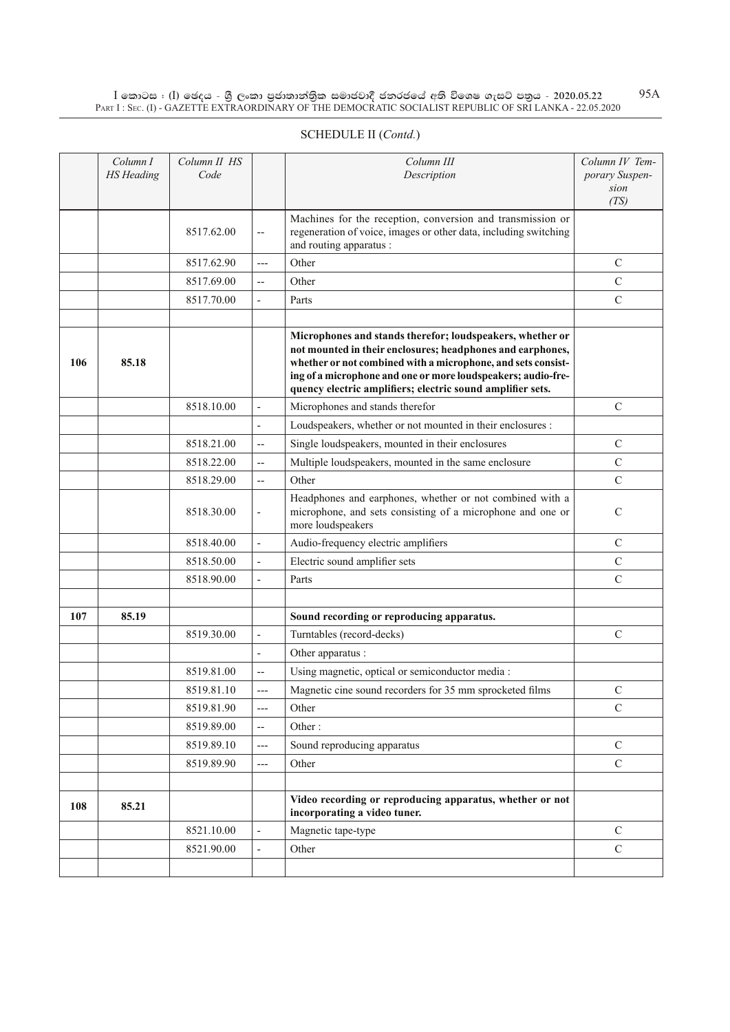SCHEDULE II (*Contd.*)

| | Column I HS Heading | Column II HS Code | | Column III Description | Column IV Temporary Suspension (TS) |
|---|---|---|---|---|---|
| | | 8517.62.00 | -- | Machines for the reception, conversion and transmission or regeneration of voice, images or other data, including switching and routing apparatus : | |
| | | 8517.62.90 | --- | Other | C |
| | | 8517.69.00 | -- | Other | C |
| | | 8517.70.00 | - | Parts | C |
| | | | | | |
| 106 | 85.18 | | | **Microphones and stands therefor; loudspeakers, whether or not mounted in their enclosures; headphones and earphones, whether or not combined with a microphone, and sets consisting of a microphone and one or more loudspeakers; audio-frequency electric amplifiers; electric sound amplifier sets.** | |
| | | 8518.10.00 | - | Microphones and stands therefor | C |
| | | | - | Loudspeakers, whether or not mounted in their enclosures : | |
| | | 8518.21.00 | -- | Single loudspeakers, mounted in their enclosures | C |
| | | 8518.22.00 | -- | Multiple loudspeakers, mounted in the same enclosure | C |
| | | 8518.29.00 | -- | Other | C |
| | | 8518.30.00 | - | Headphones and earphones, whether or not combined with a microphone, and sets consisting of a microphone and one or more loudspeakers | C |
| | | 8518.40.00 | - | Audio-frequency electric amplifiers | C |
| | | 8518.50.00 | - | Electric sound amplifier sets | C |
| | | 8518.90.00 | - | Parts | C |
| | | | | | |
| 107 | 85.19 | | | **Sound recording or reproducing apparatus.** | |
| | | 8519.30.00 | - | Turntables (record-decks) | C |
| | | | - | Other apparatus : | |
| | | 8519.81.00 | -- | Using magnetic, optical or semiconductor media : | |
| | | 8519.81.10 | --- | Magnetic cine sound recorders for 35 mm sprocketed films | C |
| | | 8519.81.90 | --- | Other | C |
| | | 8519.89.00 | -- | Other : | |
| | | 8519.89.10 | --- | Sound reproducing apparatus | C |
| | | 8519.89.90 | --- | Other | C |
| | | | | | |
| 108 | 85.21 | | | **Video recording or reproducing apparatus, whether or not incorporating a video tuner.** | |
| | | 8521.10.00 | - | Magnetic tape-type | C |
| | | 8521.90.00 | - | Other | C |
| | | | | | |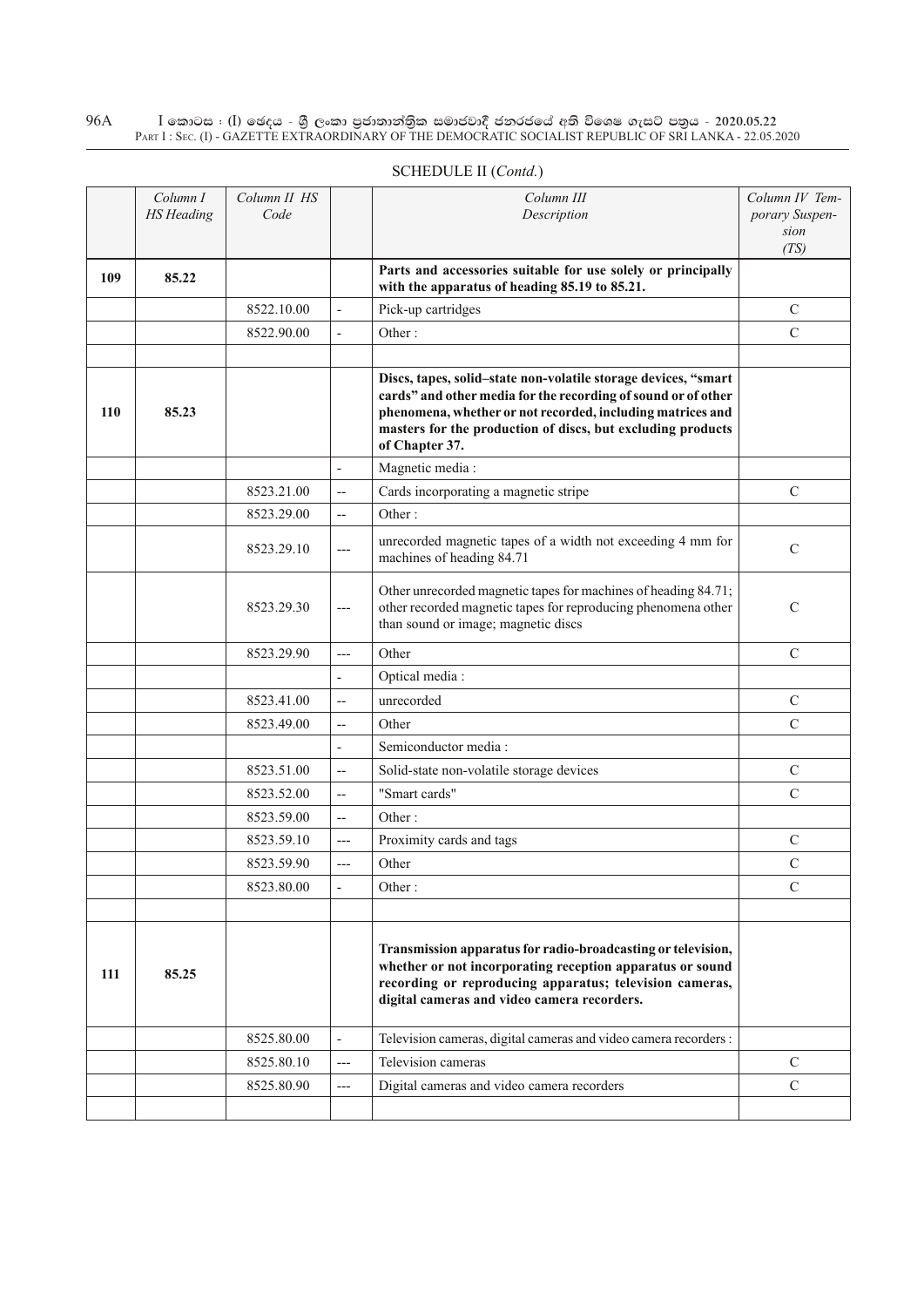SCHEDULE II (*Contd.*)

| | *Column I HS Heading* | *Column II HS Code* | | *Column III Description* | *Column IV Temporary Suspension (TS)* |
|---|---|---|---|---|---|
| **109** | **85.22** | | | **Parts and accessories suitable for use solely or principally with the apparatus of heading 85.19 to 85.21.** | |
| | | 8522.10.00 | - | Pick-up cartridges | C |
| | | 8522.90.00 | - | Other : | C |
| | | | | | |
| **110** | **85.23** | | | **Discs, tapes, solid–state non-volatile storage devices, "smart cards" and other media for the recording of sound or of other phenomena, whether or not recorded, including matrices and masters for the production of discs, but excluding products of Chapter 37.** | |
| | | | - | Magnetic media : | |
| | | 8523.21.00 | -- | Cards incorporating a magnetic stripe | C |
| | | 8523.29.00 | -- | Other : | |
| | | 8523.29.10 | --- | unrecorded magnetic tapes of a width not exceeding 4 mm for machines of heading 84.71 | C |
| | | 8523.29.30 | --- | Other unrecorded magnetic tapes for machines of heading 84.71; other recorded magnetic tapes for reproducing phenomena other than sound or image; magnetic discs | C |
| | | 8523.29.90 | --- | Other | C |
| | | | - | Optical media : | |
| | | 8523.41.00 | -- | unrecorded | C |
| | | 8523.49.00 | -- | Other | C |
| | | | - | Semiconductor media : | |
| | | 8523.51.00 | -- | Solid-state non-volatile storage devices | C |
| | | 8523.52.00 | -- | "Smart cards" | C |
| | | 8523.59.00 | -- | Other : | |
| | | 8523.59.10 | --- | Proximity cards and tags | C |
| | | 8523.59.90 | --- | Other | C |
| | | 8523.80.00 | - | Other : | C |
| | | | | | |
| **111** | **85.25** | | | **Transmission apparatus for radio-broadcasting or television, whether or not incorporating reception apparatus or sound recording or reproducing apparatus; television cameras, digital cameras and video camera recorders.** | |
| | | 8525.80.00 | - | Television cameras, digital cameras and video camera recorders : | |
| | | 8525.80.10 | --- | Television cameras | C |
| | | 8525.80.90 | --- | Digital cameras and video camera recorders | C |
| | | | | | |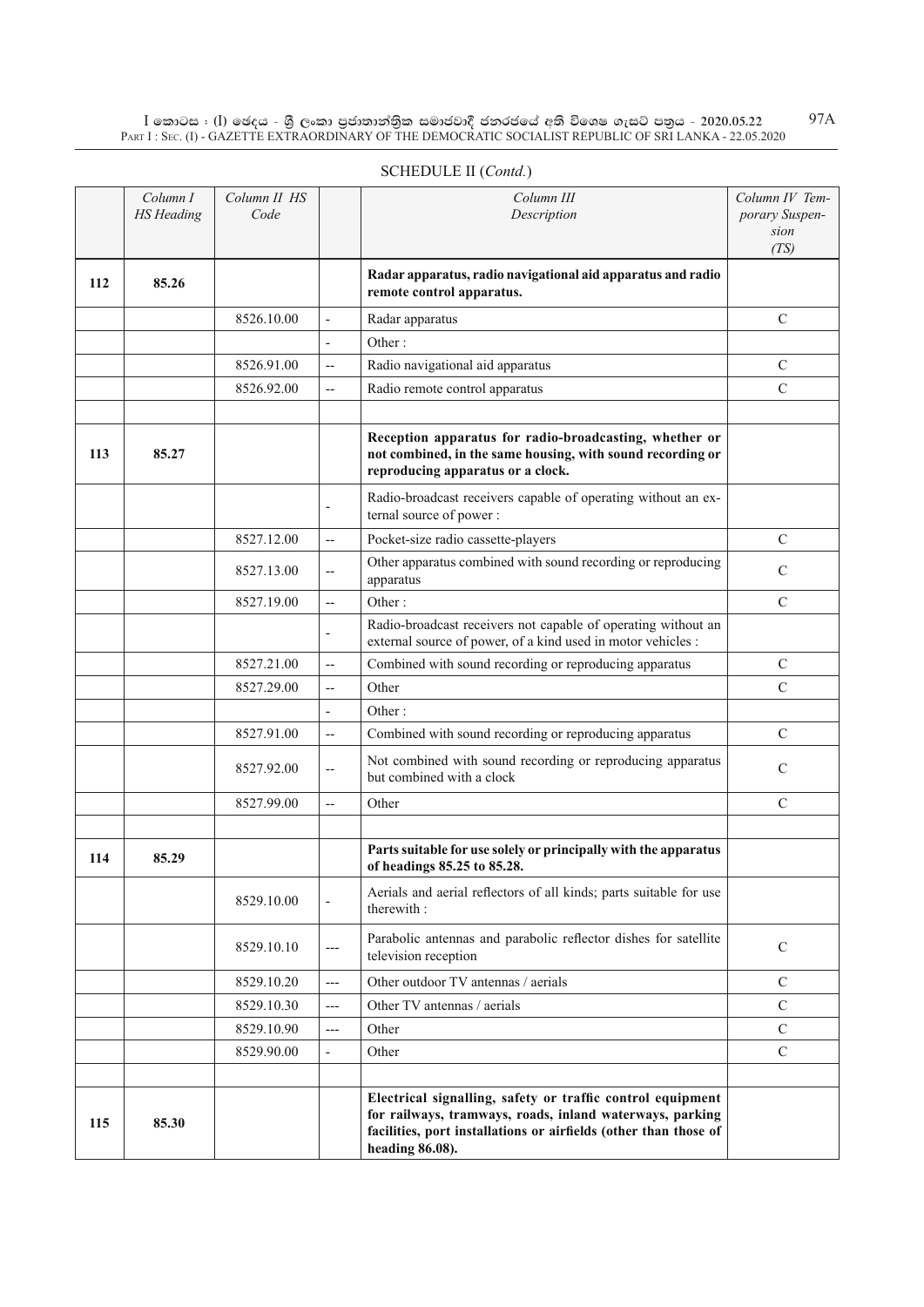SCHEDULE II (*Contd.*)

| | Column I HS Heading | Column II HS Code | | Column III Description | Column IV Temporary Suspension (TS) |
|---|---|---|---|---|---|
| 112 | 85.26 | | | **Radar apparatus, radio navigational aid apparatus and radio remote control apparatus.** | |
| | | 8526.10.00 | - | Radar apparatus | C |
| | | | - | Other : | |
| | | 8526.91.00 | -- | Radio navigational aid apparatus | C |
| | | 8526.92.00 | -- | Radio remote control apparatus | C |
| | | | | | |
| 113 | 85.27 | | | **Reception apparatus for radio-broadcasting, whether or not combined, in the same housing, with sound recording or reproducing apparatus or a clock.** | |
| | | | - | Radio-broadcast receivers capable of operating without an external source of power : | |
| | | 8527.12.00 | -- | Pocket-size radio cassette-players | C |
| | | 8527.13.00 | -- | Other apparatus combined with sound recording or reproducing apparatus | C |
| | | 8527.19.00 | -- | Other : | C |
| | | | - | Radio-broadcast receivers not capable of operating without an external source of power, of a kind used in motor vehicles : | |
| | | 8527.21.00 | -- | Combined with sound recording or reproducing apparatus | C |
| | | 8527.29.00 | -- | Other | C |
| | | | - | Other : | |
| | | 8527.91.00 | -- | Combined with sound recording or reproducing apparatus | C |
| | | 8527.92.00 | -- | Not combined with sound recording or reproducing apparatus but combined with a clock | C |
| | | 8527.99.00 | -- | Other | C |
| | | | | | |
| 114 | 85.29 | | | **Parts suitable for use solely or principally with the apparatus of headings 85.25 to 85.28.** | |
| | | 8529.10.00 | - | Aerials and aerial reflectors of all kinds; parts suitable for use therewith : | |
| | | 8529.10.10 | --- | Parabolic antennas and parabolic reflector dishes for satellite television reception | C |
| | | 8529.10.20 | --- | Other outdoor TV antennas / aerials | C |
| | | 8529.10.30 | --- | Other TV antennas / aerials | C |
| | | 8529.10.90 | --- | Other | C |
| | | 8529.90.00 | - | Other | C |
| | | | | | |
| 115 | 85.30 | | | **Electrical signalling, safety or traffic control equipment for railways, tramways, roads, inland waterways, parking facilities, port installations or airfields (other than those of heading 86.08).** | |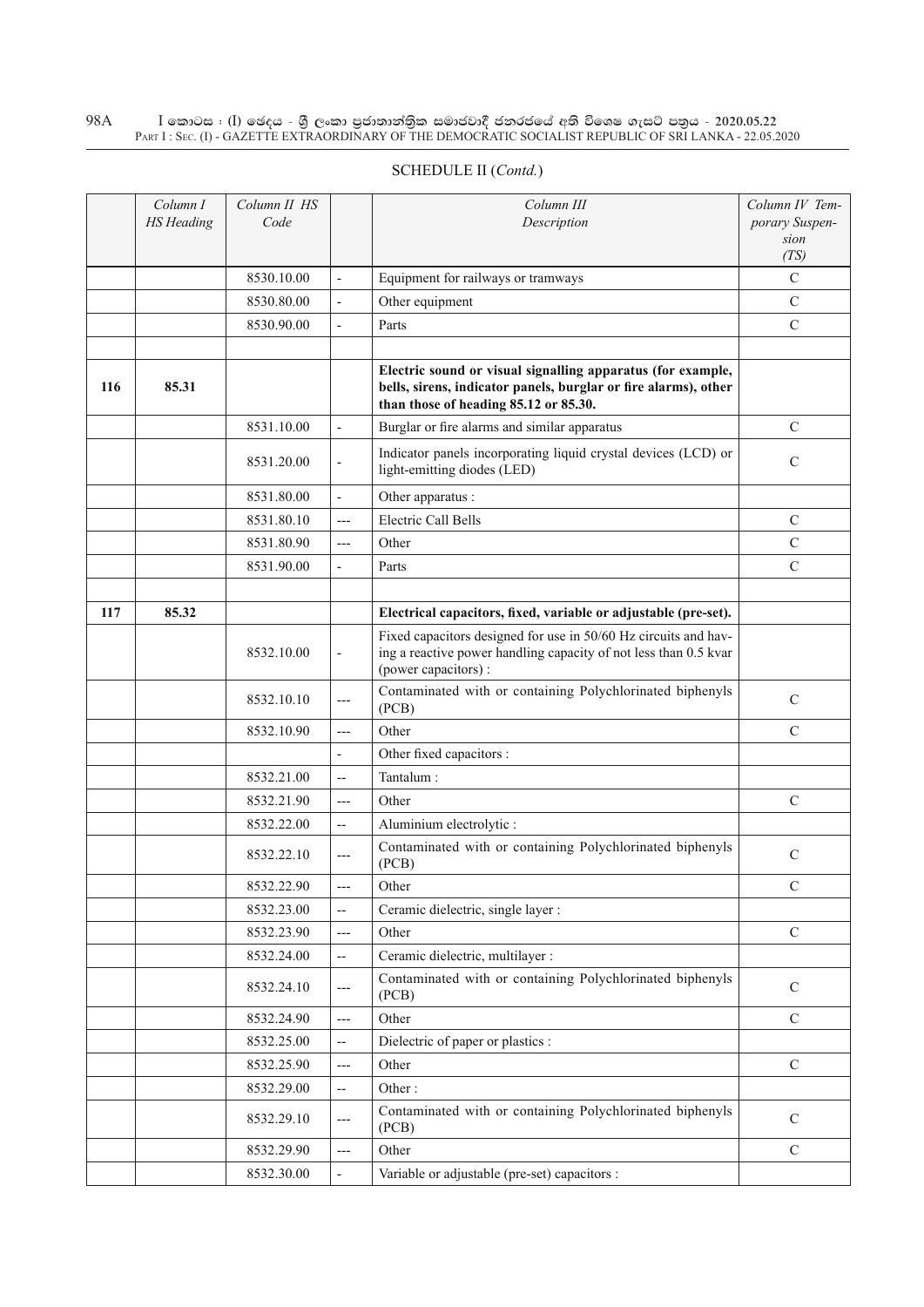SCHEDULE II (*Contd.*)

| | *Column I HS Heading* | *Column II HS Code* | | *Column III Description* | *Column IV Temporary Suspension (TS)* |
|---|---|---|---|---|---|
| | | 8530.10.00 | - | Equipment for railways or tramways | C |
| | | 8530.80.00 | - | Other equipment | C |
| | | 8530.90.00 | - | Parts | C |
| | | | | | |
| **116** | **85.31** | | | **Electric sound or visual signalling apparatus (for example, bells, sirens, indicator panels, burglar or fire alarms), other than those of heading 85.12 or 85.30.** | |
| | | 8531.10.00 | - | Burglar or fire alarms and similar apparatus | C |
| | | 8531.20.00 | - | Indicator panels incorporating liquid crystal devices (LCD) or light-emitting diodes (LED) | C |
| | | 8531.80.00 | - | Other apparatus : | |
| | | 8531.80.10 | --- | Electric Call Bells | C |
| | | 8531.80.90 | --- | Other | C |
| | | 8531.90.00 | - | Parts | C |
| | | | | | |
| **117** | **85.32** | | | **Electrical capacitors, fixed, variable or adjustable (pre-set).** | |
| | | 8532.10.00 | - | Fixed capacitors designed for use in 50/60 Hz circuits and having a reactive power handling capacity of not less than 0.5 kvar (power capacitors) : | |
| | | 8532.10.10 | --- | Contaminated with or containing Polychlorinated biphenyls (PCB) | C |
| | | 8532.10.90 | --- | Other | C |
| | | | - | Other fixed capacitors : | |
| | | 8532.21.00 | -- | Tantalum : | |
| | | 8532.21.90 | --- | Other | C |
| | | 8532.22.00 | -- | Aluminium electrolytic : | |
| | | 8532.22.10 | --- | Contaminated with or containing Polychlorinated biphenyls (PCB) | C |
| | | 8532.22.90 | --- | Other | C |
| | | 8532.23.00 | -- | Ceramic dielectric, single layer : | |
| | | 8532.23.90 | --- | Other | C |
| | | 8532.24.00 | -- | Ceramic dielectric, multilayer : | |
| | | 8532.24.10 | --- | Contaminated with or containing Polychlorinated biphenyls (PCB) | C |
| | | 8532.24.90 | --- | Other | C |
| | | 8532.25.00 | -- | Dielectric of paper or plastics : | |
| | | 8532.25.90 | --- | Other | C |
| | | 8532.29.00 | -- | Other : | |
| | | 8532.29.10 | --- | Contaminated with or containing Polychlorinated biphenyls (PCB) | C |
| | | 8532.29.90 | --- | Other | C |
| | | 8532.30.00 | - | Variable or adjustable (pre-set) capacitors : | |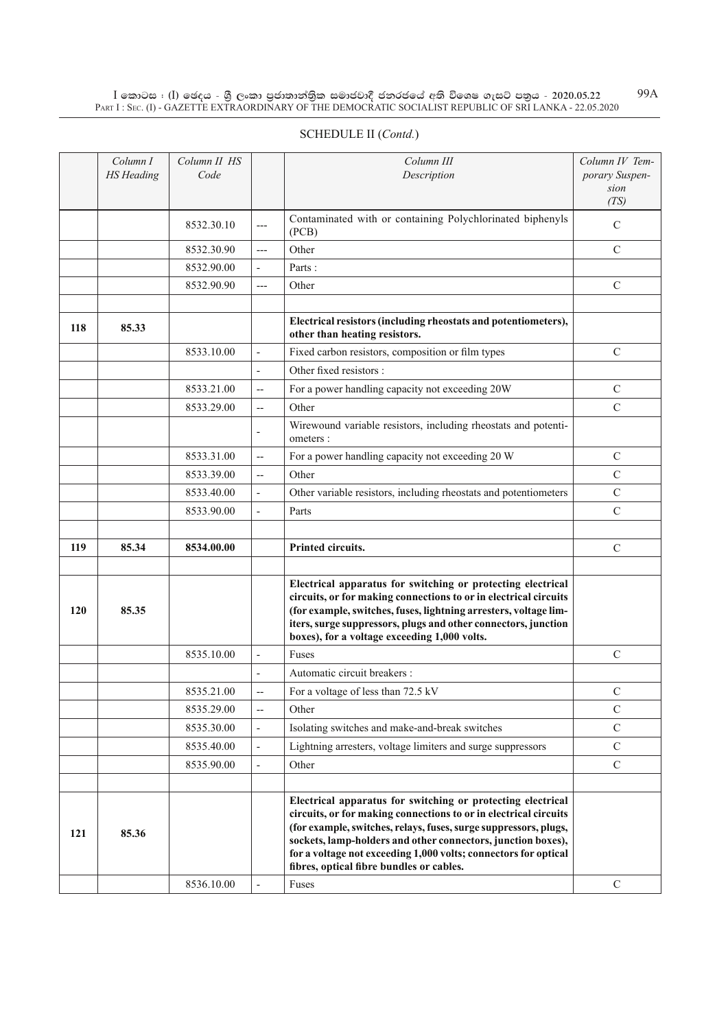## SCHEDULE II (*Contd.*)

| | Column I HS Heading | Column II HS Code | | Column III Description | Column IV Temporary Suspension (TS) |
|---|---|---|---|---|---|
| | | 8532.30.10 | --- | Contaminated with or containing Polychlorinated biphenyls (PCB) | C |
| | | 8532.30.90 | --- | Other | C |
| | | 8532.90.00 | - | Parts : | |
| | | 8532.90.90 | --- | Other | C |
| | | | | | |
| **118** | **85.33** | | | **Electrical resistors (including rheostats and potentiometers), other than heating resistors.** | |
| | | 8533.10.00 | - | Fixed carbon resistors, composition or film types | C |
| | | | - | Other fixed resistors : | |
| | | 8533.21.00 | -- | For a power handling capacity not exceeding 20W | C |
| | | 8533.29.00 | -- | Other | C |
| | | | - | Wirewound variable resistors, including rheostats and potentiometers : | |
| | | 8533.31.00 | -- | For a power handling capacity not exceeding 20 W | C |
| | | 8533.39.00 | -- | Other | C |
| | | 8533.40.00 | - | Other variable resistors, including rheostats and potentiometers | C |
| | | 8533.90.00 | - | Parts | C |
| | | | | | |
| **119** | **85.34** | **8534.00.00** | | **Printed circuits.** | C |
| | | | | | |
| **120** | **85.35** | | | **Electrical apparatus for switching or protecting electrical circuits, or for making connections to or in electrical circuits (for example, switches, fuses, lightning arresters, voltage limiters, surge suppressors, plugs and other connectors, junction boxes), for a voltage exceeding 1,000 volts.** | |
| | | 8535.10.00 | - | Fuses | C |
| | | | - | Automatic circuit breakers : | |
| | | 8535.21.00 | -- | For a voltage of less than 72.5 kV | C |
| | | 8535.29.00 | -- | Other | C |
| | | 8535.30.00 | - | Isolating switches and make-and-break switches | C |
| | | 8535.40.00 | - | Lightning arresters, voltage limiters and surge suppressors | C |
| | | 8535.90.00 | - | Other | C |
| | | | | | |
| **121** | **85.36** | | | **Electrical apparatus for switching or protecting electrical circuits, or for making connections to or in electrical circuits (for example, switches, relays, fuses, surge suppressors, plugs, sockets, lamp-holders and other connectors, junction boxes), for a voltage not exceeding 1,000 volts; connectors for optical fibres, optical fibre bundles or cables.** | |
| | | 8536.10.00 | - | Fuses | C |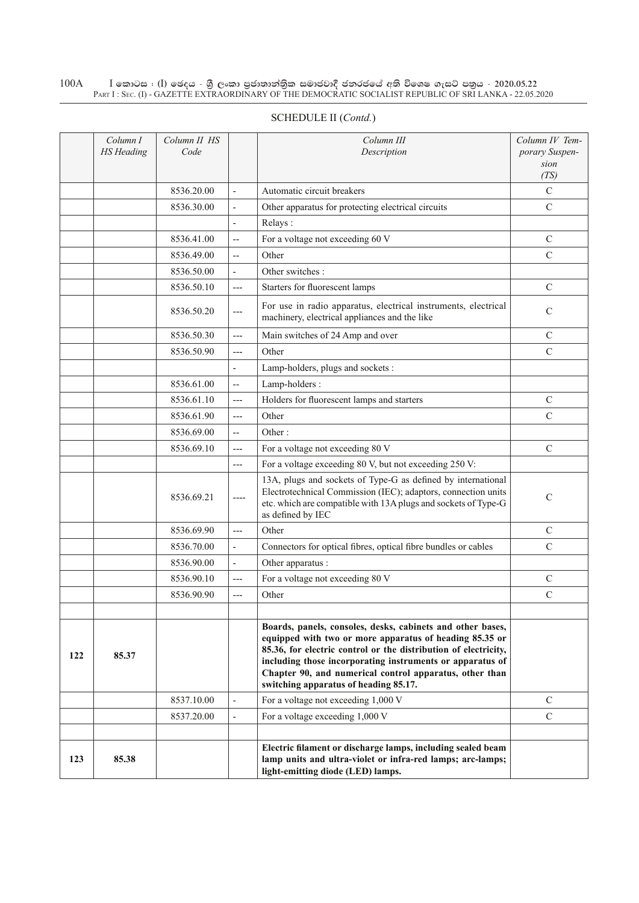SCHEDULE II (*Contd.*)

| | *Column I HS Heading* | *Column II HS Code* | | *Column III Description* | *Column IV Temporary Suspension (TS)* |
|---|---|---|---|---|---|
| | | 8536.20.00 | - | Automatic circuit breakers | C |
| | | 8536.30.00 | - | Other apparatus for protecting electrical circuits | C |
| | | | - | Relays : | |
| | | 8536.41.00 | -- | For a voltage not exceeding 60 V | C |
| | | 8536.49.00 | -- | Other | C |
| | | 8536.50.00 | - | Other switches : | |
| | | 8536.50.10 | --- | Starters for fluorescent lamps | C |
| | | 8536.50.20 | --- | For use in radio apparatus, electrical instruments, electrical machinery, electrical appliances and the like | C |
| | | 8536.50.30 | --- | Main switches of 24 Amp and over | C |
| | | 8536.50.90 | --- | Other | C |
| | | | - | Lamp-holders, plugs and sockets : | |
| | | 8536.61.00 | -- | Lamp-holders : | |
| | | 8536.61.10 | --- | Holders for fluorescent lamps and starters | C |
| | | 8536.61.90 | --- | Other | C |
| | | 8536.69.00 | -- | Other : | |
| | | 8536.69.10 | --- | For a voltage not exceeding 80 V | C |
| | | | --- | For a voltage exceeding 80 V, but not exceeding 250 V: | |
| | | 8536.69.21 | ---- | 13A, plugs and sockets of Type-G as defined by international Electrotechnical Commission (IEC); adaptors, connection units etc. which are compatible with 13A plugs and sockets of Type-G as defined by IEC | C |
| | | 8536.69.90 | --- | Other | C |
| | | 8536.70.00 | - | Connectors for optical fibres, optical fibre bundles or cables | C |
| | | 8536.90.00 | - | Other apparatus : | |
| | | 8536.90.10 | --- | For a voltage not exceeding 80 V | C |
| | | 8536.90.90 | --- | Other | C |
| | | | | | |
| **122** | **85.37** | | | **Boards, panels, consoles, desks, cabinets and other bases, equipped with two or more apparatus of heading 85.35 or 85.36, for electric control or the distribution of electricity, including those incorporating instruments or apparatus of Chapter 90, and numerical control apparatus, other than switching apparatus of heading 85.17.** | |
| | | 8537.10.00 | - | For a voltage not exceeding 1,000 V | C |
| | | 8537.20.00 | - | For a voltage exceeding 1,000 V | C |
| | | | | | |
| **123** | **85.38** | | | **Electric filament or discharge lamps, including sealed beam lamp units and ultra-violet or infra-red lamps; arc-lamps; light-emitting diode (LED) lamps.** | |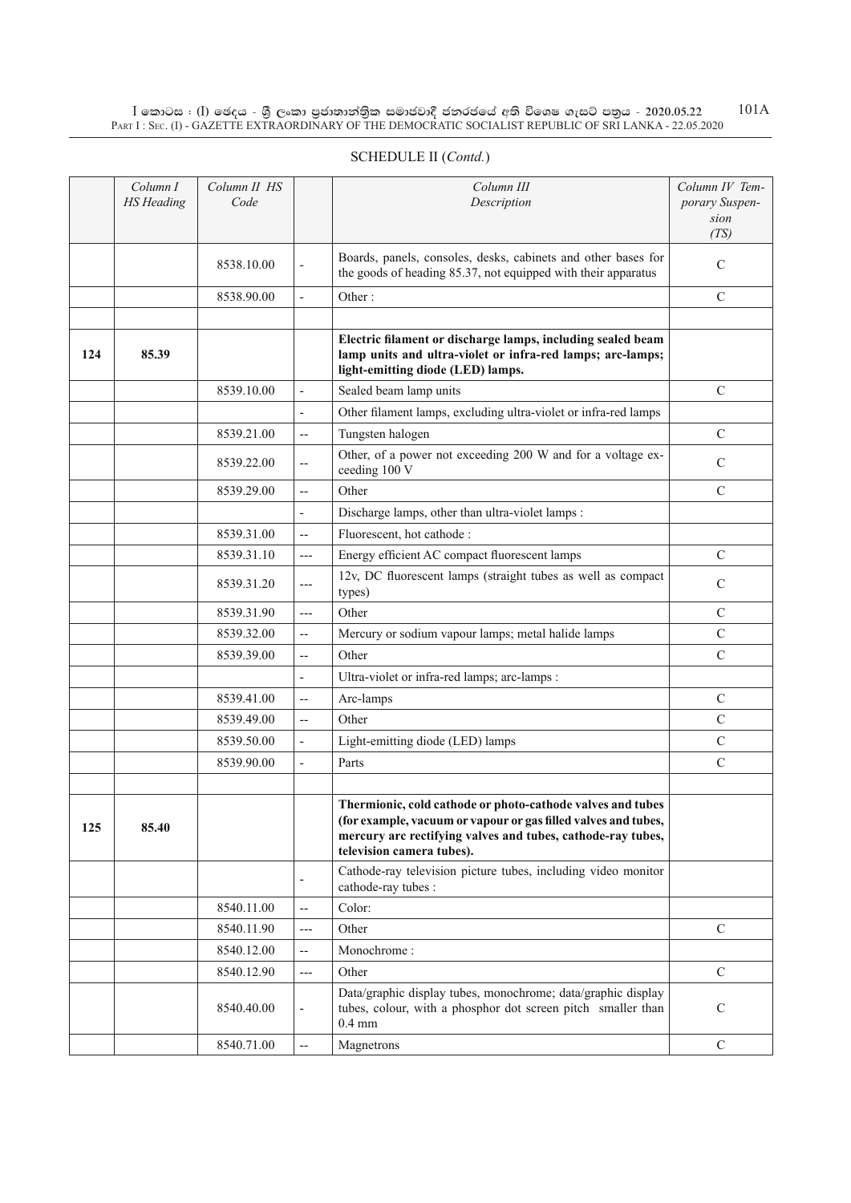SCHEDULE II (*Contd.*)

| | Column I HS Heading | Column II HS Code | | Column III Description | Column IV Temporary Suspension (TS) |
|---|---|---|---|---|---|
| | | 8538.10.00 | - | Boards, panels, consoles, desks, cabinets and other bases for the goods of heading 85.37, not equipped with their apparatus | C |
| | | 8538.90.00 | - | Other : | C |
| | | | | | |
| 124 | 85.39 | | | **Electric filament or discharge lamps, including sealed beam lamp units and ultra-violet or infra-red lamps; arc-lamps; light-emitting diode (LED) lamps.** | |
| | | 8539.10.00 | - | Sealed beam lamp units | C |
| | | | - | Other filament lamps, excluding ultra-violet or infra-red lamps | |
| | | 8539.21.00 | -- | Tungsten halogen | C |
| | | 8539.22.00 | -- | Other, of a power not exceeding 200 W and for a voltage exceeding 100 V | C |
| | | 8539.29.00 | -- | Other | C |
| | | | - | Discharge lamps, other than ultra-violet lamps : | |
| | | 8539.31.00 | -- | Fluorescent, hot cathode : | |
| | | 8539.31.10 | --- | Energy efficient AC compact fluorescent lamps | C |
| | | 8539.31.20 | --- | 12v, DC fluorescent lamps (straight tubes as well as compact types) | C |
| | | 8539.31.90 | --- | Other | C |
| | | 8539.32.00 | -- | Mercury or sodium vapour lamps; metal halide lamps | C |
| | | 8539.39.00 | -- | Other | C |
| | | | - | Ultra-violet or infra-red lamps; arc-lamps : | |
| | | 8539.41.00 | -- | Arc-lamps | C |
| | | 8539.49.00 | -- | Other | C |
| | | 8539.50.00 | - | Light-emitting diode (LED) lamps | C |
| | | 8539.90.00 | - | Parts | C |
| | | | | | |
| 125 | 85.40 | | | **Thermionic, cold cathode or photo-cathode valves and tubes (for example, vacuum or vapour or gas filled valves and tubes, mercury arc rectifying valves and tubes, cathode-ray tubes, television camera tubes).** | |
| | | | - | Cathode-ray television picture tubes, including video monitor cathode-ray tubes : | |
| | | 8540.11.00 | -- | Color: | |
| | | 8540.11.90 | --- | Other | C |
| | | 8540.12.00 | -- | Monochrome : | |
| | | 8540.12.90 | --- | Other | C |
| | | 8540.40.00 | - | Data/graphic display tubes, monochrome; data/graphic display tubes, colour, with a phosphor dot screen pitch smaller than 0.4 mm | C |
| | | 8540.71.00 | -- | Magnetrons | C |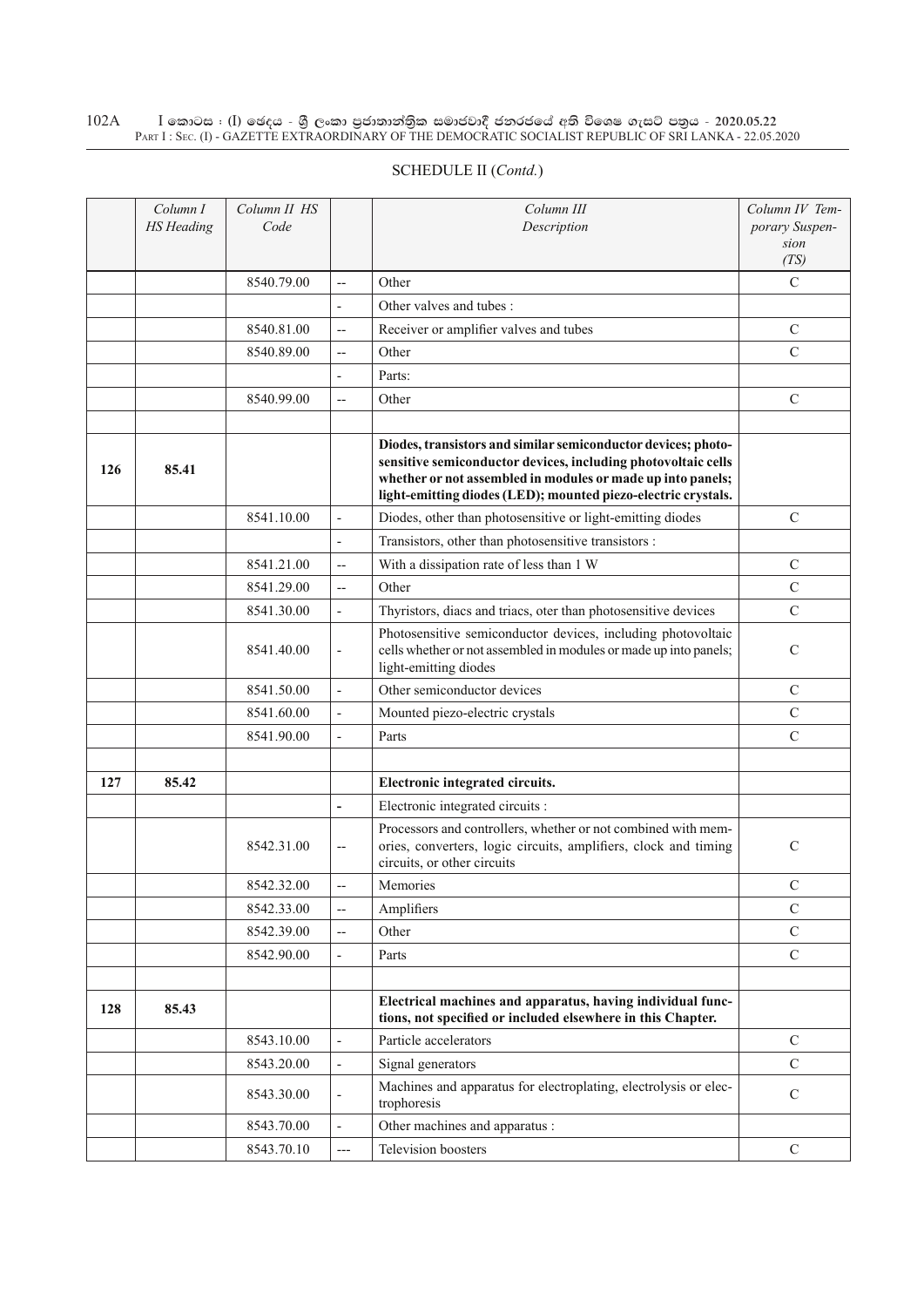SCHEDULE II (*Contd.*)

| | Column I HS Heading | Column II HS Code | | Column III Description | Column IV Temporary Suspension (TS) |
|---|---|---|---|---|---|
| | | 8540.79.00 | -- | Other | C |
| | | | - | Other valves and tubes : | |
| | | 8540.81.00 | -- | Receiver or amplifier valves and tubes | C |
| | | 8540.89.00 | -- | Other | C |
| | | | - | Parts: | |
| | | 8540.99.00 | -- | Other | C |
| | | | | | |
| **126** | **85.41** | | | **Diodes, transistors and similar semiconductor devices; photosensitive semiconductor devices, including photovoltaic cells whether or not assembled in modules or made up into panels; light-emitting diodes (LED); mounted piezo-electric crystals.** | |
| | | 8541.10.00 | - | Diodes, other than photosensitive or light-emitting diodes | C |
| | | | - | Transistors, other than photosensitive transistors : | |
| | | 8541.21.00 | -- | With a dissipation rate of less than 1 W | C |
| | | 8541.29.00 | -- | Other | C |
| | | 8541.30.00 | - | Thyristors, diacs and triacs, oter than photosensitive devices | C |
| | | 8541.40.00 | - | Photosensitive semiconductor devices, including photovoltaic cells whether or not assembled in modules or made up into panels; light-emitting diodes | C |
| | | 8541.50.00 | - | Other semiconductor devices | C |
| | | 8541.60.00 | - | Mounted piezo-electric crystals | C |
| | | 8541.90.00 | - | Parts | C |
| | | | | | |
| **127** | **85.42** | | | **Electronic integrated circuits.** | |
| | | | - | Electronic integrated circuits : | |
| | | 8542.31.00 | -- | Processors and controllers, whether or not combined with memories, converters, logic circuits, amplifiers, clock and timing circuits, or other circuits | C |
| | | 8542.32.00 | -- | Memories | C |
| | | 8542.33.00 | -- | Amplifiers | C |
| | | 8542.39.00 | -- | Other | C |
| | | 8542.90.00 | - | Parts | C |
| | | | | | |
| **128** | **85.43** | | | **Electrical machines and apparatus, having individual functions, not specified or included elsewhere in this Chapter.** | |
| | | 8543.10.00 | - | Particle accelerators | C |
| | | 8543.20.00 | - | Signal generators | C |
| | | 8543.30.00 | - | Machines and apparatus for electroplating, electrolysis or electrophoresis | C |
| | | 8543.70.00 | - | Other machines and apparatus : | |
| | | 8543.70.10 | --- | Television boosters | C |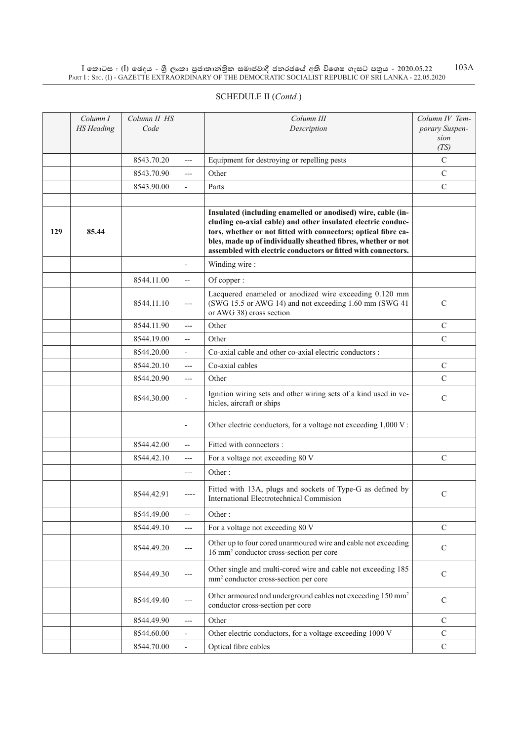## SCHEDULE II (*Contd.*)

| | Column I HS Heading | Column II HS Code | | Column III Description | Column IV Temporary Suspension (TS) |
|---|---|---|---|---|---|
| | | 8543.70.20 | --- | Equipment for destroying or repelling pests | C |
| | | 8543.70.90 | --- | Other | C |
| | | 8543.90.00 | - | Parts | C |
| | | | | | |
| **129** | **85.44** | | | **Insulated (including enamelled or anodised) wire, cable (including co-axial cable) and other insulated electric conductors, whether or not fitted with connectors; optical fibre cables, made up of individually sheathed fibres, whether or not assembled with electric conductors or fitted with connectors.** | |
| | | | - | Winding wire : | |
| | | 8544.11.00 | -- | Of copper : | |
| | | 8544.11.10 | --- | Lacquered enameled or anodized wire exceeding 0.120 mm (SWG 15.5 or AWG 14) and not exceeding 1.60 mm (SWG 41 or AWG 38) cross section | C |
| | | 8544.11.90 | --- | Other | C |
| | | 8544.19.00 | -- | Other | C |
| | | 8544.20.00 | - | Co-axial cable and other co-axial electric conductors : | |
| | | 8544.20.10 | --- | Co-axial cables | C |
| | | 8544.20.90 | --- | Other | C |
| | | 8544.30.00 | - | Ignition wiring sets and other wiring sets of a kind used in vehicles, aircraft or ships | C |
| | | | - | Other electric conductors, for a voltage not exceeding 1,000 V : | |
| | | 8544.42.00 | -- | Fitted with connectors : | |
| | | 8544.42.10 | --- | For a voltage not exceeding 80 V | C |
| | | | --- | Other : | |
| | | 8544.42.91 | ---- | Fitted with 13A, plugs and sockets of Type-G as defined by International Electrotechnical Commision | C |
| | | 8544.49.00 | -- | Other : | |
| | | 8544.49.10 | --- | For a voltage not exceeding 80 V | C |
| | | 8544.49.20 | --- | Other up to four cored unarmoured wire and cable not exceeding 16 $mm^2$ conductor cross-section per core | C |
| | | 8544.49.30 | --- | Other single and multi-cored wire and cable not exceeding 185 $mm^2$ conductor cross-section per core | C |
| | | 8544.49.40 | --- | Other armoured and underground cables not exceeding 150 $mm^2$ conductor cross-section per core | C |
| | | 8544.49.90 | --- | Other | C |
| | | 8544.60.00 | - | Other electric conductors, for a voltage exceeding 1000 V | C |
| | | 8544.70.00 | - | Optical fibre cables | C |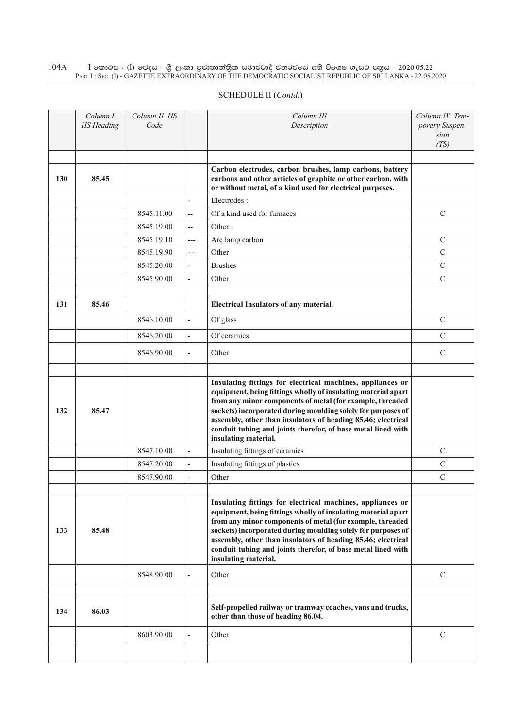## SCHEDULE II (*Contd.*)

| | Column I HS Heading | Column II HS Code | | Column III Description | Column IV Temporary Suspension (TS) |
|---|---|---|---|---|---|
| | | | | | |
| 130 | 85.45 | | | **Carbon electrodes, carbon brushes, lamp carbons, battery carbons and other articles of graphite or other carbon, with or without metal, of a kind used for electrical purposes.** | |
| | | | - | Electrodes : | |
| | | 8545.11.00 | -- | Of a kind used for furnaces | C |
| | | 8545.19.00 | -- | Other : | |
| | | 8545.19.10 | --- | Arc lamp carbon | C |
| | | 8545.19.90 | --- | Other | C |
| | | 8545.20.00 | - | Brushes | C |
| | | 8545.90.00 | - | Other | C |
| | | | | | |
| 131 | 85.46 | | | **Electrical Insulators of any material.** | |
| | | 8546.10.00 | - | Of glass | C |
| | | 8546.20.00 | - | Of ceramics | C |
| | | 8546.90.00 | - | Other | C |
| | | | | | |
| 132 | 85.47 | | | **Insulating fittings for electrical machines, appliances or equipment, being fittings wholly of insulating material apart from any minor components of metal (for example, threaded sockets) incorporated during moulding solely for purposes of assembly, other than insulators of heading 85.46; electrical conduit tubing and joints therefor, of base metal lined with insulating material.** | |
| | | 8547.10.00 | - | Insulating fittings of ceramics | C |
| | | 8547.20.00 | - | Insulating fittings of plastics | C |
| | | 8547.90.00 | - | Other | C |
| | | | | | |
| 133 | 85.48 | | | **Insulating fittings for electrical machines, appliances or equipment, being fittings wholly of insulating material apart from any minor components of metal (for example, threaded sockets) incorporated during moulding solely for purposes of assembly, other than insulators of heading 85.46; electrical conduit tubing and joints therefor, of base metal lined with insulating material.** | |
| | | 8548.90.00 | - | Other | C |
| | | | | | |
| 134 | 86.03 | | | **Self-propelled railway or tramway coaches, vans and trucks, other than those of heading 86.04.** | |
| | | 8603.90.00 | - | Other | C |
| | | | | | |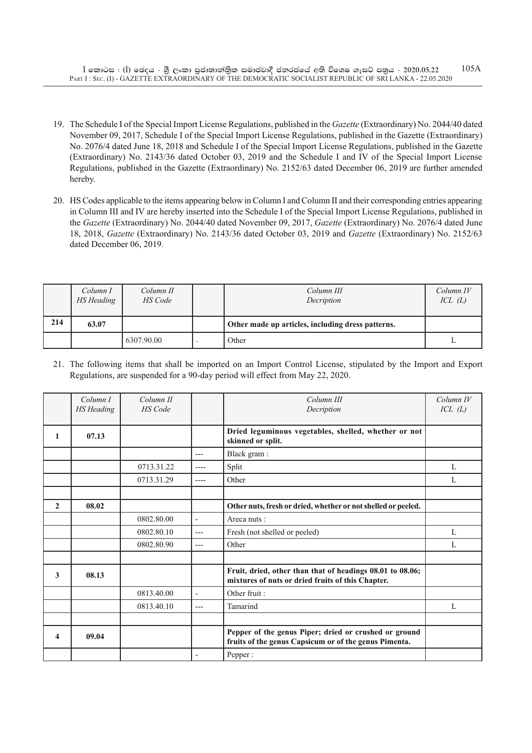19. The Schedule I of the Special Import License Regulations, published in the *Gazette* (Extraordinary) No. 2044/40 dated November 09, 2017, Schedule I of the Special Import License Regulations, published in the Gazette (Extraordinary) No. 2076/4 dated June 18, 2018 and Schedule I of the Special Import License Regulations, published in the Gazette (Extraordinary) No. 2143/36 dated October 03, 2019 and the Schedule I and IV of the Special Import License Regulations, published in the Gazette (Extraordinary) No. 2152/63 dated December 06, 2019 are further amended hereby.

20. HS Codes applicable to the items appearing below in Column I and Column II and their corresponding entries appearing in Column III and IV are hereby inserted into the Schedule I of the Special Import License Regulations, published in the *Gazette* (Extraordinary) No. 2044/40 dated November 09, 2017, *Gazette* (Extraordinary) No. 2076/4 dated June 18, 2018, *Gazette* (Extraordinary) No. 2143/36 dated October 03, 2019 and *Gazette* (Extraordinary) No. 2152/63 dated December 06, 2019.

| | *Column I HS Heading* | *Column II HS Code* | | *Column III Decription* | *Column IV ICL (L)* |
|---|---|---|---|---|---|
| **214** | **63.07** | | | **Other made up articles, including dress patterns.** | |
| | | 6307.90.00 | - | Other | L |

21. The following items that shall be imported on an Import Control License, stipulated by the Import and Export Regulations, are suspended for a 90-day period will effect from May 22, 2020.

| | *Column I HS Heading* | *Column II HS Code* | | *Column III Decription* | *Column IV ICL (L)* |
|---|---|---|---|---|---|
| **1** | **07.13** | | | **Dried leguminous vegetables, shelled, whether or not skinned or split.** | |
| | | | --- | Black gram : | |
| | | 0713.31.22 | ---- | Split | L |
| | | 0713.31.29 | ---- | Other | L |
| | | | | | |
| **2** | **08.02** | | | **Other nuts, fresh or dried, whether or not shelled or peeled.** | |
| | | 0802.80.00 | - | Areca nuts : | |
| | | 0802.80.10 | --- | Fresh (not shelled or peeled) | L |
| | | 0802.80.90 | --- | Other | L |
| | | | | | |
| **3** | **08.13** | | | **Fruit, dried, other than that of headings 08.01 to 08.06; mixtures of nuts or dried fruits of this Chapter.** | |
| | | 0813.40.00 | - | Other fruit : | |
| | | 0813.40.10 | --- | Tamarind | L |
| | | | | | |
| **4** | **09.04** | | | **Pepper of the genus Piper; dried or crushed or ground fruits of the genus Capsicum or of the genus Pimenta.** | |
| | | | - | Pepper : | |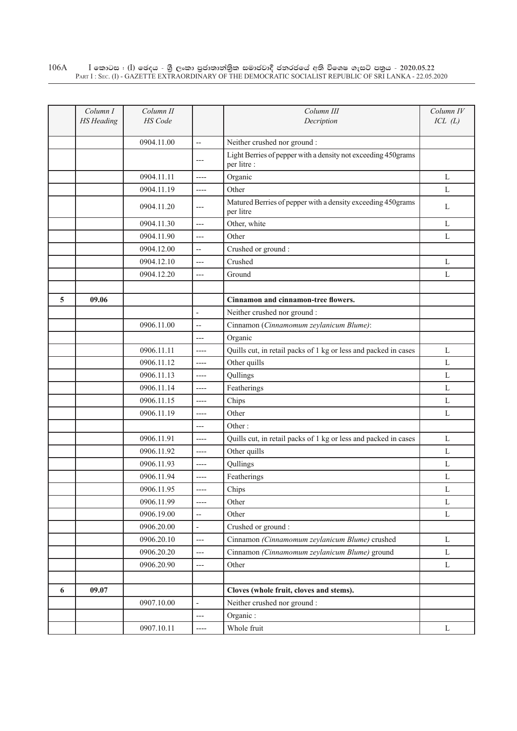| | Column I HS Heading | Column II HS Code | | Column III Decription | Column IV ICL (L) |
|---|---|---|---|---|---|
| | | 0904.11.00 | -- | Neither crushed nor ground : | |
| | | | --- | Light Berries of pepper with a density not exceeding 450grams per litre : | |
| | | 0904.11.11 | ---- | Organic | L |
| | | 0904.11.19 | ---- | Other | L |
| | | 0904.11.20 | --- | Matured Berries of pepper with a density exceeding 450grams per litre | L |
| | | 0904.11.30 | --- | Other, white | L |
| | | 0904.11.90 | --- | Other | L |
| | | 0904.12.00 | -- | Crushed or ground : | |
| | | 0904.12.10 | --- | Crushed | L |
| | | 0904.12.20 | --- | Ground | L |
| | | | | | |
| **5** | **09.06** | | | **Cinnamon and cinnamon-tree flowers.** | |
| | | | - | Neither crushed nor ground : | |
| | | 0906.11.00 | -- | Cinnamon (*Cinnamomum zeylanicum Blume)*: | |
| | | | --- | Organic | |
| | | 0906.11.11 | ---- | Quills cut, in retail packs of 1 kg or less and packed in cases | L |
| | | 0906.11.12 | ---- | Other quills | L |
| | | 0906.11.13 | ---- | Qullings | L |
| | | 0906.11.14 | ---- | Featherings | L |
| | | 0906.11.15 | ---- | Chips | L |
| | | 0906.11.19 | ---- | Other | L |
| | | | --- | Other : | |
| | | 0906.11.91 | ---- | Quills cut, in retail packs of 1 kg or less and packed in cases | L |
| | | 0906.11.92 | ---- | Other quills | L |
| | | 0906.11.93 | ---- | Qullings | L |
| | | 0906.11.94 | ---- | Featherings | L |
| | | 0906.11.95 | ---- | Chips | L |
| | | 0906.11.99 | ---- | Other | L |
| | | 0906.19.00 | -- | Other | L |
| | | 0906.20.00 | - | Crushed or ground : | |
| | | 0906.20.10 | --- | Cinnamon *(Cinnamomum zeylanicum Blume)* crushed | L |
| | | 0906.20.20 | --- | Cinnamon *(Cinnamomum zeylanicum Blume)* ground | L |
| | | 0906.20.90 | --- | Other | L |
| | | | | | |
| **6** | **09.07** | | | **Cloves (whole fruit, cloves and stems).** | |
| | | 0907.10.00 | - | Neither crushed nor ground : | |
| | | | --- | Organic : | |
| | | 0907.10.11 | ---- | Whole fruit | L |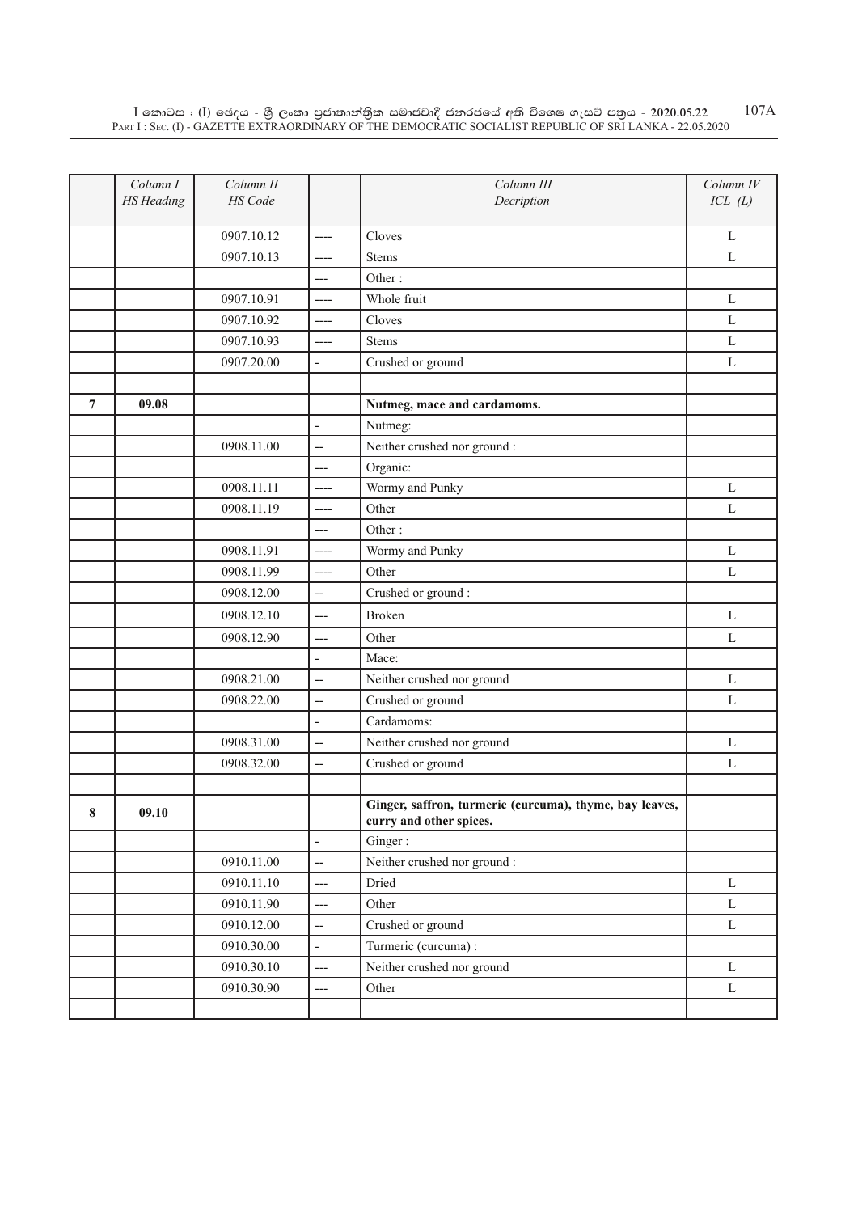| | Column I HS Heading | Column II HS Code | | Column III Decription | Column IV ICL (L) |
|---|---|---|---|---|---|
| | | 0907.10.12 | ---- | Cloves | L |
| | | 0907.10.13 | ---- | Stems | L |
| | | | --- | Other : | |
| | | 0907.10.91 | ---- | Whole fruit | L |
| | | 0907.10.92 | ---- | Cloves | L |
| | | 0907.10.93 | ---- | Stems | L |
| | | 0907.20.00 | - | Crushed or ground | L |
| | | | | | |
| 7 | 09.08 | | | **Nutmeg, mace and cardamoms.** | |
| | | | - | Nutmeg: | |
| | | 0908.11.00 | -- | Neither crushed nor ground : | |
| | | | --- | Organic: | |
| | | 0908.11.11 | ---- | Wormy and Punky | L |
| | | 0908.11.19 | ---- | Other | L |
| | | | --- | Other : | |
| | | 0908.11.91 | ---- | Wormy and Punky | L |
| | | 0908.11.99 | ---- | Other | L |
| | | 0908.12.00 | -- | Crushed or ground : | |
| | | 0908.12.10 | --- | Broken | L |
| | | 0908.12.90 | --- | Other | L |
| | | | - | Mace: | |
| | | 0908.21.00 | -- | Neither crushed nor ground | L |
| | | 0908.22.00 | -- | Crushed or ground | L |
| | | | - | Cardamoms: | |
| | | 0908.31.00 | -- | Neither crushed nor ground | L |
| | | 0908.32.00 | -- | Crushed or ground | L |
| | | | | | |
| 8 | 09.10 | | | **Ginger, saffron, turmeric (curcuma), thyme, bay leaves, curry and other spices.** | |
| | | | - | Ginger : | |
| | | 0910.11.00 | -- | Neither crushed nor ground : | |
| | | 0910.11.10 | --- | Dried | L |
| | | 0910.11.90 | --- | Other | L |
| | | 0910.12.00 | -- | Crushed or ground | L |
| | | 0910.30.00 | - | Turmeric (curcuma) : | |
| | | 0910.30.10 | --- | Neither crushed nor ground | L |
| | | 0910.30.90 | --- | Other | L |
| | | | | | |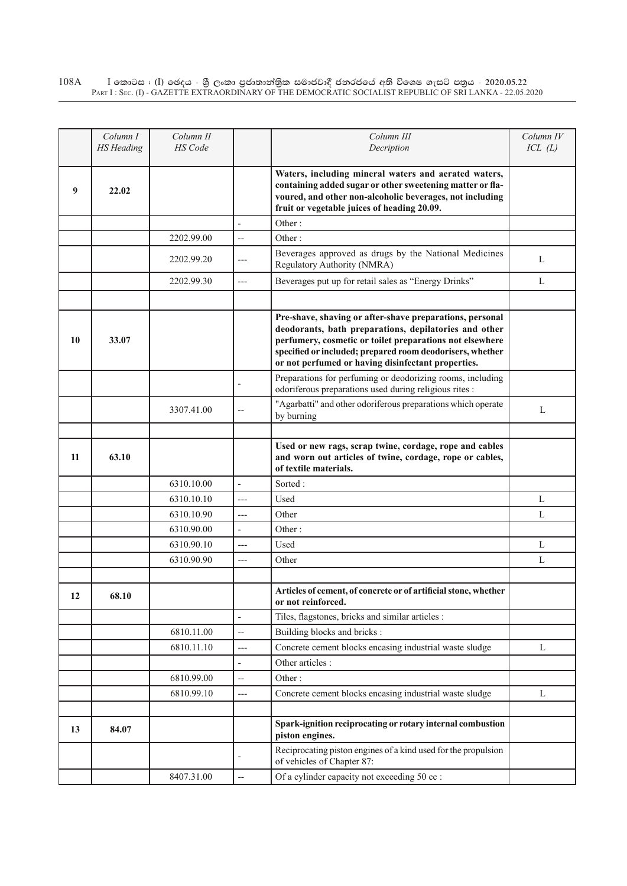|  | *Column I HS Heading* | *Column II HS Code* |  | *Column III Decription* | *Column IV ICL (L)* |
|---|---|---|---|---|---|
| 9 | 22.02 |  |  | **Waters, including mineral waters and aerated waters, containing added sugar or other sweetening matter or flavoured, and other non-alcoholic beverages, not including fruit or vegetable juices of heading 20.09.** |  |
|  |  |  | - | Other : |  |
|  |  | 2202.99.00 | -- | Other : |  |
|  |  | 2202.99.20 | --- | Beverages approved as drugs by the National Medicines Regulatory Authority (NMRA) | L |
|  |  | 2202.99.30 | --- | Beverages put up for retail sales as "Energy Drinks" | L |
|  |  |  |  |  |  |
| 10 | 33.07 |  |  | **Pre-shave, shaving or after-shave preparations, personal deodorants, bath preparations, depilatories and other perfumery, cosmetic or toilet preparations not elsewhere specified or included; prepared room deodorisers, whether or not perfumed or having disinfectant properties.** |  |
|  |  |  | - | Preparations for perfuming or deodorizing rooms, including odoriferous preparations used during religious rites : |  |
|  |  | 3307.41.00 | -- | "Agarbatti" and other odoriferous preparations which operate by burning | L |
|  |  |  |  |  |  |
| 11 | 63.10 |  |  | **Used or new rags, scrap twine, cordage, rope and cables and worn out articles of twine, cordage, rope or cables, of textile materials.** |  |
|  |  | 6310.10.00 | - | Sorted : |  |
|  |  | 6310.10.10 | --- | Used | L |
|  |  | 6310.10.90 | --- | Other | L |
|  |  | 6310.90.00 | - | Other : |  |
|  |  | 6310.90.10 | --- | Used | L |
|  |  | 6310.90.90 | --- | Other | L |
|  |  |  |  |  |  |
| 12 | 68.10 |  |  | **Articles of cement, of concrete or of artificial stone, whether or not reinforced.** |  |
|  |  |  | - | Tiles, flagstones, bricks and similar articles : |  |
|  |  | 6810.11.00 | -- | Building blocks and bricks : |  |
|  |  | 6810.11.10 | --- | Concrete cement blocks encasing industrial waste sludge | L |
|  |  |  | - | Other articles : |  |
|  |  | 6810.99.00 | -- | Other : |  |
|  |  | 6810.99.10 | --- | Concrete cement blocks encasing industrial waste sludge | L |
|  |  |  |  |  |  |
| 13 | 84.07 |  |  | **Spark-ignition reciprocating or rotary internal combustion piston engines.** |  |
|  |  |  | - | Reciprocating piston engines of a kind used for the propulsion of vehicles of Chapter 87: |  |
|  |  | 8407.31.00 | -- | Of a cylinder capacity not exceeding 50 cc : |  |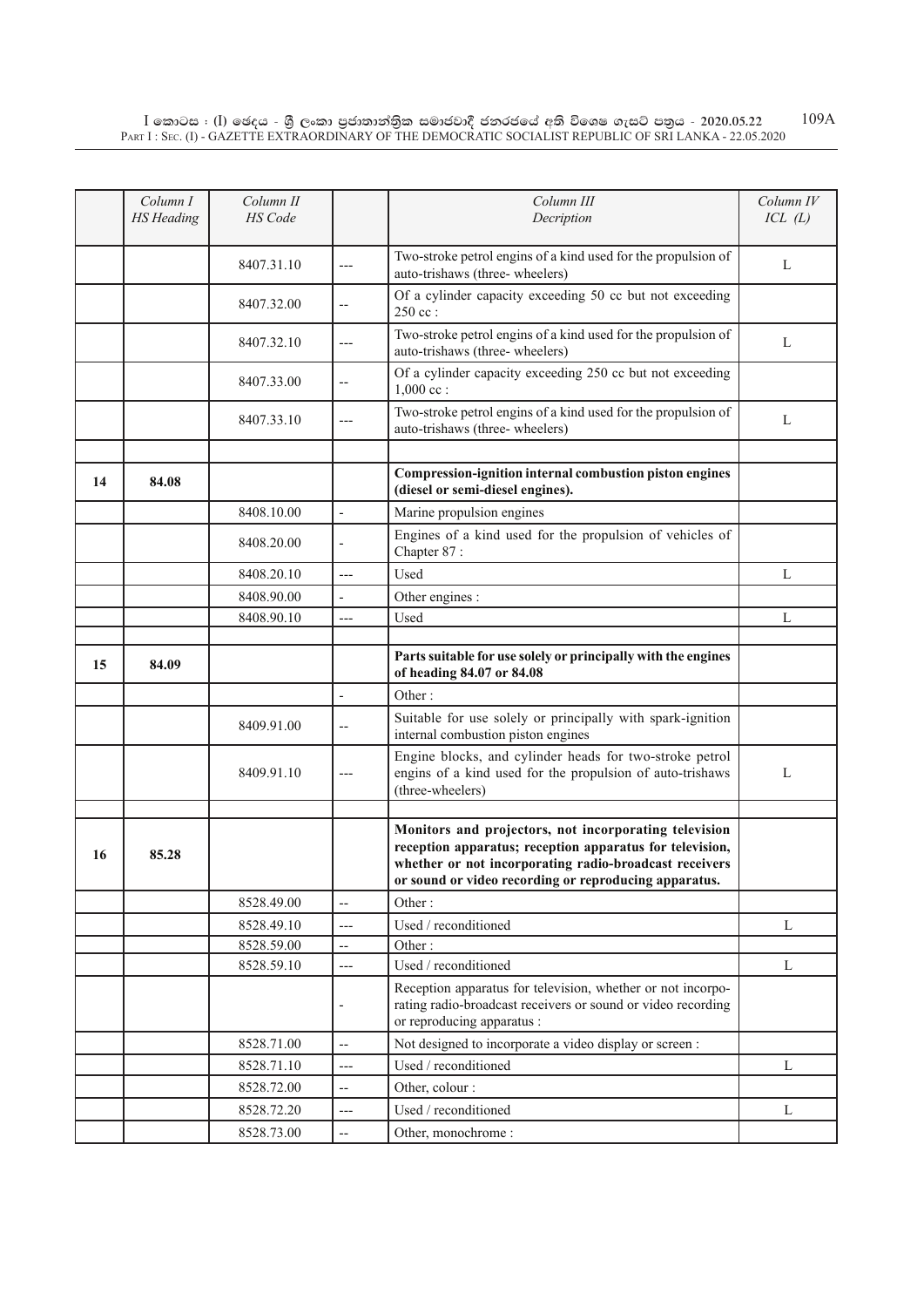|  | Column I HS Heading | Column II HS Code |  | Column III Decription | Column IV ICL (L) |
|---|---|---|---|---|---|
|  |  | 8407.31.10 | --- | Two-stroke petrol engins of a kind used for the propulsion of auto-trishaws (three- wheelers) | L |
|  |  | 8407.32.00 | -- | Of a cylinder capacity exceeding 50 cc but not exceeding 250 cc : |  |
|  |  | 8407.32.10 | --- | Two-stroke petrol engins of a kind used for the propulsion of auto-trishaws (three- wheelers) | L |
|  |  | 8407.33.00 | -- | Of a cylinder capacity exceeding 250 cc but not exceeding 1,000 cc : |  |
|  |  | 8407.33.10 | --- | Two-stroke petrol engins of a kind used for the propulsion of auto-trishaws (three- wheelers) | L |
|  |  |  |  |  |  |
| **14** | **84.08** |  |  | **Compression-ignition internal combustion piston engines (diesel or semi-diesel engines).** |  |
|  |  | 8408.10.00 | - | Marine propulsion engines |  |
|  |  | 8408.20.00 | - | Engines of a kind used for the propulsion of vehicles of Chapter 87 : |  |
|  |  | 8408.20.10 | --- | Used | L |
|  |  | 8408.90.00 | - | Other engines : |  |
|  |  | 8408.90.10 | --- | Used | L |
|  |  |  |  |  |  |
| **15** | **84.09** |  |  | **Parts suitable for use solely or principally with the engines of heading 84.07 or 84.08** |  |
|  |  |  | - | Other : |  |
|  |  | 8409.91.00 | -- | Suitable for use solely or principally with spark-ignition internal combustion piston engines |  |
|  |  | 8409.91.10 | --- | Engine blocks, and cylinder heads for two-stroke petrol engins of a kind used for the propulsion of auto-trishaws (three-wheelers) | L |
|  |  |  |  |  |  |
| **16** | **85.28** |  |  | **Monitors and projectors, not incorporating television reception apparatus; reception apparatus for television, whether or not incorporating radio-broadcast receivers or sound or video recording or reproducing apparatus.** |  |
|  |  | 8528.49.00 | -- | Other : |  |
|  |  | 8528.49.10 | --- | Used / reconditioned | L |
|  |  | 8528.59.00 | -- | Other : |  |
|  |  | 8528.59.10 | --- | Used / reconditioned | L |
|  |  |  | - | Reception apparatus for television, whether or not incorporating radio-broadcast receivers or sound or video recording or reproducing apparatus : |  |
|  |  | 8528.71.00 | -- | Not designed to incorporate a video display or screen : |  |
|  |  | 8528.71.10 | --- | Used / reconditioned | L |
|  |  | 8528.72.00 | -- | Other, colour : |  |
|  |  | 8528.72.20 | --- | Used / reconditioned | L |
|  |  | 8528.73.00 | -- | Other, monochrome : |  |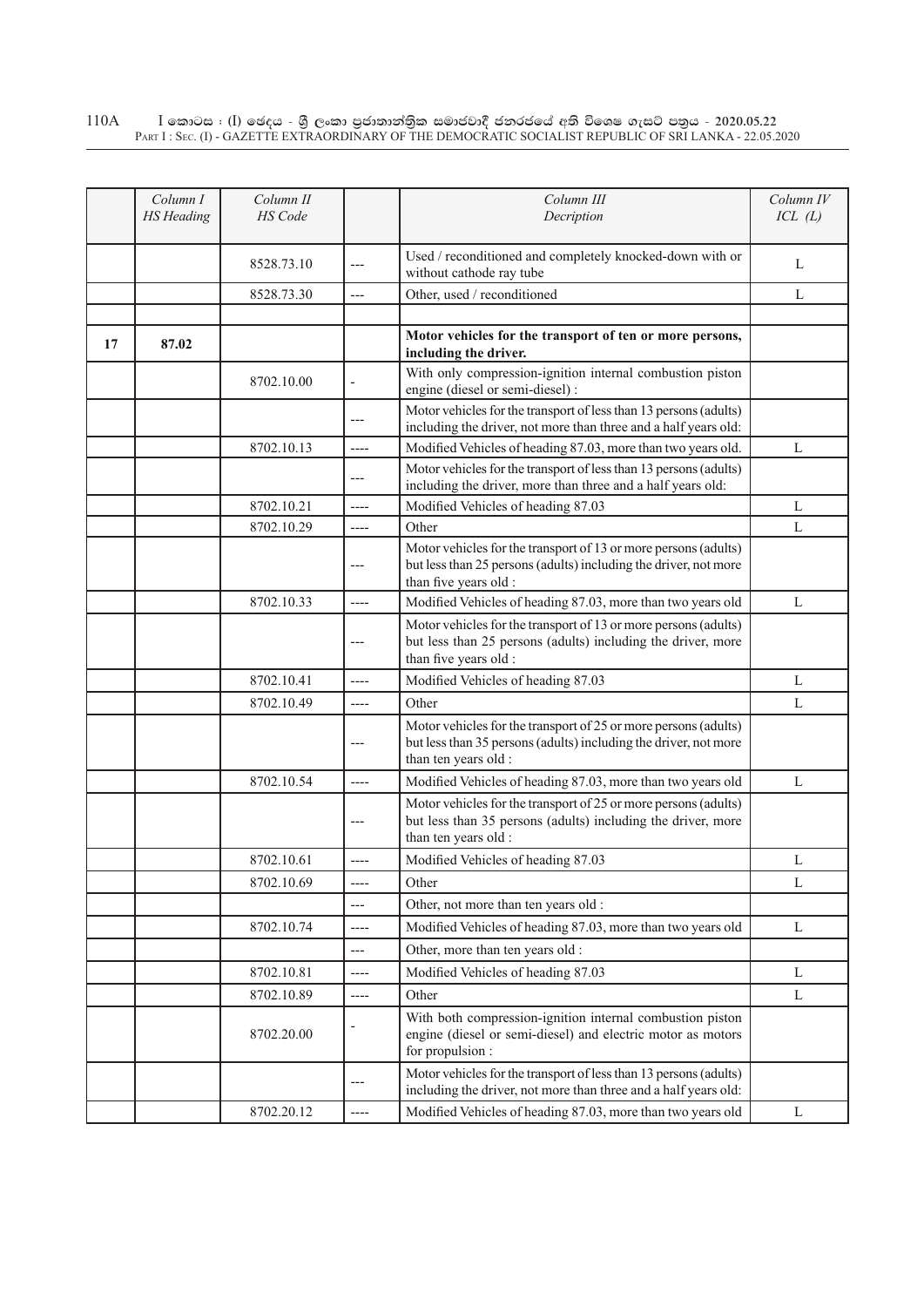| | Column I HS Heading | Column II HS Code | | Column III Decription | Column IV ICL (L) |
|---|---|---|---|---|---|
| | | 8528.73.10 | --- | Used / reconditioned and completely knocked-down with or without cathode ray tube | L |
| | | 8528.73.30 | --- | Other, used / reconditioned | L |
| | | | | | |
| 17 | **87.02** | | | **Motor vehicles for the transport of ten or more persons, including the driver.** | |
| | | 8702.10.00 | - | With only compression-ignition internal combustion piston engine (diesel or semi-diesel) : | |
| | | | --- | Motor vehicles for the transport of less than 13 persons (adults) including the driver, not more than three and a half years old: | |
| | | 8702.10.13 | ---- | Modified Vehicles of heading 87.03, more than two years old. | L |
| | | | --- | Motor vehicles for the transport of less than 13 persons (adults) including the driver, more than three and a half years old: | |
| | | 8702.10.21 | ---- | Modified Vehicles of heading 87.03 | L |
| | | 8702.10.29 | ---- | Other | L |
| | | | --- | Motor vehicles for the transport of 13 or more persons (adults) but less than 25 persons (adults) including the driver, not more than five years old : | |
| | | 8702.10.33 | ---- | Modified Vehicles of heading 87.03, more than two years old | L |
| | | | --- | Motor vehicles for the transport of 13 or more persons (adults) but less than 25 persons (adults) including the driver, more than five years old : | |
| | | 8702.10.41 | ---- | Modified Vehicles of heading 87.03 | L |
| | | 8702.10.49 | ---- | Other | L |
| | | | --- | Motor vehicles for the transport of 25 or more persons (adults) but less than 35 persons (adults) including the driver, not more than ten years old : | |
| | | 8702.10.54 | ---- | Modified Vehicles of heading 87.03, more than two years old | L |
| | | | --- | Motor vehicles for the transport of 25 or more persons (adults) but less than 35 persons (adults) including the driver, more than ten years old : | |
| | | 8702.10.61 | ---- | Modified Vehicles of heading 87.03 | L |
| | | 8702.10.69 | ---- | Other | L |
| | | | --- | Other, not more than ten years old : | |
| | | 8702.10.74 | ---- | Modified Vehicles of heading 87.03, more than two years old | L |
| | | | --- | Other, more than ten years old : | |
| | | 8702.10.81 | ---- | Modified Vehicles of heading 87.03 | L |
| | | 8702.10.89 | ---- | Other | L |
| | | 8702.20.00 | - | With both compression-ignition internal combustion piston engine (diesel or semi-diesel) and electric motor as motors for propulsion : | |
| | | | --- | Motor vehicles for the transport of less than 13 persons (adults) including the driver, not more than three and a half years old: | |
| | | 8702.20.12 | ---- | Modified Vehicles of heading 87.03, more than two years old | L |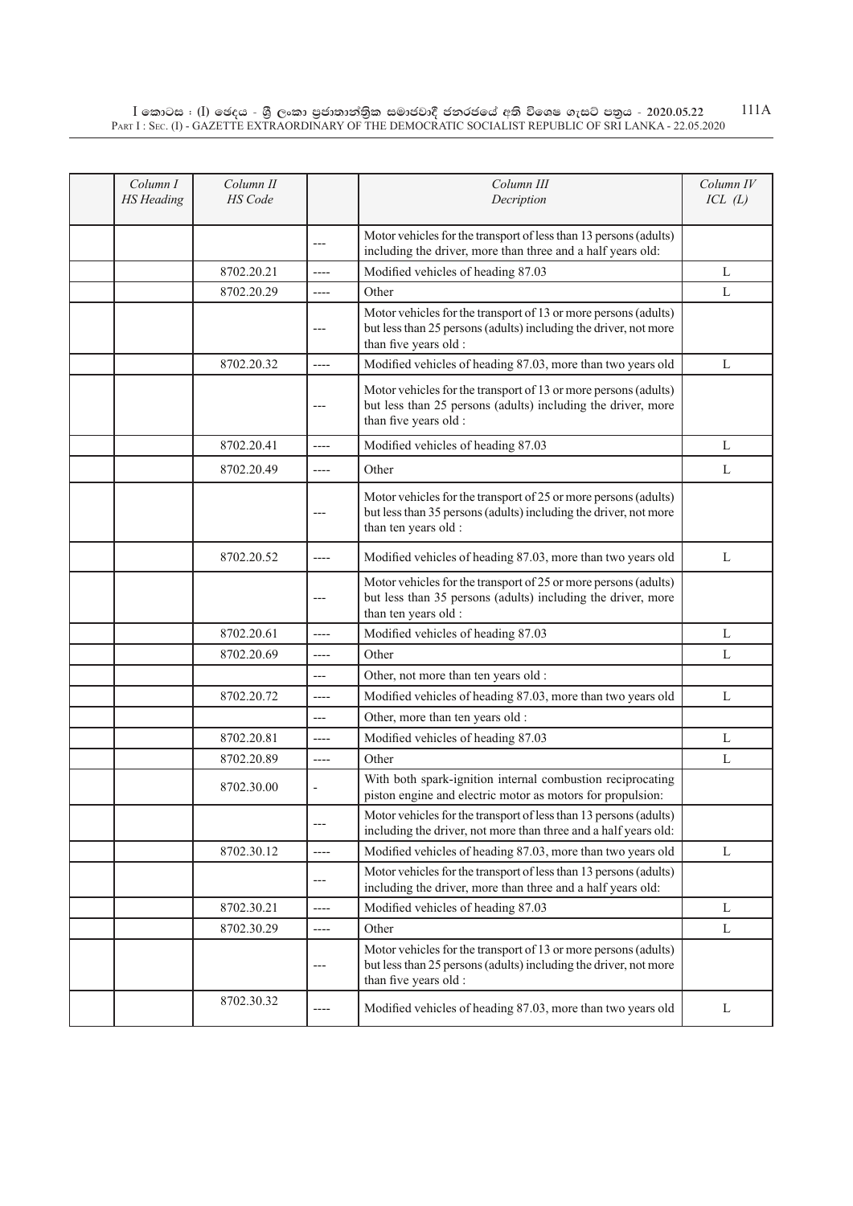| Column I HS Heading | Column II HS Code | | Column III Decription | Column IV ICL (L) |
|---|---|---|---|---|
| | | --- | Motor vehicles for the transport of less than 13 persons (adults) including the driver, more than three and a half years old: | |
| | 8702.20.21 | ---- | Modified vehicles of heading 87.03 | L |
| | 8702.20.29 | ---- | Other | L |
| | | --- | Motor vehicles for the transport of 13 or more persons (adults) but less than 25 persons (adults) including the driver, not more than five years old : | |
| | 8702.20.32 | ---- | Modified vehicles of heading 87.03, more than two years old | L |
| | | --- | Motor vehicles for the transport of 13 or more persons (adults) but less than 25 persons (adults) including the driver, more than five years old : | |
| | 8702.20.41 | ---- | Modified vehicles of heading 87.03 | L |
| | 8702.20.49 | ---- | Other | L |
| | | --- | Motor vehicles for the transport of 25 or more persons (adults) but less than 35 persons (adults) including the driver, not more than ten years old : | |
| | 8702.20.52 | ---- | Modified vehicles of heading 87.03, more than two years old | L |
| | | --- | Motor vehicles for the transport of 25 or more persons (adults) but less than 35 persons (adults) including the driver, more than ten years old : | |
| | 8702.20.61 | ---- | Modified vehicles of heading 87.03 | L |
| | 8702.20.69 | ---- | Other | L |
| | | --- | Other, not more than ten years old : | |
| | 8702.20.72 | ---- | Modified vehicles of heading 87.03, more than two years old | L |
| | | --- | Other, more than ten years old : | |
| | 8702.20.81 | ---- | Modified vehicles of heading 87.03 | L |
| | 8702.20.89 | ---- | Other | L |
| | 8702.30.00 | - | With both spark-ignition internal combustion reciprocating piston engine and electric motor as motors for propulsion: | |
| | | --- | Motor vehicles for the transport of less than 13 persons (adults) including the driver, not more than three and a half years old: | |
| | 8702.30.12 | ---- | Modified vehicles of heading 87.03, more than two years old | L |
| | | --- | Motor vehicles for the transport of less than 13 persons (adults) including the driver, more than three and a half years old: | |
| | 8702.30.21 | ---- | Modified vehicles of heading 87.03 | L |
| | 8702.30.29 | ---- | Other | L |
| | | --- | Motor vehicles for the transport of 13 or more persons (adults) but less than 25 persons (adults) including the driver, not more than five years old : | |
| | 8702.30.32 | ---- | Modified vehicles of heading 87.03, more than two years old | L |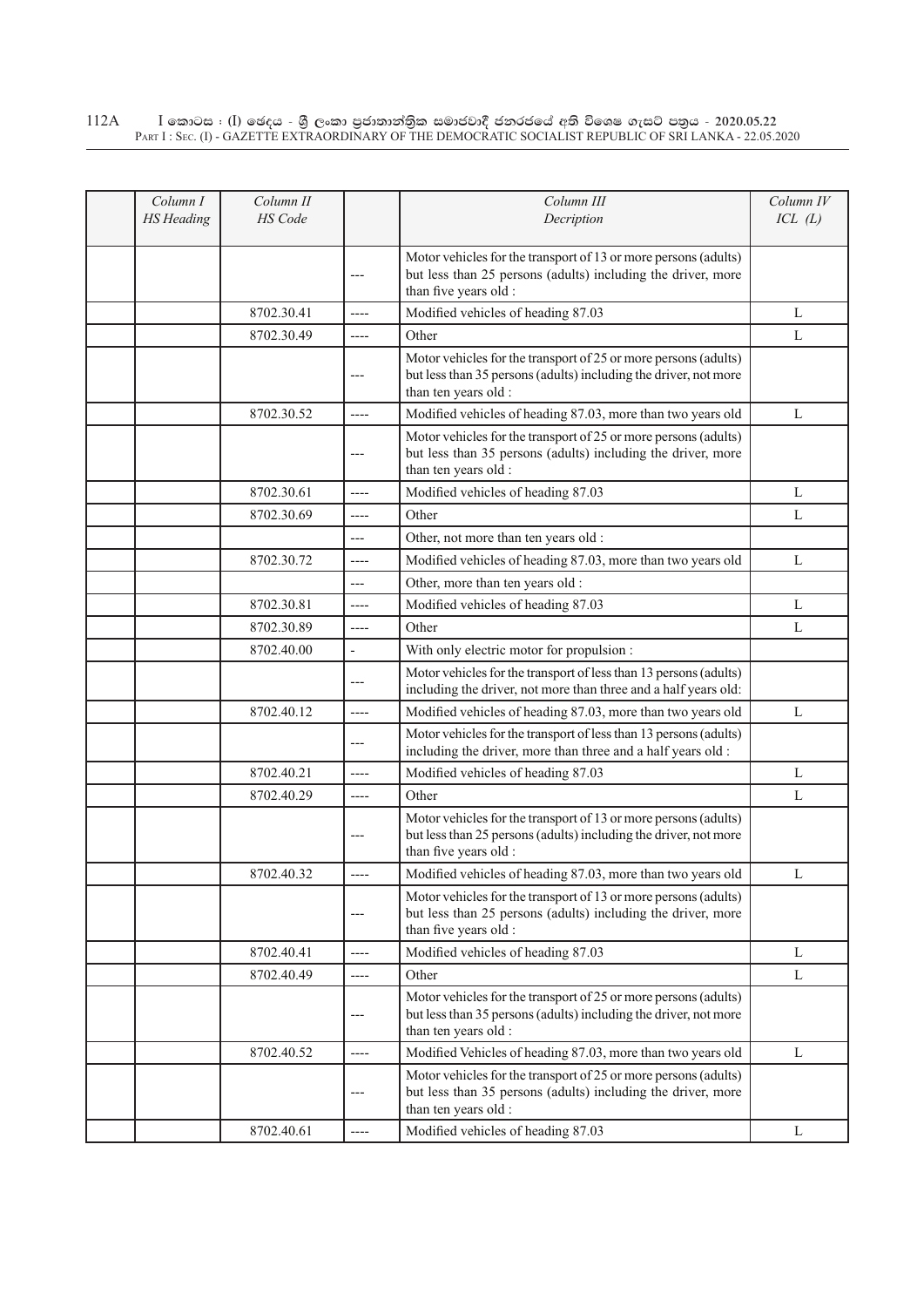| Column I HS Heading | Column II HS Code | | Column III Decription | Column IV ICL (L) |
|---|---|---|---|---|
| | | --- | Motor vehicles for the transport of 13 or more persons (adults) but less than 25 persons (adults) including the driver, more than five years old : | |
| | 8702.30.41 | ---- | Modified vehicles of heading 87.03 | L |
| | 8702.30.49 | ---- | Other | L |
| | | --- | Motor vehicles for the transport of 25 or more persons (adults) but less than 35 persons (adults) including the driver, not more than ten years old : | |
| | 8702.30.52 | ---- | Modified vehicles of heading 87.03, more than two years old | L |
| | | --- | Motor vehicles for the transport of 25 or more persons (adults) but less than 35 persons (adults) including the driver, more than ten years old : | |
| | 8702.30.61 | ---- | Modified vehicles of heading 87.03 | L |
| | 8702.30.69 | ---- | Other | L |
| | | --- | Other, not more than ten years old : | |
| | 8702.30.72 | ---- | Modified vehicles of heading 87.03, more than two years old | L |
| | | --- | Other, more than ten years old : | |
| | 8702.30.81 | ---- | Modified vehicles of heading 87.03 | L |
| | 8702.30.89 | ---- | Other | L |
| | 8702.40.00 | - | With only electric motor for propulsion : | |
| | | --- | Motor vehicles for the transport of less than 13 persons (adults) including the driver, not more than three and a half years old: | |
| | 8702.40.12 | ---- | Modified vehicles of heading 87.03, more than two years old | L |
| | | --- | Motor vehicles for the transport of less than 13 persons (adults) including the driver, more than three and a half years old : | |
| | 8702.40.21 | ---- | Modified vehicles of heading 87.03 | L |
| | 8702.40.29 | ---- | Other | L |
| | | --- | Motor vehicles for the transport of 13 or more persons (adults) but less than 25 persons (adults) including the driver, not more than five years old : | |
| | 8702.40.32 | ---- | Modified vehicles of heading 87.03, more than two years old | L |
| | | --- | Motor vehicles for the transport of 13 or more persons (adults) but less than 25 persons (adults) including the driver, more than five years old : | |
| | 8702.40.41 | ---- | Modified vehicles of heading 87.03 | L |
| | 8702.40.49 | ---- | Other | L |
| | | --- | Motor vehicles for the transport of 25 or more persons (adults) but less than 35 persons (adults) including the driver, not more than ten years old : | |
| | 8702.40.52 | ---- | Modified Vehicles of heading 87.03, more than two years old | L |
| | | --- | Motor vehicles for the transport of 25 or more persons (adults) but less than 35 persons (adults) including the driver, more than ten years old : | |
| | 8702.40.61 | ---- | Modified vehicles of heading 87.03 | L |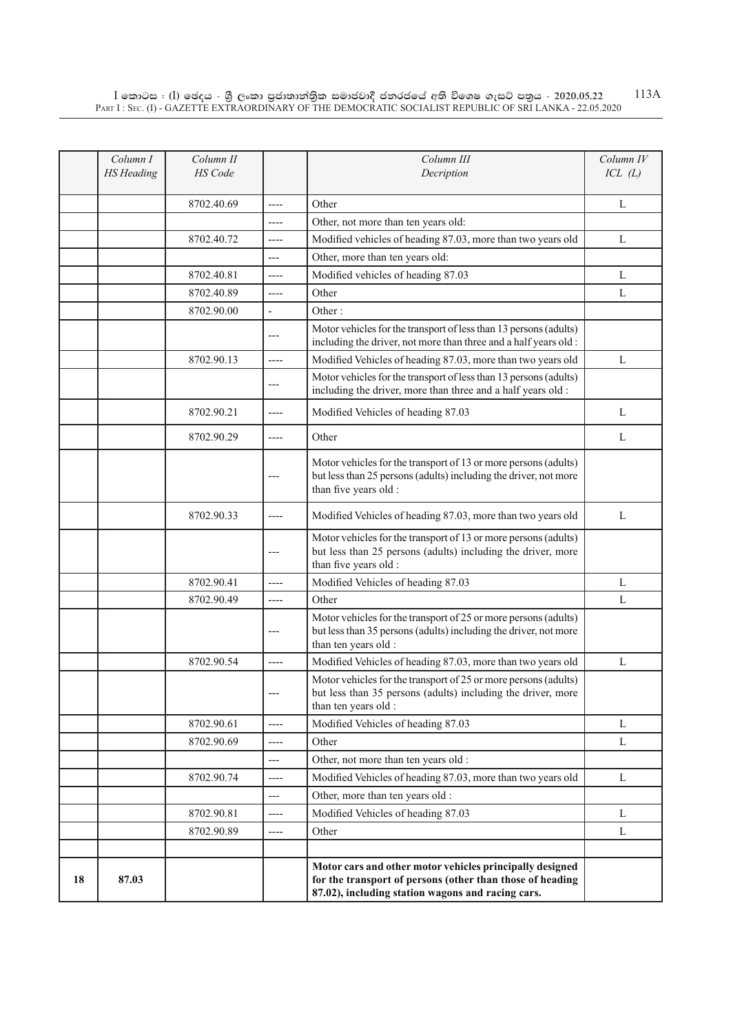|  | Column I<br>HS Heading | Column II<br>HS Code |  | Column III<br>Decription | Column IV<br>ICL (L) |
|---|---|---|---|---|---|
|  |  | 8702.40.69 | ---- | Other | L |
|  |  |  | ---- | Other, not more than ten years old: |  |
|  |  | 8702.40.72 | ---- | Modified vehicles of heading 87.03, more than two years old | L |
|  |  |  | --- | Other, more than ten years old: |  |
|  |  | 8702.40.81 | ---- | Modified vehicles of heading 87.03 | L |
|  |  | 8702.40.89 | ---- | Other | L |
|  |  | 8702.90.00 | - | Other : |  |
|  |  |  | --- | Motor vehicles for the transport of less than 13 persons (adults) including the driver, not more than three and a half years old : |  |
|  |  | 8702.90.13 | ---- | Modified Vehicles of heading 87.03, more than two years old | L |
|  |  |  | --- | Motor vehicles for the transport of less than 13 persons (adults) including the driver, more than three and a half years old : |  |
|  |  | 8702.90.21 | ---- | Modified Vehicles of heading 87.03 | L |
|  |  | 8702.90.29 | ---- | Other | L |
|  |  |  | --- | Motor vehicles for the transport of 13 or more persons (adults) but less than 25 persons (adults) including the driver, not more than five years old : |  |
|  |  | 8702.90.33 | ---- | Modified Vehicles of heading 87.03, more than two years old | L |
|  |  |  | --- | Motor vehicles for the transport of 13 or more persons (adults) but less than 25 persons (adults) including the driver, more than five years old : |  |
|  |  | 8702.90.41 | ---- | Modified Vehicles of heading 87.03 | L |
|  |  | 8702.90.49 | ---- | Other | L |
|  |  |  | --- | Motor vehicles for the transport of 25 or more persons (adults) but less than 35 persons (adults) including the driver, not more than ten years old : |  |
|  |  | 8702.90.54 | ---- | Modified Vehicles of heading 87.03, more than two years old | L |
|  |  |  | --- | Motor vehicles for the transport of 25 or more persons (adults) but less than 35 persons (adults) including the driver, more than ten years old : |  |
|  |  | 8702.90.61 | ---- | Modified Vehicles of heading 87.03 | L |
|  |  | 8702.90.69 | ---- | Other | L |
|  |  |  | --- | Other, not more than ten years old : |  |
|  |  | 8702.90.74 | ---- | Modified Vehicles of heading 87.03, more than two years old | L |
|  |  |  | --- | Other, more than ten years old : |  |
|  |  | 8702.90.81 | ---- | Modified Vehicles of heading 87.03 | L |
|  |  | 8702.90.89 | ---- | Other | L |
|  |  |  |  |  |  |
| **18** | **87.03** |  |  | **Motor cars and other motor vehicles principally designed for the transport of persons (other than those of heading 87.02), including station wagons and racing cars.** |  |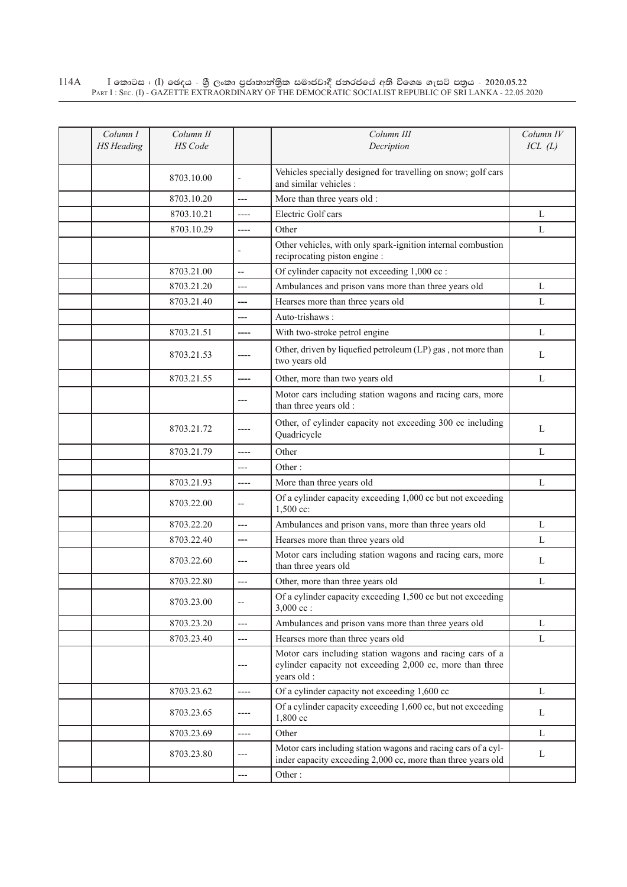| Column I HS Heading | Column II HS Code | | Column III Decription | Column IV ICL (L) |
|---|---|---|---|---|
| | 8703.10.00 | - | Vehicles specially designed for travelling on snow; golf cars and similar vehicles : | |
| | 8703.10.20 | --- | More than three years old : | |
| | 8703.10.21 | ---- | Electric Golf cars | L |
| | 8703.10.29 | ---- | Other | L |
| | | - | Other vehicles, with only spark-ignition internal combustion reciprocating piston engine : | |
| | 8703.21.00 | -- | Of cylinder capacity not exceeding 1,000 cc : | |
| | 8703.21.20 | --- | Ambulances and prison vans more than three years old | L |
| | 8703.21.40 | --- | Hearses more than three years old | L |
| | | --- | Auto-trishaws : | |
| | 8703.21.51 | ---- | With two-stroke petrol engine | L |
| | 8703.21.53 | ---- | Other, driven by liquefied petroleum (LP) gas , not more than two years old | L |
| | 8703.21.55 | ---- | Other, more than two years old | L |
| | | --- | Motor cars including station wagons and racing cars, more than three years old : | |
| | 8703.21.72 | ---- | Other, of cylinder capacity not exceeding 300 cc including Quadricycle | L |
| | 8703.21.79 | ---- | Other | L |
| | | --- | Other : | |
| | 8703.21.93 | ---- | More than three years old | L |
| | 8703.22.00 | -- | Of a cylinder capacity exceeding 1,000 cc but not exceeding 1,500 cc: | |
| | 8703.22.20 | --- | Ambulances and prison vans, more than three years old | L |
| | 8703.22.40 | --- | Hearses more than three years old | L |
| | 8703.22.60 | --- | Motor cars including station wagons and racing cars, more than three years old | L |
| | 8703.22.80 | --- | Other, more than three years old | L |
| | 8703.23.00 | -- | Of a cylinder capacity exceeding 1,500 cc but not exceeding 3,000 cc : | |
| | 8703.23.20 | --- | Ambulances and prison vans more than three years old | L |
| | 8703.23.40 | --- | Hearses more than three years old | L |
| | | --- | Motor cars including station wagons and racing cars of a cylinder capacity not exceeding 2,000 cc, more than three years old : | |
| | 8703.23.62 | ---- | Of a cylinder capacity not exceeding 1,600 cc | L |
| | 8703.23.65 | ---- | Of a cylinder capacity exceeding 1,600 cc, but not exceeding 1,800 cc | L |
| | 8703.23.69 | ---- | Other | L |
| | 8703.23.80 | --- | Motor cars including station wagons and racing cars of a cylinder capacity exceeding 2,000 cc, more than three years old | L |
| | | --- | Other : | |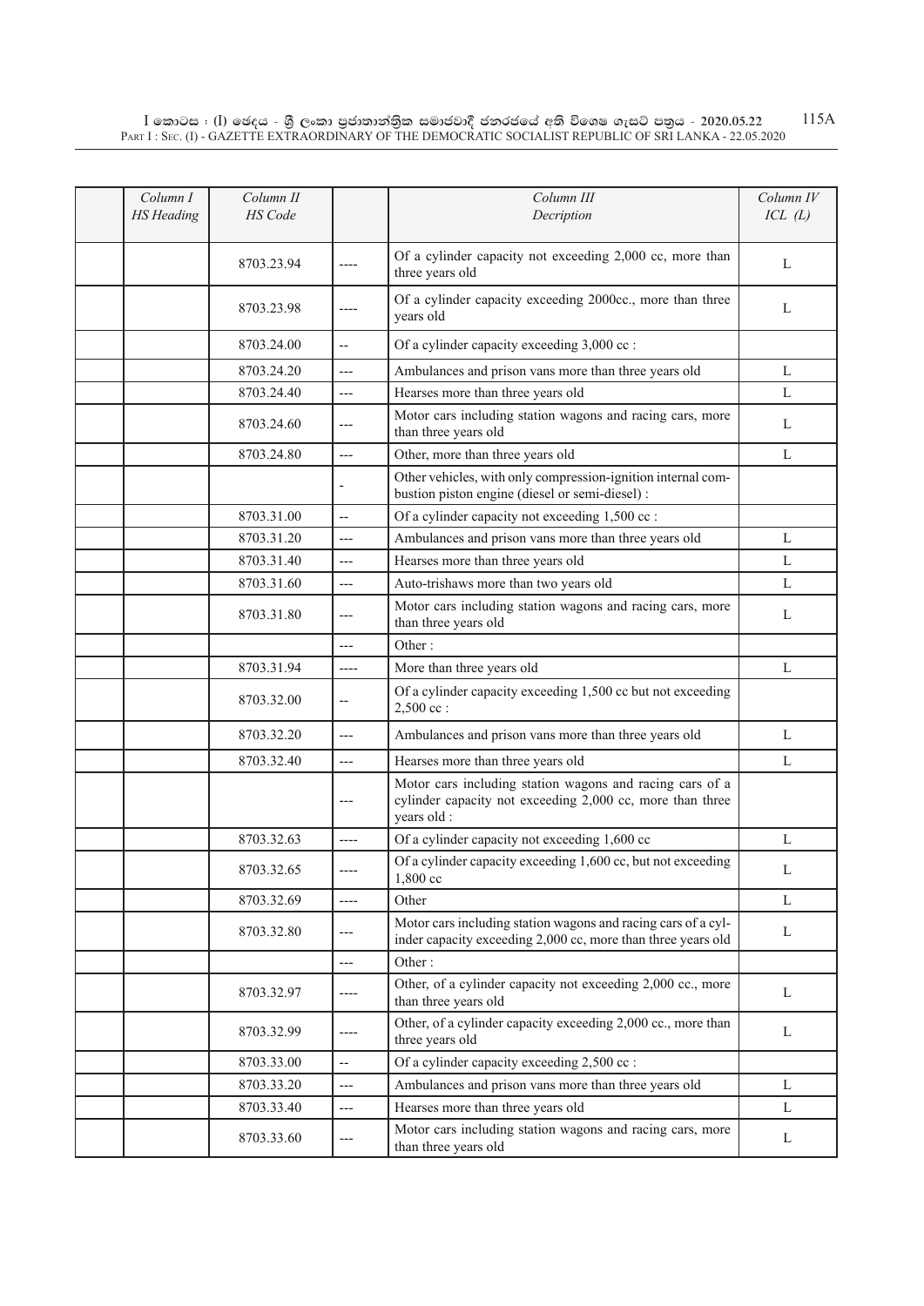| Column I HS Heading | Column II HS Code | | Column III Decription | Column IV ICL (L) |
|---|---|---|---|---|
| | 8703.23.94 | ---- | Of a cylinder capacity not exceeding 2,000 cc, more than three years old | L |
| | 8703.23.98 | ---- | Of a cylinder capacity exceeding 2000cc., more than three years old | L |
| | 8703.24.00 | -- | Of a cylinder capacity exceeding 3,000 cc : | |
| | 8703.24.20 | --- | Ambulances and prison vans more than three years old | L |
| | 8703.24.40 | --- | Hearses more than three years old | L |
| | 8703.24.60 | --- | Motor cars including station wagons and racing cars, more than three years old | L |
| | 8703.24.80 | --- | Other, more than three years old | L |
| | | - | Other vehicles, with only compression-ignition internal combustion piston engine (diesel or semi-diesel) : | |
| | 8703.31.00 | -- | Of a cylinder capacity not exceeding 1,500 cc : | |
| | 8703.31.20 | --- | Ambulances and prison vans more than three years old | L |
| | 8703.31.40 | --- | Hearses more than three years old | L |
| | 8703.31.60 | --- | Auto-trishaws more than two years old | L |
| | 8703.31.80 | --- | Motor cars including station wagons and racing cars, more than three years old | L |
| | | --- | Other : | |
| | 8703.31.94 | ---- | More than three years old | L |
| | 8703.32.00 | -- | Of a cylinder capacity exceeding 1,500 cc but not exceeding 2,500 cc : | |
| | 8703.32.20 | --- | Ambulances and prison vans more than three years old | L |
| | 8703.32.40 | --- | Hearses more than three years old | L |
| | | --- | Motor cars including station wagons and racing cars of a cylinder capacity not exceeding 2,000 cc, more than three years old : | |
| | 8703.32.63 | ---- | Of a cylinder capacity not exceeding 1,600 cc | L |
| | 8703.32.65 | ---- | Of a cylinder capacity exceeding 1,600 cc, but not exceeding 1,800 cc | L |
| | 8703.32.69 | ---- | Other | L |
| | 8703.32.80 | --- | Motor cars including station wagons and racing cars of a cylinder capacity exceeding 2,000 cc, more than three years old | L |
| | | --- | Other : | |
| | 8703.32.97 | ---- | Other, of a cylinder capacity not exceeding 2,000 cc., more than three years old | L |
| | 8703.32.99 | ---- | Other, of a cylinder capacity exceeding 2,000 cc., more than three years old | L |
| | 8703.33.00 | -- | Of a cylinder capacity exceeding 2,500 cc : | |
| | 8703.33.20 | --- | Ambulances and prison vans more than three years old | L |
| | 8703.33.40 | --- | Hearses more than three years old | L |
| | 8703.33.60 | --- | Motor cars including station wagons and racing cars, more than three years old | L |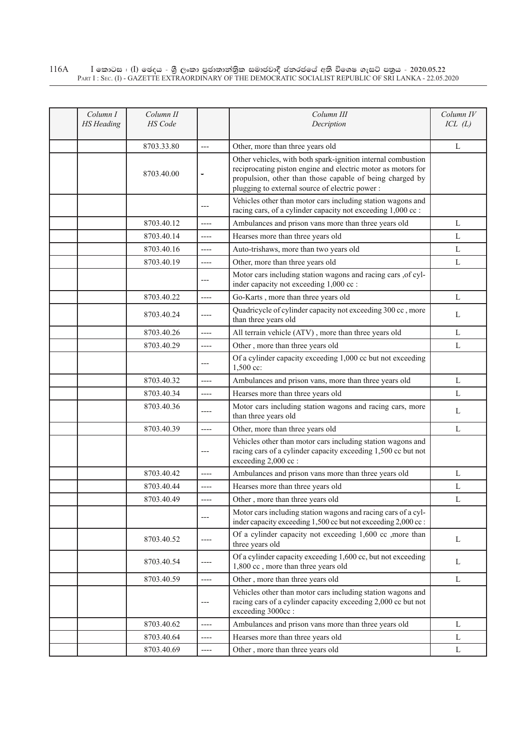| Column I HS Heading | Column II HS Code | | Column III Decription | Column IV ICL (L) |
|---|---|---|---|---|
| | 8703.33.80 | --- | Other, more than three years old | L |
| | 8703.40.00 | - | Other vehicles, with both spark-ignition internal combustion reciprocating piston engine and electric motor as motors for propulsion, other than those capable of being charged by plugging to external source of electric power : | |
| | | --- | Vehicles other than motor cars including station wagons and racing cars, of a cylinder capacity not exceeding 1,000 cc : | |
| | 8703.40.12 | ---- | Ambulances and prison vans more than three years old | L |
| | 8703.40.14 | ---- | Hearses more than three years old | L |
| | 8703.40.16 | ---- | Auto-trishaws, more than two years old | L |
| | 8703.40.19 | ---- | Other, more than three years old | L |
| | | --- | Motor cars including station wagons and racing cars ,of cylinder capacity not exceeding 1,000 cc : | |
| | 8703.40.22 | ---- | Go-Karts , more than three years old | L |
| | 8703.40.24 | ---- | Quadricycle of cylinder capacity not exceeding 300 cc , more than three years old | L |
| | 8703.40.26 | ---- | All terrain vehicle (ATV) , more than three years old | L |
| | 8703.40.29 | ---- | Other , more than three years old | L |
| | | --- | Of a cylinder capacity exceeding 1,000 cc but not exceeding 1,500 cc: | |
| | 8703.40.32 | ---- | Ambulances and prison vans, more than three years old | L |
| | 8703.40.34 | ---- | Hearses more than three years old | L |
| | 8703.40.36 | ---- | Motor cars including station wagons and racing cars, more than three years old | L |
| | 8703.40.39 | ---- | Other, more than three years old | L |
| | | --- | Vehicles other than motor cars including station wagons and racing cars of a cylinder capacity exceeding 1,500 cc but not exceeding 2,000 cc : | |
| | 8703.40.42 | ---- | Ambulances and prison vans more than three years old | L |
| | 8703.40.44 | ---- | Hearses more than three years old | L |
| | 8703.40.49 | ---- | Other , more than three years old | L |
| | | --- | Motor cars including station wagons and racing cars of a cylinder capacity exceeding 1,500 cc but not exceeding 2,000 cc : | |
| | 8703.40.52 | ---- | Of a cylinder capacity not exceeding 1,600 cc ,more than three years old | L |
| | 8703.40.54 | ---- | Of a cylinder capacity exceeding 1,600 cc, but not exceeding 1,800 cc , more than three years old | L |
| | 8703.40.59 | ---- | Other , more than three years old | L |
| | | --- | Vehicles other than motor cars including station wagons and racing cars of a cylinder capacity exceeding 2,000 cc but not exceeding 3000cc : | |
| | 8703.40.62 | ---- | Ambulances and prison vans more than three years old | L |
| | 8703.40.64 | ---- | Hearses more than three years old | L |
| | 8703.40.69 | ---- | Other , more than three years old | L |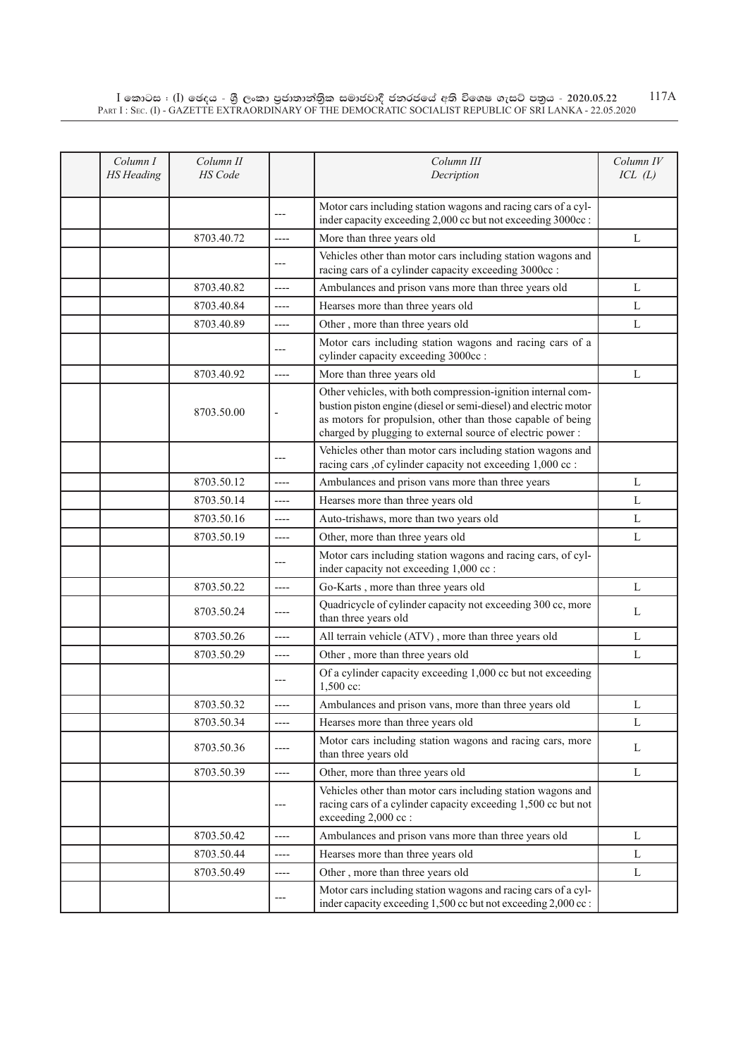| Column I HS Heading | Column II HS Code | | Column III Decription | Column IV ICL (L) |
|---|---|---|---|---|
| | | --- | Motor cars including station wagons and racing cars of a cylinder capacity exceeding 2,000 cc but not exceeding 3000cc : | |
| | 8703.40.72 | ---- | More than three years old | L |
| | | --- | Vehicles other than motor cars including station wagons and racing cars of a cylinder capacity exceeding 3000cc : | |
| | 8703.40.82 | ---- | Ambulances and prison vans more than three years old | L |
| | 8703.40.84 | ---- | Hearses more than three years old | L |
| | 8703.40.89 | ---- | Other , more than three years old | L |
| | | --- | Motor cars including station wagons and racing cars of a cylinder capacity exceeding 3000cc : | |
| | 8703.40.92 | ---- | More than three years old | L |
| | 8703.50.00 | - | Other vehicles, with both compression-ignition internal combustion piston engine (diesel or semi-diesel) and electric motor as motors for propulsion, other than those capable of being charged by plugging to external source of electric power : | |
| | | --- | Vehicles other than motor cars including station wagons and racing cars ,of cylinder capacity not exceeding 1,000 cc : | |
| | 8703.50.12 | ---- | Ambulances and prison vans more than three years | L |
| | 8703.50.14 | ---- | Hearses more than three years old | L |
| | 8703.50.16 | ---- | Auto-trishaws, more than two years old | L |
| | 8703.50.19 | ---- | Other, more than three years old | L |
| | | --- | Motor cars including station wagons and racing cars, of cylinder capacity not exceeding 1,000 cc : | |
| | 8703.50.22 | ---- | Go-Karts , more than three years old | L |
| | 8703.50.24 | ---- | Quadricycle of cylinder capacity not exceeding 300 cc, more than three years old | L |
| | 8703.50.26 | ---- | All terrain vehicle (ATV) , more than three years old | L |
| | 8703.50.29 | ---- | Other , more than three years old | L |
| | | --- | Of a cylinder capacity exceeding 1,000 cc but not exceeding 1,500 cc: | |
| | 8703.50.32 | ---- | Ambulances and prison vans, more than three years old | L |
| | 8703.50.34 | ---- | Hearses more than three years old | L |
| | 8703.50.36 | ---- | Motor cars including station wagons and racing cars, more than three years old | L |
| | 8703.50.39 | ---- | Other, more than three years old | L |
| | | --- | Vehicles other than motor cars including station wagons and racing cars of a cylinder capacity exceeding 1,500 cc but not exceeding 2,000 cc : | |
| | 8703.50.42 | ---- | Ambulances and prison vans more than three years old | L |
| | 8703.50.44 | ---- | Hearses more than three years old | L |
| | 8703.50.49 | ---- | Other , more than three years old | L |
| | | --- | Motor cars including station wagons and racing cars of a cylinder capacity exceeding 1,500 cc but not exceeding 2,000 cc : | |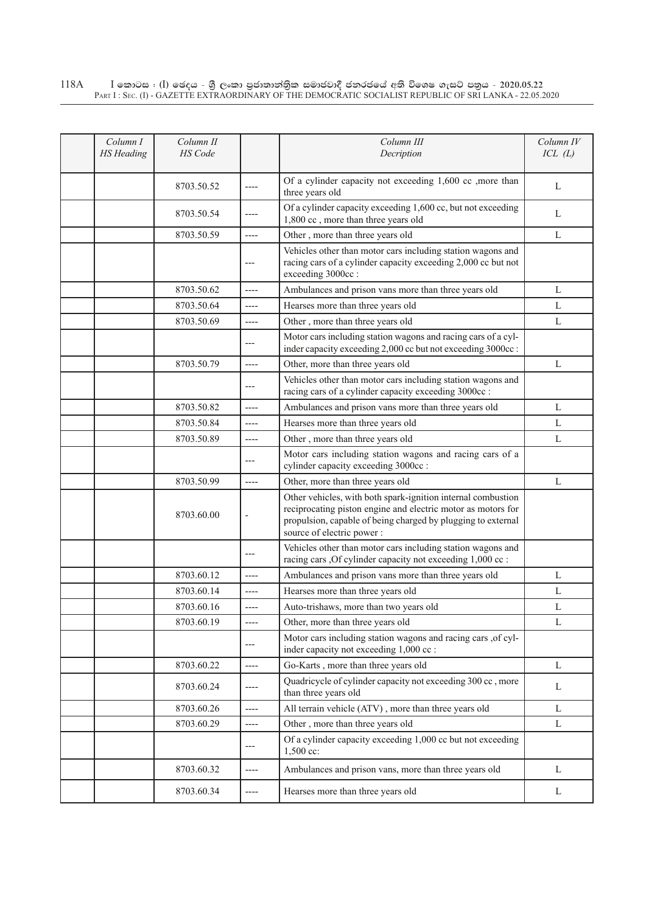| Column I HS Heading | Column II HS Code | | Column III Decription | Column IV ICL (L) |
|---|---|---|---|---|
| | 8703.50.52 | ---- | Of a cylinder capacity not exceeding 1,600 cc ,more than three years old | L |
| | 8703.50.54 | ---- | Of a cylinder capacity exceeding 1,600 cc, but not exceeding 1,800 cc , more than three years old | L |
| | 8703.50.59 | ---- | Other , more than three years old | L |
| | | --- | Vehicles other than motor cars including station wagons and racing cars of a cylinder capacity exceeding 2,000 cc but not exceeding 3000cc : | |
| | 8703.50.62 | ---- | Ambulances and prison vans more than three years old | L |
| | 8703.50.64 | ---- | Hearses more than three years old | L |
| | 8703.50.69 | ---- | Other , more than three years old | L |
| | | --- | Motor cars including station wagons and racing cars of a cylinder capacity exceeding 2,000 cc but not exceeding 3000cc : | |
| | 8703.50.79 | ---- | Other, more than three years old | L |
| | | --- | Vehicles other than motor cars including station wagons and racing cars of a cylinder capacity exceeding 3000cc : | |
| | 8703.50.82 | ---- | Ambulances and prison vans more than three years old | L |
| | 8703.50.84 | ---- | Hearses more than three years old | L |
| | 8703.50.89 | ---- | Other , more than three years old | L |
| | | --- | Motor cars including station wagons and racing cars of a cylinder capacity exceeding 3000cc : | |
| | 8703.50.99 | ---- | Other, more than three years old | L |
| | 8703.60.00 | - | Other vehicles, with both spark-ignition internal combustion reciprocating piston engine and electric motor as motors for propulsion, capable of being charged by plugging to external source of electric power : | |
| | | --- | Vehicles other than motor cars including station wagons and racing cars ,Of cylinder capacity not exceeding 1,000 cc : | |
| | 8703.60.12 | ---- | Ambulances and prison vans more than three years old | L |
| | 8703.60.14 | ---- | Hearses more than three years old | L |
| | 8703.60.16 | ---- | Auto-trishaws, more than two years old | L |
| | 8703.60.19 | ---- | Other, more than three years old | L |
| | | --- | Motor cars including station wagons and racing cars ,of cylinder capacity not exceeding 1,000 cc : | |
| | 8703.60.22 | ---- | Go-Karts , more than three years old | L |
| | 8703.60.24 | ---- | Quadricycle of cylinder capacity not exceeding 300 cc , more than three years old | L |
| | 8703.60.26 | ---- | All terrain vehicle (ATV) , more than three years old | L |
| | 8703.60.29 | ---- | Other , more than three years old | L |
| | | --- | Of a cylinder capacity exceeding 1,000 cc but not exceeding 1,500 cc: | |
| | 8703.60.32 | ---- | Ambulances and prison vans, more than three years old | L |
| | 8703.60.34 | ---- | Hearses more than three years old | L |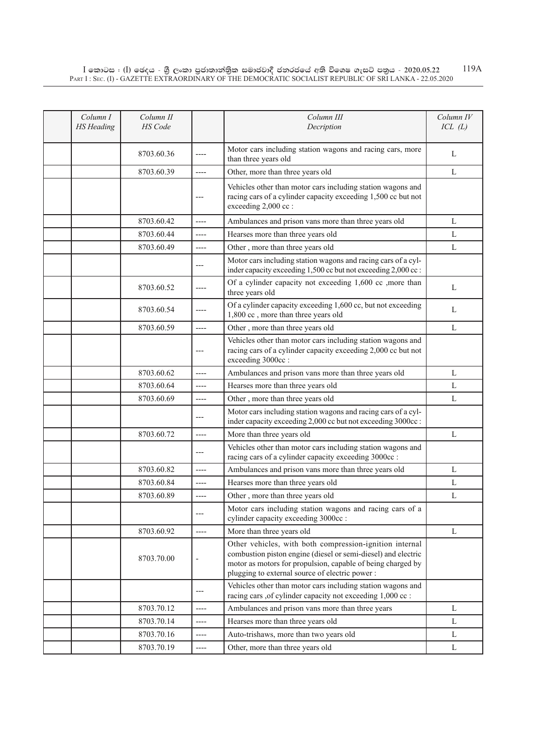| | Column I HS Heading | Column II HS Code | | Column III Decription | Column IV ICL (L) |
|---|---|---|---|---|---|
| | | 8703.60.36 | ---- | Motor cars including station wagons and racing cars, more than three years old | L |
| | | 8703.60.39 | ---- | Other, more than three years old | L |
| | | | --- | Vehicles other than motor cars including station wagons and racing cars of a cylinder capacity exceeding 1,500 cc but not exceeding 2,000 cc : | |
| | | 8703.60.42 | ---- | Ambulances and prison vans more than three years old | L |
| | | 8703.60.44 | ---- | Hearses more than three years old | L |
| | | 8703.60.49 | ---- | Other , more than three years old | L |
| | | | --- | Motor cars including station wagons and racing cars of a cylinder capacity exceeding 1,500 cc but not exceeding 2,000 cc : | |
| | | 8703.60.52 | ---- | Of a cylinder capacity not exceeding 1,600 cc ,more than three years old | L |
| | | 8703.60.54 | ---- | Of a cylinder capacity exceeding 1,600 cc, but not exceeding 1,800 cc , more than three years old | L |
| | | 8703.60.59 | ---- | Other , more than three years old | L |
| | | | --- | Vehicles other than motor cars including station wagons and racing cars of a cylinder capacity exceeding 2,000 cc but not exceeding 3000cc : | |
| | | 8703.60.62 | ---- | Ambulances and prison vans more than three years old | L |
| | | 8703.60.64 | ---- | Hearses more than three years old | L |
| | | 8703.60.69 | ---- | Other , more than three years old | L |
| | | | --- | Motor cars including station wagons and racing cars of a cylinder capacity exceeding 2,000 cc but not exceeding 3000cc : | |
| | | 8703.60.72 | ---- | More than three years old | L |
| | | | --- | Vehicles other than motor cars including station wagons and racing cars of a cylinder capacity exceeding 3000cc : | |
| | | 8703.60.82 | ---- | Ambulances and prison vans more than three years old | L |
| | | 8703.60.84 | ---- | Hearses more than three years old | L |
| | | 8703.60.89 | ---- | Other , more than three years old | L |
| | | | --- | Motor cars including station wagons and racing cars of a cylinder capacity exceeding 3000cc : | |
| | | 8703.60.92 | ---- | More than three years old | L |
| | | 8703.70.00 | - | Other vehicles, with both compression-ignition internal combustion piston engine (diesel or semi-diesel) and electric motor as motors for propulsion, capable of being charged by plugging to external source of electric power : | |
| | | | --- | Vehicles other than motor cars including station wagons and racing cars ,of cylinder capacity not exceeding 1,000 cc : | |
| | | 8703.70.12 | ---- | Ambulances and prison vans more than three years | L |
| | | 8703.70.14 | ---- | Hearses more than three years old | L |
| | | 8703.70.16 | ---- | Auto-trishaws, more than two years old | L |
| | | 8703.70.19 | ---- | Other, more than three years old | L |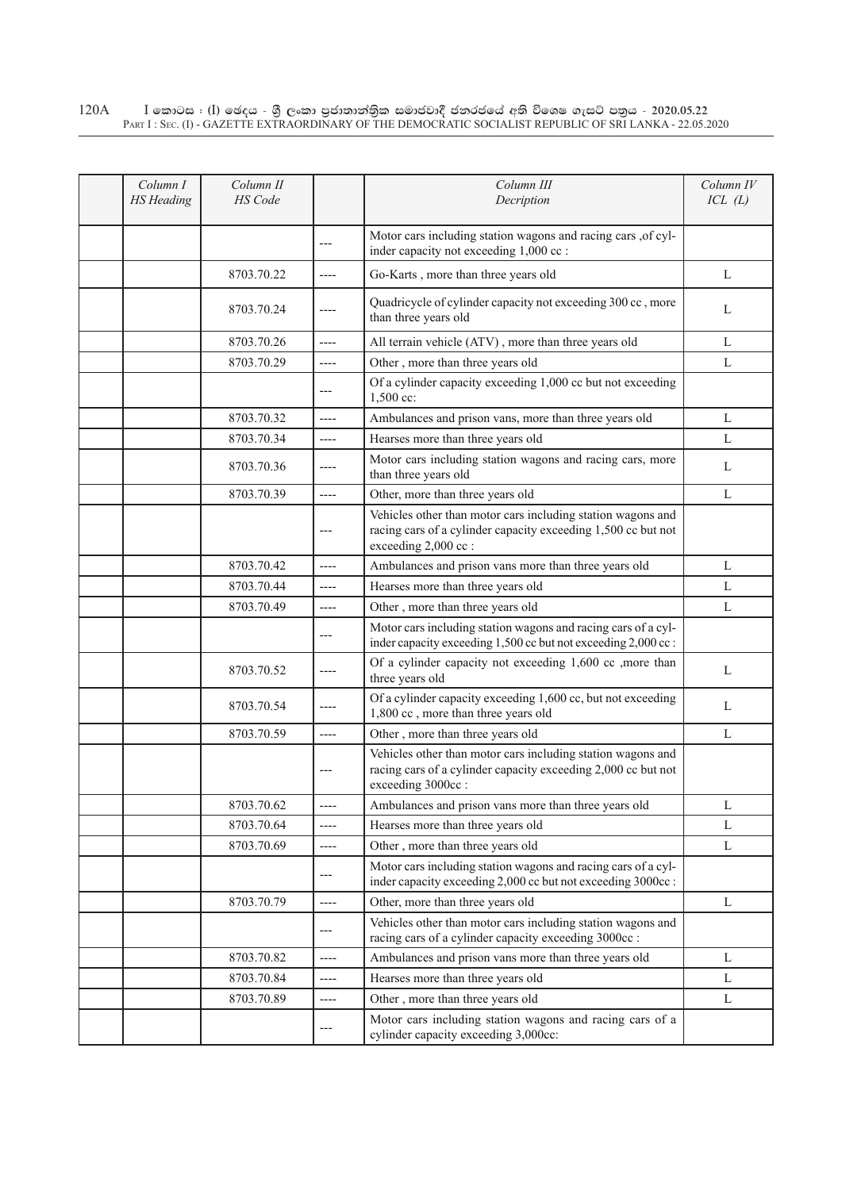| Column I HS Heading | Column II HS Code | | Column III Decription | Column IV ICL (L) |
|---|---|---|---|---|
| | | --- | Motor cars including station wagons and racing cars ,of cylinder capacity not exceeding 1,000 cc : | |
| | 8703.70.22 | ---- | Go-Karts , more than three years old | L |
| | 8703.70.24 | ---- | Quadricycle of cylinder capacity not exceeding 300 cc , more than three years old | L |
| | 8703.70.26 | ---- | All terrain vehicle (ATV) , more than three years old | L |
| | 8703.70.29 | ---- | Other , more than three years old | L |
| | | --- | Of a cylinder capacity exceeding 1,000 cc but not exceeding 1,500 cc: | |
| | 8703.70.32 | ---- | Ambulances and prison vans, more than three years old | L |
| | 8703.70.34 | ---- | Hearses more than three years old | L |
| | 8703.70.36 | ---- | Motor cars including station wagons and racing cars, more than three years old | L |
| | 8703.70.39 | ---- | Other, more than three years old | L |
| | | --- | Vehicles other than motor cars including station wagons and racing cars of a cylinder capacity exceeding 1,500 cc but not exceeding 2,000 cc : | |
| | 8703.70.42 | ---- | Ambulances and prison vans more than three years old | L |
| | 8703.70.44 | ---- | Hearses more than three years old | L |
| | 8703.70.49 | ---- | Other , more than three years old | L |
| | | --- | Motor cars including station wagons and racing cars of a cylinder capacity exceeding 1,500 cc but not exceeding 2,000 cc : | |
| | 8703.70.52 | ---- | Of a cylinder capacity not exceeding 1,600 cc ,more than three years old | L |
| | 8703.70.54 | ---- | Of a cylinder capacity exceeding 1,600 cc, but not exceeding 1,800 cc , more than three years old | L |
| | 8703.70.59 | ---- | Other , more than three years old | L |
| | | --- | Vehicles other than motor cars including station wagons and racing cars of a cylinder capacity exceeding 2,000 cc but not exceeding 3000cc : | |
| | 8703.70.62 | ---- | Ambulances and prison vans more than three years old | L |
| | 8703.70.64 | ---- | Hearses more than three years old | L |
| | 8703.70.69 | ---- | Other , more than three years old | L |
| | | --- | Motor cars including station wagons and racing cars of a cylinder capacity exceeding 2,000 cc but not exceeding 3000cc : | |
| | 8703.70.79 | ---- | Other, more than three years old | L |
| | | --- | Vehicles other than motor cars including station wagons and racing cars of a cylinder capacity exceeding 3000cc : | |
| | 8703.70.82 | ---- | Ambulances and prison vans more than three years old | L |
| | 8703.70.84 | ---- | Hearses more than three years old | L |
| | 8703.70.89 | ---- | Other , more than three years old | L |
| | | --- | Motor cars including station wagons and racing cars of a cylinder capacity exceeding 3,000cc: | |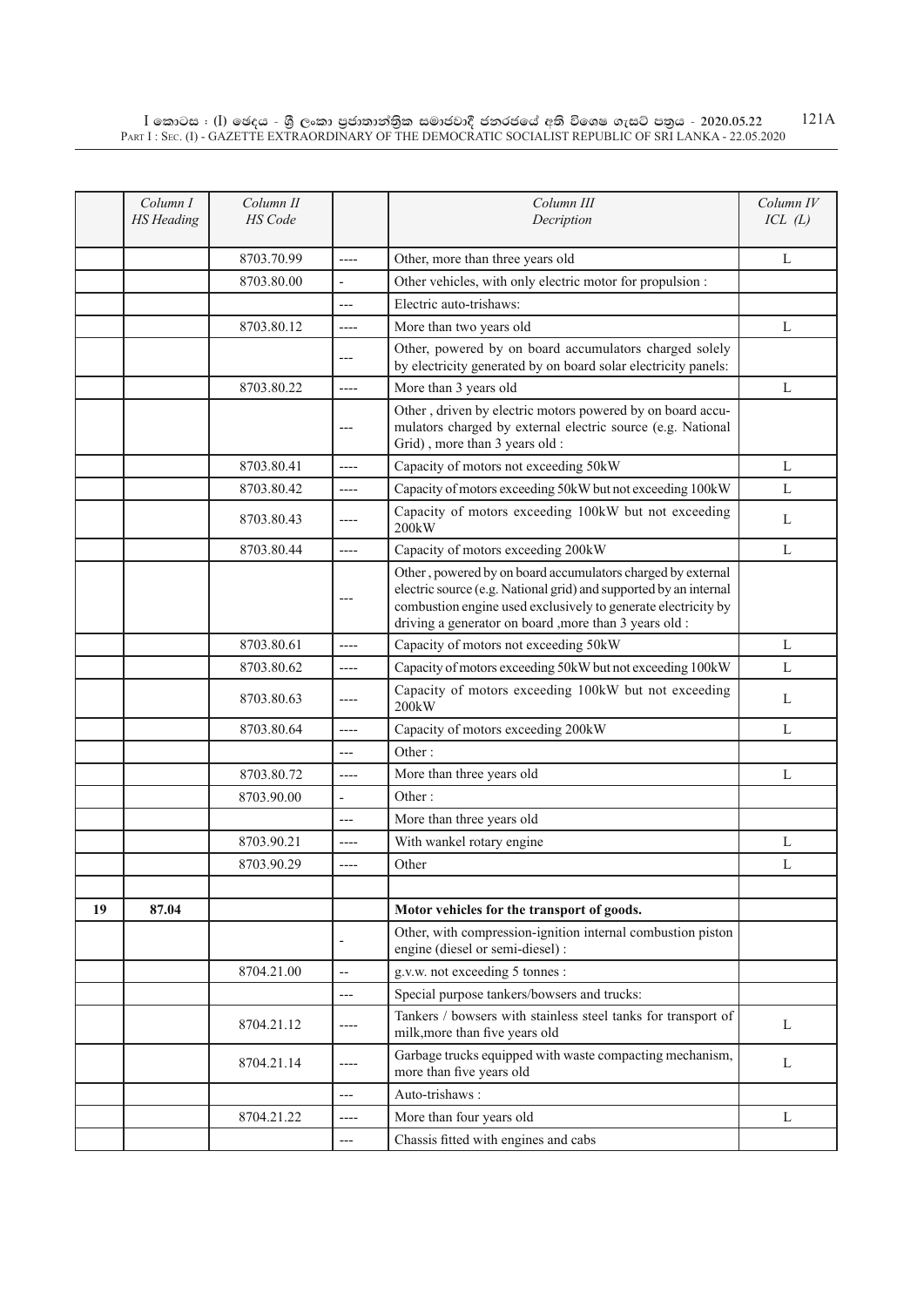|  | Column I HS Heading | Column II HS Code |  | Column III Decription | Column IV ICL (L) |
|---|---|---|---|---|---|
|  |  | 8703.70.99 | ---- | Other, more than three years old | L |
|  |  | 8703.80.00 | - | Other vehicles, with only electric motor for propulsion : |  |
|  |  |  | --- | Electric auto-trishaws: |  |
|  |  | 8703.80.12 | ---- | More than two years old | L |
|  |  |  | --- | Other, powered by on board accumulators charged solely by electricity generated by on board solar electricity panels: |  |
|  |  | 8703.80.22 | ---- | More than 3 years old | L |
|  |  |  | --- | Other , driven by electric motors powered by on board accumulators charged by external electric source (e.g. National Grid) , more than 3 years old : |  |
|  |  | 8703.80.41 | ---- | Capacity of motors not exceeding 50kW | L |
|  |  | 8703.80.42 | ---- | Capacity of motors exceeding 50kW but not exceeding 100kW | L |
|  |  | 8703.80.43 | ---- | Capacity of motors exceeding 100kW but not exceeding 200kW | L |
|  |  | 8703.80.44 | ---- | Capacity of motors exceeding 200kW | L |
|  |  |  | --- | Other , powered by on board accumulators charged by external electric source (e.g. National grid) and supported by an internal combustion engine used exclusively to generate electricity by driving a generator on board ,more than 3 years old : |  |
|  |  | 8703.80.61 | ---- | Capacity of motors not exceeding 50kW | L |
|  |  | 8703.80.62 | ---- | Capacity of motors exceeding 50kW but not exceeding 100kW | L |
|  |  | 8703.80.63 | ---- | Capacity of motors exceeding 100kW but not exceeding 200kW | L |
|  |  | 8703.80.64 | ---- | Capacity of motors exceeding 200kW | L |
|  |  |  | --- | Other : |  |
|  |  | 8703.80.72 | ---- | More than three years old | L |
|  |  | 8703.90.00 | - | Other : |  |
|  |  |  | --- | More than three years old |  |
|  |  | 8703.90.21 | ---- | With wankel rotary engine | L |
|  |  | 8703.90.29 | ---- | Other | L |
|  |  |  |  |  |  |
| 19 | 87.04 |  |  | **Motor vehicles for the transport of goods.** |  |
|  |  |  | - | Other, with compression-ignition internal combustion piston engine (diesel or semi-diesel) : |  |
|  |  | 8704.21.00 | -- | g.v.w. not exceeding 5 tonnes : |  |
|  |  |  | --- | Special purpose tankers/bowsers and trucks: |  |
|  |  | 8704.21.12 | ---- | Tankers / bowsers with stainless steel tanks for transport of milk,more than five years old | L |
|  |  | 8704.21.14 | ---- | Garbage trucks equipped with waste compacting mechanism, more than five years old | L |
|  |  |  | --- | Auto-trishaws : |  |
|  |  | 8704.21.22 | ---- | More than four years old | L |
|  |  |  | --- | Chassis fitted with engines and cabs |  |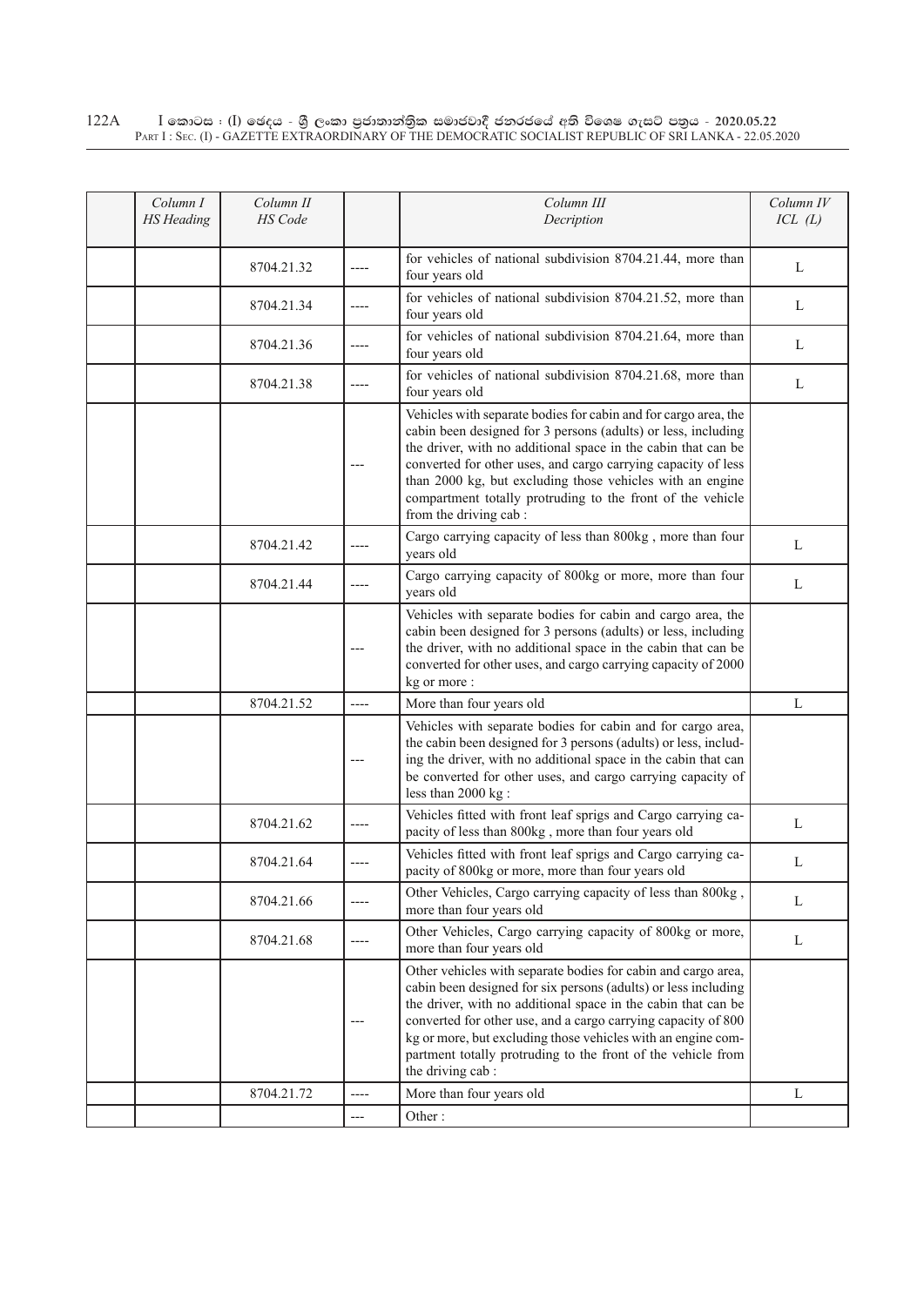| Column I HS Heading | Column II HS Code | | Column III Decription | Column IV ICL (L) |
|---|---|---|---|---|
| | 8704.21.32 | ---- | for vehicles of national subdivision 8704.21.44, more than four years old | L |
| | 8704.21.34 | ---- | for vehicles of national subdivision 8704.21.52, more than four years old | L |
| | 8704.21.36 | ---- | for vehicles of national subdivision 8704.21.64, more than four years old | L |
| | 8704.21.38 | ---- | for vehicles of national subdivision 8704.21.68, more than four years old | L |
| | | --- | Vehicles with separate bodies for cabin and for cargo area, the cabin been designed for 3 persons (adults) or less, including the driver, with no additional space in the cabin that can be converted for other uses, and cargo carrying capacity of less than 2000 kg, but excluding those vehicles with an engine compartment totally protruding to the front of the vehicle from the driving cab : | |
| | 8704.21.42 | ---- | Cargo carrying capacity of less than 800kg , more than four years old | L |
| | 8704.21.44 | ---- | Cargo carrying capacity of 800kg or more, more than four years old | L |
| | | --- | Vehicles with separate bodies for cabin and cargo area, the cabin been designed for 3 persons (adults) or less, including the driver, with no additional space in the cabin that can be converted for other uses, and cargo carrying capacity of 2000 kg or more : | |
| | 8704.21.52 | ---- | More than four years old | L |
| | | --- | Vehicles with separate bodies for cabin and for cargo area, the cabin been designed for 3 persons (adults) or less, including the driver, with no additional space in the cabin that can be converted for other uses, and cargo carrying capacity of less than 2000 kg : | |
| | 8704.21.62 | ---- | Vehicles fitted with front leaf sprigs and Cargo carrying capacity of less than 800kg , more than four years old | L |
| | 8704.21.64 | ---- | Vehicles fitted with front leaf sprigs and Cargo carrying capacity of 800kg or more, more than four years old | L |
| | 8704.21.66 | ---- | Other Vehicles, Cargo carrying capacity of less than 800kg , more than four years old | L |
| | 8704.21.68 | ---- | Other Vehicles, Cargo carrying capacity of 800kg or more, more than four years old | L |
| | | --- | Other vehicles with separate bodies for cabin and cargo area, cabin been designed for six persons (adults) or less including the driver, with no additional space in the cabin that can be converted for other use, and a cargo carrying capacity of 800 kg or more, but excluding those vehicles with an engine compartment totally protruding to the front of the vehicle from the driving cab : | |
| | 8704.21.72 | ---- | More than four years old | L |
| | | --- | Other : | |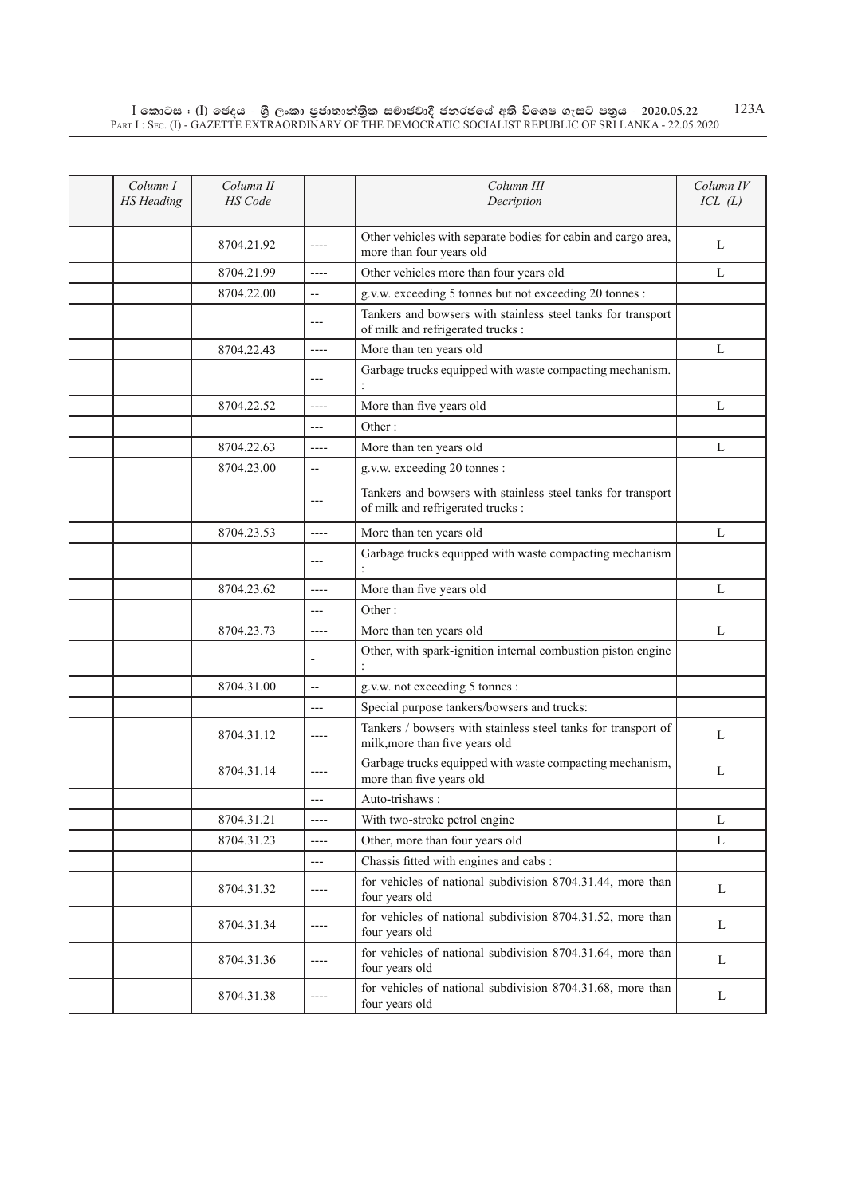| Column I HS Heading | Column II HS Code | | Column III Decription | Column IV ICL (L) |
|---|---|---|---|---|
| | 8704.21.92 | ---- | Other vehicles with separate bodies for cabin and cargo area, more than four years old | L |
| | 8704.21.99 | ---- | Other vehicles more than four years old | L |
| | 8704.22.00 | -- | g.v.w. exceeding 5 tonnes but not exceeding 20 tonnes : | |
| | | --- | Tankers and bowsers with stainless steel tanks for transport of milk and refrigerated trucks : | |
| | 8704.22.43 | ---- | More than ten years old | L |
| | | --- | Garbage trucks equipped with waste compacting mechanism. : | |
| | 8704.22.52 | ---- | More than five years old | L |
| | | --- | Other : | |
| | 8704.22.63 | ---- | More than ten years old | L |
| | 8704.23.00 | -- | g.v.w. exceeding 20 tonnes : | |
| | | --- | Tankers and bowsers with stainless steel tanks for transport of milk and refrigerated trucks : | |
| | 8704.23.53 | ---- | More than ten years old | L |
| | | --- | Garbage trucks equipped with waste compacting mechanism : | |
| | 8704.23.62 | ---- | More than five years old | L |
| | | --- | Other : | |
| | 8704.23.73 | ---- | More than ten years old | L |
| | | - | Other, with spark-ignition internal combustion piston engine : | |
| | 8704.31.00 | -- | g.v.w. not exceeding 5 tonnes : | |
| | | --- | Special purpose tankers/bowsers and trucks: | |
| | 8704.31.12 | ---- | Tankers / bowsers with stainless steel tanks for transport of milk,more than five years old | L |
| | 8704.31.14 | ---- | Garbage trucks equipped with waste compacting mechanism, more than five years old | L |
| | | --- | Auto-trishaws : | |
| | 8704.31.21 | ---- | With two-stroke petrol engine | L |
| | 8704.31.23 | ---- | Other, more than four years old | L |
| | | --- | Chassis fitted with engines and cabs : | |
| | 8704.31.32 | ---- | for vehicles of national subdivision 8704.31.44, more than four years old | L |
| | 8704.31.34 | ---- | for vehicles of national subdivision 8704.31.52, more than four years old | L |
| | 8704.31.36 | ---- | for vehicles of national subdivision 8704.31.64, more than four years old | L |
| | 8704.31.38 | ---- | for vehicles of national subdivision 8704.31.68, more than four years old | L |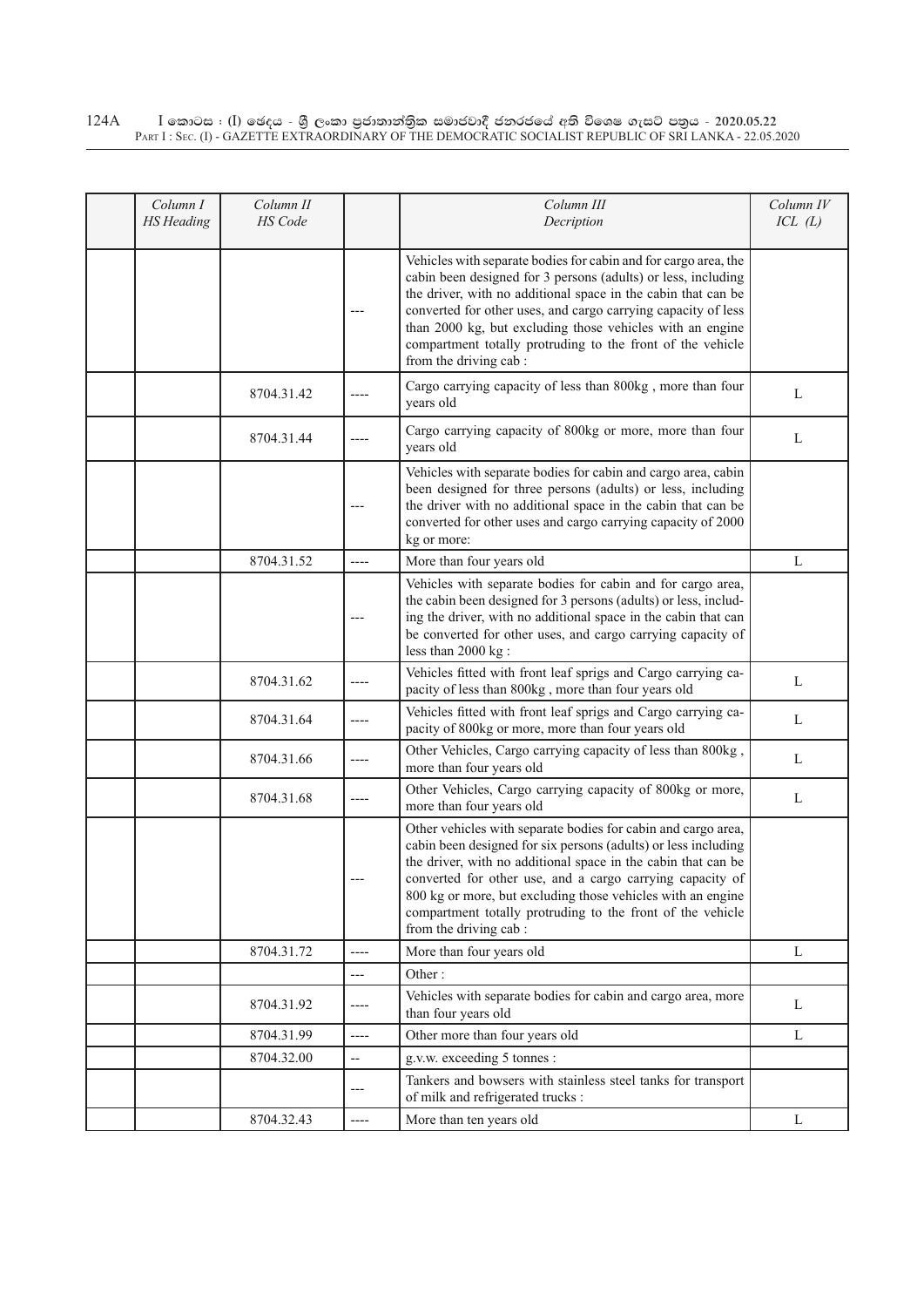| | Column I HS Heading | Column II HS Code | | Column III Decription | Column IV ICL (L) |
|---|---|---|---|---|---|
| | | | --- | Vehicles with separate bodies for cabin and for cargo area, the cabin been designed for 3 persons (adults) or less, including the driver, with no additional space in the cabin that can be converted for other uses, and cargo carrying capacity of less than 2000 kg, but excluding those vehicles with an engine compartment totally protruding to the front of the vehicle from the driving cab : | |
| | | 8704.31.42 | ---- | Cargo carrying capacity of less than 800kg , more than four years old | L |
| | | 8704.31.44 | ---- | Cargo carrying capacity of 800kg or more, more than four years old | L |
| | | | --- | Vehicles with separate bodies for cabin and cargo area, cabin been designed for three persons (adults) or less, including the driver with no additional space in the cabin that can be converted for other uses and cargo carrying capacity of 2000 kg or more: | |
| | | 8704.31.52 | ---- | More than four years old | L |
| | | | --- | Vehicles with separate bodies for cabin and for cargo area, the cabin been designed for 3 persons (adults) or less, including the driver, with no additional space in the cabin that can be converted for other uses, and cargo carrying capacity of less than 2000 kg : | |
| | | 8704.31.62 | ---- | Vehicles fitted with front leaf sprigs and Cargo carrying capacity of less than 800kg , more than four years old | L |
| | | 8704.31.64 | ---- | Vehicles fitted with front leaf sprigs and Cargo carrying capacity of 800kg or more, more than four years old | L |
| | | 8704.31.66 | ---- | Other Vehicles, Cargo carrying capacity of less than 800kg , more than four years old | L |
| | | 8704.31.68 | ---- | Other Vehicles, Cargo carrying capacity of 800kg or more, more than four years old | L |
| | | | --- | Other vehicles with separate bodies for cabin and cargo area, cabin been designed for six persons (adults) or less including the driver, with no additional space in the cabin that can be converted for other use, and a cargo carrying capacity of 800 kg or more, but excluding those vehicles with an engine compartment totally protruding to the front of the vehicle from the driving cab : | |
| | | 8704.31.72 | ---- | More than four years old | L |
| | | | --- | Other : | |
| | | 8704.31.92 | ---- | Vehicles with separate bodies for cabin and cargo area, more than four years old | L |
| | | 8704.31.99 | ---- | Other more than four years old | L |
| | | 8704.32.00 | -- | g.v.w. exceeding 5 tonnes : | |
| | | | --- | Tankers and bowsers with stainless steel tanks for transport of milk and refrigerated trucks : | |
| | | 8704.32.43 | ---- | More than ten years old | L |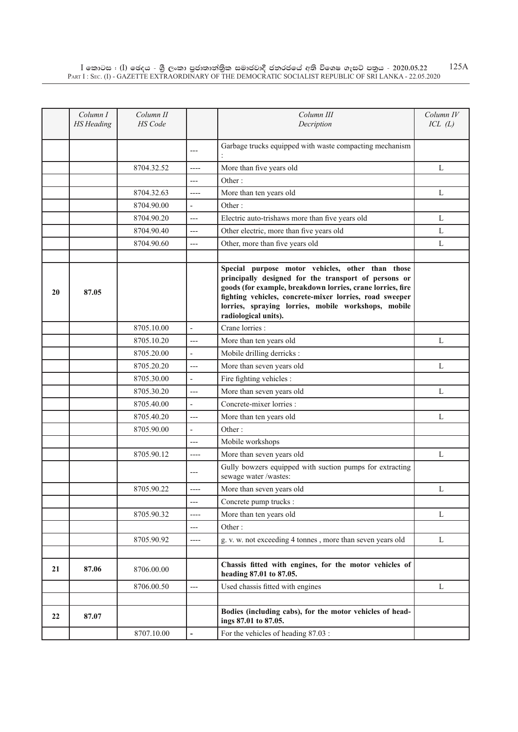| | Column I HS Heading | Column II HS Code | | Column III Decription | Column IV ICL (L) |
|---|---|---|---|---|---|
| | | | --- | Garbage trucks equipped with waste compacting mechanism : | |
| | | 8704.32.52 | ---- | More than five years old | L |
| | | | --- | Other : | |
| | | 8704.32.63 | ---- | More than ten years old | L |
| | | 8704.90.00 | - | Other : | |
| | | 8704.90.20 | --- | Electric auto-trishaws more than five years old | L |
| | | 8704.90.40 | --- | Other electric, more than five years old | L |
| | | 8704.90.60 | --- | Other, more than five years old | L |
| | | | | | |
| 20 | 87.05 | | | **Special purpose motor vehicles, other than those principally designed for the transport of persons or goods (for example, breakdown lorries, crane lorries, fire fighting vehicles, concrete-mixer lorries, road sweeper lorries, spraying lorries, mobile workshops, mobile radiological units).** | |
| | | 8705.10.00 | - | Crane lorries : | |
| | | 8705.10.20 | --- | More than ten years old | L |
| | | 8705.20.00 | - | Mobile drilling derricks : | |
| | | 8705.20.20 | --- | More than seven years old | L |
| | | 8705.30.00 | - | Fire fighting vehicles : | |
| | | 8705.30.20 | --- | More than seven years old | L |
| | | 8705.40.00 | - | Concrete-mixer lorries : | |
| | | 8705.40.20 | --- | More than ten years old | L |
| | | 8705.90.00 | - | Other : | |
| | | | --- | Mobile workshops | |
| | | 8705.90.12 | ---- | More than seven years old | L |
| | | | --- | Gully bowzers equipped with suction pumps for extracting sewage water /wastes: | |
| | | 8705.90.22 | ---- | More than seven years old | L |
| | | | --- | Concrete pump trucks : | |
| | | 8705.90.32 | ---- | More than ten years old | L |
| | | | --- | Other : | |
| | | 8705.90.92 | ---- | g. v. w. not exceeding 4 tonnes , more than seven years old | L |
| | | | | | |
| 21 | 87.06 | 8706.00.00 | | **Chassis fitted with engines, for the motor vehicles of heading 87.01 to 87.05.** | |
| | | 8706.00.50 | --- | Used chassis fitted with engines | L |
| | | | | | |
| 22 | 87.07 | | | **Bodies (including cabs), for the motor vehicles of headings 87.01 to 87.05.** | |
| | | 8707.10.00 | - | For the vehicles of heading 87.03 : | |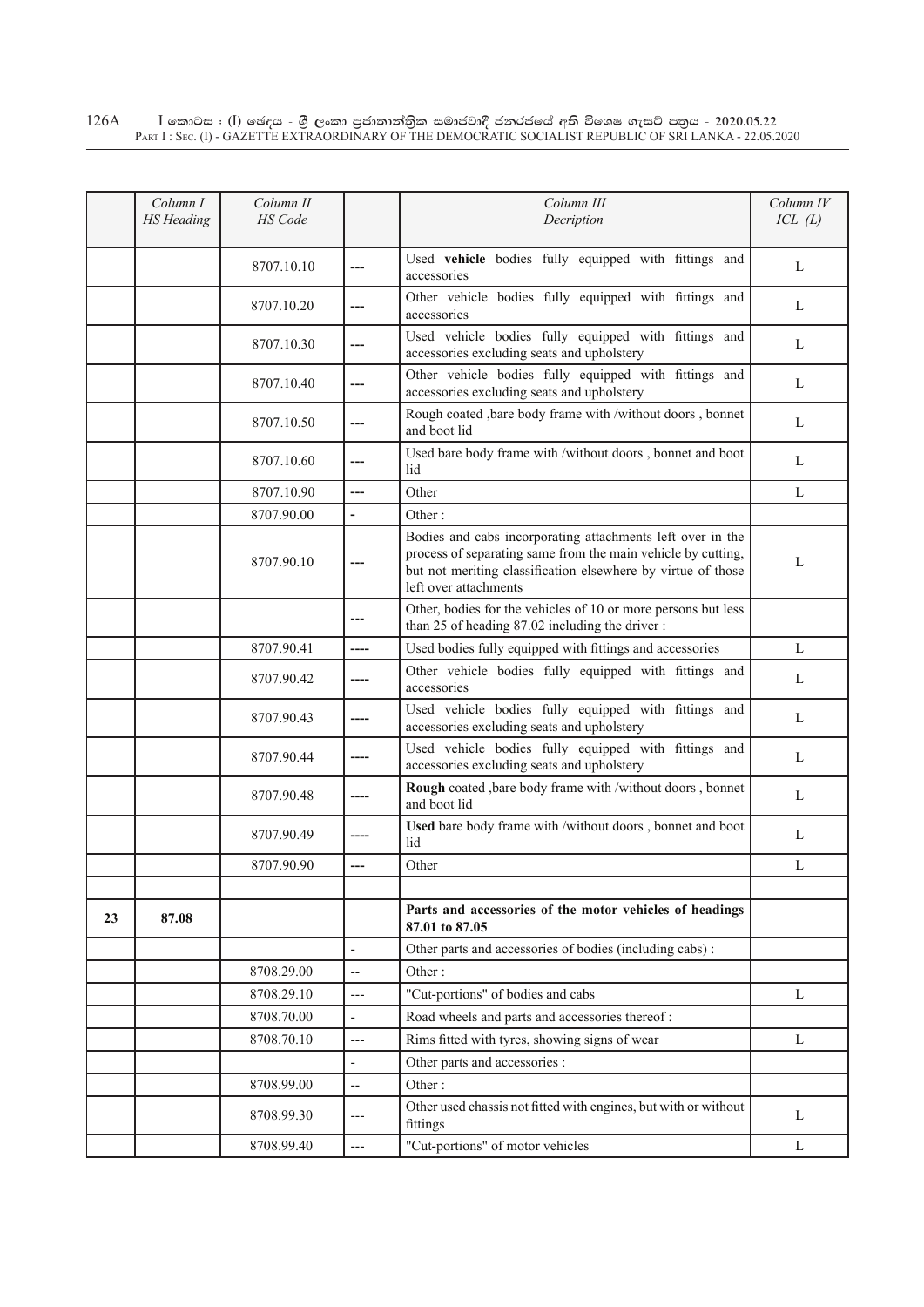| | *Column I* *HS Heading* | *Column II* *HS Code* | | *Column III* *Decription* | *Column IV* *ICL (L)* |
|---|---|---|---|---|---|
| | | 8707.10.10 | --- | Used **vehicle** bodies fully equipped with fittings and accessories | L |
| | | 8707.10.20 | --- | Other vehicle bodies fully equipped with fittings and accessories | L |
| | | 8707.10.30 | --- | Used vehicle bodies fully equipped with fittings and accessories excluding seats and upholstery | L |
| | | 8707.10.40 | --- | Other vehicle bodies fully equipped with fittings and accessories excluding seats and upholstery | L |
| | | 8707.10.50 | --- | Rough coated ,bare body frame with /without doors , bonnet and boot lid | L |
| | | 8707.10.60 | --- | Used bare body frame with /without doors , bonnet and boot lid | L |
| | | 8707.10.90 | --- | Other | L |
| | | 8707.90.00 | - | Other : | |
| | | 8707.90.10 | --- | Bodies and cabs incorporating attachments left over in the process of separating same from the main vehicle by cutting, but not meriting classification elsewhere by virtue of those left over attachments | L |
| | | | --- | Other, bodies for the vehicles of 10 or more persons but less than 25 of heading 87.02 including the driver : | |
| | | 8707.90.41 | ---- | Used bodies fully equipped with fittings and accessories | L |
| | | 8707.90.42 | ---- | Other vehicle bodies fully equipped with fittings and accessories | L |
| | | 8707.90.43 | ---- | Used vehicle bodies fully equipped with fittings and accessories excluding seats and upholstery | L |
| | | 8707.90.44 | ---- | Used vehicle bodies fully equipped with fittings and accessories excluding seats and upholstery | L |
| | | 8707.90.48 | ---- | **Rough** coated ,bare body frame with /without doors , bonnet and boot lid | L |
| | | 8707.90.49 | ---- | **Used** bare body frame with /without doors , bonnet and boot lid | L |
| | | 8707.90.90 | --- | Other | L |
| | | | | | |
| **23** | **87.08** | | | **Parts and accessories of the motor vehicles of headings 87.01 to 87.05** | |
| | | | - | Other parts and accessories of bodies (including cabs) : | |
| | | 8708.29.00 | -- | Other : | |
| | | 8708.29.10 | --- | "Cut-portions" of bodies and cabs | L |
| | | 8708.70.00 | - | Road wheels and parts and accessories thereof : | |
| | | 8708.70.10 | --- | Rims fitted with tyres, showing signs of wear | L |
| | | | - | Other parts and accessories : | |
| | | 8708.99.00 | -- | Other : | |
| | | 8708.99.30 | --- | Other used chassis not fitted with engines, but with or without fittings | L |
| | | 8708.99.40 | --- | "Cut-portions" of motor vehicles | L |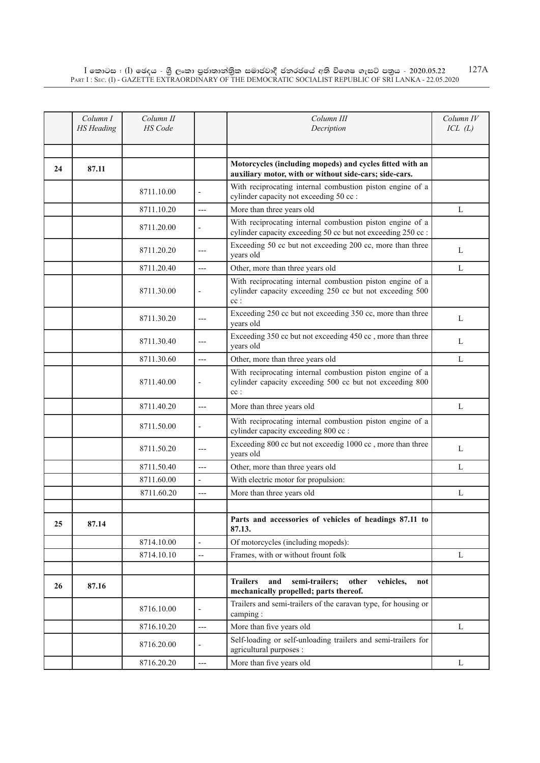| | Column I HS Heading | Column II HS Code | | Column III Decription | Column IV ICL (L) |
|---|---|---|---|---|---|
| | | | | | |
| **24** | **87.11** | | | **Motorcycles (including mopeds) and cycles fitted with an auxiliary motor, with or without side-cars; side-cars.** | |
| | | 8711.10.00 | - | With reciprocating internal combustion piston engine of a cylinder capacity not exceeding 50 cc : | |
| | | 8711.10.20 | --- | More than three years old | L |
| | | 8711.20.00 | - | With reciprocating internal combustion piston engine of a cylinder capacity exceeding 50 cc but not exceeding 250 cc : | |
| | | 8711.20.20 | --- | Exceeding 50 cc but not exceeding 200 cc, more than three years old | L |
| | | 8711.20.40 | --- | Other, more than three years old | L |
| | | 8711.30.00 | - | With reciprocating internal combustion piston engine of a cylinder capacity exceeding 250 cc but not exceeding 500 cc : | |
| | | 8711.30.20 | --- | Exceeding 250 cc but not exceeding 350 cc, more than three years old | L |
| | | 8711.30.40 | --- | Exceeding 350 cc but not exceeding 450 cc , more than three years old | L |
| | | 8711.30.60 | --- | Other, more than three years old | L |
| | | 8711.40.00 | - | With reciprocating internal combustion piston engine of a cylinder capacity exceeding 500 cc but not exceeding 800 cc : | |
| | | 8711.40.20 | --- | More than three years old | L |
| | | 8711.50.00 | - | With reciprocating internal combustion piston engine of a cylinder capacity exceeding 800 cc : | |
| | | 8711.50.20 | --- | Exceeding 800 cc but not exceedig 1000 cc , more than three years old | L |
| | | 8711.50.40 | --- | Other, more than three years old | L |
| | | 8711.60.00 | - | With electric motor for propulsion: | |
| | | 8711.60.20 | --- | More than three years old | L |
| | | | | | |
| **25** | **87.14** | | | **Parts and accessories of vehicles of headings 87.11 to 87.13.** | |
| | | 8714.10.00 | - | Of motorcycles (including mopeds): | |
| | | 8714.10.10 | -- | Frames, with or without frount folk | L |
| | | | | | |
| **26** | **87.16** | | | **Trailers and semi-trailers; other vehicles, not mechanically propelled; parts thereof.** | |
| | | 8716.10.00 | - | Trailers and semi-trailers of the caravan type, for housing or camping : | |
| | | 8716.10.20 | --- | More than five years old | L |
| | | 8716.20.00 | - | Self-loading or self-unloading trailers and semi-trailers for agricultural purposes : | |
| | | 8716.20.20 | --- | More than five years old | L |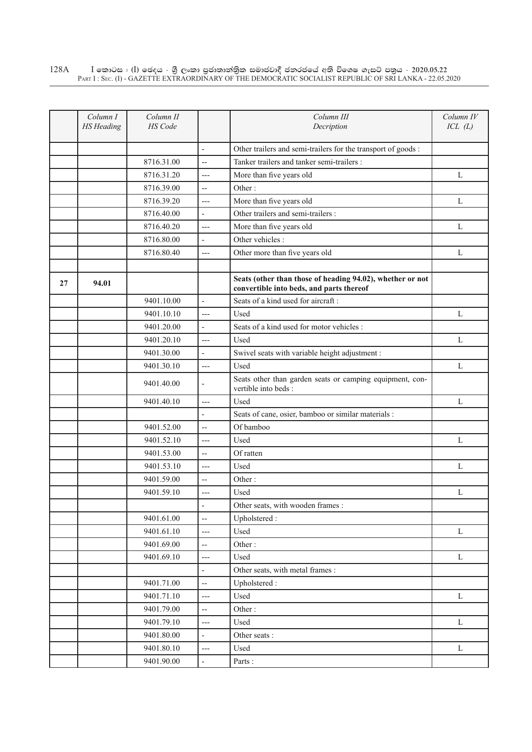| | Column I HS Heading | Column II HS Code | | Column III Decription | Column IV ICL (L) |
|---|---|---|---|---|---|
| | | | - | Other trailers and semi-trailers for the transport of goods : | |
| | | 8716.31.00 | -- | Tanker trailers and tanker semi-trailers : | |
| | | 8716.31.20 | --- | More than five years old | L |
| | | 8716.39.00 | -- | Other : | |
| | | 8716.39.20 | --- | More than five years old | L |
| | | 8716.40.00 | - | Other trailers and semi-trailers : | |
| | | 8716.40.20 | --- | More than five years old | L |
| | | 8716.80.00 | - | Other vehicles : | |
| | | 8716.80.40 | --- | Other more than five years old | L |
| | | | | | |
| **27** | **94.01** | | | **Seats (other than those of heading 94.02), whether or not convertible into beds, and parts thereof** | |
| | | 9401.10.00 | - | Seats of a kind used for aircraft : | |
| | | 9401.10.10 | --- | Used | L |
| | | 9401.20.00 | - | Seats of a kind used for motor vehicles : | |
| | | 9401.20.10 | --- | Used | L |
| | | 9401.30.00 | - | Swivel seats with variable height adjustment : | |
| | | 9401.30.10 | --- | Used | L |
| | | 9401.40.00 | - | Seats other than garden seats or camping equipment, convertible into beds : | |
| | | 9401.40.10 | --- | Used | L |
| | | | - | Seats of cane, osier, bamboo or similar materials : | |
| | | 9401.52.00 | -- | Of bamboo | |
| | | 9401.52.10 | --- | Used | L |
| | | 9401.53.00 | -- | Of ratten | |
| | | 9401.53.10 | --- | Used | L |
| | | 9401.59.00 | -- | Other : | |
| | | 9401.59.10 | --- | Used | L |
| | | | - | Other seats, with wooden frames : | |
| | | 9401.61.00 | -- | Upholstered : | |
| | | 9401.61.10 | --- | Used | L |
| | | 9401.69.00 | -- | Other : | |
| | | 9401.69.10 | --- | Used | L |
| | | | - | Other seats, with metal frames : | |
| | | 9401.71.00 | -- | Upholstered : | |
| | | 9401.71.10 | --- | Used | L |
| | | 9401.79.00 | -- | Other : | |
| | | 9401.79.10 | --- | Used | L |
| | | 9401.80.00 | - | Other seats : | |
| | | 9401.80.10 | --- | Used | L |
| | | 9401.90.00 | - | Parts : | |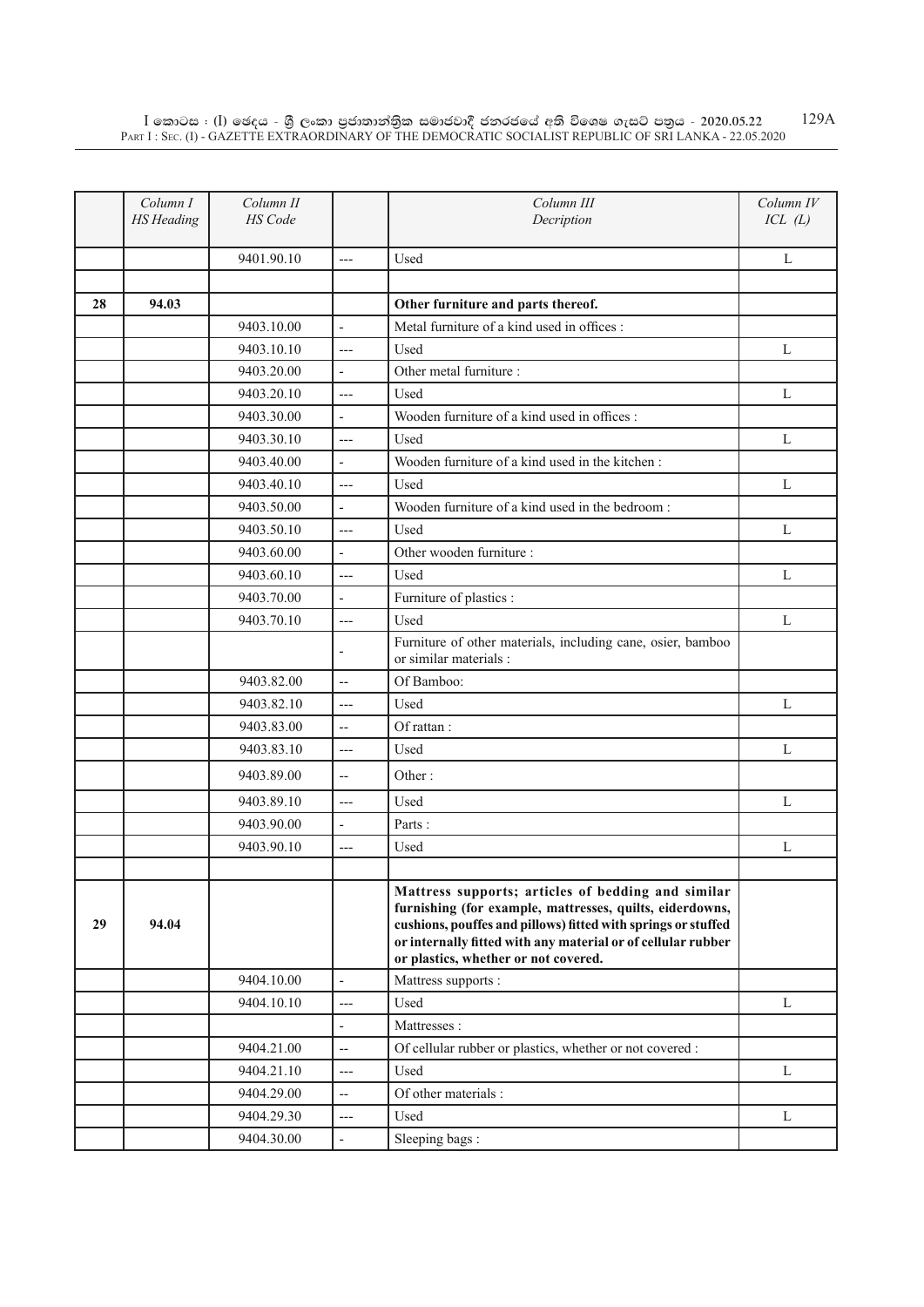| | Column I HS Heading | Column II HS Code | | Column III Decription | Column IV ICL (L) |
|---|---|---|---|---|---|
| | | 9401.90.10 | --- | Used | L |
| | | | | | |
| 28 | 94.03 | | | **Other furniture and parts thereof.** | |
| | | 9403.10.00 | - | Metal furniture of a kind used in offices : | |
| | | 9403.10.10 | --- | Used | L |
| | | 9403.20.00 | - | Other metal furniture : | |
| | | 9403.20.10 | --- | Used | L |
| | | 9403.30.00 | - | Wooden furniture of a kind used in offices : | |
| | | 9403.30.10 | --- | Used | L |
| | | 9403.40.00 | - | Wooden furniture of a kind used in the kitchen : | |
| | | 9403.40.10 | --- | Used | L |
| | | 9403.50.00 | - | Wooden furniture of a kind used in the bedroom : | |
| | | 9403.50.10 | --- | Used | L |
| | | 9403.60.00 | - | Other wooden furniture : | |
| | | 9403.60.10 | --- | Used | L |
| | | 9403.70.00 | - | Furniture of plastics : | |
| | | 9403.70.10 | --- | Used | L |
| | | | - | Furniture of other materials, including cane, osier, bamboo or similar materials : | |
| | | 9403.82.00 | -- | Of Bamboo: | |
| | | 9403.82.10 | --- | Used | L |
| | | 9403.83.00 | -- | Of rattan : | |
| | | 9403.83.10 | --- | Used | L |
| | | 9403.89.00 | -- | Other : | |
| | | 9403.89.10 | --- | Used | L |
| | | 9403.90.00 | - | Parts : | |
| | | 9403.90.10 | --- | Used | L |
| | | | | | |
| 29 | 94.04 | | | **Mattress supports; articles of bedding and similar furnishing (for example, mattresses, quilts, eiderdowns, cushions, pouffes and pillows) fitted with springs or stuffed or internally fitted with any material or of cellular rubber or plastics, whether or not covered.** | |
| | | 9404.10.00 | - | Mattress supports : | |
| | | 9404.10.10 | --- | Used | L |
| | | | - | Mattresses : | |
| | | 9404.21.00 | -- | Of cellular rubber or plastics, whether or not covered : | |
| | | 9404.21.10 | --- | Used | L |
| | | 9404.29.00 | -- | Of other materials : | |
| | | 9404.29.30 | --- | Used | L |
| | | 9404.30.00 | - | Sleeping bags : | |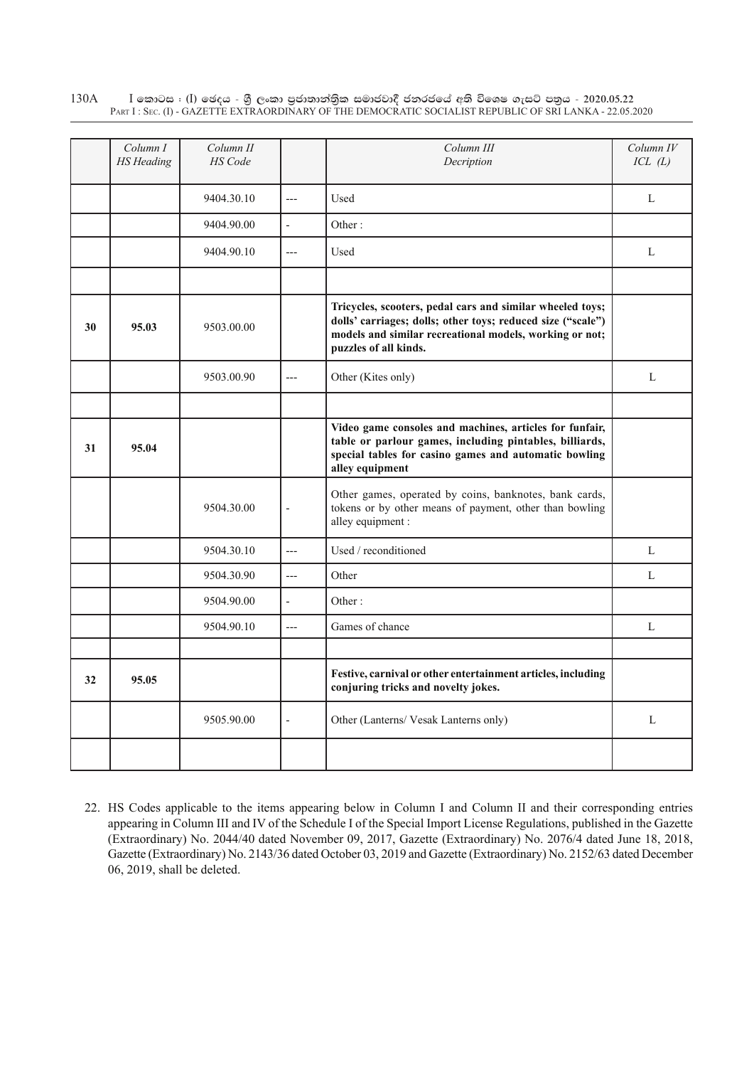| | Column I HS Heading | Column II HS Code | | Column III Decription | Column IV ICL (L) |
|---|---|---|---|---|---|
| | | 9404.30.10 | --- | Used | L |
| | | 9404.90.00 | - | Other : | |
| | | 9404.90.10 | --- | Used | L |
| | | | | | |
| **30** | **95.03** | 9503.00.00 | | **Tricycles, scooters, pedal cars and similar wheeled toys; dolls' carriages; dolls; other toys; reduced size ("scale") models and similar recreational models, working or not; puzzles of all kinds.** | |
| | | 9503.00.90 | --- | Other (Kites only) | L |
| | | | | | |
| **31** | **95.04** | | | **Video game consoles and machines, articles for funfair, table or parlour games, including pintables, billiards, special tables for casino games and automatic bowling alley equipment** | |
| | | 9504.30.00 | - | Other games, operated by coins, banknotes, bank cards, tokens or by other means of payment, other than bowling alley equipment : | |
| | | 9504.30.10 | --- | Used / reconditioned | L |
| | | 9504.30.90 | --- | Other | L |
| | | 9504.90.00 | - | Other : | |
| | | 9504.90.10 | --- | Games of chance | L |
| | | | | | |
| **32** | **95.05** | | | **Festive, carnival or other entertainment articles, including conjuring tricks and novelty jokes.** | |
| | | 9505.90.00 | - | Other (Lanterns/ Vesak Lanterns only) | L |
| | | | | | |

22. HS Codes applicable to the items appearing below in Column I and Column II and their corresponding entries appearing in Column III and IV of the Schedule I of the Special Import License Regulations, published in the Gazette (Extraordinary) No. 2044/40 dated November 09, 2017, Gazette (Extraordinary) No. 2076/4 dated June 18, 2018, Gazette (Extraordinary) No. 2143/36 dated October 03, 2019 and Gazette (Extraordinary) No. 2152/63 dated December 06, 2019, shall be deleted.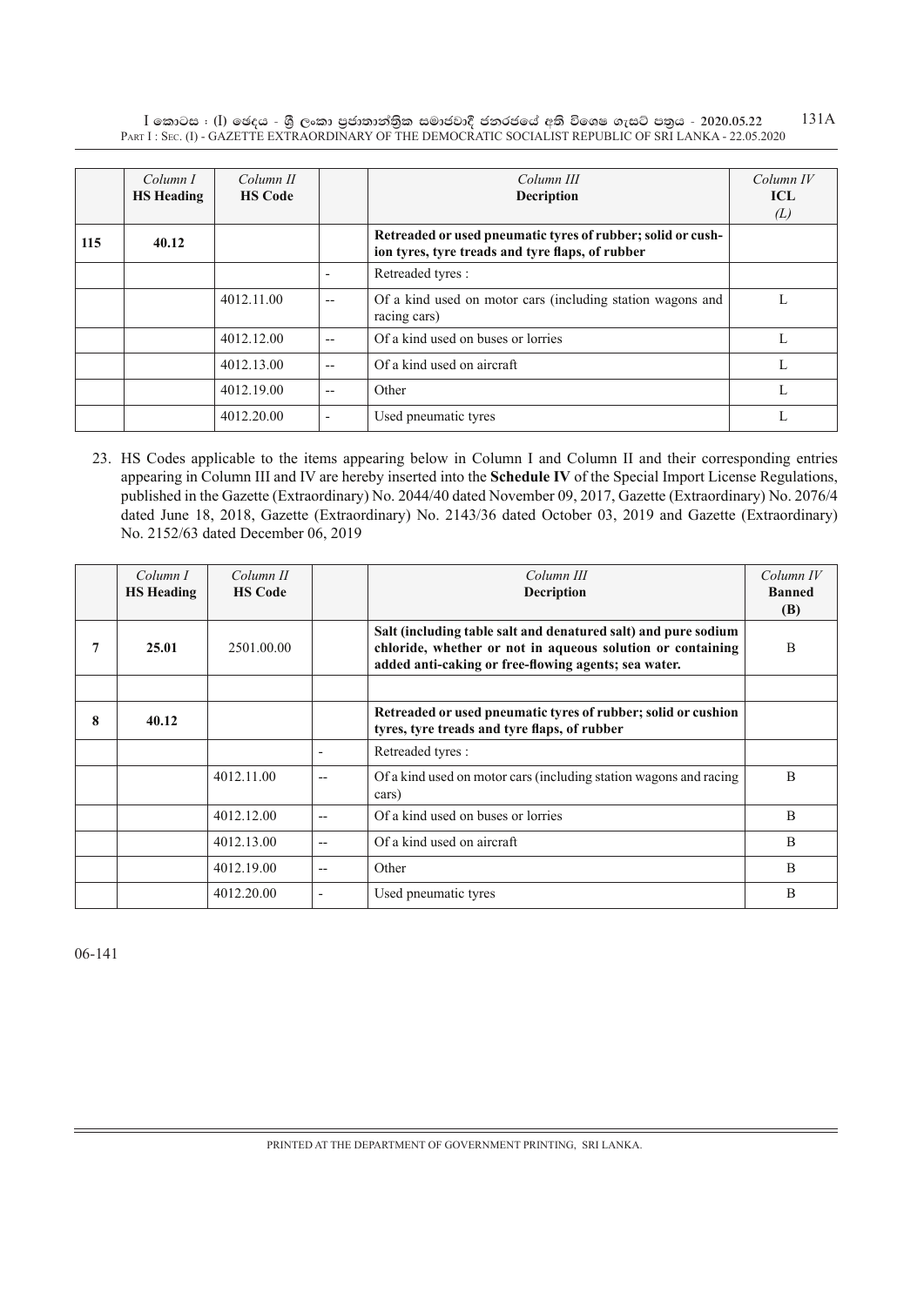|  | Column I<br>**HS Heading** | Column II<br>**HS Code** |  | Column III<br>**Decription** | Column IV<br>**ICL**<br>*(L)* |
|---|---|---|---|---|---|
| **115** | **40.12** |  |  | **Retreaded or used pneumatic tyres of rubber; solid or cushion tyres, tyre treads and tyre flaps, of rubber** |  |
|  |  |  | - | Retreaded tyres : |  |
|  |  | 4012.11.00 | -- | Of a kind used on motor cars (including station wagons and racing cars) | L |
|  |  | 4012.12.00 | -- | Of a kind used on buses or lorries | L |
|  |  | 4012.13.00 | -- | Of a kind used on aircraft | L |
|  |  | 4012.19.00 | -- | Other | L |
|  |  | 4012.20.00 | - | Used pneumatic tyres | L |

23. HS Codes applicable to the items appearing below in Column I and Column II and their corresponding entries appearing in Column III and IV are hereby inserted into the **Schedule IV** of the Special Import License Regulations, published in the Gazette (Extraordinary) No. 2044/40 dated November 09, 2017, Gazette (Extraordinary) No. 2076/4 dated June 18, 2018, Gazette (Extraordinary) No. 2143/36 dated October 03, 2019 and Gazette (Extraordinary) No. 2152/63 dated December 06, 2019

|  | Column I<br>**HS Heading** | Column II<br>**HS Code** |  | Column III<br>**Decription** | Column IV<br>**Banned**<br>**(B)** |
|---|---|---|---|---|---|
| **7** | **25.01** | 2501.00.00 |  | **Salt (including table salt and denatured salt) and pure sodium chloride, whether or not in aqueous solution or containing added anti-caking or free-flowing agents; sea water.** | B |
|  |  |  |  |  |  |
| **8** | **40.12** |  |  | **Retreaded or used pneumatic tyres of rubber; solid or cushion tyres, tyre treads and tyre flaps, of rubber** |  |
|  |  |  | - | Retreaded tyres : |  |
|  |  | 4012.11.00 | -- | Of a kind used on motor cars (including station wagons and racing cars) | B |
|  |  | 4012.12.00 | -- | Of a kind used on buses or lorries | B |
|  |  | 4012.13.00 | -- | Of a kind used on aircraft | B |
|  |  | 4012.19.00 | -- | Other | B |
|  |  | 4012.20.00 | - | Used pneumatic tyres | B |

06-141

PRINTED AT THE DEPARTMENT OF GOVERNMENT PRINTING, SRI LANKA.